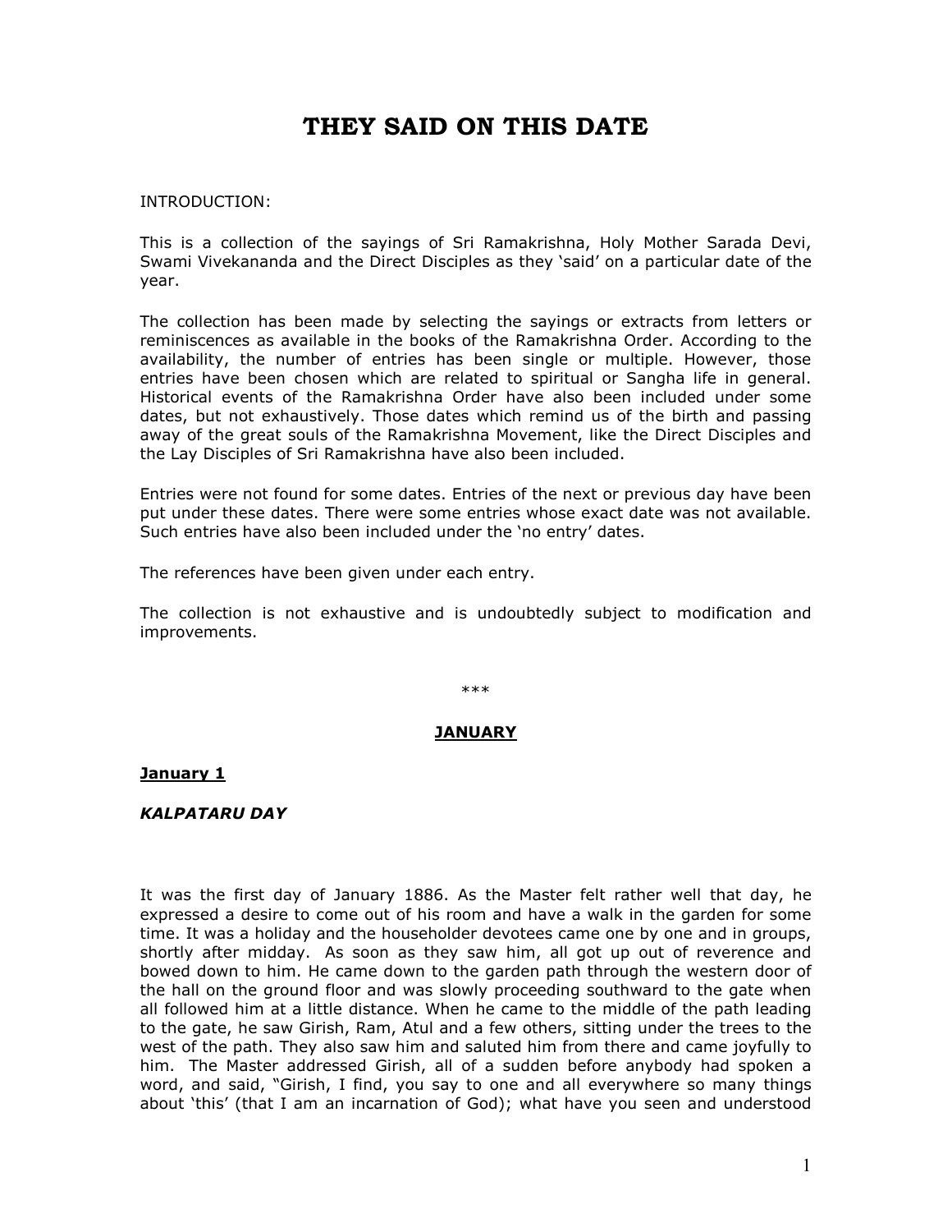# THEY SAID ON THIS DATE

INTRODUCTION:

This is a collection of the sayings of Sri Ramakrishna, Holy Mother Sarada Devi, Swami Vivekananda and the Direct Disciples as they 'said' on a particular date of the year.

The collection has been made by selecting the sayings or extracts from letters or reminiscences as available in the books of the Ramakrishna Order. According to the availability, the number of entries has been single or multiple. However, those entries have been chosen which are related to spiritual or Sangha life in general. Historical events of the Ramakrishna Order have also been included under some dates, but not exhaustively. Those dates which remind us of the birth and passing away of the great souls of the Ramakrishna Movement, like the Direct Disciples and the Lay Disciples of Sri Ramakrishna have also been included.

Entries were not found for some dates. Entries of the next or previous day have been put under these dates. There were some entries whose exact date was not available. Such entries have also been included under the 'no entry' dates.

The references have been given under each entry.

The collection is not exhaustive and is undoubtedly subject to modification and improvements.

\*\*\*

## JANUARY

### January 1

***KALPATARU DAY***

It was the first day of January 1886. As the Master felt rather well that day, he expressed a desire to come out of his room and have a walk in the garden for some time. It was a holiday and the householder devotees came one by one and in groups, shortly after midday. As soon as they saw him, all got up out of reverence and bowed down to him. He came down to the garden path through the western door of the hall on the ground floor and was slowly proceeding southward to the gate when all followed him at a little distance. When he came to the middle of the path leading to the gate, he saw Girish, Ram, Atul and a few others, sitting under the trees to the west of the path. They also saw him and saluted him from there and came joyfully to him. The Master addressed Girish, all of a sudden before anybody had spoken a word, and said, "Girish, I find, you say to one and all everywhere so many things about 'this' (that I am an incarnation of God); what have you seen and understood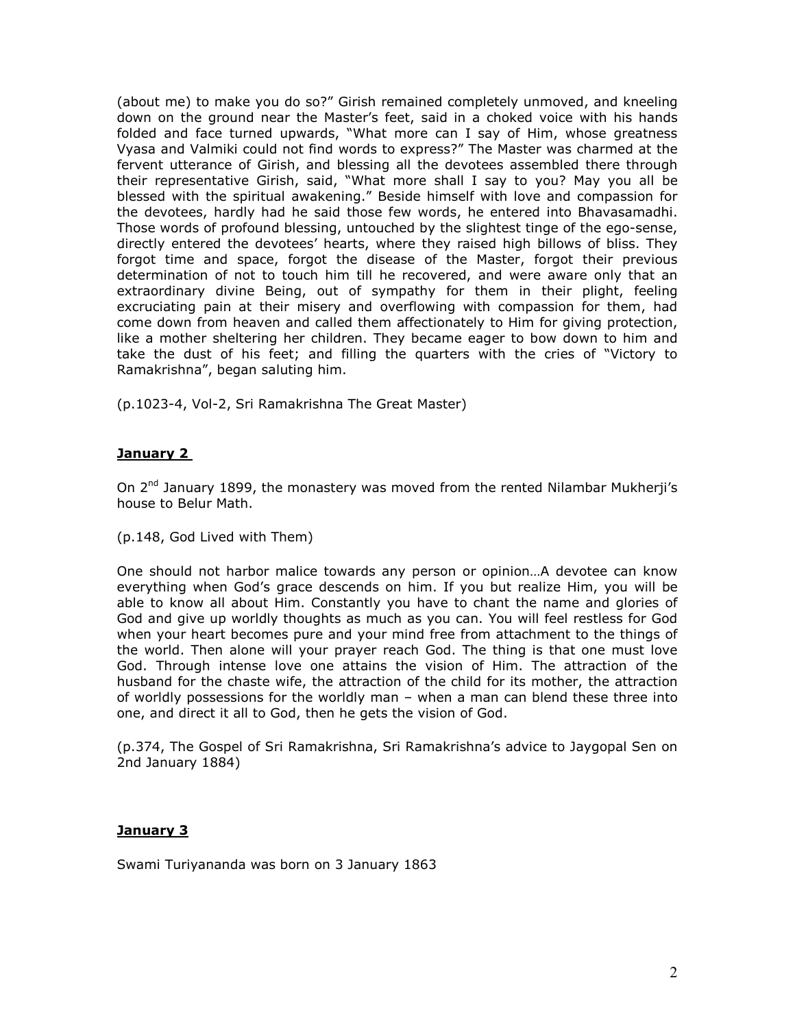(about me) to make you do so?" Girish remained completely unmoved, and kneeling down on the ground near the Master's feet, said in a choked voice with his hands folded and face turned upwards, "What more can I say of Him, whose greatness Vyasa and Valmiki could not find words to express?" The Master was charmed at the fervent utterance of Girish, and blessing all the devotees assembled there through their representative Girish, said, "What more shall I say to you? May you all be blessed with the spiritual awakening." Beside himself with love and compassion for the devotees, hardly had he said those few words, he entered into Bhavasamadhi. Those words of profound blessing, untouched by the slightest tinge of the ego-sense, directly entered the devotees' hearts, where they raised high billows of bliss. They forgot time and space, forgot the disease of the Master, forgot their previous determination of not to touch him till he recovered, and were aware only that an extraordinary divine Being, out of sympathy for them in their plight, feeling excruciating pain at their misery and overflowing with compassion for them, had come down from heaven and called them affectionately to Him for giving protection, like a mother sheltering her children. They became eager to bow down to him and take the dust of his feet; and filling the quarters with the cries of "Victory to Ramakrishna", began saluting him.

(p.1023-4, Vol-2, Sri Ramakrishna The Great Master)

## **January 2**

On 2nd January 1899, the monastery was moved from the rented Nilambar Mukherji's house to Belur Math.

(p.148, God Lived with Them)

One should not harbor malice towards any person or opinion…A devotee can know everything when God's grace descends on him. If you but realize Him, you will be able to know all about Him. Constantly you have to chant the name and glories of God and give up worldly thoughts as much as you can. You will feel restless for God when your heart becomes pure and your mind free from attachment to the things of the world. Then alone will your prayer reach God. The thing is that one must love God. Through intense love one attains the vision of Him. The attraction of the husband for the chaste wife, the attraction of the child for its mother, the attraction of worldly possessions for the worldly man – when a man can blend these three into one, and direct it all to God, then he gets the vision of God.

(p.374, The Gospel of Sri Ramakrishna, Sri Ramakrishna's advice to Jaygopal Sen on 2nd January 1884)

## **January 3**

Swami Turiyananda was born on 3 January 1863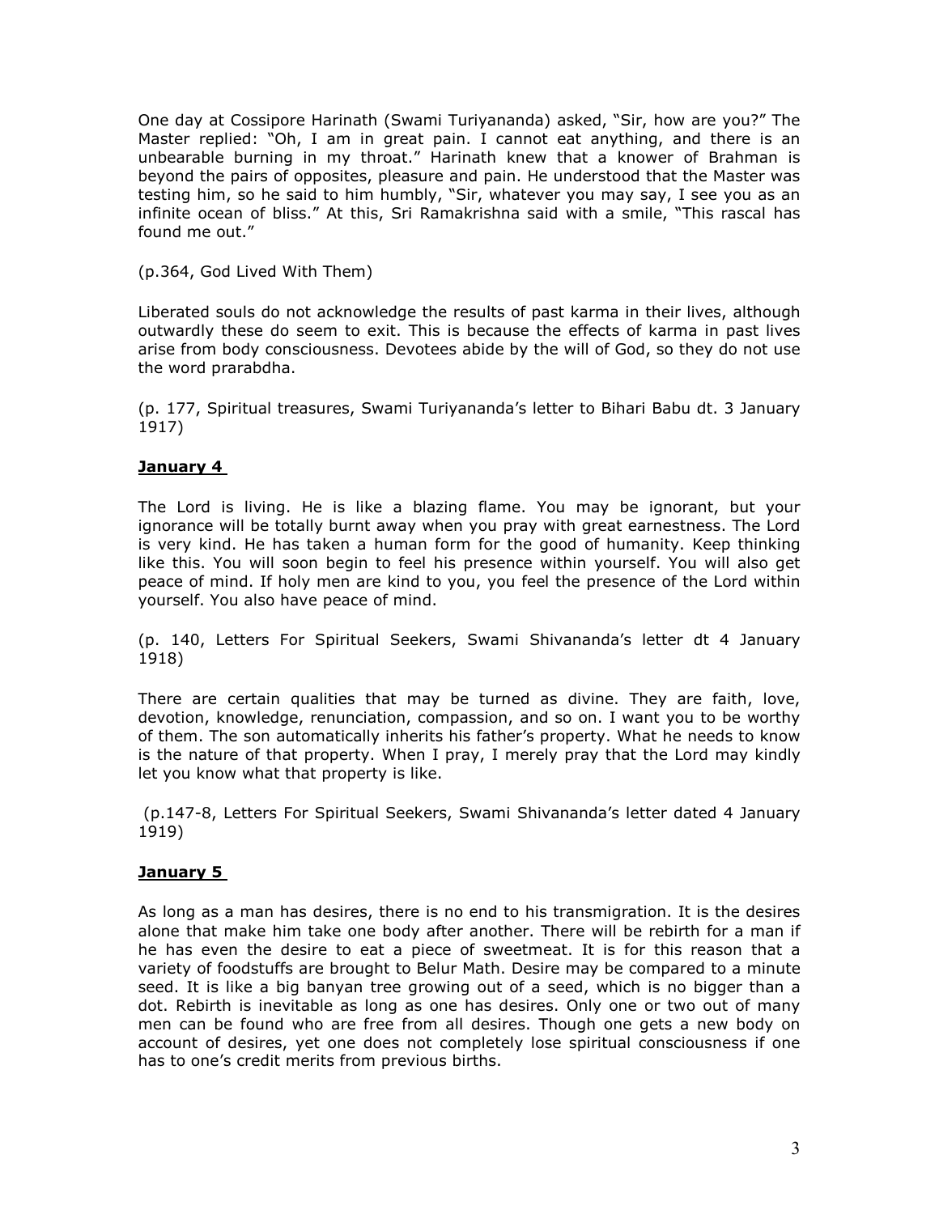One day at Cossipore Harinath (Swami Turiyananda) asked, "Sir, how are you?" The Master replied: "Oh, I am in great pain. I cannot eat anything, and there is an unbearable burning in my throat." Harinath knew that a knower of Brahman is beyond the pairs of opposites, pleasure and pain. He understood that the Master was testing him, so he said to him humbly, "Sir, whatever you may say, I see you as an infinite ocean of bliss." At this, Sri Ramakrishna said with a smile, "This rascal has found me out."

(p.364, God Lived With Them)

Liberated souls do not acknowledge the results of past karma in their lives, although outwardly these do seem to exit. This is because the effects of karma in past lives arise from body consciousness. Devotees abide by the will of God, so they do not use the word prarabdha.

(p. 177, Spiritual treasures, Swami Turiyananda's letter to Bihari Babu dt. 3 January 1917)

## **January 4**

The Lord is living. He is like a blazing flame. You may be ignorant, but your ignorance will be totally burnt away when you pray with great earnestness. The Lord is very kind. He has taken a human form for the good of humanity. Keep thinking like this. You will soon begin to feel his presence within yourself. You will also get peace of mind. If holy men are kind to you, you feel the presence of the Lord within yourself. You also have peace of mind.

(p. 140, Letters For Spiritual Seekers, Swami Shivananda's letter dt 4 January 1918)

There are certain qualities that may be turned as divine. They are faith, love, devotion, knowledge, renunciation, compassion, and so on. I want you to be worthy of them. The son automatically inherits his father's property. What he needs to know is the nature of that property. When I pray, I merely pray that the Lord may kindly let you know what that property is like.

(p.147-8, Letters For Spiritual Seekers, Swami Shivananda's letter dated 4 January 1919)

## **January 5**

As long as a man has desires, there is no end to his transmigration. It is the desires alone that make him take one body after another. There will be rebirth for a man if he has even the desire to eat a piece of sweetmeat. It is for this reason that a variety of foodstuffs are brought to Belur Math. Desire may be compared to a minute seed. It is like a big banyan tree growing out of a seed, which is no bigger than a dot. Rebirth is inevitable as long as one has desires. Only one or two out of many men can be found who are free from all desires. Though one gets a new body on account of desires, yet one does not completely lose spiritual consciousness if one has to one's credit merits from previous births.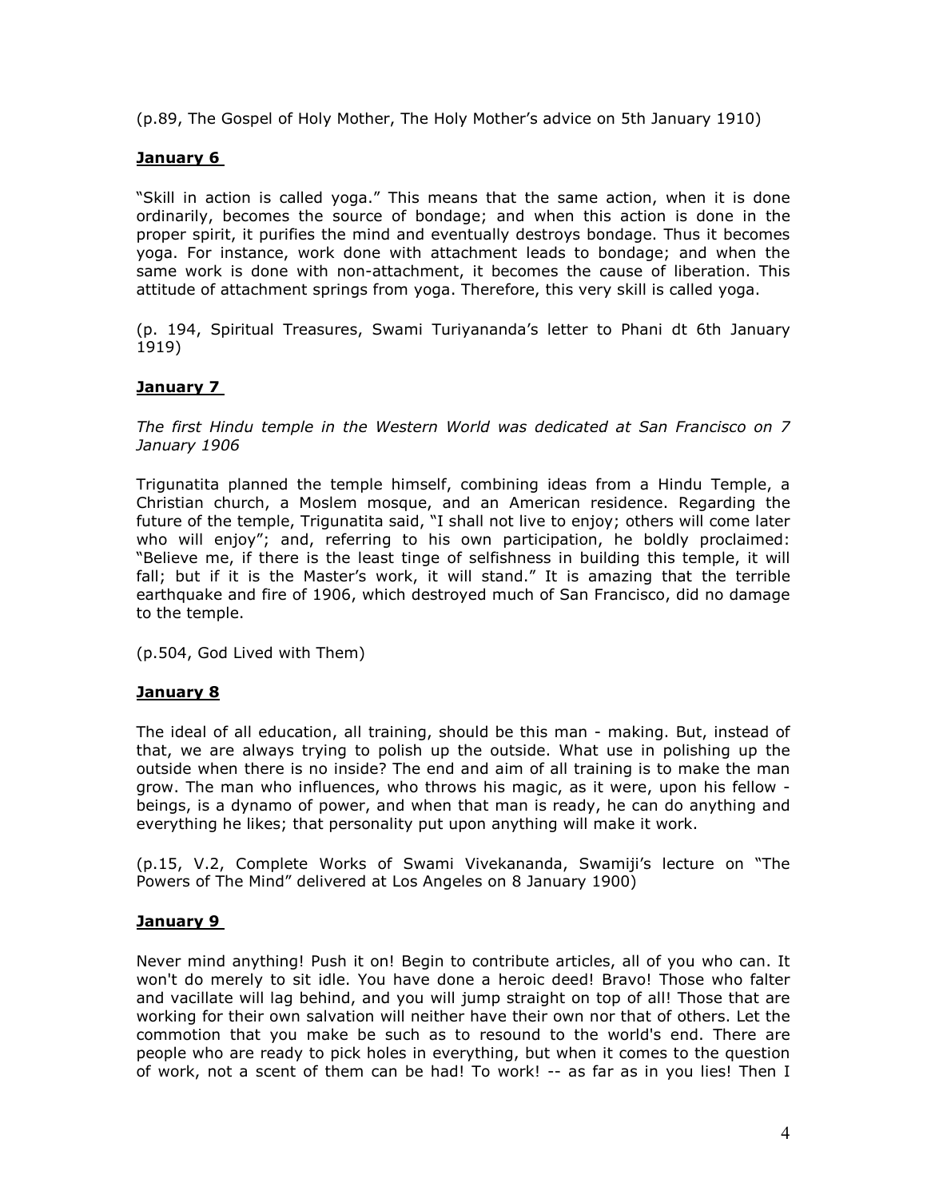(p.89, The Gospel of Holy Mother, The Holy Mother's advice on 5th January 1910)

## **January 6**

"Skill in action is called yoga." This means that the same action, when it is done ordinarily, becomes the source of bondage; and when this action is done in the proper spirit, it purifies the mind and eventually destroys bondage. Thus it becomes yoga. For instance, work done with attachment leads to bondage; and when the same work is done with non-attachment, it becomes the cause of liberation. This attitude of attachment springs from yoga. Therefore, this very skill is called yoga.

(p. 194, Spiritual Treasures, Swami Turiyananda's letter to Phani dt 6th January 1919)

## **January 7**

*The first Hindu temple in the Western World was dedicated at San Francisco on 7 January 1906*

Trigunatita planned the temple himself, combining ideas from a Hindu Temple, a Christian church, a Moslem mosque, and an American residence. Regarding the future of the temple, Trigunatita said, "I shall not live to enjoy; others will come later who will enjoy"; and, referring to his own participation, he boldly proclaimed: "Believe me, if there is the least tinge of selfishness in building this temple, it will fall; but if it is the Master's work, it will stand." It is amazing that the terrible earthquake and fire of 1906, which destroyed much of San Francisco, did no damage to the temple.

(p.504, God Lived with Them)

## **January 8**

The ideal of all education, all training, should be this man - making. But, instead of that, we are always trying to polish up the outside. What use in polishing up the outside when there is no inside? The end and aim of all training is to make the man grow. The man who influences, who throws his magic, as it were, upon his fellow - beings, is a dynamo of power, and when that man is ready, he can do anything and everything he likes; that personality put upon anything will make it work.

(p.15, V.2, Complete Works of Swami Vivekananda, Swamiji's lecture on "The Powers of The Mind" delivered at Los Angeles on 8 January 1900)

## **January 9**

Never mind anything! Push it on! Begin to contribute articles, all of you who can. It won't do merely to sit idle. You have done a heroic deed! Bravo! Those who falter and vacillate will lag behind, and you will jump straight on top of all! Those that are working for their own salvation will neither have their own nor that of others. Let the commotion that you make be such as to resound to the world's end. There are people who are ready to pick holes in everything, but when it comes to the question of work, not a scent of them can be had! To work! -- as far as in you lies! Then I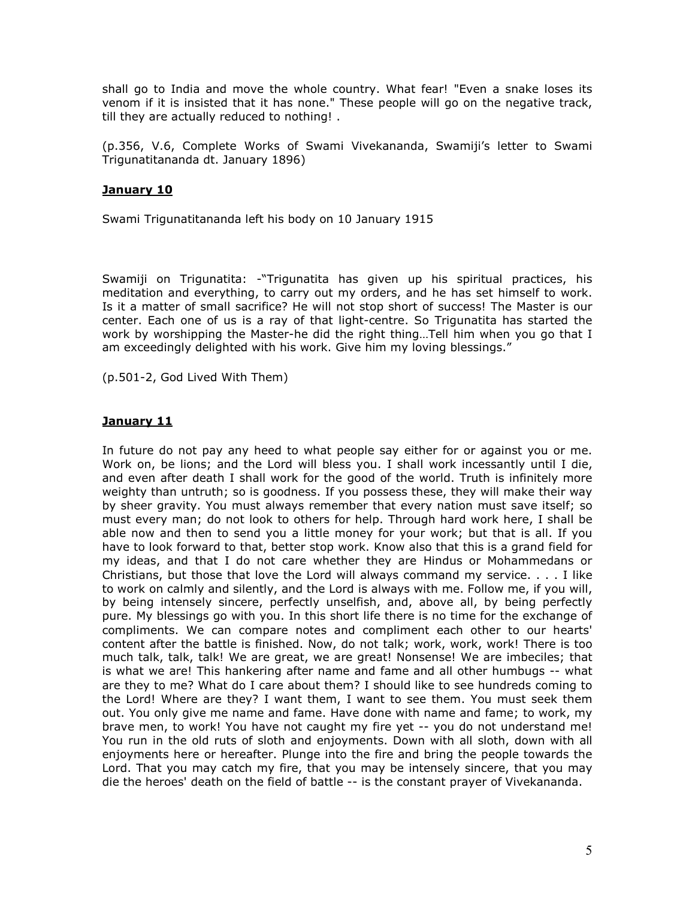shall go to India and move the whole country. What fear! "Even a snake loses its venom if it is insisted that it has none." These people will go on the negative track, till they are actually reduced to nothing! .

(p.356, V.6, Complete Works of Swami Vivekananda, Swamiji's letter to Swami Trigunatitananda dt. January 1896)

## January 10

Swami Trigunatitananda left his body on 10 January 1915

Swamiji on Trigunatita: -"Trigunatita has given up his spiritual practices, his meditation and everything, to carry out my orders, and he has set himself to work. Is it a matter of small sacrifice? He will not stop short of success! The Master is our center. Each one of us is a ray of that light-centre. So Trigunatita has started the work by worshipping the Master-he did the right thing…Tell him when you go that I am exceedingly delighted with his work. Give him my loving blessings."

(p.501-2, God Lived With Them)

## January 11

In future do not pay any heed to what people say either for or against you or me. Work on, be lions; and the Lord will bless you. I shall work incessantly until I die, and even after death I shall work for the good of the world. Truth is infinitely more weighty than untruth; so is goodness. If you possess these, they will make their way by sheer gravity. You must always remember that every nation must save itself; so must every man; do not look to others for help. Through hard work here, I shall be able now and then to send you a little money for your work; but that is all. If you have to look forward to that, better stop work. Know also that this is a grand field for my ideas, and that I do not care whether they are Hindus or Mohammedans or Christians, but those that love the Lord will always command my service. . . . I like to work on calmly and silently, and the Lord is always with me. Follow me, if you will, by being intensely sincere, perfectly unselfish, and, above all, by being perfectly pure. My blessings go with you. In this short life there is no time for the exchange of compliments. We can compare notes and compliment each other to our hearts' content after the battle is finished. Now, do not talk; work, work, work! There is too much talk, talk, talk! We are great, we are great! Nonsense! We are imbeciles; that is what we are! This hankering after name and fame and all other humbugs -- what are they to me? What do I care about them? I should like to see hundreds coming to the Lord! Where are they? I want them, I want to see them. You must seek them out. You only give me name and fame. Have done with name and fame; to work, my brave men, to work! You have not caught my fire yet -- you do not understand me! You run in the old ruts of sloth and enjoyments. Down with all sloth, down with all enjoyments here or hereafter. Plunge into the fire and bring the people towards the Lord. That you may catch my fire, that you may be intensely sincere, that you may die the heroes' death on the field of battle -- is the constant prayer of Vivekananda.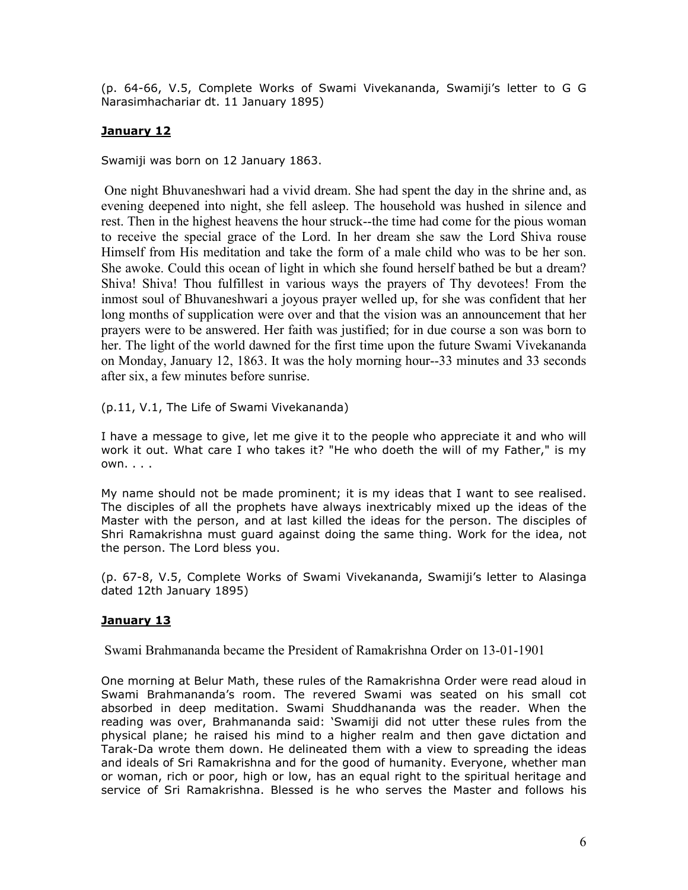(p. 64-66, V.5, Complete Works of Swami Vivekananda, Swamiji's letter to G G Narasimhachariar dt. 11 January 1895)

## **January 12**

Swamiji was born on 12 January 1863.

One night Bhuvaneshwari had a vivid dream. She had spent the day in the shrine and, as evening deepened into night, she fell asleep. The household was hushed in silence and rest. Then in the highest heavens the hour struck--the time had come for the pious woman to receive the special grace of the Lord. In her dream she saw the Lord Shiva rouse Himself from His meditation and take the form of a male child who was to be her son. She awoke. Could this ocean of light in which she found herself bathed be but a dream? Shiva! Shiva! Thou fulfillest in various ways the prayers of Thy devotees! From the inmost soul of Bhuvaneshwari a joyous prayer welled up, for she was confident that her long months of supplication were over and that the vision was an announcement that her prayers were to be answered. Her faith was justified; for in due course a son was born to her. The light of the world dawned for the first time upon the future Swami Vivekananda on Monday, January 12, 1863. It was the holy morning hour--33 minutes and 33 seconds after six, a few minutes before sunrise.

(p.11, V.1, The Life of Swami Vivekananda)

I have a message to give, let me give it to the people who appreciate it and who will work it out. What care I who takes it? "He who doeth the will of my Father," is my own. . . .

My name should not be made prominent; it is my ideas that I want to see realised. The disciples of all the prophets have always inextricably mixed up the ideas of the Master with the person, and at last killed the ideas for the person. The disciples of Shri Ramakrishna must guard against doing the same thing. Work for the idea, not the person. The Lord bless you.

(p. 67-8, V.5, Complete Works of Swami Vivekananda, Swamiji's letter to Alasinga dated 12th January 1895)

## **January 13**

Swami Brahmananda became the President of Ramakrishna Order on 13-01-1901

One morning at Belur Math, these rules of the Ramakrishna Order were read aloud in Swami Brahmananda's room. The revered Swami was seated on his small cot absorbed in deep meditation. Swami Shuddhananda was the reader. When the reading was over, Brahmananda said: 'Swamiji did not utter these rules from the physical plane; he raised his mind to a higher realm and then gave dictation and Tarak-Da wrote them down. He delineated them with a view to spreading the ideas and ideals of Sri Ramakrishna and for the good of humanity. Everyone, whether man or woman, rich or poor, high or low, has an equal right to the spiritual heritage and service of Sri Ramakrishna. Blessed is he who serves the Master and follows his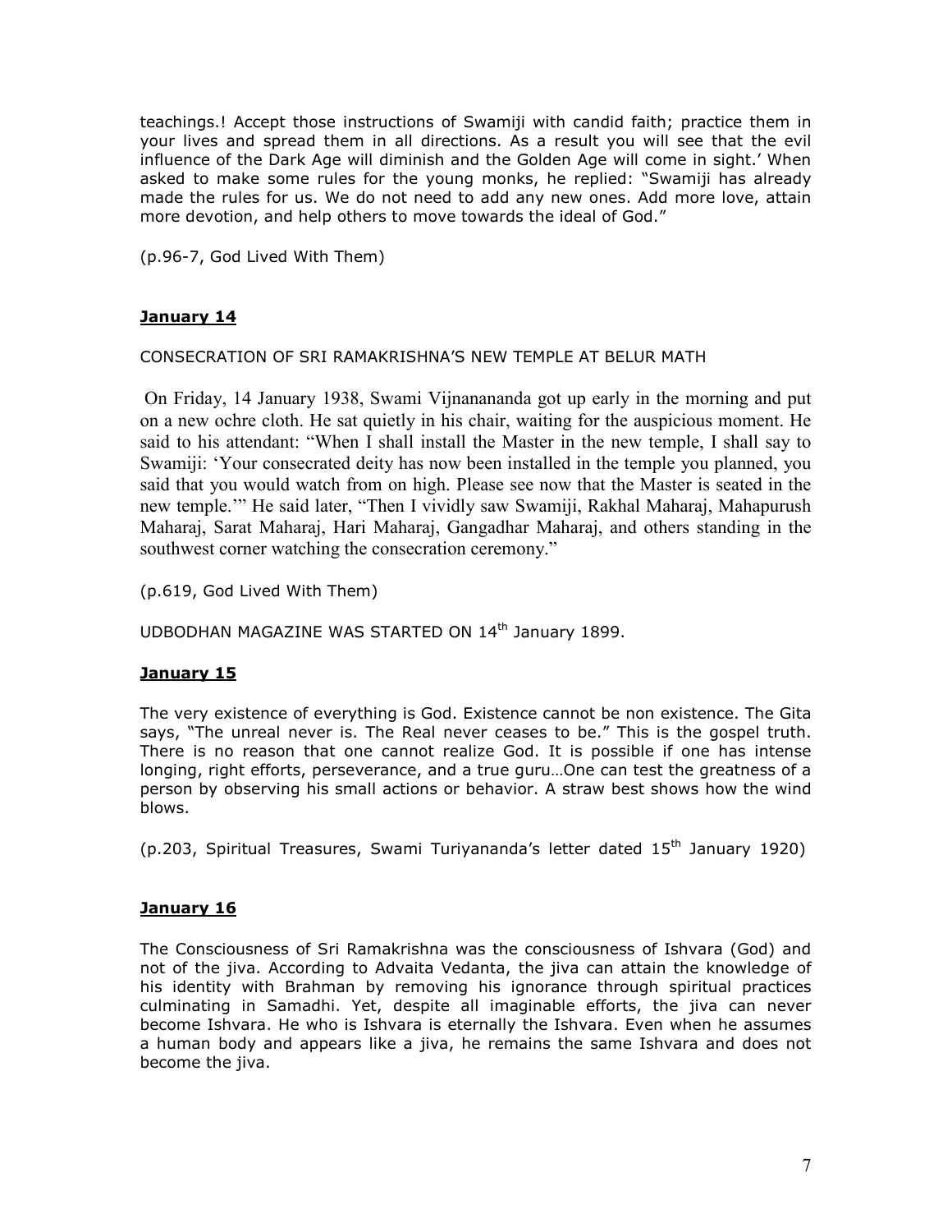teachings.! Accept those instructions of Swamiji with candid faith; practice them in your lives and spread them in all directions. As a result you will see that the evil influence of the Dark Age will diminish and the Golden Age will come in sight.' When asked to make some rules for the young monks, he replied: "Swamiji has already made the rules for us. We do not need to add any new ones. Add more love, attain more devotion, and help others to move towards the ideal of God."

(p.96-7, God Lived With Them)

**January 14**

CONSECRATION OF SRI RAMAKRISHNA'S NEW TEMPLE AT BELUR MATH

On Friday, 14 January 1938, Swami Vijnanananda got up early in the morning and put on a new ochre cloth. He sat quietly in his chair, waiting for the auspicious moment. He said to his attendant: "When I shall install the Master in the new temple, I shall say to Swamiji: 'Your consecrated deity has now been installed in the temple you planned, you said that you would watch from on high. Please see now that the Master is seated in the new temple.'" He said later, "Then I vividly saw Swamiji, Rakhal Maharaj, Mahapurush Maharaj, Sarat Maharaj, Hari Maharaj, Gangadhar Maharaj, and others standing in the southwest corner watching the consecration ceremony."

(p.619, God Lived With Them)

UDBODHAN MAGAZINE WAS STARTED ON 14th January 1899.

**January 15**

The very existence of everything is God. Existence cannot be non existence. The Gita says, "The unreal never is. The Real never ceases to be." This is the gospel truth. There is no reason that one cannot realize God. It is possible if one has intense longing, right efforts, perseverance, and a true guru…One can test the greatness of a person by observing his small actions or behavior. A straw best shows how the wind blows.

(p.203, Spiritual Treasures, Swami Turiyananda's letter dated 15th January 1920)

**January 16**

The Consciousness of Sri Ramakrishna was the consciousness of Ishvara (God) and not of the jiva. According to Advaita Vedanta, the jiva can attain the knowledge of his identity with Brahman by removing his ignorance through spiritual practices culminating in Samadhi. Yet, despite all imaginable efforts, the jiva can never become Ishvara. He who is Ishvara is eternally the Ishvara. Even when he assumes a human body and appears like a jiva, he remains the same Ishvara and does not become the jiva.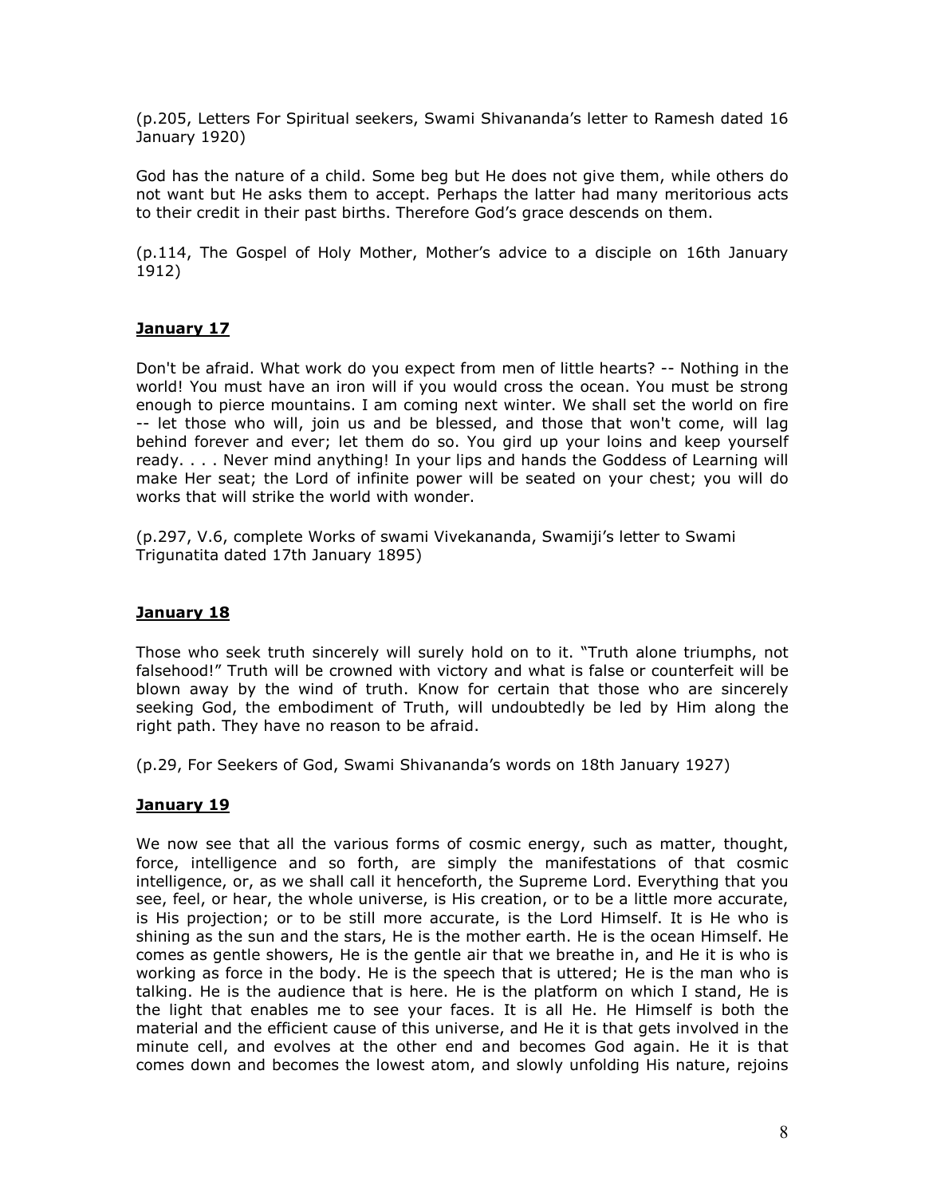(p.205, Letters For Spiritual seekers, Swami Shivananda's letter to Ramesh dated 16 January 1920)

God has the nature of a child. Some beg but He does not give them, while others do not want but He asks them to accept. Perhaps the latter had many meritorious acts to their credit in their past births. Therefore God's grace descends on them.

(p.114, The Gospel of Holy Mother, Mother's advice to a disciple on 16th January 1912)

## January 17

Don't be afraid. What work do you expect from men of little hearts? -- Nothing in the world! You must have an iron will if you would cross the ocean. You must be strong enough to pierce mountains. I am coming next winter. We shall set the world on fire -- let those who will, join us and be blessed, and those that won't come, will lag behind forever and ever; let them do so. You gird up your loins and keep yourself ready. . . . Never mind anything! In your lips and hands the Goddess of Learning will make Her seat; the Lord of infinite power will be seated on your chest; you will do works that will strike the world with wonder.

(p.297, V.6, complete Works of swami Vivekananda, Swamiji's letter to Swami Trigunatita dated 17th January 1895)

## January 18

Those who seek truth sincerely will surely hold on to it. "Truth alone triumphs, not falsehood!" Truth will be crowned with victory and what is false or counterfeit will be blown away by the wind of truth. Know for certain that those who are sincerely seeking God, the embodiment of Truth, will undoubtedly be led by Him along the right path. They have no reason to be afraid.

(p.29, For Seekers of God, Swami Shivananda's words on 18th January 1927)

## January 19

We now see that all the various forms of cosmic energy, such as matter, thought, force, intelligence and so forth, are simply the manifestations of that cosmic intelligence, or, as we shall call it henceforth, the Supreme Lord. Everything that you see, feel, or hear, the whole universe, is His creation, or to be a little more accurate, is His projection; or to be still more accurate, is the Lord Himself. It is He who is shining as the sun and the stars, He is the mother earth. He is the ocean Himself. He comes as gentle showers, He is the gentle air that we breathe in, and He it is who is working as force in the body. He is the speech that is uttered; He is the man who is talking. He is the audience that is here. He is the platform on which I stand, He is the light that enables me to see your faces. It is all He. He Himself is both the material and the efficient cause of this universe, and He it is that gets involved in the minute cell, and evolves at the other end and becomes God again. He it is that comes down and becomes the lowest atom, and slowly unfolding His nature, rejoins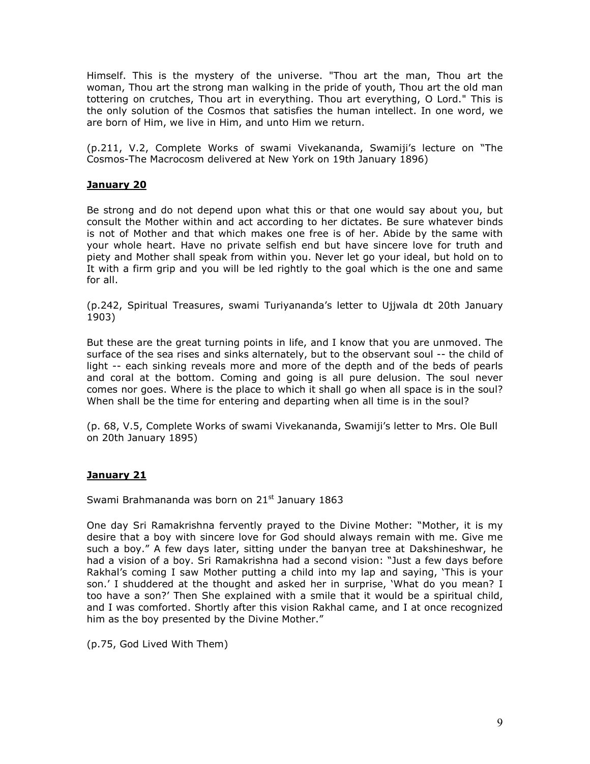Himself. This is the mystery of the universe. "Thou art the man, Thou art the woman, Thou art the strong man walking in the pride of youth, Thou art the old man tottering on crutches, Thou art in everything. Thou art everything, O Lord." This is the only solution of the Cosmos that satisfies the human intellect. In one word, we are born of Him, we live in Him, and unto Him we return.

(p.211, V.2, Complete Works of swami Vivekananda, Swamiji's lecture on "The Cosmos-The Macrocosm delivered at New York on 19th January 1896)

## January 20

Be strong and do not depend upon what this or that one would say about you, but consult the Mother within and act according to her dictates. Be sure whatever binds is not of Mother and that which makes one free is of her. Abide by the same with your whole heart. Have no private selfish end but have sincere love for truth and piety and Mother shall speak from within you. Never let go your ideal, but hold on to It with a firm grip and you will be led rightly to the goal which is the one and same for all.

(p.242, Spiritual Treasures, swami Turiyananda's letter to Ujjwala dt 20th January 1903)

But these are the great turning points in life, and I know that you are unmoved. The surface of the sea rises and sinks alternately, but to the observant soul -- the child of light -- each sinking reveals more and more of the depth and of the beds of pearls and coral at the bottom. Coming and going is all pure delusion. The soul never comes nor goes. Where is the place to which it shall go when all space is in the soul? When shall be the time for entering and departing when all time is in the soul?

(p. 68, V.5, Complete Works of swami Vivekananda, Swamiji's letter to Mrs. Ole Bull on 20th January 1895)

## January 21

Swami Brahmananda was born on 21st January 1863

One day Sri Ramakrishna fervently prayed to the Divine Mother: "Mother, it is my desire that a boy with sincere love for God should always remain with me. Give me such a boy." A few days later, sitting under the banyan tree at Dakshineshwar, he had a vision of a boy. Sri Ramakrishna had a second vision: "Just a few days before Rakhal's coming I saw Mother putting a child into my lap and saying, 'This is your son.' I shuddered at the thought and asked her in surprise, 'What do you mean? I too have a son?' Then She explained with a smile that it would be a spiritual child, and I was comforted. Shortly after this vision Rakhal came, and I at once recognized him as the boy presented by the Divine Mother."

(p.75, God Lived With Them)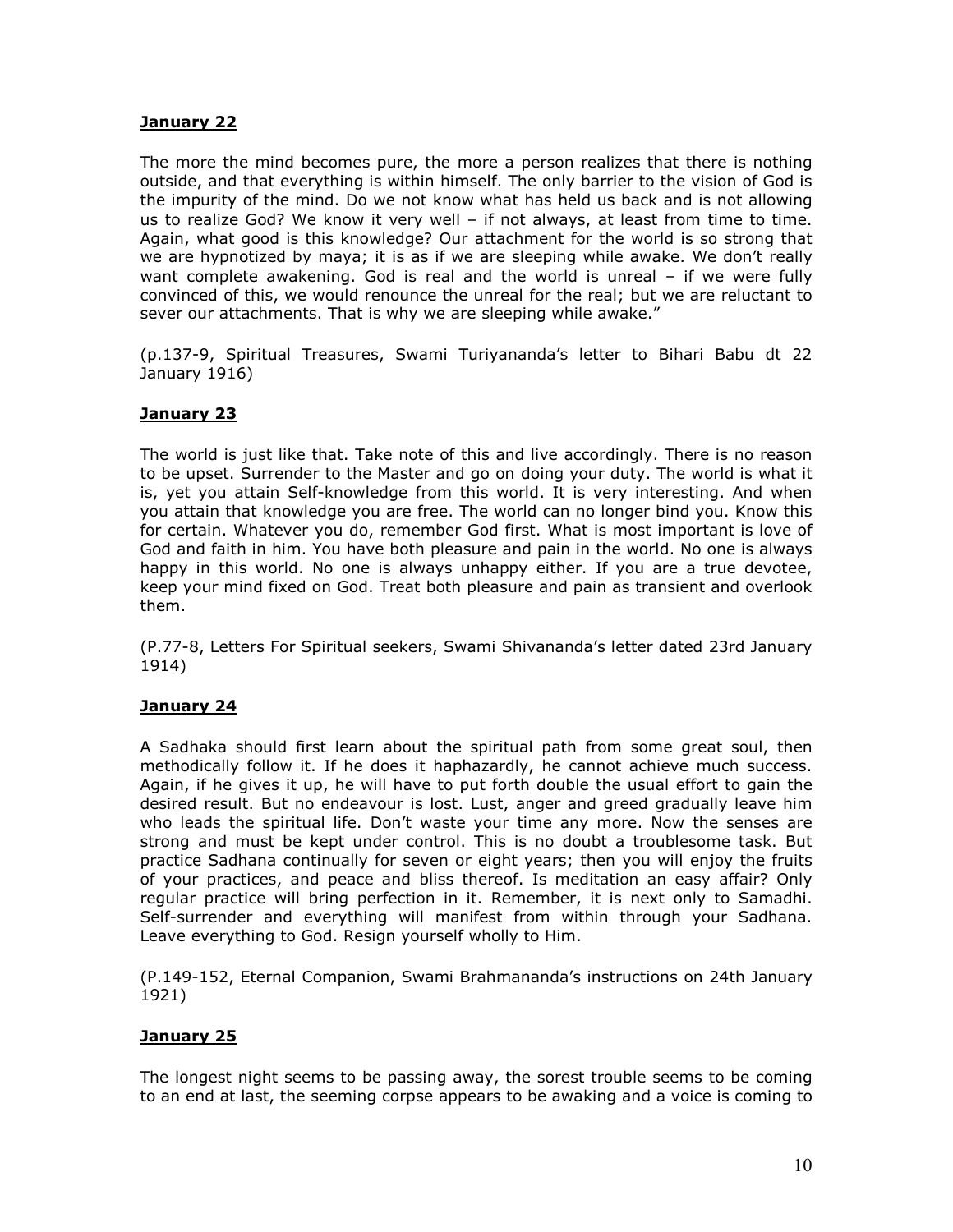**January 22**

The more the mind becomes pure, the more a person realizes that there is nothing outside, and that everything is within himself. The only barrier to the vision of God is the impurity of the mind. Do we not know what has held us back and is not allowing us to realize God? We know it very well – if not always, at least from time to time. Again, what good is this knowledge? Our attachment for the world is so strong that we are hypnotized by maya; it is as if we are sleeping while awake. We don't really want complete awakening. God is real and the world is unreal – if we were fully convinced of this, we would renounce the unreal for the real; but we are reluctant to sever our attachments. That is why we are sleeping while awake."

(p.137-9, Spiritual Treasures, Swami Turiyananda's letter to Bihari Babu dt 22 January 1916)

**January 23**

The world is just like that. Take note of this and live accordingly. There is no reason to be upset. Surrender to the Master and go on doing your duty. The world is what it is, yet you attain Self-knowledge from this world. It is very interesting. And when you attain that knowledge you are free. The world can no longer bind you. Know this for certain. Whatever you do, remember God first. What is most important is love of God and faith in him. You have both pleasure and pain in the world. No one is always happy in this world. No one is always unhappy either. If you are a true devotee, keep your mind fixed on God. Treat both pleasure and pain as transient and overlook them.

(P.77-8, Letters For Spiritual seekers, Swami Shivananda's letter dated 23rd January 1914)

**January 24**

A Sadhaka should first learn about the spiritual path from some great soul, then methodically follow it. If he does it haphazardly, he cannot achieve much success. Again, if he gives it up, he will have to put forth double the usual effort to gain the desired result. But no endeavour is lost. Lust, anger and greed gradually leave him who leads the spiritual life. Don't waste your time any more. Now the senses are strong and must be kept under control. This is no doubt a troublesome task. But practice Sadhana continually for seven or eight years; then you will enjoy the fruits of your practices, and peace and bliss thereof. Is meditation an easy affair? Only regular practice will bring perfection in it. Remember, it is next only to Samadhi. Self-surrender and everything will manifest from within through your Sadhana. Leave everything to God. Resign yourself wholly to Him.

(P.149-152, Eternal Companion, Swami Brahmananda's instructions on 24th January 1921)

**January 25**

The longest night seems to be passing away, the sorest trouble seems to be coming to an end at last, the seeming corpse appears to be awaking and a voice is coming to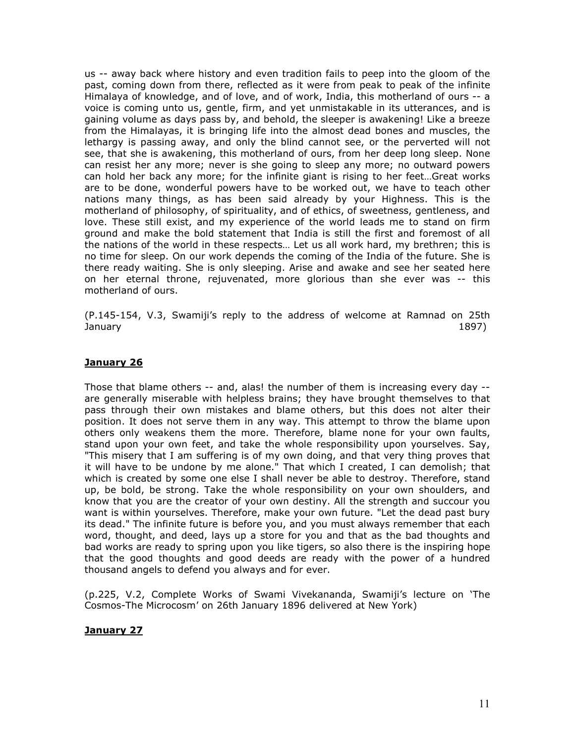us -- away back where history and even tradition fails to peep into the gloom of the past, coming down from there, reflected as it were from peak to peak of the infinite Himalaya of knowledge, and of love, and of work, India, this motherland of ours -- a voice is coming unto us, gentle, firm, and yet unmistakable in its utterances, and is gaining volume as days pass by, and behold, the sleeper is awakening! Like a breeze from the Himalayas, it is bringing life into the almost dead bones and muscles, the lethargy is passing away, and only the blind cannot see, or the perverted will not see, that she is awakening, this motherland of ours, from her deep long sleep. None can resist her any more; never is she going to sleep any more; no outward powers can hold her back any more; for the infinite giant is rising to her feet…Great works are to be done, wonderful powers have to be worked out, we have to teach other nations many things, as has been said already by your Highness. This is the motherland of philosophy, of spirituality, and of ethics, of sweetness, gentleness, and love. These still exist, and my experience of the world leads me to stand on firm ground and make the bold statement that India is still the first and foremost of all the nations of the world in these respects… Let us all work hard, my brethren; this is no time for sleep. On our work depends the coming of the India of the future. She is there ready waiting. She is only sleeping. Arise and awake and see her seated here on her eternal throne, rejuvenated, more glorious than she ever was -- this motherland of ours.

(P.145-154, V.3, Swamiji's reply to the address of welcome at Ramnad on 25th January 1897)

## January 26

Those that blame others -- and, alas! the number of them is increasing every day -- are generally miserable with helpless brains; they have brought themselves to that pass through their own mistakes and blame others, but this does not alter their position. It does not serve them in any way. This attempt to throw the blame upon others only weakens them the more. Therefore, blame none for your own faults, stand upon your own feet, and take the whole responsibility upon yourselves. Say, "This misery that I am suffering is of my own doing, and that very thing proves that it will have to be undone by me alone." That which I created, I can demolish; that which is created by some one else I shall never be able to destroy. Therefore, stand up, be bold, be strong. Take the whole responsibility on your own shoulders, and know that you are the creator of your own destiny. All the strength and succour you want is within yourselves. Therefore, make your own future. "Let the dead past bury its dead." The infinite future is before you, and you must always remember that each word, thought, and deed, lays up a store for you and that as the bad thoughts and bad works are ready to spring upon you like tigers, so also there is the inspiring hope that the good thoughts and good deeds are ready with the power of a hundred thousand angels to defend you always and for ever.

(p.225, V.2, Complete Works of Swami Vivekananda, Swamiji's lecture on 'The Cosmos-The Microcosm' on 26th January 1896 delivered at New York)

## January 27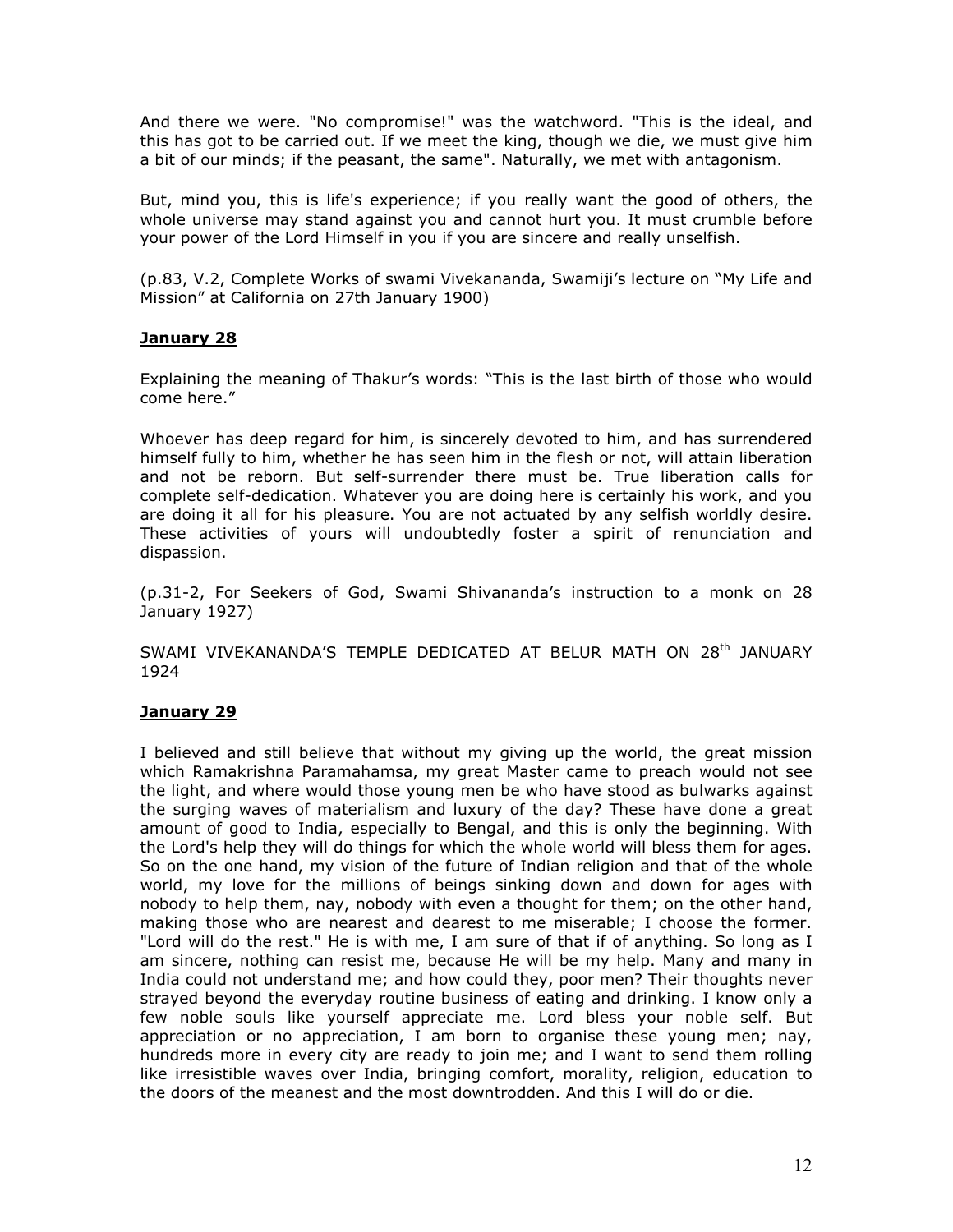And there we were. "No compromise!" was the watchword. "This is the ideal, and this has got to be carried out. If we meet the king, though we die, we must give him a bit of our minds; if the peasant, the same". Naturally, we met with antagonism.

But, mind you, this is life's experience; if you really want the good of others, the whole universe may stand against you and cannot hurt you. It must crumble before your power of the Lord Himself in you if you are sincere and really unselfish.

(p.83, V.2, Complete Works of swami Vivekananda, Swamiji's lecture on "My Life and Mission" at California on 27th January 1900)

## January 28

Explaining the meaning of Thakur's words: "This is the last birth of those who would come here."

Whoever has deep regard for him, is sincerely devoted to him, and has surrendered himself fully to him, whether he has seen him in the flesh or not, will attain liberation and not be reborn. But self-surrender there must be. True liberation calls for complete self-dedication. Whatever you are doing here is certainly his work, and you are doing it all for his pleasure. You are not actuated by any selfish worldly desire. These activities of yours will undoubtedly foster a spirit of renunciation and dispassion.

(p.31-2, For Seekers of God, Swami Shivananda's instruction to a monk on 28 January 1927)

SWAMI VIVEKANANDA'S TEMPLE DEDICATED AT BELUR MATH ON 28th JANUARY 1924

## January 29

I believed and still believe that without my giving up the world, the great mission which Ramakrishna Paramahamsa, my great Master came to preach would not see the light, and where would those young men be who have stood as bulwarks against the surging waves of materialism and luxury of the day? These have done a great amount of good to India, especially to Bengal, and this is only the beginning. With the Lord's help they will do things for which the whole world will bless them for ages. So on the one hand, my vision of the future of Indian religion and that of the whole world, my love for the millions of beings sinking down and down for ages with nobody to help them, nay, nobody with even a thought for them; on the other hand, making those who are nearest and dearest to me miserable; I choose the former. "Lord will do the rest." He is with me, I am sure of that if of anything. So long as I am sincere, nothing can resist me, because He will be my help. Many and many in India could not understand me; and how could they, poor men? Their thoughts never strayed beyond the everyday routine business of eating and drinking. I know only a few noble souls like yourself appreciate me. Lord bless your noble self. But appreciation or no appreciation, I am born to organise these young men; nay, hundreds more in every city are ready to join me; and I want to send them rolling like irresistible waves over India, bringing comfort, morality, religion, education to the doors of the meanest and the most downtrodden. And this I will do or die.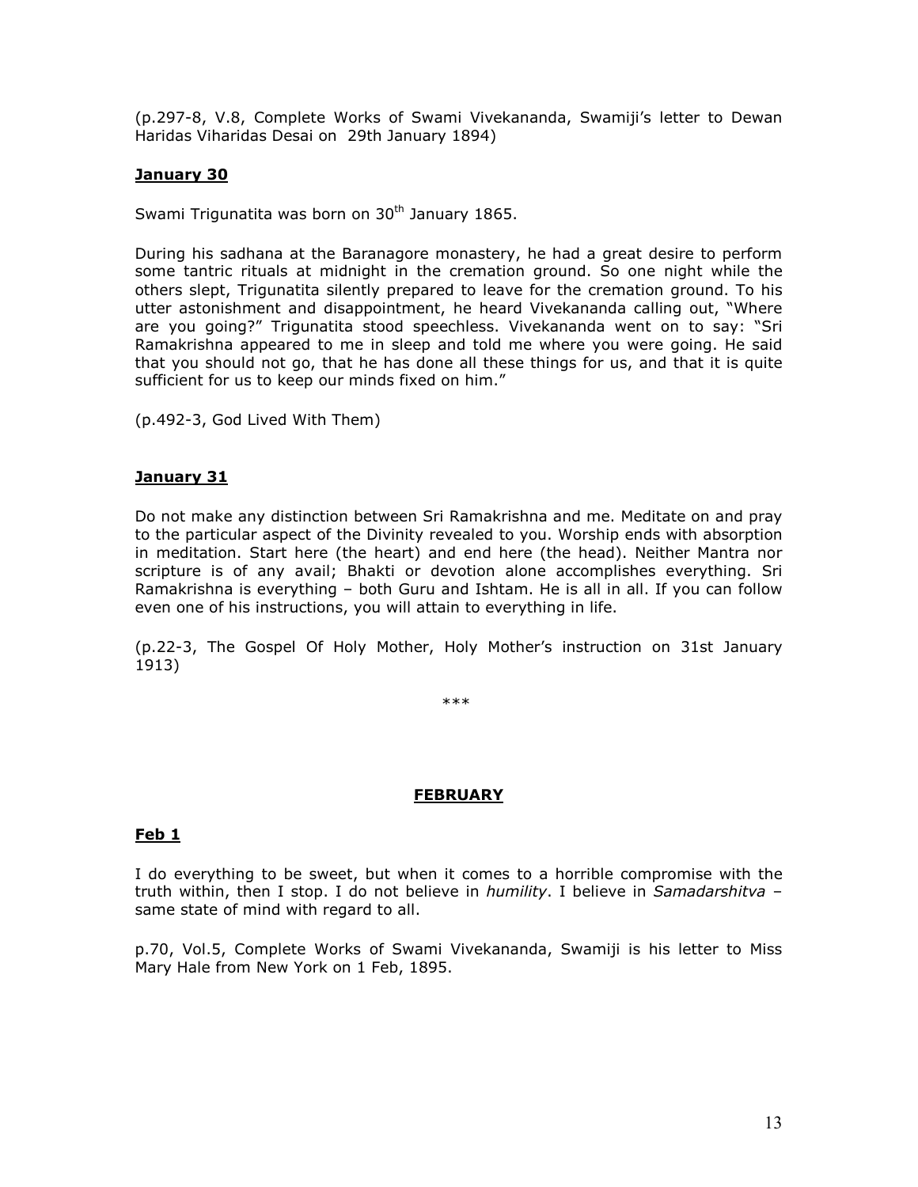(p.297-8, V.8, Complete Works of Swami Vivekananda, Swamiji's letter to Dewan Haridas Viharidas Desai on 29th January 1894)

### January 30

Swami Trigunatita was born on 30th January 1865.

During his sadhana at the Baranagore monastery, he had a great desire to perform some tantric rituals at midnight in the cremation ground. So one night while the others slept, Trigunatita silently prepared to leave for the cremation ground. To his utter astonishment and disappointment, he heard Vivekananda calling out, "Where are you going?" Trigunatita stood speechless. Vivekananda went on to say: "Sri Ramakrishna appeared to me in sleep and told me where you were going. He said that you should not go, that he has done all these things for us, and that it is quite sufficient for us to keep our minds fixed on him."

(p.492-3, God Lived With Them)

### January 31

Do not make any distinction between Sri Ramakrishna and me. Meditate on and pray to the particular aspect of the Divinity revealed to you. Worship ends with absorption in meditation. Start here (the heart) and end here (the head). Neither Mantra nor scripture is of any avail; Bhakti or devotion alone accomplishes everything. Sri Ramakrishna is everything – both Guru and Ishtam. He is all in all. If you can follow even one of his instructions, you will attain to everything in life.

(p.22-3, The Gospel Of Holy Mother, Holy Mother's instruction on 31st January 1913)

***

## FEBRUARY

### Feb 1

I do everything to be sweet, but when it comes to a horrible compromise with the truth within, then I stop. I do not believe in *humility*. I believe in *Samadarshitva* – same state of mind with regard to all.

p.70, Vol.5, Complete Works of Swami Vivekananda, Swamiji is his letter to Miss Mary Hale from New York on 1 Feb, 1895.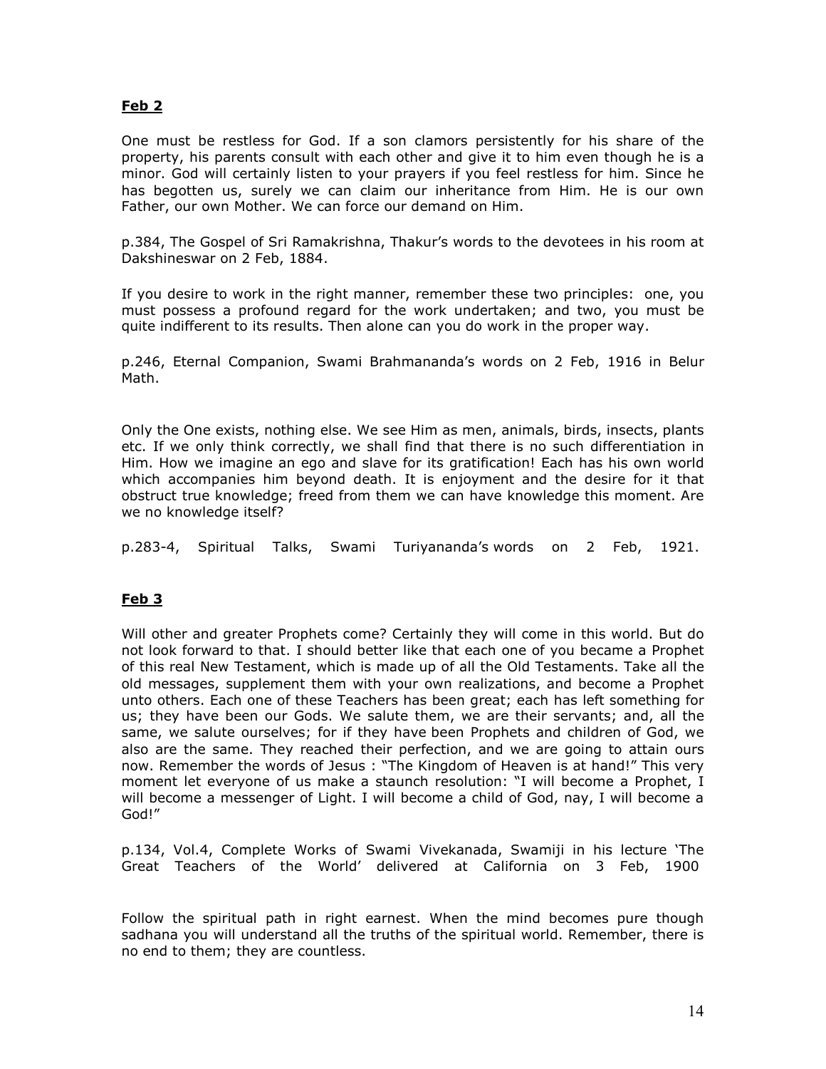**Feb 2**

One must be restless for God. If a son clamors persistently for his share of the property, his parents consult with each other and give it to him even though he is a minor. God will certainly listen to your prayers if you feel restless for him. Since he has begotten us, surely we can claim our inheritance from Him. He is our own Father, our own Mother. We can force our demand on Him.

p.384, The Gospel of Sri Ramakrishna, Thakur's words to the devotees in his room at Dakshineswar on 2 Feb, 1884.

If you desire to work in the right manner, remember these two principles: one, you must possess a profound regard for the work undertaken; and two, you must be quite indifferent to its results. Then alone can you do work in the proper way.

p.246, Eternal Companion, Swami Brahmananda's words on 2 Feb, 1916 in Belur Math.

Only the One exists, nothing else. We see Him as men, animals, birds, insects, plants etc. If we only think correctly, we shall find that there is no such differentiation in Him. How we imagine an ego and slave for its gratification! Each has his own world which accompanies him beyond death. It is enjoyment and the desire for it that obstruct true knowledge; freed from them we can have knowledge this moment. Are we no knowledge itself?

p.283-4, Spiritual Talks, Swami Turiyananda's words on 2 Feb, 1921.

**Feb 3**

Will other and greater Prophets come? Certainly they will come in this world. But do not look forward to that. I should better like that each one of you became a Prophet of this real New Testament, which is made up of all the Old Testaments. Take all the old messages, supplement them with your own realizations, and become a Prophet unto others. Each one of these Teachers has been great; each has left something for us; they have been our Gods. We salute them, we are their servants; and, all the same, we salute ourselves; for if they have been Prophets and children of God, we also are the same. They reached their perfection, and we are going to attain ours now. Remember the words of Jesus : "The Kingdom of Heaven is at hand!" This very moment let everyone of us make a staunch resolution: "I will become a Prophet, I will become a messenger of Light. I will become a child of God, nay, I will become a God!"

p.134, Vol.4, Complete Works of Swami Vivekanada, Swamiji in his lecture 'The Great Teachers of the World' delivered at California on 3 Feb, 1900

Follow the spiritual path in right earnest. When the mind becomes pure though sadhana you will understand all the truths of the spiritual world. Remember, there is no end to them; they are countless.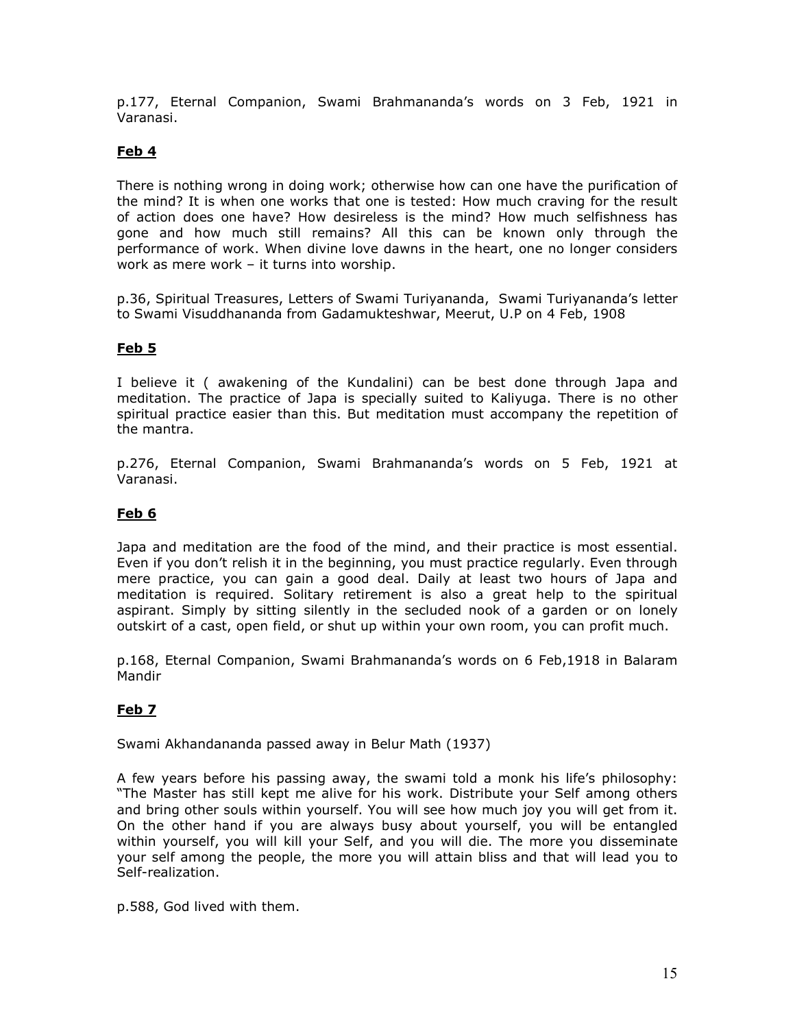p.177, Eternal Companion, Swami Brahmananda's words on 3 Feb, 1921 in Varanasi.

**Feb 4**

There is nothing wrong in doing work; otherwise how can one have the purification of the mind? It is when one works that one is tested: How much craving for the result of action does one have? How desireless is the mind? How much selfishness has gone and how much still remains? All this can be known only through the performance of work. When divine love dawns in the heart, one no longer considers work as mere work – it turns into worship.

p.36, Spiritual Treasures, Letters of Swami Turiyananda, Swami Turiyananda's letter to Swami Visuddhananda from Gadamukteshwar, Meerut, U.P on 4 Feb, 1908

**Feb 5**

I believe it ( awakening of the Kundalini) can be best done through Japa and meditation. The practice of Japa is specially suited to Kaliyuga. There is no other spiritual practice easier than this. But meditation must accompany the repetition of the mantra.

p.276, Eternal Companion, Swami Brahmananda's words on 5 Feb, 1921 at Varanasi.

**Feb 6**

Japa and meditation are the food of the mind, and their practice is most essential. Even if you don't relish it in the beginning, you must practice regularly. Even through mere practice, you can gain a good deal. Daily at least two hours of Japa and meditation is required. Solitary retirement is also a great help to the spiritual aspirant. Simply by sitting silently in the secluded nook of a garden or on lonely outskirt of a cast, open field, or shut up within your own room, you can profit much.

p.168, Eternal Companion, Swami Brahmananda's words on 6 Feb,1918 in Balaram Mandir

**Feb 7**

Swami Akhandananda passed away in Belur Math (1937)

A few years before his passing away, the swami told a monk his life's philosophy: "The Master has still kept me alive for his work. Distribute your Self among others and bring other souls within yourself. You will see how much joy you will get from it. On the other hand if you are always busy about yourself, you will be entangled within yourself, you will kill your Self, and you will die. The more you disseminate your self among the people, the more you will attain bliss and that will lead you to Self-realization.

p.588, God lived with them.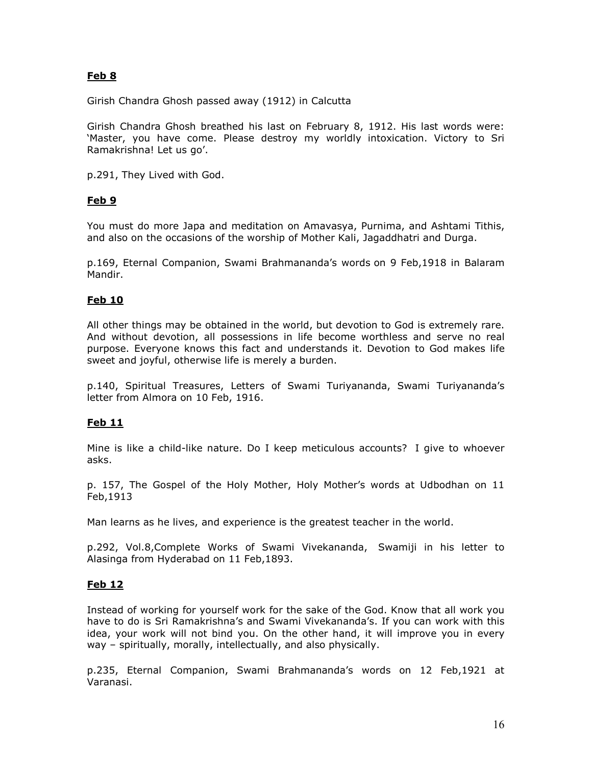**Feb 8**

Girish Chandra Ghosh passed away (1912) in Calcutta

Girish Chandra Ghosh breathed his last on February 8, 1912. His last words were: 'Master, you have come. Please destroy my worldly intoxication. Victory to Sri Ramakrishna! Let us go'.

p.291, They Lived with God.

**Feb 9**

You must do more Japa and meditation on Amavasya, Purnima, and Ashtami Tithis, and also on the occasions of the worship of Mother Kali, Jagaddhatri and Durga.

p.169, Eternal Companion, Swami Brahmananda's words on 9 Feb,1918 in Balaram Mandir.

**Feb 10**

All other things may be obtained in the world, but devotion to God is extremely rare. And without devotion, all possessions in life become worthless and serve no real purpose. Everyone knows this fact and understands it. Devotion to God makes life sweet and joyful, otherwise life is merely a burden.

p.140, Spiritual Treasures, Letters of Swami Turiyananda, Swami Turiyananda's letter from Almora on 10 Feb, 1916.

**Feb 11**

Mine is like a child-like nature. Do I keep meticulous accounts? I give to whoever asks.

p. 157, The Gospel of the Holy Mother, Holy Mother's words at Udbodhan on 11 Feb,1913

Man learns as he lives, and experience is the greatest teacher in the world.

p.292, Vol.8,Complete Works of Swami Vivekananda, Swamiji in his letter to Alasinga from Hyderabad on 11 Feb,1893.

**Feb 12**

Instead of working for yourself work for the sake of the God. Know that all work you have to do is Sri Ramakrishna's and Swami Vivekananda's. If you can work with this idea, your work will not bind you. On the other hand, it will improve you in every way – spiritually, morally, intellectually, and also physically.

p.235, Eternal Companion, Swami Brahmananda's words on 12 Feb,1921 at Varanasi.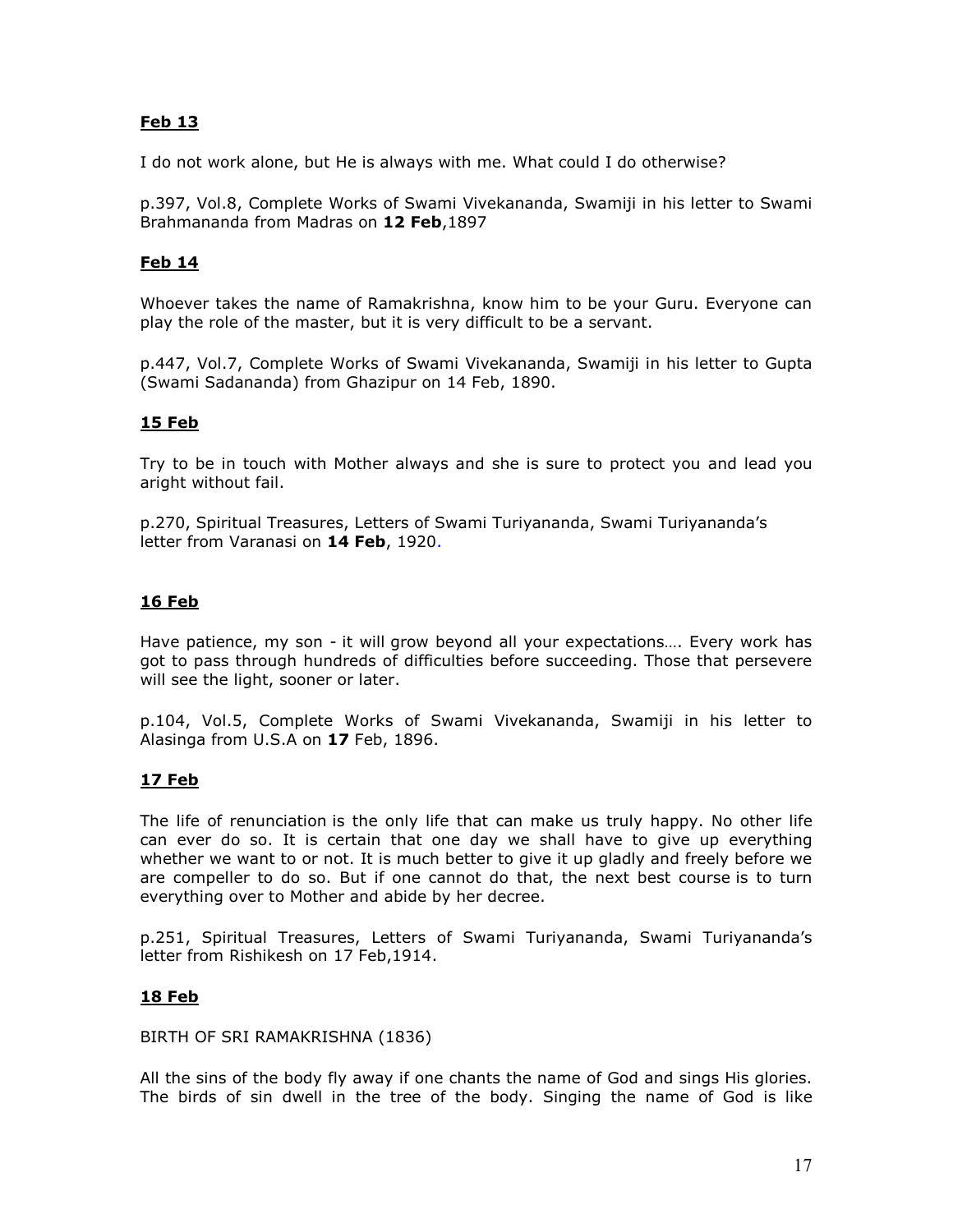**Feb 13**

I do not work alone, but He is always with me. What could I do otherwise?

p.397, Vol.8, Complete Works of Swami Vivekananda, Swamiji in his letter to Swami Brahmananda from Madras on **12 Feb**,1897

**Feb 14**

Whoever takes the name of Ramakrishna, know him to be your Guru. Everyone can play the role of the master, but it is very difficult to be a servant.

p.447, Vol.7, Complete Works of Swami Vivekananda, Swamiji in his letter to Gupta (Swami Sadananda) from Ghazipur on 14 Feb, 1890.

**15 Feb**

Try to be in touch with Mother always and she is sure to protect you and lead you aright without fail.

p.270, Spiritual Treasures, Letters of Swami Turiyananda, Swami Turiyananda's letter from Varanasi on **14 Feb**, 1920.

**16 Feb**

Have patience, my son - it will grow beyond all your expectations…. Every work has got to pass through hundreds of difficulties before succeeding. Those that persevere will see the light, sooner or later.

p.104, Vol.5, Complete Works of Swami Vivekananda, Swamiji in his letter to Alasinga from U.S.A on **17** Feb, 1896.

**17 Feb**

The life of renunciation is the only life that can make us truly happy. No other life can ever do so. It is certain that one day we shall have to give up everything whether we want to or not. It is much better to give it up gladly and freely before we are compeller to do so. But if one cannot do that, the next best course is to turn everything over to Mother and abide by her decree.

p.251, Spiritual Treasures, Letters of Swami Turiyananda, Swami Turiyananda's letter from Rishikesh on 17 Feb,1914.

**18 Feb**

BIRTH OF SRI RAMAKRISHNA (1836)

All the sins of the body fly away if one chants the name of God and sings His glories. The birds of sin dwell in the tree of the body. Singing the name of God is like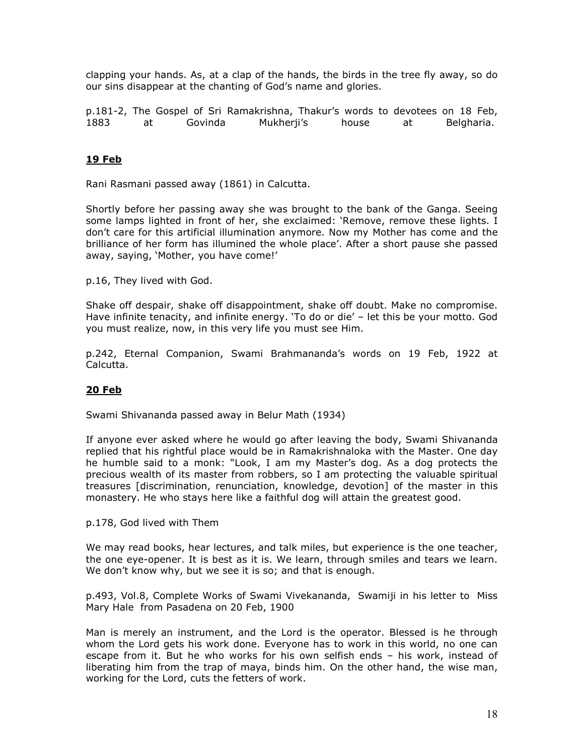clapping your hands. As, at a clap of the hands, the birds in the tree fly away, so do our sins disappear at the chanting of God's name and glories.

p.181-2, The Gospel of Sri Ramakrishna, Thakur's words to devotees on 18 Feb, 1883 at Govinda Mukherji's house at Belgharia.

**19 Feb**

Rani Rasmani passed away (1861) in Calcutta.

Shortly before her passing away she was brought to the bank of the Ganga. Seeing some lamps lighted in front of her, she exclaimed: 'Remove, remove these lights. I don't care for this artificial illumination anymore. Now my Mother has come and the brilliance of her form has illumined the whole place'. After a short pause she passed away, saying, 'Mother, you have come!'

p.16, They lived with God.

Shake off despair, shake off disappointment, shake off doubt. Make no compromise. Have infinite tenacity, and infinite energy. 'To do or die' – let this be your motto. God you must realize, now, in this very life you must see Him.

p.242, Eternal Companion, Swami Brahmananda's words on 19 Feb, 1922 at Calcutta.

**20 Feb**

Swami Shivananda passed away in Belur Math (1934)

If anyone ever asked where he would go after leaving the body, Swami Shivananda replied that his rightful place would be in Ramakrishnaloka with the Master. One day he humble said to a monk: "Look, I am my Master's dog. As a dog protects the precious wealth of its master from robbers, so I am protecting the valuable spiritual treasures [discrimination, renunciation, knowledge, devotion] of the master in this monastery. He who stays here like a faithful dog will attain the greatest good.

p.178, God lived with Them

We may read books, hear lectures, and talk miles, but experience is the one teacher, the one eye-opener. It is best as it is. We learn, through smiles and tears we learn. We don't know why, but we see it is so; and that is enough.

p.493, Vol.8, Complete Works of Swami Vivekananda, Swamiji in his letter to Miss Mary Hale from Pasadena on 20 Feb, 1900

Man is merely an instrument, and the Lord is the operator. Blessed is he through whom the Lord gets his work done. Everyone has to work in this world, no one can escape from it. But he who works for his own selfish ends – his work, instead of liberating him from the trap of maya, binds him. On the other hand, the wise man, working for the Lord, cuts the fetters of work.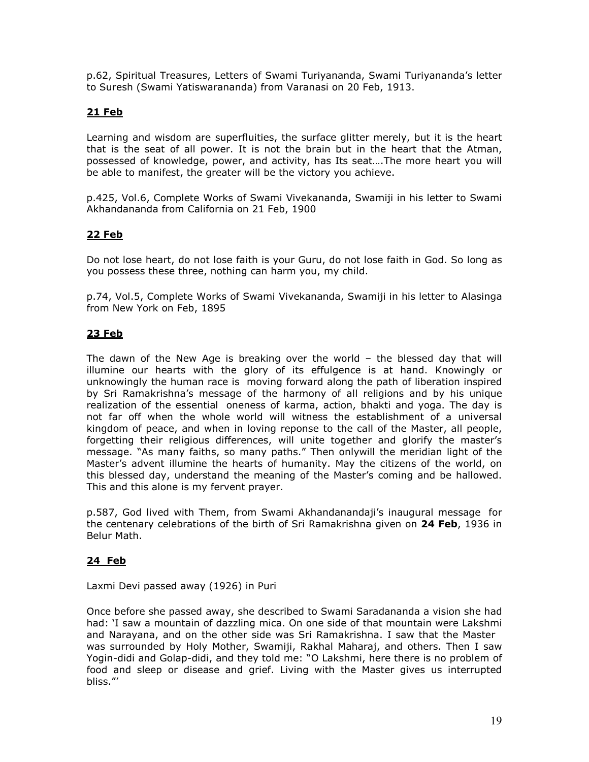p.62, Spiritual Treasures, Letters of Swami Turiyananda, Swami Turiyananda's letter to Suresh (Swami Yatiswarananda) from Varanasi on 20 Feb, 1913.

## **21 Feb**

Learning and wisdom are superfluities, the surface glitter merely, but it is the heart that is the seat of all power. It is not the brain but in the heart that the Atman, possessed of knowledge, power, and activity, has Its seat….The more heart you will be able to manifest, the greater will be the victory you achieve.

p.425, Vol.6, Complete Works of Swami Vivekananda, Swamiji in his letter to Swami Akhandananda from California on 21 Feb, 1900

## **22 Feb**

Do not lose heart, do not lose faith is your Guru, do not lose faith in God. So long as you possess these three, nothing can harm you, my child.

p.74, Vol.5, Complete Works of Swami Vivekananda, Swamiji in his letter to Alasinga from New York on Feb, 1895

## **23 Feb**

The dawn of the New Age is breaking over the world – the blessed day that will illumine our hearts with the glory of its effulgence is at hand. Knowingly or unknowingly the human race is moving forward along the path of liberation inspired by Sri Ramakrishna's message of the harmony of all religions and by his unique realization of the essential oneness of karma, action, bhakti and yoga. The day is not far off when the whole world will witness the establishment of a universal kingdom of peace, and when in loving reponse to the call of the Master, all people, forgetting their religious differences, will unite together and glorify the master's message. "As many faiths, so many paths." Then onlywill the meridian light of the Master's advent illumine the hearts of humanity. May the citizens of the world, on this blessed day, understand the meaning of the Master's coming and be hallowed. This and this alone is my fervent prayer.

p.587, God lived with Them, from Swami Akhandanandaji's inaugural message for the centenary celebrations of the birth of Sri Ramakrishna given on **24 Feb**, 1936 in Belur Math.

## **24 Feb**

Laxmi Devi passed away (1926) in Puri

Once before she passed away, she described to Swami Saradananda a vision she had had: 'I saw a mountain of dazzling mica. On one side of that mountain were Lakshmi and Narayana, and on the other side was Sri Ramakrishna. I saw that the Master was surrounded by Holy Mother, Swamiji, Rakhal Maharaj, and others. Then I saw Yogin-didi and Golap-didi, and they told me: "O Lakshmi, here there is no problem of food and sleep or disease and grief. Living with the Master gives us interrupted bliss."'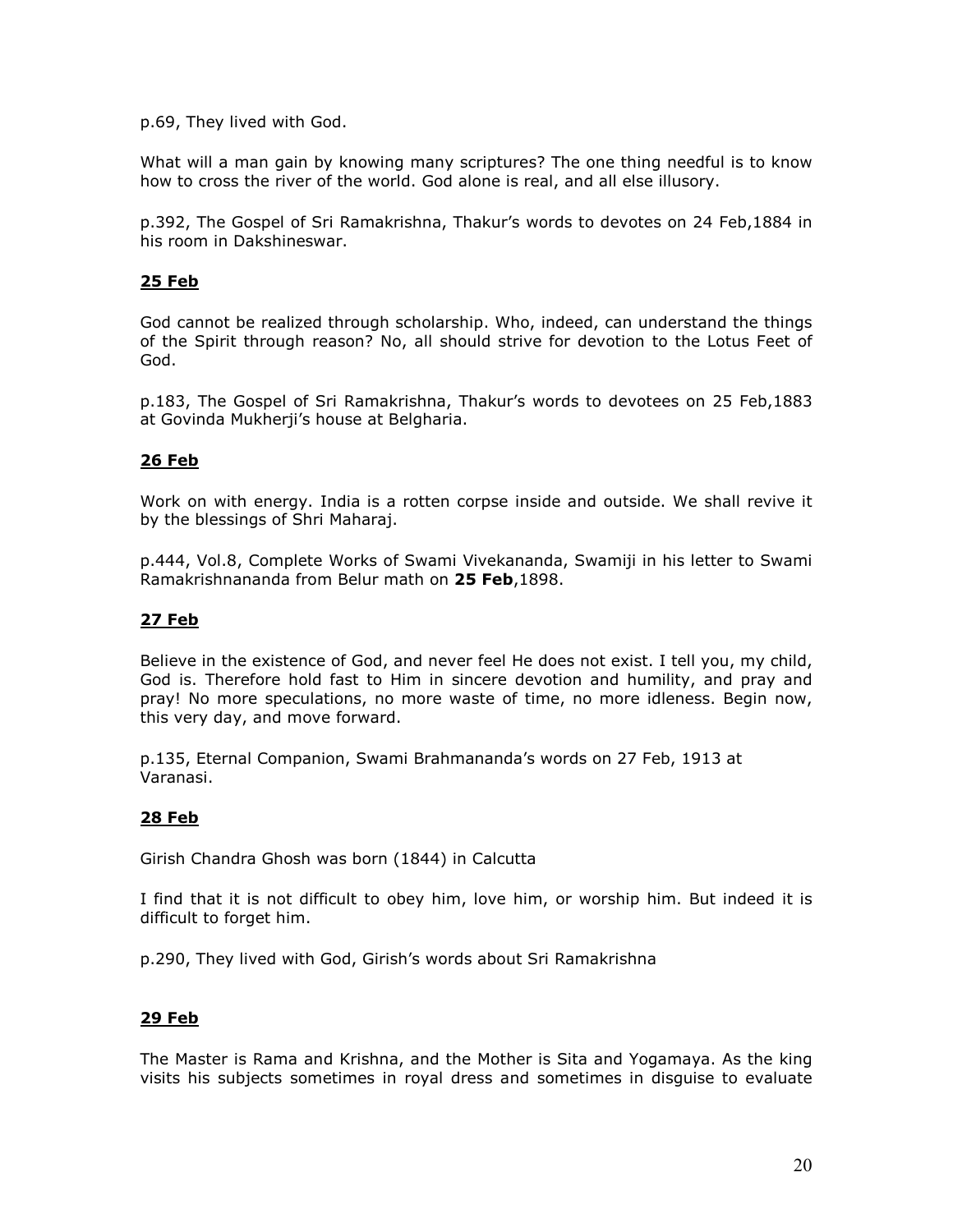p.69, They lived with God.

What will a man gain by knowing many scriptures? The one thing needful is to know how to cross the river of the world. God alone is real, and all else illusory.

p.392, The Gospel of Sri Ramakrishna, Thakur's words to devotes on 24 Feb,1884 in his room in Dakshineswar.

## **25 Feb**

God cannot be realized through scholarship. Who, indeed, can understand the things of the Spirit through reason? No, all should strive for devotion to the Lotus Feet of God.

p.183, The Gospel of Sri Ramakrishna, Thakur's words to devotees on 25 Feb,1883 at Govinda Mukherji's house at Belgharia.

## **26 Feb**

Work on with energy. India is a rotten corpse inside and outside. We shall revive it by the blessings of Shri Maharaj.

p.444, Vol.8, Complete Works of Swami Vivekananda, Swamiji in his letter to Swami Ramakrishnananda from Belur math on **25 Feb**,1898.

## **27 Feb**

Believe in the existence of God, and never feel He does not exist. I tell you, my child, God is. Therefore hold fast to Him in sincere devotion and humility, and pray and pray! No more speculations, no more waste of time, no more idleness. Begin now, this very day, and move forward.

p.135, Eternal Companion, Swami Brahmananda's words on 27 Feb, 1913 at Varanasi.

## **28 Feb**

Girish Chandra Ghosh was born (1844) in Calcutta

I find that it is not difficult to obey him, love him, or worship him. But indeed it is difficult to forget him.

p.290, They lived with God, Girish's words about Sri Ramakrishna

## **29 Feb**

The Master is Rama and Krishna, and the Mother is Sita and Yogamaya. As the king visits his subjects sometimes in royal dress and sometimes in disguise to evaluate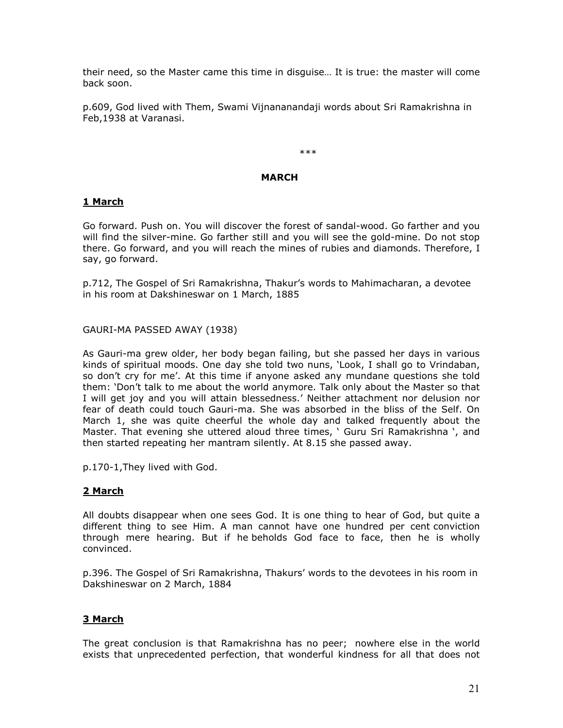their need, so the Master came this time in disguise… It is true: the master will come back soon.

p.609, God lived with Them, Swami Vijnananandaji words about Sri Ramakrishna in Feb,1938 at Varanasi.

***

## MARCH

### 1 March

Go forward. Push on. You will discover the forest of sandal-wood. Go farther and you will find the silver-mine. Go farther still and you will see the gold-mine. Do not stop there. Go forward, and you will reach the mines of rubies and diamonds. Therefore, I say, go forward.

p.712, The Gospel of Sri Ramakrishna, Thakur's words to Mahimacharan, a devotee in his room at Dakshineswar on 1 March, 1885

GAURI-MA PASSED AWAY (1938)

As Gauri-ma grew older, her body began failing, but she passed her days in various kinds of spiritual moods. One day she told two nuns, 'Look, I shall go to Vrindaban, so don't cry for me'. At this time if anyone asked any mundane questions she told them: 'Don't talk to me about the world anymore. Talk only about the Master so that I will get joy and you will attain blessedness.' Neither attachment nor delusion nor fear of death could touch Gauri-ma. She was absorbed in the bliss of the Self. On March 1, she was quite cheerful the whole day and talked frequently about the Master. That evening she uttered aloud three times, ' Guru Sri Ramakrishna ', and then started repeating her mantram silently. At 8.15 she passed away.

p.170-1,They lived with God.

### 2 March

All doubts disappear when one sees God. It is one thing to hear of God, but quite a different thing to see Him. A man cannot have one hundred per cent conviction through mere hearing. But if he beholds God face to face, then he is wholly convinced.

p.396. The Gospel of Sri Ramakrishna, Thakurs' words to the devotees in his room in Dakshineswar on 2 March, 1884

### 3 March

The great conclusion is that Ramakrishna has no peer; nowhere else in the world exists that unprecedented perfection, that wonderful kindness for all that does not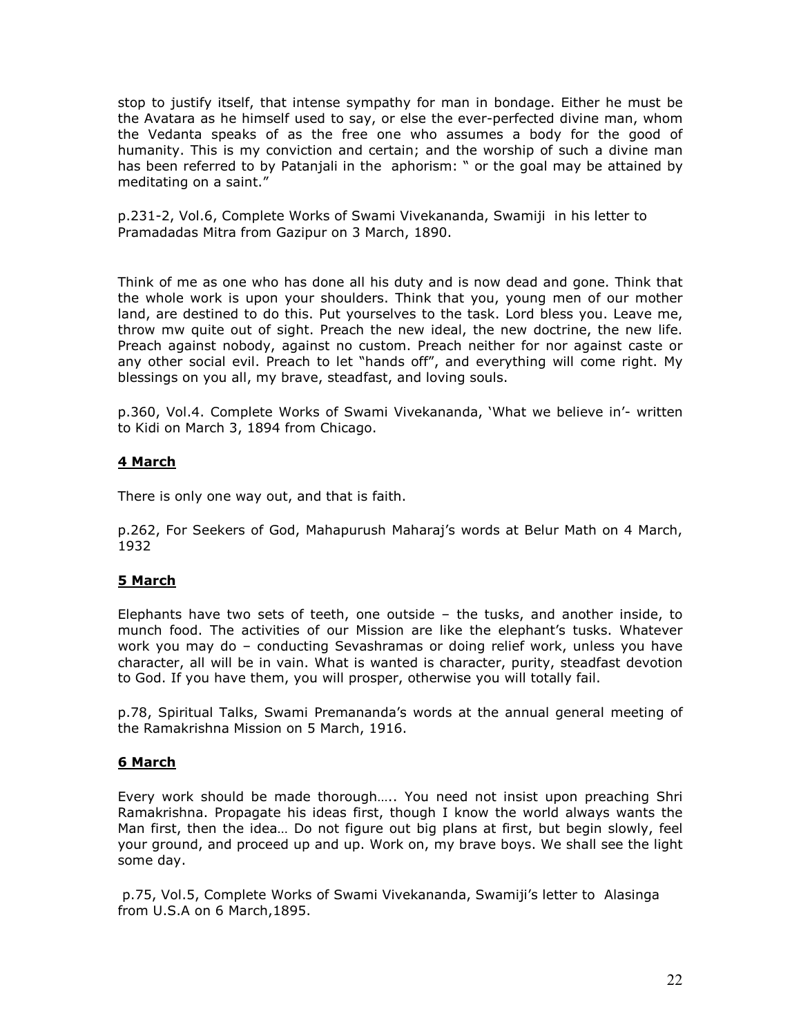stop to justify itself, that intense sympathy for man in bondage. Either he must be the Avatara as he himself used to say, or else the ever-perfected divine man, whom the Vedanta speaks of as the free one who assumes a body for the good of humanity. This is my conviction and certain; and the worship of such a divine man has been referred to by Patanjali in the aphorism: " or the goal may be attained by meditating on a saint."

p.231-2, Vol.6, Complete Works of Swami Vivekananda, Swamiji in his letter to Pramadadas Mitra from Gazipur on 3 March, 1890.

Think of me as one who has done all his duty and is now dead and gone. Think that the whole work is upon your shoulders. Think that you, young men of our mother land, are destined to do this. Put yourselves to the task. Lord bless you. Leave me, throw mw quite out of sight. Preach the new ideal, the new doctrine, the new life. Preach against nobody, against no custom. Preach neither for nor against caste or any other social evil. Preach to let "hands off", and everything will come right. My blessings on you all, my brave, steadfast, and loving souls.

p.360, Vol.4. Complete Works of Swami Vivekananda, 'What we believe in'- written to Kidi on March 3, 1894 from Chicago.

**4 March**

There is only one way out, and that is faith.

p.262, For Seekers of God, Mahapurush Maharaj's words at Belur Math on 4 March, 1932

**5 March**

Elephants have two sets of teeth, one outside – the tusks, and another inside, to munch food. The activities of our Mission are like the elephant's tusks. Whatever work you may do – conducting Sevashramas or doing relief work, unless you have character, all will be in vain. What is wanted is character, purity, steadfast devotion to God. If you have them, you will prosper, otherwise you will totally fail.

p.78, Spiritual Talks, Swami Premananda's words at the annual general meeting of the Ramakrishna Mission on 5 March, 1916.

**6 March**

Every work should be made thorough….. You need not insist upon preaching Shri Ramakrishna. Propagate his ideas first, though I know the world always wants the Man first, then the idea… Do not figure out big plans at first, but begin slowly, feel your ground, and proceed up and up. Work on, my brave boys. We shall see the light some day.

p.75, Vol.5, Complete Works of Swami Vivekananda, Swamiji's letter to Alasinga from U.S.A on 6 March,1895.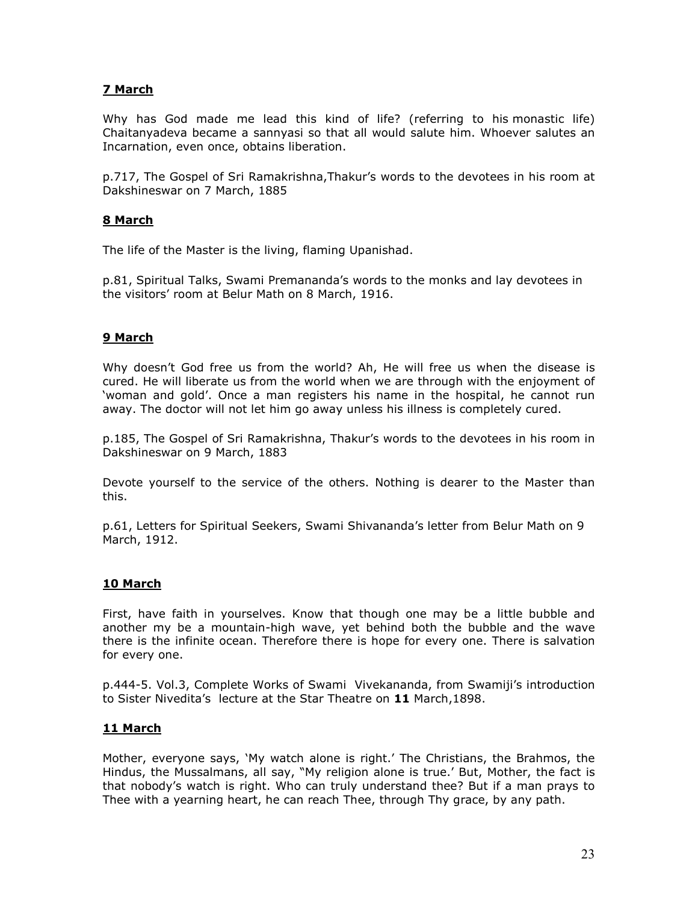**7 March**

Why has God made me lead this kind of life? (referring to his monastic life) Chaitanyadeva became a sannyasi so that all would salute him. Whoever salutes an Incarnation, even once, obtains liberation.

p.717, The Gospel of Sri Ramakrishna,Thakur's words to the devotees in his room at Dakshineswar on 7 March, 1885

**8 March**

The life of the Master is the living, flaming Upanishad.

p.81, Spiritual Talks, Swami Premananda's words to the monks and lay devotees in the visitors' room at Belur Math on 8 March, 1916.

**9 March**

Why doesn't God free us from the world? Ah, He will free us when the disease is cured. He will liberate us from the world when we are through with the enjoyment of 'woman and gold'. Once a man registers his name in the hospital, he cannot run away. The doctor will not let him go away unless his illness is completely cured.

p.185, The Gospel of Sri Ramakrishna, Thakur's words to the devotees in his room in Dakshineswar on 9 March, 1883

Devote yourself to the service of the others. Nothing is dearer to the Master than this.

p.61, Letters for Spiritual Seekers, Swami Shivananda's letter from Belur Math on 9 March, 1912.

**10 March**

First, have faith in yourselves. Know that though one may be a little bubble and another my be a mountain-high wave, yet behind both the bubble and the wave there is the infinite ocean. Therefore there is hope for every one. There is salvation for every one.

p.444-5. Vol.3, Complete Works of Swami Vivekananda, from Swamiji's introduction to Sister Nivedita's lecture at the Star Theatre on **11** March,1898.

**11 March**

Mother, everyone says, 'My watch alone is right.' The Christians, the Brahmos, the Hindus, the Mussalmans, all say, "My religion alone is true.' But, Mother, the fact is that nobody's watch is right. Who can truly understand thee? But if a man prays to Thee with a yearning heart, he can reach Thee, through Thy grace, by any path.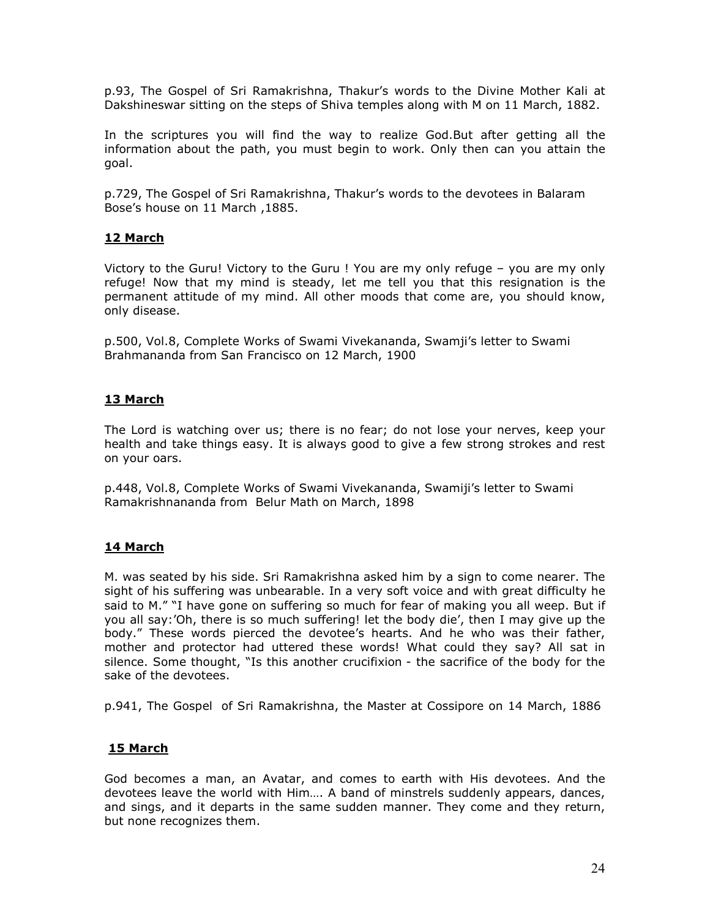p.93, The Gospel of Sri Ramakrishna, Thakur's words to the Divine Mother Kali at Dakshineswar sitting on the steps of Shiva temples along with M on 11 March, 1882.

In the scriptures you will find the way to realize God.But after getting all the information about the path, you must begin to work. Only then can you attain the goal.

p.729, The Gospel of Sri Ramakrishna, Thakur's words to the devotees in Balaram Bose's house on 11 March ,1885.

## 12 March

Victory to the Guru! Victory to the Guru ! You are my only refuge – you are my only refuge! Now that my mind is steady, let me tell you that this resignation is the permanent attitude of my mind. All other moods that come are, you should know, only disease.

p.500, Vol.8, Complete Works of Swami Vivekananda, Swamji's letter to Swami Brahmananda from San Francisco on 12 March, 1900

## 13 March

The Lord is watching over us; there is no fear; do not lose your nerves, keep your health and take things easy. It is always good to give a few strong strokes and rest on your oars.

p.448, Vol.8, Complete Works of Swami Vivekananda, Swamiji's letter to Swami Ramakrishnananda from Belur Math on March, 1898

## 14 March

M. was seated by his side. Sri Ramakrishna asked him by a sign to come nearer. The sight of his suffering was unbearable. In a very soft voice and with great difficulty he said to M." "I have gone on suffering so much for fear of making you all weep. But if you all say:'Oh, there is so much suffering! let the body die', then I may give up the body." These words pierced the devotee's hearts. And he who was their father, mother and protector had uttered these words! What could they say? All sat in silence. Some thought, "Is this another crucifixion - the sacrifice of the body for the sake of the devotees.

p.941, The Gospel of Sri Ramakrishna, the Master at Cossipore on 14 March, 1886

## 15 March

God becomes a man, an Avatar, and comes to earth with His devotees. And the devotees leave the world with Him…. A band of minstrels suddenly appears, dances, and sings, and it departs in the same sudden manner. They come and they return, but none recognizes them.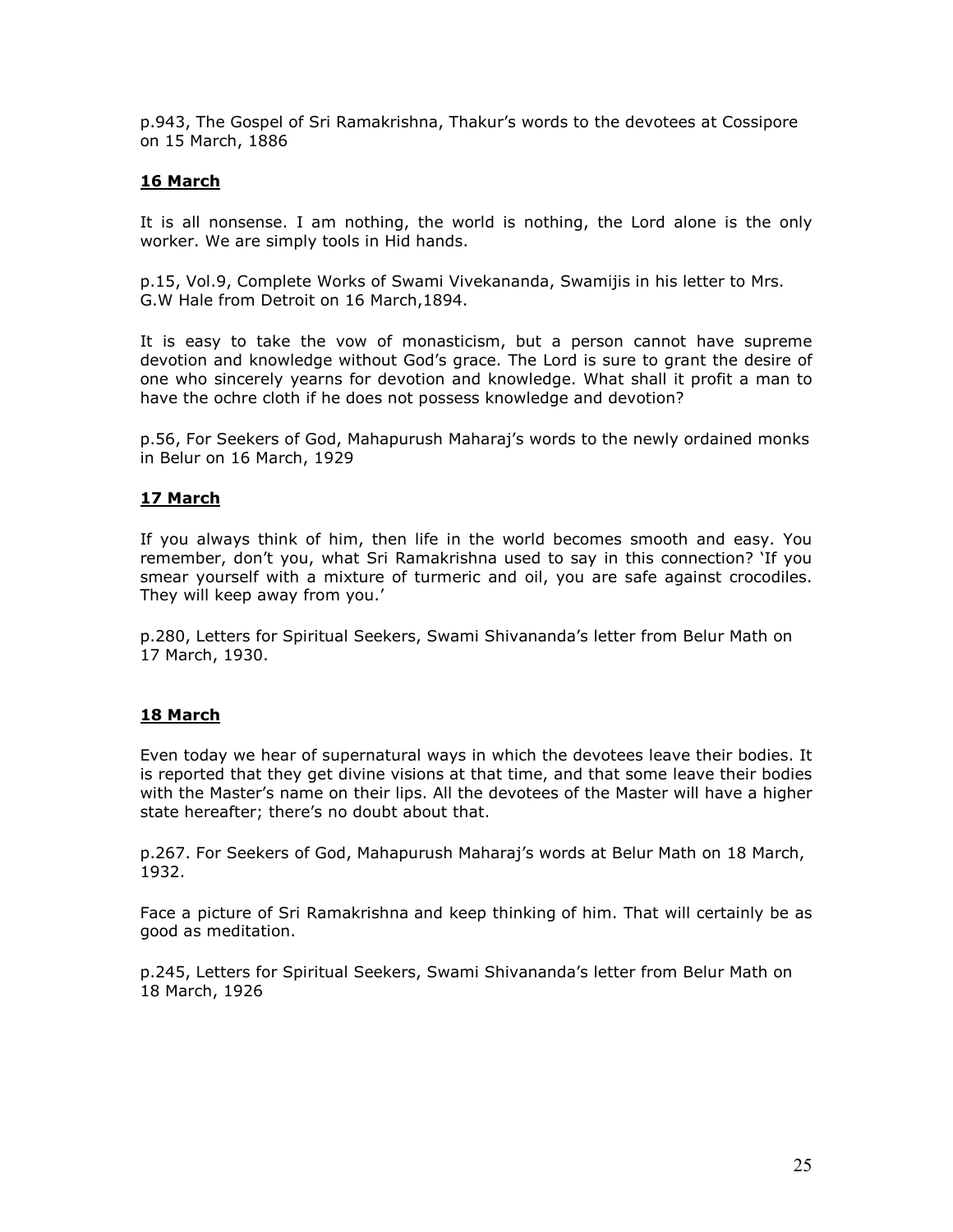p.943, The Gospel of Sri Ramakrishna, Thakur's words to the devotees at Cossipore on 15 March, 1886

**16 March**

It is all nonsense. I am nothing, the world is nothing, the Lord alone is the only worker. We are simply tools in Hid hands.

p.15, Vol.9, Complete Works of Swami Vivekananda, Swamijis in his letter to Mrs. G.W Hale from Detroit on 16 March,1894.

It is easy to take the vow of monasticism, but a person cannot have supreme devotion and knowledge without God's grace. The Lord is sure to grant the desire of one who sincerely yearns for devotion and knowledge. What shall it profit a man to have the ochre cloth if he does not possess knowledge and devotion?

p.56, For Seekers of God, Mahapurush Maharaj's words to the newly ordained monks in Belur on 16 March, 1929

**17 March**

If you always think of him, then life in the world becomes smooth and easy. You remember, don't you, what Sri Ramakrishna used to say in this connection? 'If you smear yourself with a mixture of turmeric and oil, you are safe against crocodiles. They will keep away from you.'

p.280, Letters for Spiritual Seekers, Swami Shivananda's letter from Belur Math on 17 March, 1930.

**18 March**

Even today we hear of supernatural ways in which the devotees leave their bodies. It is reported that they get divine visions at that time, and that some leave their bodies with the Master's name on their lips. All the devotees of the Master will have a higher state hereafter; there's no doubt about that.

p.267. For Seekers of God, Mahapurush Maharaj's words at Belur Math on 18 March, 1932.

Face a picture of Sri Ramakrishna and keep thinking of him. That will certainly be as good as meditation.

p.245, Letters for Spiritual Seekers, Swami Shivananda's letter from Belur Math on 18 March, 1926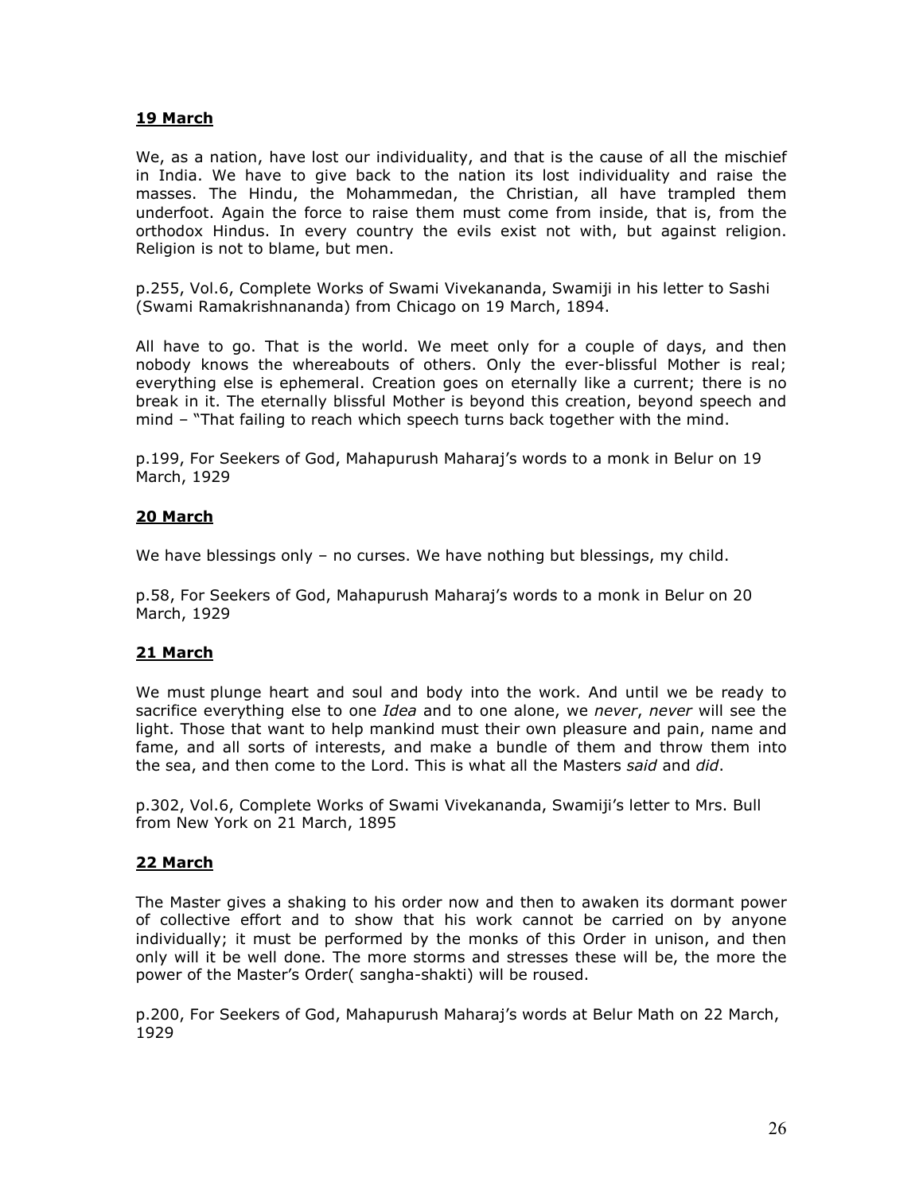## 19 March

We, as a nation, have lost our individuality, and that is the cause of all the mischief in India. We have to give back to the nation its lost individuality and raise the masses. The Hindu, the Mohammedan, the Christian, all have trampled them underfoot. Again the force to raise them must come from inside, that is, from the orthodox Hindus. In every country the evils exist not with, but against religion. Religion is not to blame, but men.

p.255, Vol.6, Complete Works of Swami Vivekananda, Swamiji in his letter to Sashi (Swami Ramakrishnananda) from Chicago on 19 March, 1894.

All have to go. That is the world. We meet only for a couple of days, and then nobody knows the whereabouts of others. Only the ever-blissful Mother is real; everything else is ephemeral. Creation goes on eternally like a current; there is no break in it. The eternally blissful Mother is beyond this creation, beyond speech and mind – "That failing to reach which speech turns back together with the mind.

p.199, For Seekers of God, Mahapurush Maharaj's words to a monk in Belur on 19 March, 1929

## 20 March

We have blessings only – no curses. We have nothing but blessings, my child.

p.58, For Seekers of God, Mahapurush Maharaj's words to a monk in Belur on 20 March, 1929

## 21 March

We must plunge heart and soul and body into the work. And until we be ready to sacrifice everything else to one *Idea* and to one alone, we *never*, *never* will see the light. Those that want to help mankind must their own pleasure and pain, name and fame, and all sorts of interests, and make a bundle of them and throw them into the sea, and then come to the Lord. This is what all the Masters *said* and *did*.

p.302, Vol.6, Complete Works of Swami Vivekananda, Swamiji's letter to Mrs. Bull from New York on 21 March, 1895

## 22 March

The Master gives a shaking to his order now and then to awaken its dormant power of collective effort and to show that his work cannot be carried on by anyone individually; it must be performed by the monks of this Order in unison, and then only will it be well done. The more storms and stresses these will be, the more the power of the Master's Order( sangha-shakti) will be roused.

p.200, For Seekers of God, Mahapurush Maharaj's words at Belur Math on 22 March, 1929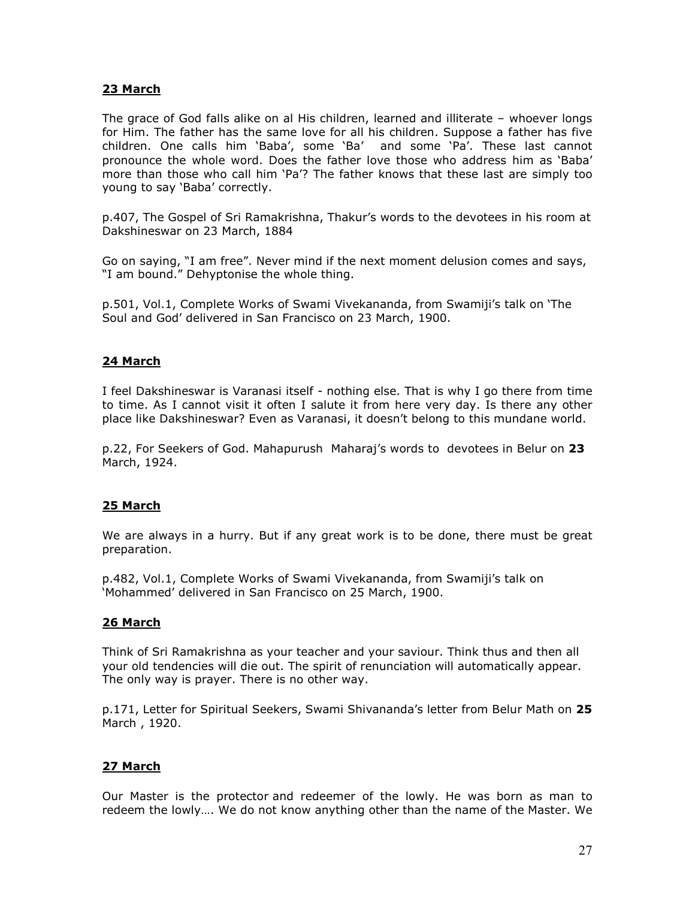**23 March**

The grace of God falls alike on al His children, learned and illiterate – whoever longs for Him. The father has the same love for all his children. Suppose a father has five children. One calls him 'Baba', some 'Ba' and some 'Pa'. These last cannot pronounce the whole word. Does the father love those who address him as 'Baba' more than those who call him 'Pa'? The father knows that these last are simply too young to say 'Baba' correctly.

p.407, The Gospel of Sri Ramakrishna, Thakur's words to the devotees in his room at Dakshineswar on 23 March, 1884

Go on saying, "I am free". Never mind if the next moment delusion comes and says, "I am bound." Dehyptonise the whole thing.

p.501, Vol.1, Complete Works of Swami Vivekananda, from Swamiji's talk on 'The Soul and God' delivered in San Francisco on 23 March, 1900.

**24 March**

I feel Dakshineswar is Varanasi itself - nothing else. That is why I go there from time to time. As I cannot visit it often I salute it from here very day. Is there any other place like Dakshineswar? Even as Varanasi, it doesn't belong to this mundane world.

p.22, For Seekers of God. Mahapurush Maharaj's words to devotees in Belur on **23** March, 1924.

**25 March**

We are always in a hurry. But if any great work is to be done, there must be great preparation.

p.482, Vol.1, Complete Works of Swami Vivekananda, from Swamiji's talk on 'Mohammed' delivered in San Francisco on 25 March, 1900.

**26 March**

Think of Sri Ramakrishna as your teacher and your saviour. Think thus and then all your old tendencies will die out. The spirit of renunciation will automatically appear. The only way is prayer. There is no other way.

p.171, Letter for Spiritual Seekers, Swami Shivananda's letter from Belur Math on **25** March , 1920.

**27 March**

Our Master is the protector and redeemer of the lowly. He was born as man to redeem the lowly…. We do not know anything other than the name of the Master. We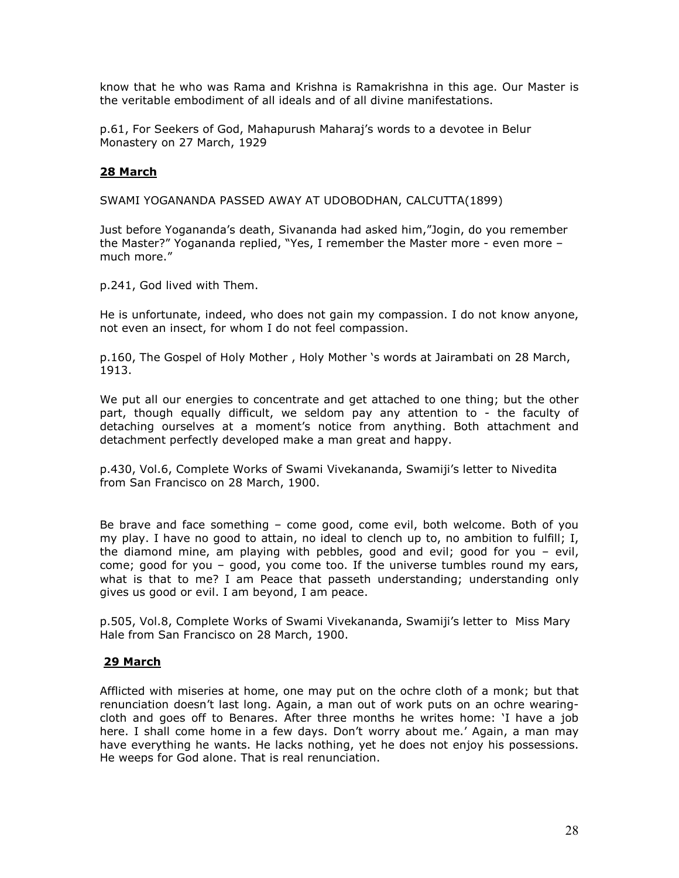know that he who was Rama and Krishna is Ramakrishna in this age. Our Master is the veritable embodiment of all ideals and of all divine manifestations.

p.61, For Seekers of God, Mahapurush Maharaj's words to a devotee in Belur Monastery on 27 March, 1929

## 28 March

SWAMI YOGANANDA PASSED AWAY AT UDOBODHAN, CALCUTTA(1899)

Just before Yogananda's death, Sivananda had asked him,"Jogin, do you remember the Master?" Yogananda replied, "Yes, I remember the Master more - even more – much more."

p.241, God lived with Them.

He is unfortunate, indeed, who does not gain my compassion. I do not know anyone, not even an insect, for whom I do not feel compassion.

p.160, The Gospel of Holy Mother , Holy Mother 's words at Jairambati on 28 March, 1913.

We put all our energies to concentrate and get attached to one thing; but the other part, though equally difficult, we seldom pay any attention to - the faculty of detaching ourselves at a moment's notice from anything. Both attachment and detachment perfectly developed make a man great and happy.

p.430, Vol.6, Complete Works of Swami Vivekananda, Swamiji's letter to Nivedita from San Francisco on 28 March, 1900.

Be brave and face something – come good, come evil, both welcome. Both of you my play. I have no good to attain, no ideal to clench up to, no ambition to fulfill; I, the diamond mine, am playing with pebbles, good and evil; good for you – evil, come; good for you – good, you come too. If the universe tumbles round my ears, what is that to me? I am Peace that passeth understanding; understanding only gives us good or evil. I am beyond, I am peace.

p.505, Vol.8, Complete Works of Swami Vivekananda, Swamiji's letter to Miss Mary Hale from San Francisco on 28 March, 1900.

## 29 March

Afflicted with miseries at home, one may put on the ochre cloth of a monk; but that renunciation doesn't last long. Again, a man out of work puts on an ochre wearing-cloth and goes off to Benares. After three months he writes home: 'I have a job here. I shall come home in a few days. Don't worry about me.' Again, a man may have everything he wants. He lacks nothing, yet he does not enjoy his possessions. He weeps for God alone. That is real renunciation.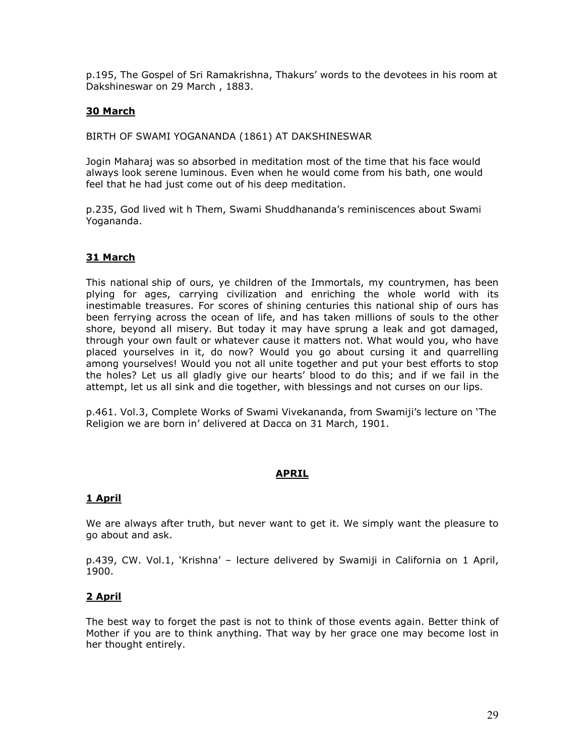p.195, The Gospel of Sri Ramakrishna, Thakurs' words to the devotees in his room at Dakshineswar on 29 March , 1883.

## 30 March

BIRTH OF SWAMI YOGANANDA (1861) AT DAKSHINESWAR

Jogin Maharaj was so absorbed in meditation most of the time that his face would always look serene luminous. Even when he would come from his bath, one would feel that he had just come out of his deep meditation.

p.235, God lived wit h Them, Swami Shuddhananda's reminiscences about Swami Yogananda.

## 31 March

This national ship of ours, ye children of the Immortals, my countrymen, has been plying for ages, carrying civilization and enriching the whole world with its inestimable treasures. For scores of shining centuries this national ship of ours has been ferrying across the ocean of life, and has taken millions of souls to the other shore, beyond all misery. But today it may have sprung a leak and got damaged, through your own fault or whatever cause it matters not. What would you, who have placed yourselves in it, do now? Would you go about cursing it and quarrelling among yourselves! Would you not all unite together and put your best efforts to stop the holes? Let us all gladly give our hearts' blood to do this; and if we fail in the attempt, let us all sink and die together, with blessings and not curses on our lips.

p.461. Vol.3, Complete Works of Swami Vivekananda, from Swamiji's lecture on 'The Religion we are born in' delivered at Dacca on 31 March, 1901.

# APRIL

## 1 April

We are always after truth, but never want to get it. We simply want the pleasure to go about and ask.

p.439, CW. Vol.1, 'Krishna' – lecture delivered by Swamiji in California on 1 April, 1900.

## 2 April

The best way to forget the past is not to think of those events again. Better think of Mother if you are to think anything. That way by her grace one may become lost in her thought entirely.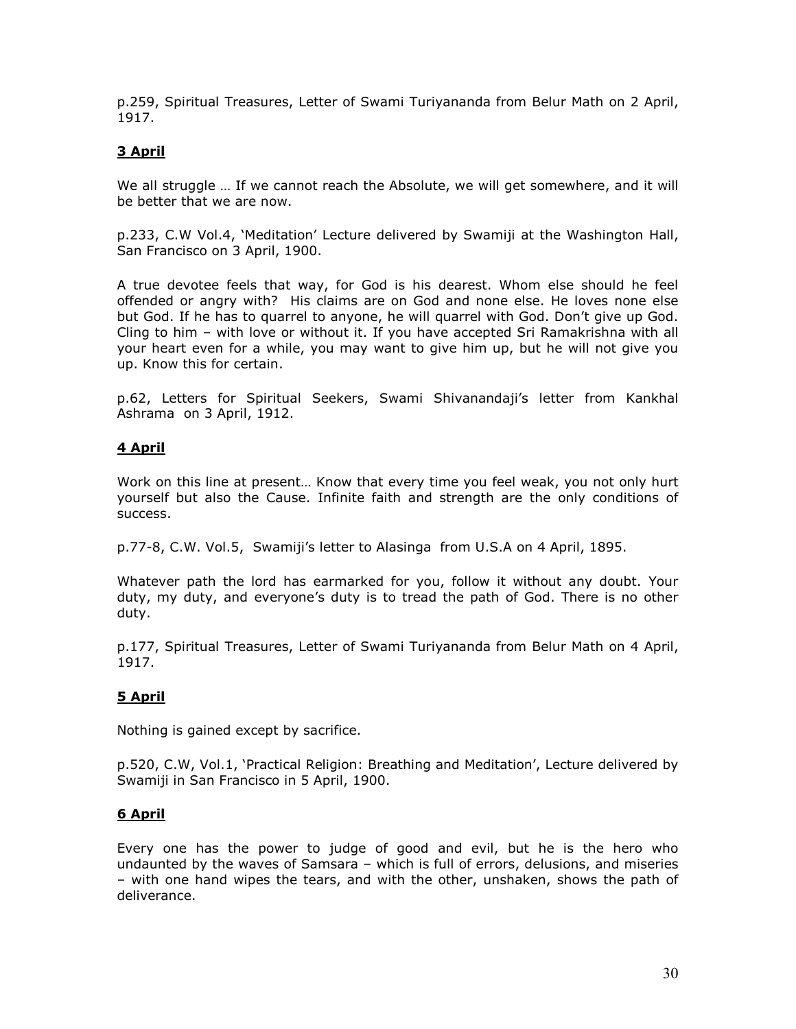p.259, Spiritual Treasures, Letter of Swami Turiyananda from Belur Math on 2 April, 1917.

## 3 April

We all struggle … If we cannot reach the Absolute, we will get somewhere, and it will be better that we are now.

p.233, C.W Vol.4, 'Meditation' Lecture delivered by Swamiji at the Washington Hall, San Francisco on 3 April, 1900.

A true devotee feels that way, for God is his dearest. Whom else should he feel offended or angry with? His claims are on God and none else. He loves none else but God. If he has to quarrel to anyone, he will quarrel with God. Don't give up God. Cling to him – with love or without it. If you have accepted Sri Ramakrishna with all your heart even for a while, you may want to give him up, but he will not give you up. Know this for certain.

p.62, Letters for Spiritual Seekers, Swami Shivanandaji's letter from Kankhal Ashrama on 3 April, 1912.

## 4 April

Work on this line at present… Know that every time you feel weak, you not only hurt yourself but also the Cause. Infinite faith and strength are the only conditions of success.

p.77-8, C.W. Vol.5, Swamiji's letter to Alasinga from U.S.A on 4 April, 1895.

Whatever path the lord has earmarked for you, follow it without any doubt. Your duty, my duty, and everyone's duty is to tread the path of God. There is no other duty.

p.177, Spiritual Treasures, Letter of Swami Turiyananda from Belur Math on 4 April, 1917.

## 5 April

Nothing is gained except by sacrifice.

p.520, C.W, Vol.1, 'Practical Religion: Breathing and Meditation', Lecture delivered by Swamiji in San Francisco in 5 April, 1900.

## 6 April

Every one has the power to judge of good and evil, but he is the hero who undaunted by the waves of Samsara – which is full of errors, delusions, and miseries – with one hand wipes the tears, and with the other, unshaken, shows the path of deliverance.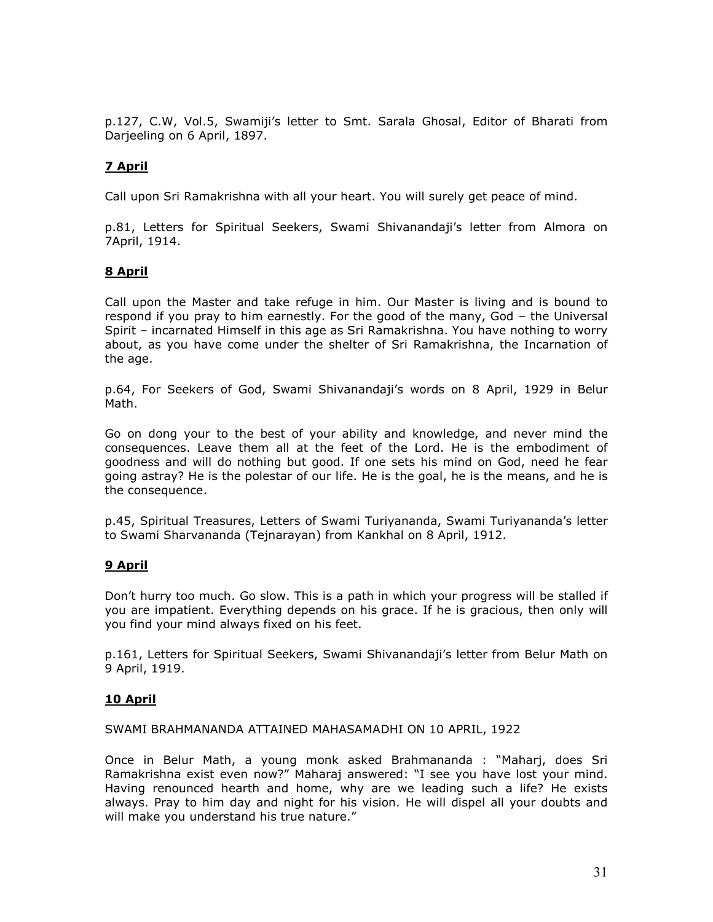p.127, C.W, Vol.5, Swamiji's letter to Smt. Sarala Ghosal, Editor of Bharati from Darjeeling on 6 April, 1897.

**7 April**

Call upon Sri Ramakrishna with all your heart. You will surely get peace of mind.

p.81, Letters for Spiritual Seekers, Swami Shivanandaji's letter from Almora on 7April, 1914.

**8 April**

Call upon the Master and take refuge in him. Our Master is living and is bound to respond if you pray to him earnestly. For the good of the many, God – the Universal Spirit – incarnated Himself in this age as Sri Ramakrishna. You have nothing to worry about, as you have come under the shelter of Sri Ramakrishna, the Incarnation of the age.

p.64, For Seekers of God, Swami Shivanandaji's words on 8 April, 1929 in Belur Math.

Go on dong your to the best of your ability and knowledge, and never mind the consequences. Leave them all at the feet of the Lord. He is the embodiment of goodness and will do nothing but good. If one sets his mind on God, need he fear going astray? He is the polestar of our life. He is the goal, he is the means, and he is the consequence.

p.45, Spiritual Treasures, Letters of Swami Turiyananda, Swami Turiyananda's letter to Swami Sharvananda (Tejnarayan) from Kankhal on 8 April, 1912.

**9 April**

Don't hurry too much. Go slow. This is a path in which your progress will be stalled if you are impatient. Everything depends on his grace. If he is gracious, then only will you find your mind always fixed on his feet.

p.161, Letters for Spiritual Seekers, Swami Shivanandaji's letter from Belur Math on 9 April, 1919.

**10 April**

SWAMI BRAHMANANDA ATTAINED MAHASAMADHI ON 10 APRIL, 1922

Once in Belur Math, a young monk asked Brahmananda : "Maharj, does Sri Ramakrishna exist even now?" Maharaj answered: "I see you have lost your mind. Having renounced hearth and home, why are we leading such a life? He exists always. Pray to him day and night for his vision. He will dispel all your doubts and will make you understand his true nature."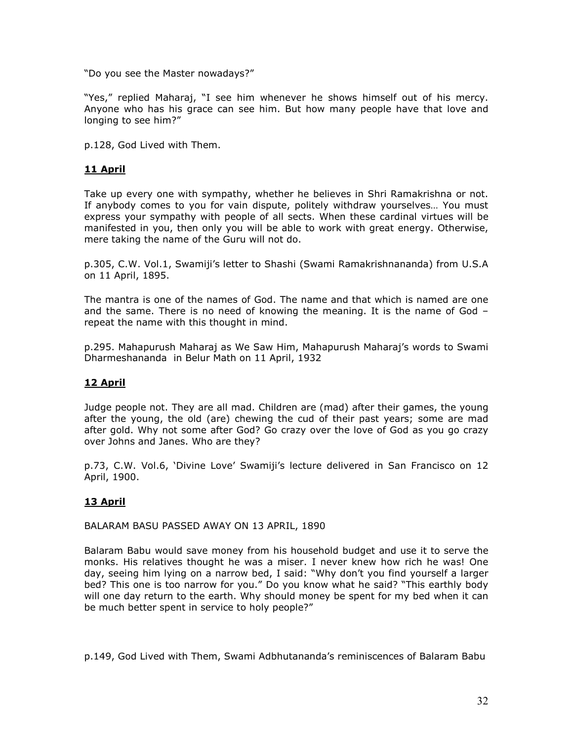"Do you see the Master nowadays?"

"Yes," replied Maharaj, "I see him whenever he shows himself out of his mercy. Anyone who has his grace can see him. But how many people have that love and longing to see him?"

p.128, God Lived with Them.

## 11 April

Take up every one with sympathy, whether he believes in Shri Ramakrishna or not. If anybody comes to you for vain dispute, politely withdraw yourselves… You must express your sympathy with people of all sects. When these cardinal virtues will be manifested in you, then only you will be able to work with great energy. Otherwise, mere taking the name of the Guru will not do.

p.305, C.W. Vol.1, Swamiji's letter to Shashi (Swami Ramakrishnananda) from U.S.A on 11 April, 1895.

The mantra is one of the names of God. The name and that which is named are one and the same. There is no need of knowing the meaning. It is the name of God – repeat the name with this thought in mind.

p.295. Mahapurush Maharaj as We Saw Him, Mahapurush Maharaj's words to Swami Dharmeshananda in Belur Math on 11 April, 1932

## 12 April

Judge people not. They are all mad. Children are (mad) after their games, the young after the young, the old (are) chewing the cud of their past years; some are mad after gold. Why not some after God? Go crazy over the love of God as you go crazy over Johns and Janes. Who are they?

p.73, C.W. Vol.6, 'Divine Love' Swamiji's lecture delivered in San Francisco on 12 April, 1900.

## 13 April

BALARAM BASU PASSED AWAY ON 13 APRIL, 1890

Balaram Babu would save money from his household budget and use it to serve the monks. His relatives thought he was a miser. I never knew how rich he was! One day, seeing him lying on a narrow bed, I said: "Why don't you find yourself a larger bed? This one is too narrow for you." Do you know what he said? "This earthly body will one day return to the earth. Why should money be spent for my bed when it can be much better spent in service to holy people?"

p.149, God Lived with Them, Swami Adbhutananda's reminiscences of Balaram Babu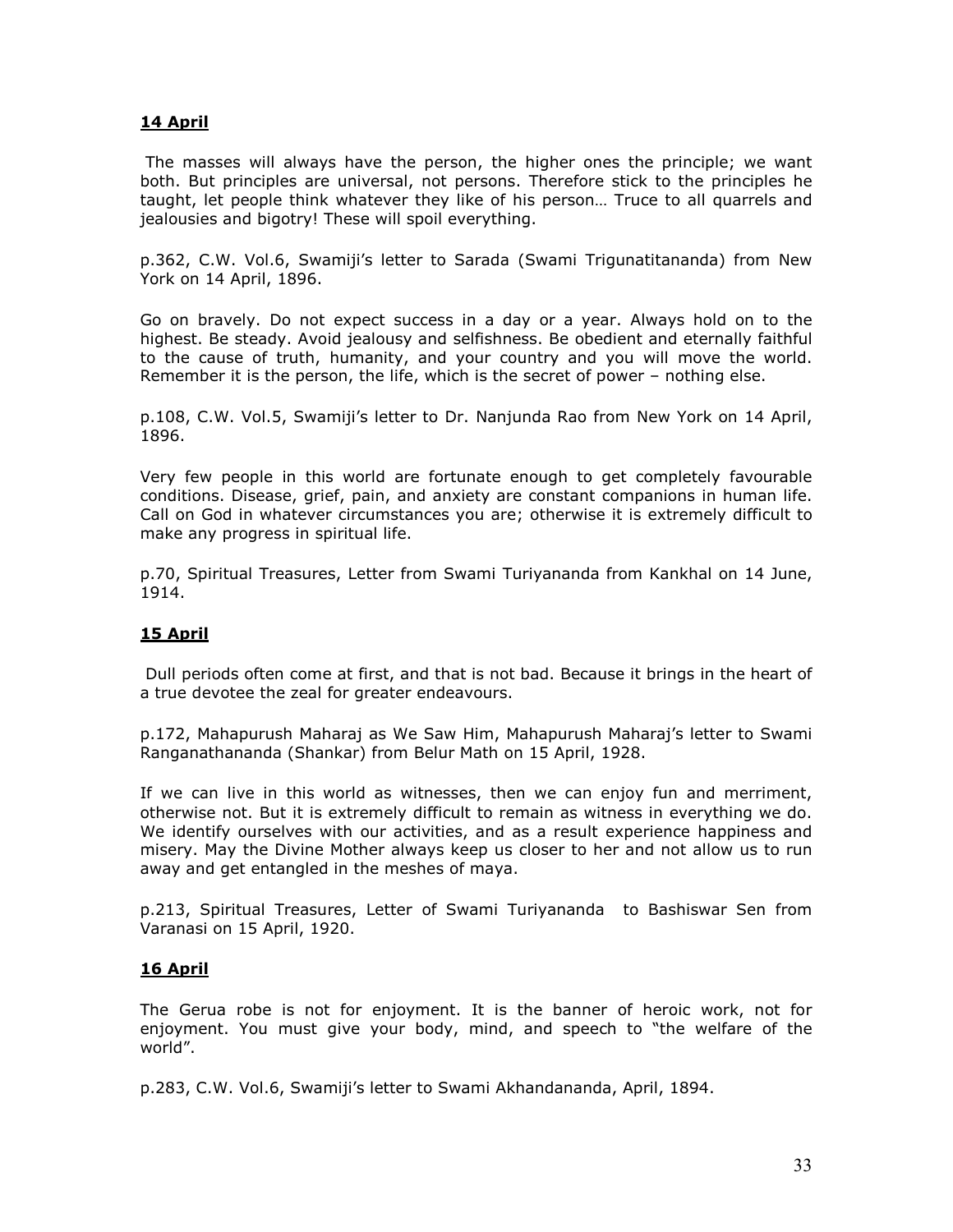## 14 April

The masses will always have the person, the higher ones the principle; we want both. But principles are universal, not persons. Therefore stick to the principles he taught, let people think whatever they like of his person… Truce to all quarrels and jealousies and bigotry! These will spoil everything.

p.362, C.W. Vol.6, Swamiji's letter to Sarada (Swami Trigunatitananda) from New York on 14 April, 1896.

Go on bravely. Do not expect success in a day or a year. Always hold on to the highest. Be steady. Avoid jealousy and selfishness. Be obedient and eternally faithful to the cause of truth, humanity, and your country and you will move the world. Remember it is the person, the life, which is the secret of power – nothing else.

p.108, C.W. Vol.5, Swamiji's letter to Dr. Nanjunda Rao from New York on 14 April, 1896.

Very few people in this world are fortunate enough to get completely favourable conditions. Disease, grief, pain, and anxiety are constant companions in human life. Call on God in whatever circumstances you are; otherwise it is extremely difficult to make any progress in spiritual life.

p.70, Spiritual Treasures, Letter from Swami Turiyananda from Kankhal on 14 June, 1914.

## 15 April

Dull periods often come at first, and that is not bad. Because it brings in the heart of a true devotee the zeal for greater endeavours.

p.172, Mahapurush Maharaj as We Saw Him, Mahapurush Maharaj's letter to Swami Ranganathananda (Shankar) from Belur Math on 15 April, 1928.

If we can live in this world as witnesses, then we can enjoy fun and merriment, otherwise not. But it is extremely difficult to remain as witness in everything we do. We identify ourselves with our activities, and as a result experience happiness and misery. May the Divine Mother always keep us closer to her and not allow us to run away and get entangled in the meshes of maya.

p.213, Spiritual Treasures, Letter of Swami Turiyananda to Bashiswar Sen from Varanasi on 15 April, 1920.

## 16 April

The Gerua robe is not for enjoyment. It is the banner of heroic work, not for enjoyment. You must give your body, mind, and speech to "the welfare of the world".

p.283, C.W. Vol.6, Swamiji's letter to Swami Akhandananda, April, 1894.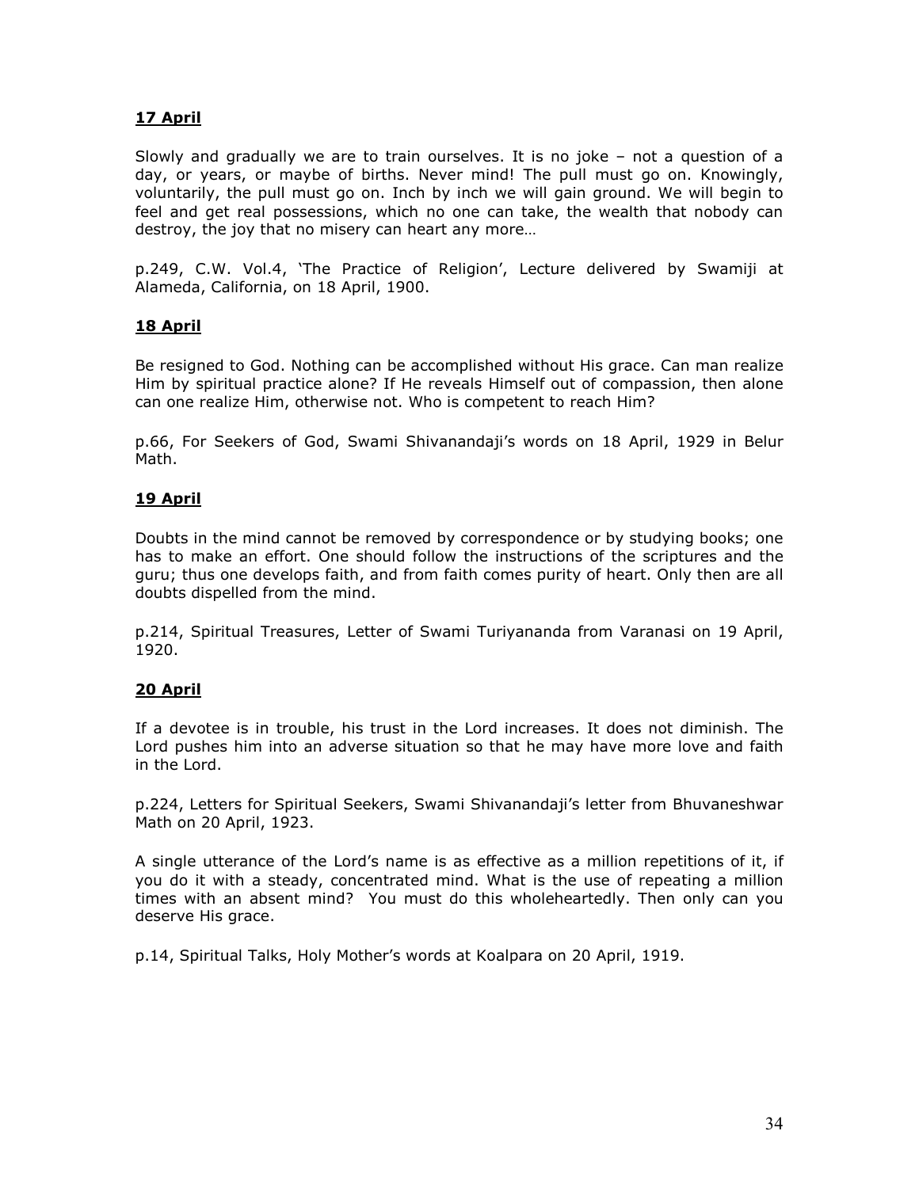**<u>17 April</u>**

Slowly and gradually we are to train ourselves. It is no joke – not a question of a day, or years, or maybe of births. Never mind! The pull must go on. Knowingly, voluntarily, the pull must go on. Inch by inch we will gain ground. We will begin to feel and get real possessions, which no one can take, the wealth that nobody can destroy, the joy that no misery can heart any more…

p.249, C.W. Vol.4, 'The Practice of Religion', Lecture delivered by Swamiji at Alameda, California, on 18 April, 1900.

**<u>18 April</u>**

Be resigned to God. Nothing can be accomplished without His grace. Can man realize Him by spiritual practice alone? If He reveals Himself out of compassion, then alone can one realize Him, otherwise not. Who is competent to reach Him?

p.66, For Seekers of God, Swami Shivanandaji's words on 18 April, 1929 in Belur Math.

**<u>19 April</u>**

Doubts in the mind cannot be removed by correspondence or by studying books; one has to make an effort. One should follow the instructions of the scriptures and the guru; thus one develops faith, and from faith comes purity of heart. Only then are all doubts dispelled from the mind.

p.214, Spiritual Treasures, Letter of Swami Turiyananda from Varanasi on 19 April, 1920.

**<u>20 April</u>**

If a devotee is in trouble, his trust in the Lord increases. It does not diminish. The Lord pushes him into an adverse situation so that he may have more love and faith in the Lord.

p.224, Letters for Spiritual Seekers, Swami Shivanandaji's letter from Bhuvaneshwar Math on 20 April, 1923.

A single utterance of the Lord's name is as effective as a million repetitions of it, if you do it with a steady, concentrated mind. What is the use of repeating a million times with an absent mind? You must do this wholeheartedly. Then only can you deserve His grace.

p.14, Spiritual Talks, Holy Mother's words at Koalpara on 20 April, 1919.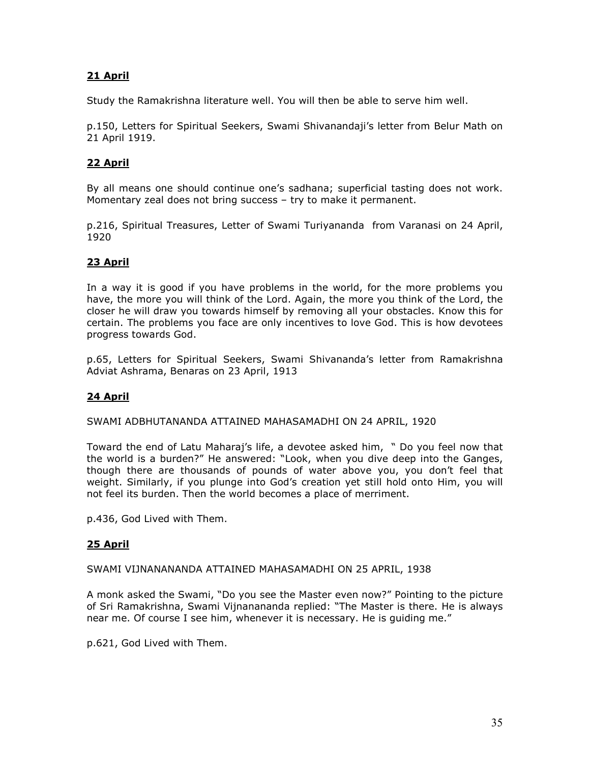## **21 April**

Study the Ramakrishna literature well. You will then be able to serve him well.

p.150, Letters for Spiritual Seekers, Swami Shivanandaji's letter from Belur Math on 21 April 1919.

## **22 April**

By all means one should continue one's sadhana; superficial tasting does not work. Momentary zeal does not bring success – try to make it permanent.

p.216, Spiritual Treasures, Letter of Swami Turiyananda from Varanasi on 24 April, 1920

## **23 April**

In a way it is good if you have problems in the world, for the more problems you have, the more you will think of the Lord. Again, the more you think of the Lord, the closer he will draw you towards himself by removing all your obstacles. Know this for certain. The problems you face are only incentives to love God. This is how devotees progress towards God.

p.65, Letters for Spiritual Seekers, Swami Shivananda's letter from Ramakrishna Adviat Ashrama, Benaras on 23 April, 1913

## **24 April**

SWAMI ADBHUTANANDA ATTAINED MAHASAMADHI ON 24 APRIL, 1920

Toward the end of Latu Maharaj's life, a devotee asked him, " Do you feel now that the world is a burden?" He answered: "Look, when you dive deep into the Ganges, though there are thousands of pounds of water above you, you don't feel that weight. Similarly, if you plunge into God's creation yet still hold onto Him, you will not feel its burden. Then the world becomes a place of merriment.

p.436, God Lived with Them.

## **25 April**

SWAMI VIJNANANANDA ATTAINED MAHASAMADHI ON 25 APRIL, 1938

A monk asked the Swami, "Do you see the Master even now?" Pointing to the picture of Sri Ramakrishna, Swami Vijnanananda replied: "The Master is there. He is always near me. Of course I see him, whenever it is necessary. He is guiding me."

p.621, God Lived with Them.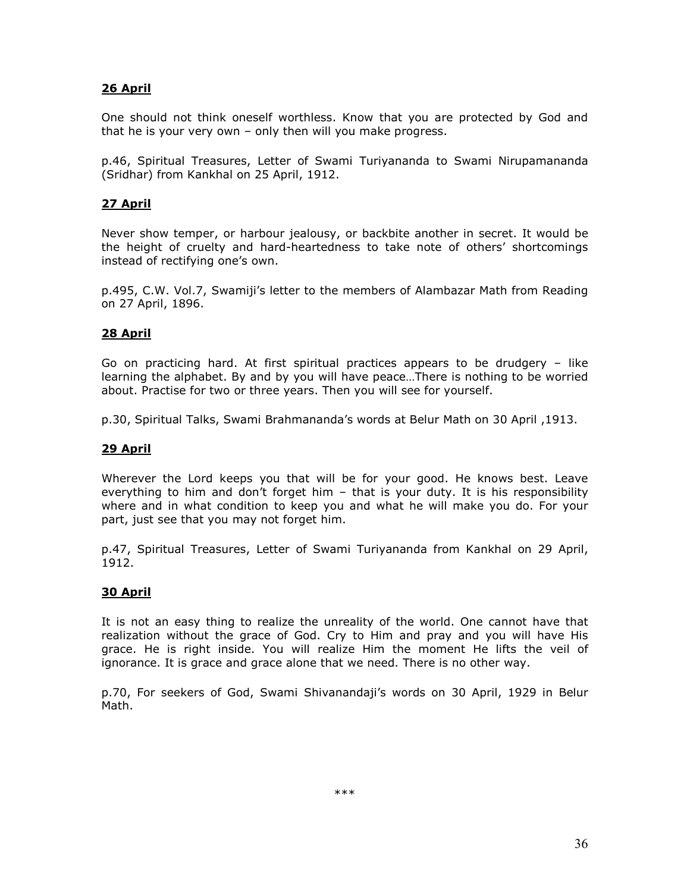**26 April**

One should not think oneself worthless. Know that you are protected by God and that he is your very own – only then will you make progress.

p.46, Spiritual Treasures, Letter of Swami Turiyananda to Swami Nirupamananda (Sridhar) from Kankhal on 25 April, 1912.

**27 April**

Never show temper, or harbour jealousy, or backbite another in secret. It would be the height of cruelty and hard-heartedness to take note of others' shortcomings instead of rectifying one's own.

p.495, C.W. Vol.7, Swamiji's letter to the members of Alambazar Math from Reading on 27 April, 1896.

**28 April**

Go on practicing hard. At first spiritual practices appears to be drudgery – like learning the alphabet. By and by you will have peace…There is nothing to be worried about. Practise for two or three years. Then you will see for yourself.

p.30, Spiritual Talks, Swami Brahmananda's words at Belur Math on 30 April ,1913.

**29 April**

Wherever the Lord keeps you that will be for your good. He knows best. Leave everything to him and don't forget him – that is your duty. It is his responsibility where and in what condition to keep you and what he will make you do. For your part, just see that you may not forget him.

p.47, Spiritual Treasures, Letter of Swami Turiyananda from Kankhal on 29 April, 1912.

**30 April**

It is not an easy thing to realize the unreality of the world. One cannot have that realization without the grace of God. Cry to Him and pray and you will have His grace. He is right inside. You will realize Him the moment He lifts the veil of ignorance. It is grace and grace alone that we need. There is no other way.

p.70, For seekers of God, Swami Shivanandaji's words on 30 April, 1929 in Belur Math.

***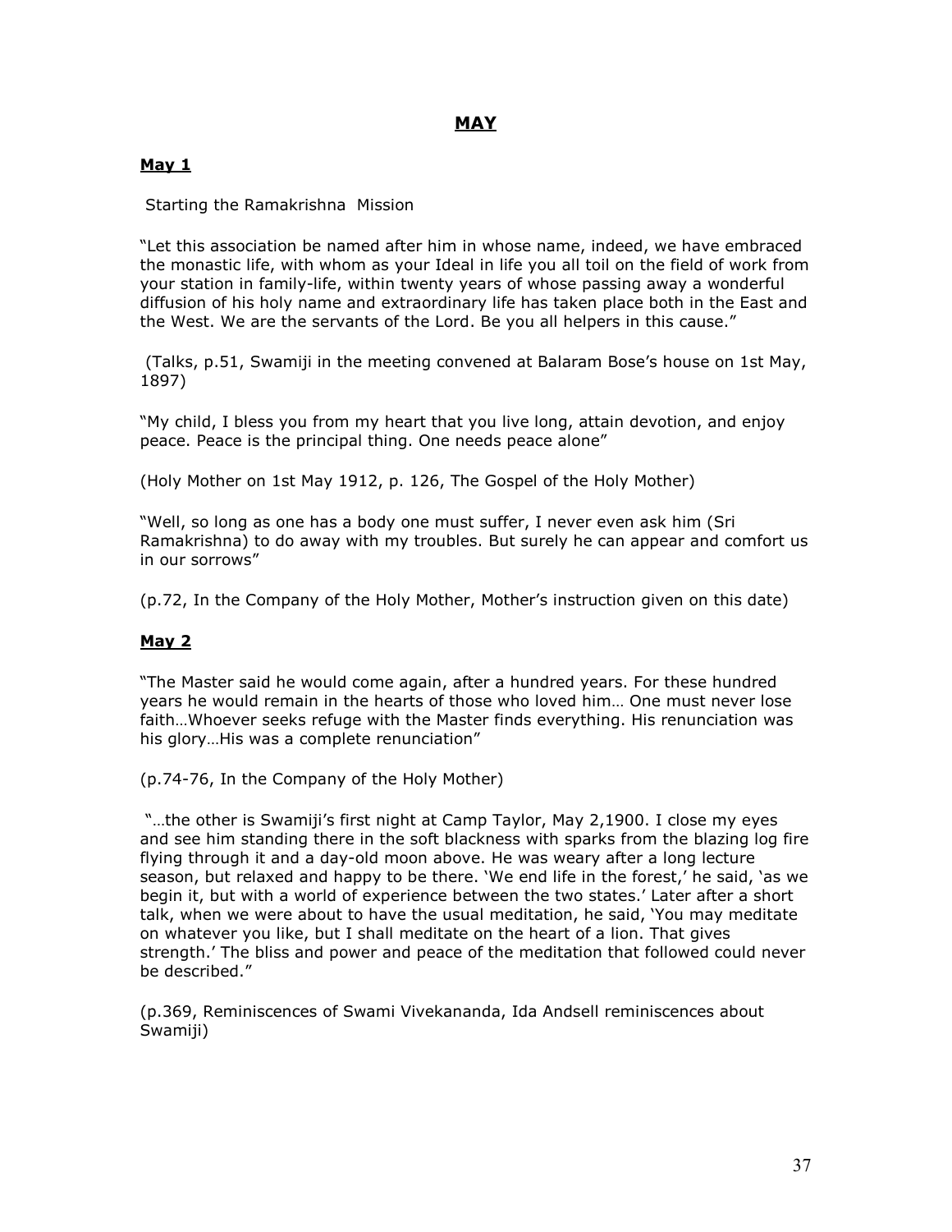# MAY

## May 1

Starting the Ramakrishna Mission

"Let this association be named after him in whose name, indeed, we have embraced the monastic life, with whom as your Ideal in life you all toil on the field of work from your station in family-life, within twenty years of whose passing away a wonderful diffusion of his holy name and extraordinary life has taken place both in the East and the West. We are the servants of the Lord. Be you all helpers in this cause."

(Talks, p.51, Swamiji in the meeting convened at Balaram Bose's house on 1st May, 1897)

"My child, I bless you from my heart that you live long, attain devotion, and enjoy peace. Peace is the principal thing. One needs peace alone"

(Holy Mother on 1st May 1912, p. 126, The Gospel of the Holy Mother)

"Well, so long as one has a body one must suffer, I never even ask him (Sri Ramakrishna) to do away with my troubles. But surely he can appear and comfort us in our sorrows"

(p.72, In the Company of the Holy Mother, Mother's instruction given on this date)

## May 2

"The Master said he would come again, after a hundred years. For these hundred years he would remain in the hearts of those who loved him… One must never lose faith…Whoever seeks refuge with the Master finds everything. His renunciation was his glory…His was a complete renunciation"

(p.74-76, In the Company of the Holy Mother)

"…the other is Swamiji's first night at Camp Taylor, May 2,1900. I close my eyes and see him standing there in the soft blackness with sparks from the blazing log fire flying through it and a day-old moon above. He was weary after a long lecture season, but relaxed and happy to be there. 'We end life in the forest,' he said, 'as we begin it, but with a world of experience between the two states.' Later after a short talk, when we were about to have the usual meditation, he said, 'You may meditate on whatever you like, but I shall meditate on the heart of a lion. That gives strength.' The bliss and power and peace of the meditation that followed could never be described."

(p.369, Reminiscences of Swami Vivekananda, Ida Andsell reminiscences about Swamiji)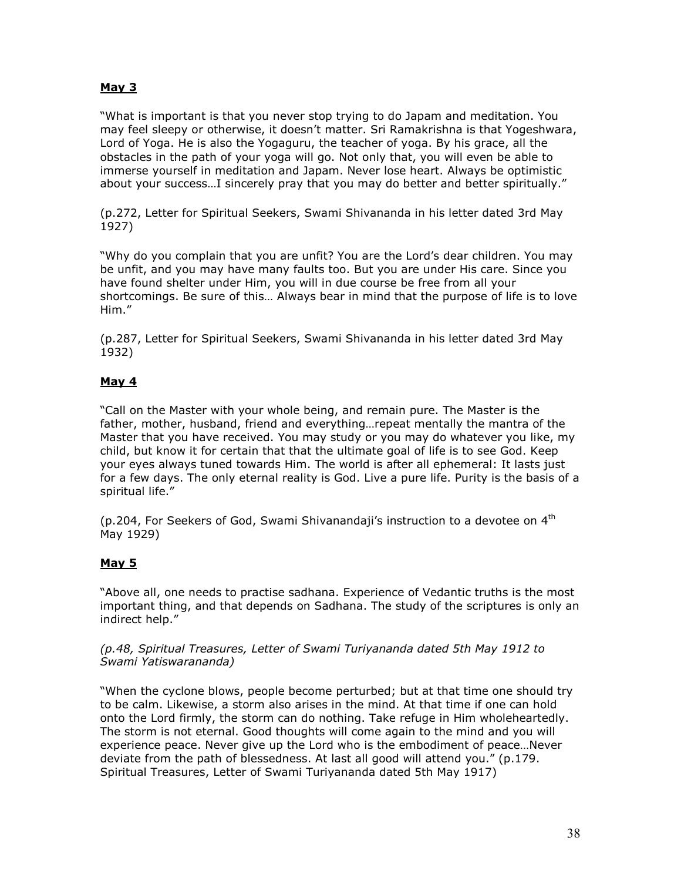**May 3**

"What is important is that you never stop trying to do Japam and meditation. You may feel sleepy or otherwise, it doesn't matter. Sri Ramakrishna is that Yogeshwara, Lord of Yoga. He is also the Yogaguru, the teacher of yoga. By his grace, all the obstacles in the path of your yoga will go. Not only that, you will even be able to immerse yourself in meditation and Japam. Never lose heart. Always be optimistic about your success…I sincerely pray that you may do better and better spiritually."

(p.272, Letter for Spiritual Seekers, Swami Shivananda in his letter dated 3rd May 1927)

"Why do you complain that you are unfit? You are the Lord's dear children. You may be unfit, and you may have many faults too. But you are under His care. Since you have found shelter under Him, you will in due course be free from all your shortcomings. Be sure of this… Always bear in mind that the purpose of life is to love Him."

(p.287, Letter for Spiritual Seekers, Swami Shivananda in his letter dated 3rd May 1932)

**May 4**

"Call on the Master with your whole being, and remain pure. The Master is the father, mother, husband, friend and everything…repeat mentally the mantra of the Master that you have received. You may study or you may do whatever you like, my child, but know it for certain that that the ultimate goal of life is to see God. Keep your eyes always tuned towards Him. The world is after all ephemeral: It lasts just for a few days. The only eternal reality is God. Live a pure life. Purity is the basis of a spiritual life."

(p.204, For Seekers of God, Swami Shivanandaji's instruction to a devotee on 4th May 1929)

**May 5**

"Above all, one needs to practise sadhana. Experience of Vedantic truths is the most important thing, and that depends on Sadhana. The study of the scriptures is only an indirect help."

*(p.48, Spiritual Treasures, Letter of Swami Turiyananda dated 5th May 1912 to Swami Yatiswarananda)*

"When the cyclone blows, people become perturbed; but at that time one should try to be calm. Likewise, a storm also arises in the mind. At that time if one can hold onto the Lord firmly, the storm can do nothing. Take refuge in Him wholeheartedly. The storm is not eternal. Good thoughts will come again to the mind and you will experience peace. Never give up the Lord who is the embodiment of peace…Never deviate from the path of blessedness. At last all good will attend you." (p.179. Spiritual Treasures, Letter of Swami Turiyananda dated 5th May 1917)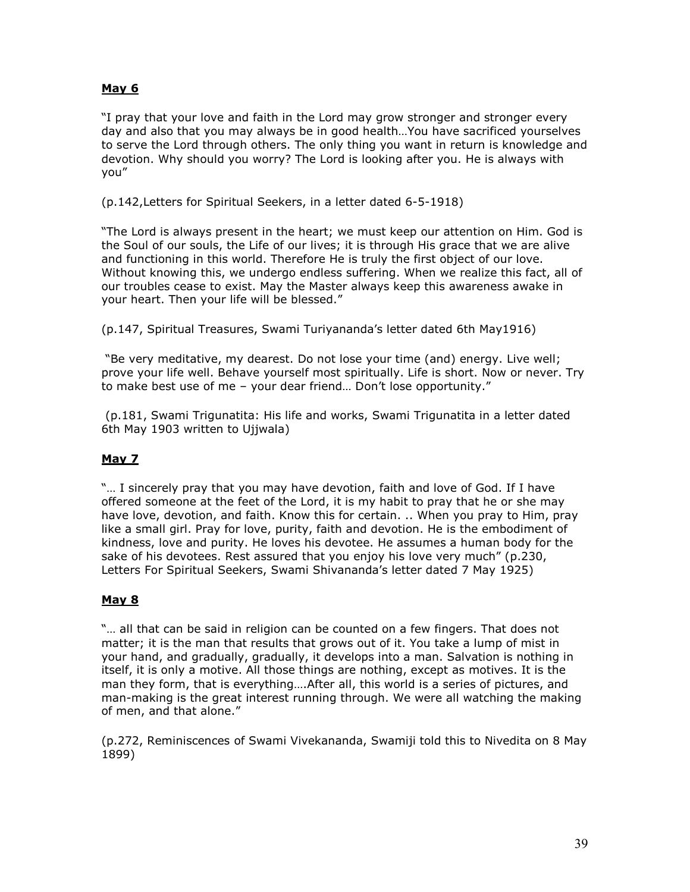**May 6**

"I pray that your love and faith in the Lord may grow stronger and stronger every day and also that you may always be in good health…You have sacrificed yourselves to serve the Lord through others. The only thing you want in return is knowledge and devotion. Why should you worry? The Lord is looking after you. He is always with you"

(p.142,Letters for Spiritual Seekers, in a letter dated 6-5-1918)

"The Lord is always present in the heart; we must keep our attention on Him. God is the Soul of our souls, the Life of our lives; it is through His grace that we are alive and functioning in this world. Therefore He is truly the first object of our love. Without knowing this, we undergo endless suffering. When we realize this fact, all of our troubles cease to exist. May the Master always keep this awareness awake in your heart. Then your life will be blessed."

(p.147, Spiritual Treasures, Swami Turiyananda's letter dated 6th May1916)

"Be very meditative, my dearest. Do not lose your time (and) energy. Live well; prove your life well. Behave yourself most spiritually. Life is short. Now or never. Try to make best use of me – your dear friend… Don't lose opportunity."

(p.181, Swami Trigunatita: His life and works, Swami Trigunatita in a letter dated 6th May 1903 written to Ujjwala)

**May 7**

"… I sincerely pray that you may have devotion, faith and love of God. If I have offered someone at the feet of the Lord, it is my habit to pray that he or she may have love, devotion, and faith. Know this for certain. .. When you pray to Him, pray like a small girl. Pray for love, purity, faith and devotion. He is the embodiment of kindness, love and purity. He loves his devotee. He assumes a human body for the sake of his devotees. Rest assured that you enjoy his love very much" (p.230, Letters For Spiritual Seekers, Swami Shivananda's letter dated 7 May 1925)

**May 8**

"… all that can be said in religion can be counted on a few fingers. That does not matter; it is the man that results that grows out of it. You take a lump of mist in your hand, and gradually, gradually, it develops into a man. Salvation is nothing in itself, it is only a motive. All those things are nothing, except as motives. It is the man they form, that is everything….After all, this world is a series of pictures, and man-making is the great interest running through. We were all watching the making of men, and that alone."

(p.272, Reminiscences of Swami Vivekananda, Swamiji told this to Nivedita on 8 May 1899)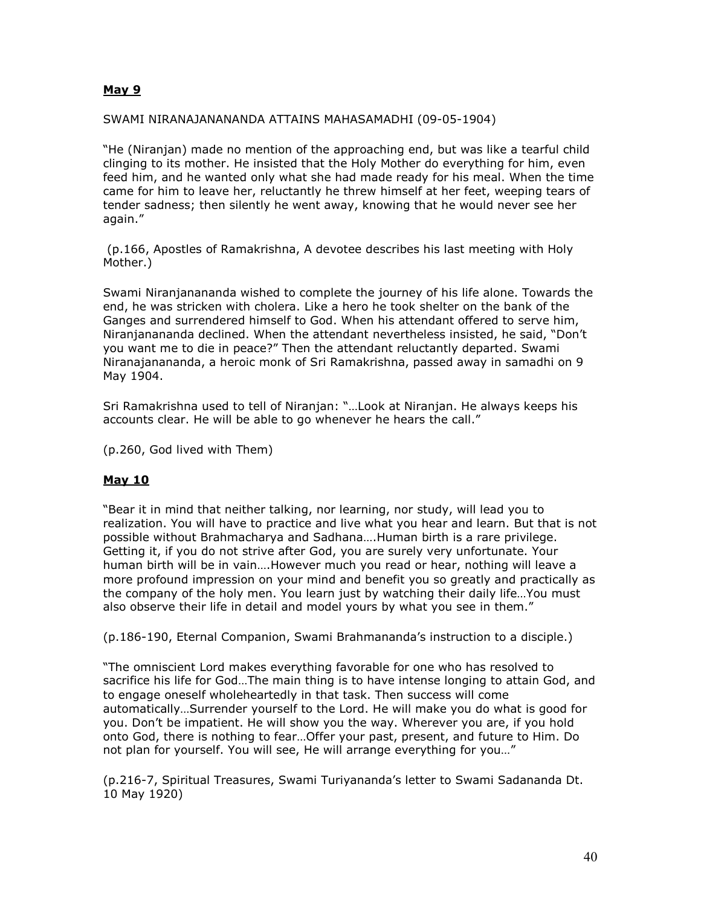## **May 9**

SWAMI NIRANAJANANANDA ATTAINS MAHASAMADHI (09-05-1904)

"He (Niranjan) made no mention of the approaching end, but was like a tearful child clinging to its mother. He insisted that the Holy Mother do everything for him, even feed him, and he wanted only what she had made ready for his meal. When the time came for him to leave her, reluctantly he threw himself at her feet, weeping tears of tender sadness; then silently he went away, knowing that he would never see her again."

(p.166, Apostles of Ramakrishna, A devotee describes his last meeting with Holy Mother.)

Swami Niranjanananda wished to complete the journey of his life alone. Towards the end, he was stricken with cholera. Like a hero he took shelter on the bank of the Ganges and surrendered himself to God. When his attendant offered to serve him, Niranjanananda declined. When the attendant nevertheless insisted, he said, "Don't you want me to die in peace?" Then the attendant reluctantly departed. Swami Niranajanananda, a heroic monk of Sri Ramakrishna, passed away in samadhi on 9 May 1904.

Sri Ramakrishna used to tell of Niranjan: "…Look at Niranjan. He always keeps his accounts clear. He will be able to go whenever he hears the call."

(p.260, God lived with Them)

## **May 10**

"Bear it in mind that neither talking, nor learning, nor study, will lead you to realization. You will have to practice and live what you hear and learn. But that is not possible without Brahmacharya and Sadhana….Human birth is a rare privilege. Getting it, if you do not strive after God, you are surely very unfortunate. Your human birth will be in vain….However much you read or hear, nothing will leave a more profound impression on your mind and benefit you so greatly and practically as the company of the holy men. You learn just by watching their daily life…You must also observe their life in detail and model yours by what you see in them."

(p.186-190, Eternal Companion, Swami Brahmananda's instruction to a disciple.)

"The omniscient Lord makes everything favorable for one who has resolved to sacrifice his life for God…The main thing is to have intense longing to attain God, and to engage oneself wholeheartedly in that task. Then success will come automatically…Surrender yourself to the Lord. He will make you do what is good for you. Don't be impatient. He will show you the way. Wherever you are, if you hold onto God, there is nothing to fear…Offer your past, present, and future to Him. Do not plan for yourself. You will see, He will arrange everything for you…"

(p.216-7, Spiritual Treasures, Swami Turiyananda's letter to Swami Sadananda Dt. 10 May 1920)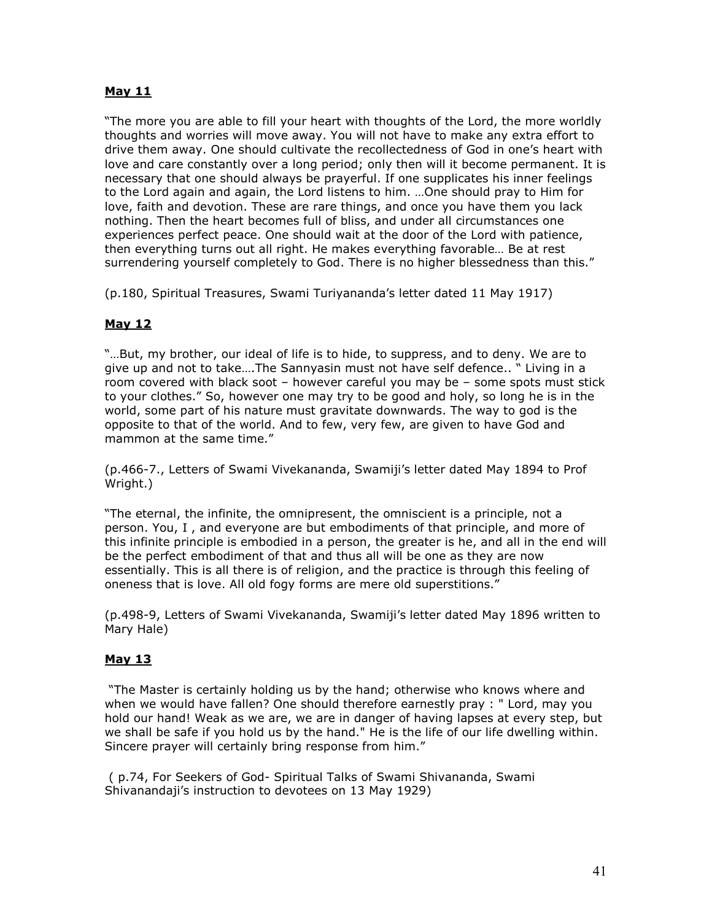## May 11

"The more you are able to fill your heart with thoughts of the Lord, the more worldly thoughts and worries will move away. You will not have to make any extra effort to drive them away. One should cultivate the recollectedness of God in one's heart with love and care constantly over a long period; only then will it become permanent. It is necessary that one should always be prayerful. If one supplicates his inner feelings to the Lord again and again, the Lord listens to him. …One should pray to Him for love, faith and devotion. These are rare things, and once you have them you lack nothing. Then the heart becomes full of bliss, and under all circumstances one experiences perfect peace. One should wait at the door of the Lord with patience, then everything turns out all right. He makes everything favorable… Be at rest surrendering yourself completely to God. There is no higher blessedness than this."

(p.180, Spiritual Treasures, Swami Turiyananda's letter dated 11 May 1917)

## May 12

"…But, my brother, our ideal of life is to hide, to suppress, and to deny. We are to give up and not to take….The Sannyasin must not have self defence.. " Living in a room covered with black soot – however careful you may be – some spots must stick to your clothes." So, however one may try to be good and holy, so long he is in the world, some part of his nature must gravitate downwards. The way to god is the opposite to that of the world. And to few, very few, are given to have God and mammon at the same time."

(p.466-7., Letters of Swami Vivekananda, Swamiji's letter dated May 1894 to Prof Wright.)

"The eternal, the infinite, the omnipresent, the omniscient is a principle, not a person. You, I , and everyone are but embodiments of that principle, and more of this infinite principle is embodied in a person, the greater is he, and all in the end will be the perfect embodiment of that and thus all will be one as they are now essentially. This is all there is of religion, and the practice is through this feeling of oneness that is love. All old fogy forms are mere old superstitions."

(p.498-9, Letters of Swami Vivekananda, Swamiji's letter dated May 1896 written to Mary Hale)

## May 13

"The Master is certainly holding us by the hand; otherwise who knows where and when we would have fallen? One should therefore earnestly pray : " Lord, may you hold our hand! Weak as we are, we are in danger of having lapses at every step, but we shall be safe if you hold us by the hand." He is the life of our life dwelling within. Sincere prayer will certainly bring response from him."

( p.74, For Seekers of God- Spiritual Talks of Swami Shivananda, Swami Shivanandaji's instruction to devotees on 13 May 1929)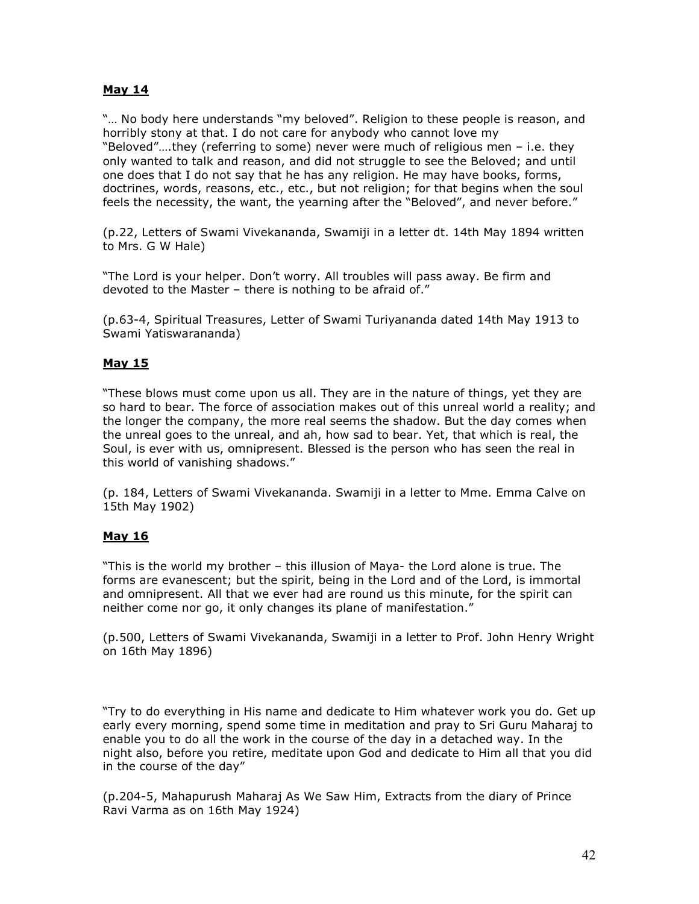**May 14**

"… No body here understands "my beloved". Religion to these people is reason, and horribly stony at that. I do not care for anybody who cannot love my "Beloved"….they (referring to some) never were much of religious men – i.e. they only wanted to talk and reason, and did not struggle to see the Beloved; and until one does that I do not say that he has any religion. He may have books, forms, doctrines, words, reasons, etc., etc., but not religion; for that begins when the soul feels the necessity, the want, the yearning after the "Beloved", and never before."

(p.22, Letters of Swami Vivekananda, Swamiji in a letter dt. 14th May 1894 written to Mrs. G W Hale)

"The Lord is your helper. Don't worry. All troubles will pass away. Be firm and devoted to the Master – there is nothing to be afraid of."

(p.63-4, Spiritual Treasures, Letter of Swami Turiyananda dated 14th May 1913 to Swami Yatiswarananda)

**May 15**

"These blows must come upon us all. They are in the nature of things, yet they are so hard to bear. The force of association makes out of this unreal world a reality; and the longer the company, the more real seems the shadow. But the day comes when the unreal goes to the unreal, and ah, how sad to bear. Yet, that which is real, the Soul, is ever with us, omnipresent. Blessed is the person who has seen the real in this world of vanishing shadows."

(p. 184, Letters of Swami Vivekananda. Swamiji in a letter to Mme. Emma Calve on 15th May 1902)

**May 16**

"This is the world my brother – this illusion of Maya- the Lord alone is true. The forms are evanescent; but the spirit, being in the Lord and of the Lord, is immortal and omnipresent. All that we ever had are round us this minute, for the spirit can neither come nor go, it only changes its plane of manifestation."

(p.500, Letters of Swami Vivekananda, Swamiji in a letter to Prof. John Henry Wright on 16th May 1896)

"Try to do everything in His name and dedicate to Him whatever work you do. Get up early every morning, spend some time in meditation and pray to Sri Guru Maharaj to enable you to do all the work in the course of the day in a detached way. In the night also, before you retire, meditate upon God and dedicate to Him all that you did in the course of the day"

(p.204-5, Mahapurush Maharaj As We Saw Him, Extracts from the diary of Prince Ravi Varma as on 16th May 1924)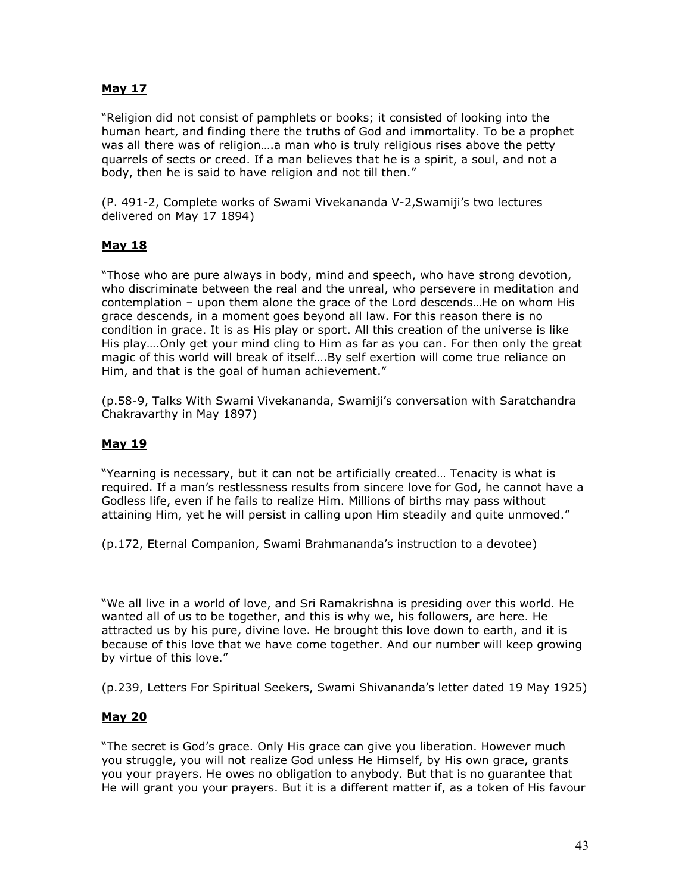**<u>May 17</u>**

"Religion did not consist of pamphlets or books; it consisted of looking into the human heart, and finding there the truths of God and immortality. To be a prophet was all there was of religion….a man who is truly religious rises above the petty quarrels of sects or creed. If a man believes that he is a spirit, a soul, and not a body, then he is said to have religion and not till then."

(P. 491-2, Complete works of Swami Vivekananda V-2,Swamiji's two lectures delivered on May 17 1894)

**<u>May 18</u>**

"Those who are pure always in body, mind and speech, who have strong devotion, who discriminate between the real and the unreal, who persevere in meditation and contemplation – upon them alone the grace of the Lord descends…He on whom His grace descends, in a moment goes beyond all law. For this reason there is no condition in grace. It is as His play or sport. All this creation of the universe is like His play….Only get your mind cling to Him as far as you can. For then only the great magic of this world will break of itself….By self exertion will come true reliance on Him, and that is the goal of human achievement."

(p.58-9, Talks With Swami Vivekananda, Swamiji's conversation with Saratchandra Chakravarthy in May 1897)

**<u>May 19</u>**

"Yearning is necessary, but it can not be artificially created… Tenacity is what is required. If a man's restlessness results from sincere love for God, he cannot have a Godless life, even if he fails to realize Him. Millions of births may pass without attaining Him, yet he will persist in calling upon Him steadily and quite unmoved."

(p.172, Eternal Companion, Swami Brahmananda's instruction to a devotee)

"We all live in a world of love, and Sri Ramakrishna is presiding over this world. He wanted all of us to be together, and this is why we, his followers, are here. He attracted us by his pure, divine love. He brought this love down to earth, and it is because of this love that we have come together. And our number will keep growing by virtue of this love."

(p.239, Letters For Spiritual Seekers, Swami Shivananda's letter dated 19 May 1925)

**<u>May 20</u>**

"The secret is God's grace. Only His grace can give you liberation. However much you struggle, you will not realize God unless He Himself, by His own grace, grants you your prayers. He owes no obligation to anybody. But that is no guarantee that He will grant you your prayers. But it is a different matter if, as a token of His favour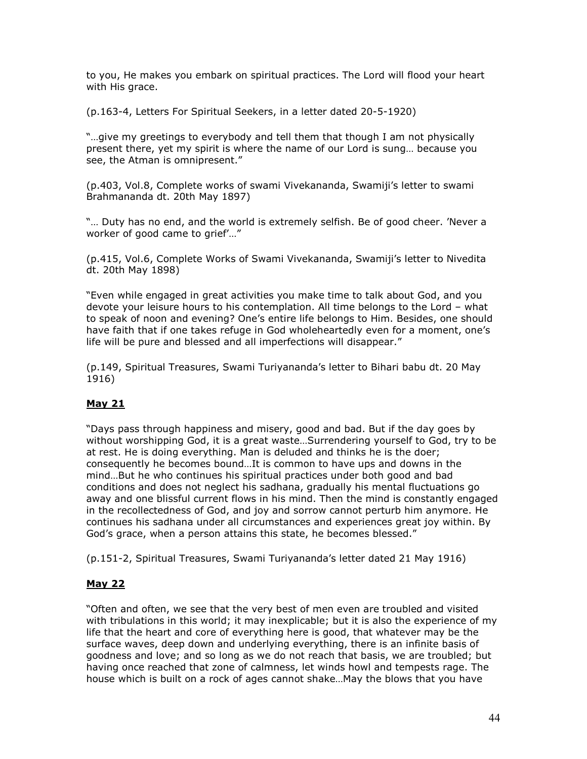to you, He makes you embark on spiritual practices. The Lord will flood your heart with His grace.

(p.163-4, Letters For Spiritual Seekers, in a letter dated 20-5-1920)

"…give my greetings to everybody and tell them that though I am not physically present there, yet my spirit is where the name of our Lord is sung… because you see, the Atman is omnipresent."

(p.403, Vol.8, Complete works of swami Vivekananda, Swamiji's letter to swami Brahmananda dt. 20th May 1897)

"… Duty has no end, and the world is extremely selfish. Be of good cheer. 'Never a worker of good came to grief'…"

(p.415, Vol.6, Complete Works of Swami Vivekananda, Swamiji's letter to Nivedita dt. 20th May 1898)

"Even while engaged in great activities you make time to talk about God, and you devote your leisure hours to his contemplation. All time belongs to the Lord – what to speak of noon and evening? One's entire life belongs to Him. Besides, one should have faith that if one takes refuge in God wholeheartedly even for a moment, one's life will be pure and blessed and all imperfections will disappear."

(p.149, Spiritual Treasures, Swami Turiyananda's letter to Bihari babu dt. 20 May 1916)

## **May 21**

"Days pass through happiness and misery, good and bad. But if the day goes by without worshipping God, it is a great waste…Surrendering yourself to God, try to be at rest. He is doing everything. Man is deluded and thinks he is the doer; consequently he becomes bound…It is common to have ups and downs in the mind…But he who continues his spiritual practices under both good and bad conditions and does not neglect his sadhana, gradually his mental fluctuations go away and one blissful current flows in his mind. Then the mind is constantly engaged in the recollectedness of God, and joy and sorrow cannot perturb him anymore. He continues his sadhana under all circumstances and experiences great joy within. By God's grace, when a person attains this state, he becomes blessed."

(p.151-2, Spiritual Treasures, Swami Turiyananda's letter dated 21 May 1916)

## **May 22**

"Often and often, we see that the very best of men even are troubled and visited with tribulations in this world; it may inexplicable; but it is also the experience of my life that the heart and core of everything here is good, that whatever may be the surface waves, deep down and underlying everything, there is an infinite basis of goodness and love; and so long as we do not reach that basis, we are troubled; but having once reached that zone of calmness, let winds howl and tempests rage. The house which is built on a rock of ages cannot shake…May the blows that you have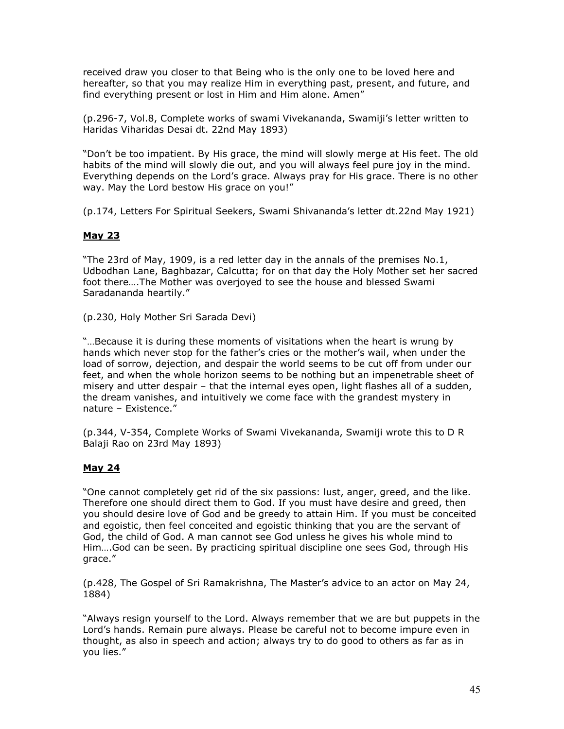received draw you closer to that Being who is the only one to be loved here and hereafter, so that you may realize Him in everything past, present, and future, and find everything present or lost in Him and Him alone. Amen"

(p.296-7, Vol.8, Complete works of swami Vivekananda, Swamiji's letter written to Haridas Viharidas Desai dt. 22nd May 1893)

"Don't be too impatient. By His grace, the mind will slowly merge at His feet. The old habits of the mind will slowly die out, and you will always feel pure joy in the mind. Everything depends on the Lord's grace. Always pray for His grace. There is no other way. May the Lord bestow His grace on you!"

(p.174, Letters For Spiritual Seekers, Swami Shivananda's letter dt.22nd May 1921)

**May 23**

"The 23rd of May, 1909, is a red letter day in the annals of the premises No.1, Udbodhan Lane, Baghbazar, Calcutta; for on that day the Holy Mother set her sacred foot there….The Mother was overjoyed to see the house and blessed Swami Saradananda heartily."

(p.230, Holy Mother Sri Sarada Devi)

"…Because it is during these moments of visitations when the heart is wrung by hands which never stop for the father's cries or the mother's wail, when under the load of sorrow, dejection, and despair the world seems to be cut off from under our feet, and when the whole horizon seems to be nothing but an impenetrable sheet of misery and utter despair – that the internal eyes open, light flashes all of a sudden, the dream vanishes, and intuitively we come face with the grandest mystery in nature – Existence."

(p.344, V-354, Complete Works of Swami Vivekananda, Swamiji wrote this to D R Balaji Rao on 23rd May 1893)

**May 24**

"One cannot completely get rid of the six passions: lust, anger, greed, and the like. Therefore one should direct them to God. If you must have desire and greed, then you should desire love of God and be greedy to attain Him. If you must be conceited and egoistic, then feel conceited and egoistic thinking that you are the servant of God, the child of God. A man cannot see God unless he gives his whole mind to Him….God can be seen. By practicing spiritual discipline one sees God, through His grace."

(p.428, The Gospel of Sri Ramakrishna, The Master's advice to an actor on May 24, 1884)

"Always resign yourself to the Lord. Always remember that we are but puppets in the Lord's hands. Remain pure always. Please be careful not to become impure even in thought, as also in speech and action; always try to do good to others as far as in you lies."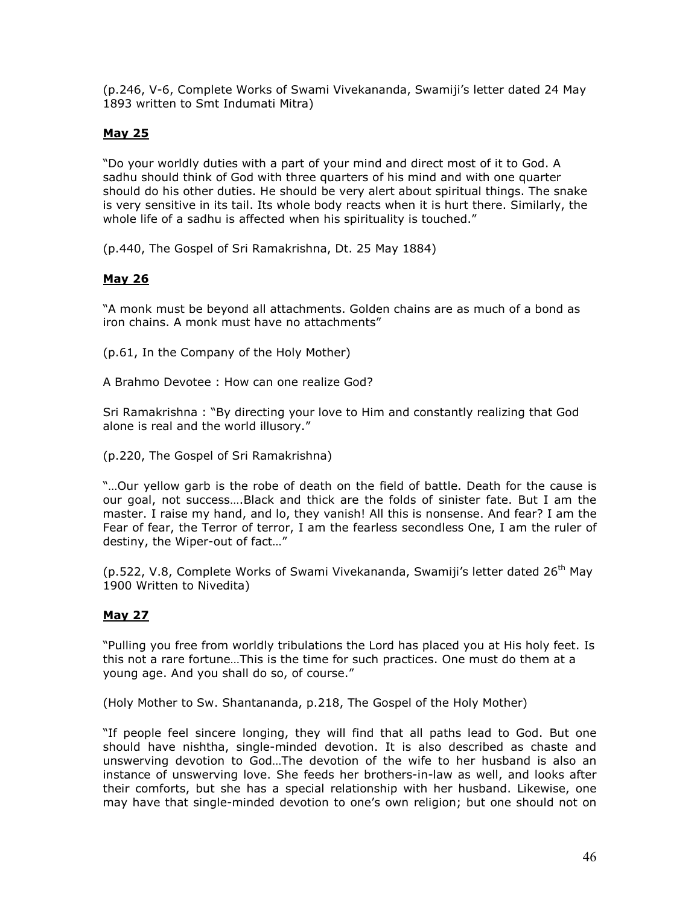(p.246, V-6, Complete Works of Swami Vivekananda, Swamiji's letter dated 24 May 1893 written to Smt Indumati Mitra)

## May 25

"Do your worldly duties with a part of your mind and direct most of it to God. A sadhu should think of God with three quarters of his mind and with one quarter should do his other duties. He should be very alert about spiritual things. The snake is very sensitive in its tail. Its whole body reacts when it is hurt there. Similarly, the whole life of a sadhu is affected when his spirituality is touched."

(p.440, The Gospel of Sri Ramakrishna, Dt. 25 May 1884)

## May 26

"A monk must be beyond all attachments. Golden chains are as much of a bond as iron chains. A monk must have no attachments"

(p.61, In the Company of the Holy Mother)

A Brahmo Devotee : How can one realize God?

Sri Ramakrishna : "By directing your love to Him and constantly realizing that God alone is real and the world illusory."

(p.220, The Gospel of Sri Ramakrishna)

"…Our yellow garb is the robe of death on the field of battle. Death for the cause is our goal, not success….Black and thick are the folds of sinister fate. But I am the master. I raise my hand, and lo, they vanish! All this is nonsense. And fear? I am the Fear of fear, the Terror of terror, I am the fearless secondless One, I am the ruler of destiny, the Wiper-out of fact…"

(p.522, V.8, Complete Works of Swami Vivekananda, Swamiji's letter dated 26th May 1900 Written to Nivedita)

## May 27

"Pulling you free from worldly tribulations the Lord has placed you at His holy feet. Is this not a rare fortune…This is the time for such practices. One must do them at a young age. And you shall do so, of course."

(Holy Mother to Sw. Shantananda, p.218, The Gospel of the Holy Mother)

"If people feel sincere longing, they will find that all paths lead to God. But one should have nishtha, single-minded devotion. It is also described as chaste and unswerving devotion to God…The devotion of the wife to her husband is also an instance of unswerving love. She feeds her brothers-in-law as well, and looks after their comforts, but she has a special relationship with her husband. Likewise, one may have that single-minded devotion to one's own religion; but one should not on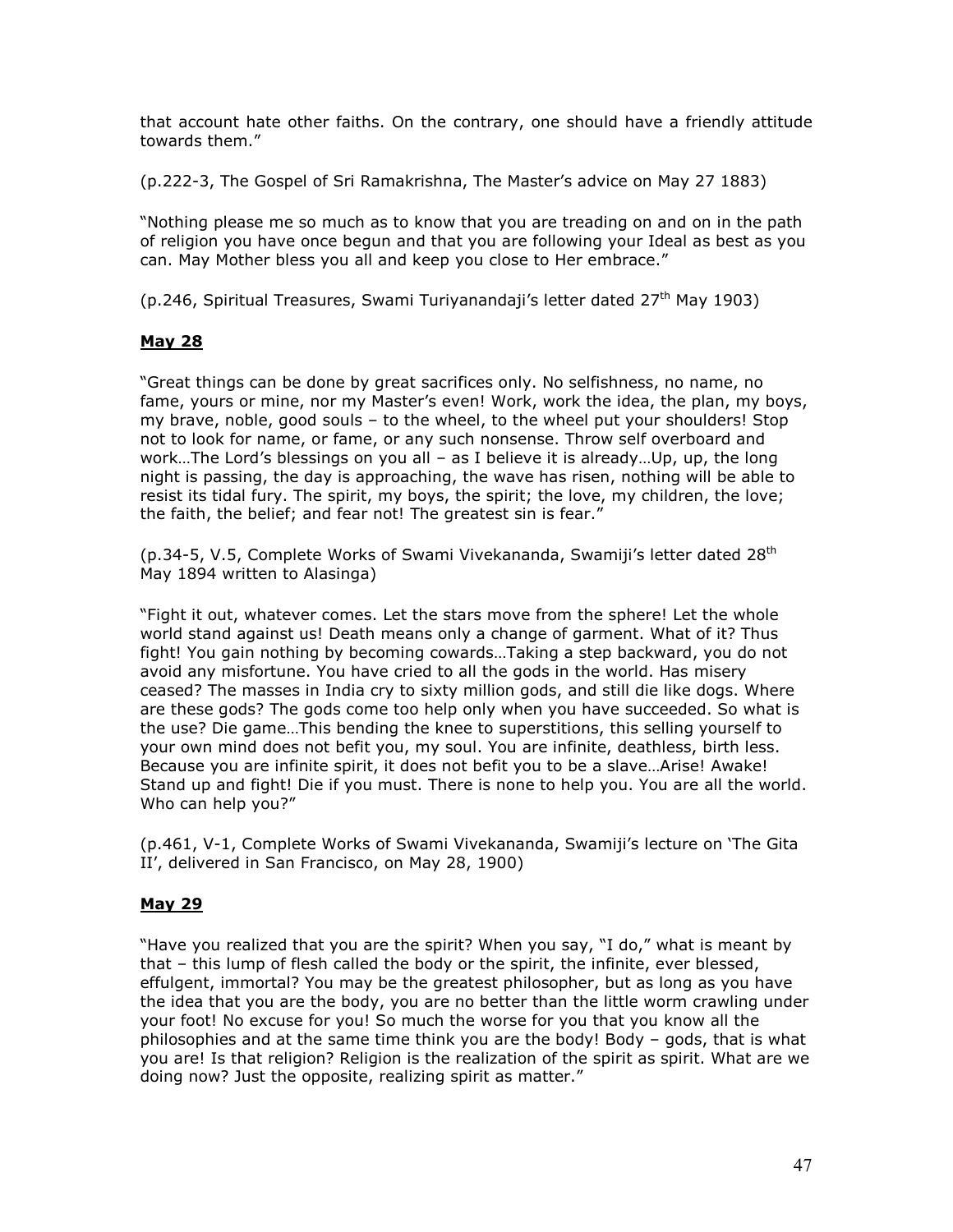that account hate other faiths. On the contrary, one should have a friendly attitude towards them."

(p.222-3, The Gospel of Sri Ramakrishna, The Master's advice on May 27 1883)

"Nothing please me so much as to know that you are treading on and on in the path of religion you have once begun and that you are following your Ideal as best as you can. May Mother bless you all and keep you close to Her embrace."

(p.246, Spiritual Treasures, Swami Turiyanandaji's letter dated 27th May 1903)

## May 28

"Great things can be done by great sacrifices only. No selfishness, no name, no fame, yours or mine, nor my Master's even! Work, work the idea, the plan, my boys, my brave, noble, good souls – to the wheel, to the wheel put your shoulders! Stop not to look for name, or fame, or any such nonsense. Throw self overboard and work…The Lord's blessings on you all – as I believe it is already…Up, up, the long night is passing, the day is approaching, the wave has risen, nothing will be able to resist its tidal fury. The spirit, my boys, the spirit; the love, my children, the love; the faith, the belief; and fear not! The greatest sin is fear."

(p.34-5, V.5, Complete Works of Swami Vivekananda, Swamiji's letter dated 28th May 1894 written to Alasinga)

"Fight it out, whatever comes. Let the stars move from the sphere! Let the whole world stand against us! Death means only a change of garment. What of it? Thus fight! You gain nothing by becoming cowards…Taking a step backward, you do not avoid any misfortune. You have cried to all the gods in the world. Has misery ceased? The masses in India cry to sixty million gods, and still die like dogs. Where are these gods? The gods come too help only when you have succeeded. So what is the use? Die game…This bending the knee to superstitions, this selling yourself to your own mind does not befit you, my soul. You are infinite, deathless, birth less. Because you are infinite spirit, it does not befit you to be a slave…Arise! Awake! Stand up and fight! Die if you must. There is none to help you. You are all the world. Who can help you?"

(p.461, V-1, Complete Works of Swami Vivekananda, Swamiji's lecture on 'The Gita II', delivered in San Francisco, on May 28, 1900)

## May 29

"Have you realized that you are the spirit? When you say, "I do," what is meant by that – this lump of flesh called the body or the spirit, the infinite, ever blessed, effulgent, immortal? You may be the greatest philosopher, but as long as you have the idea that you are the body, you are no better than the little worm crawling under your foot! No excuse for you! So much the worse for you that you know all the philosophies and at the same time think you are the body! Body – gods, that is what you are! Is that religion? Religion is the realization of the spirit as spirit. What are we doing now? Just the opposite, realizing spirit as matter."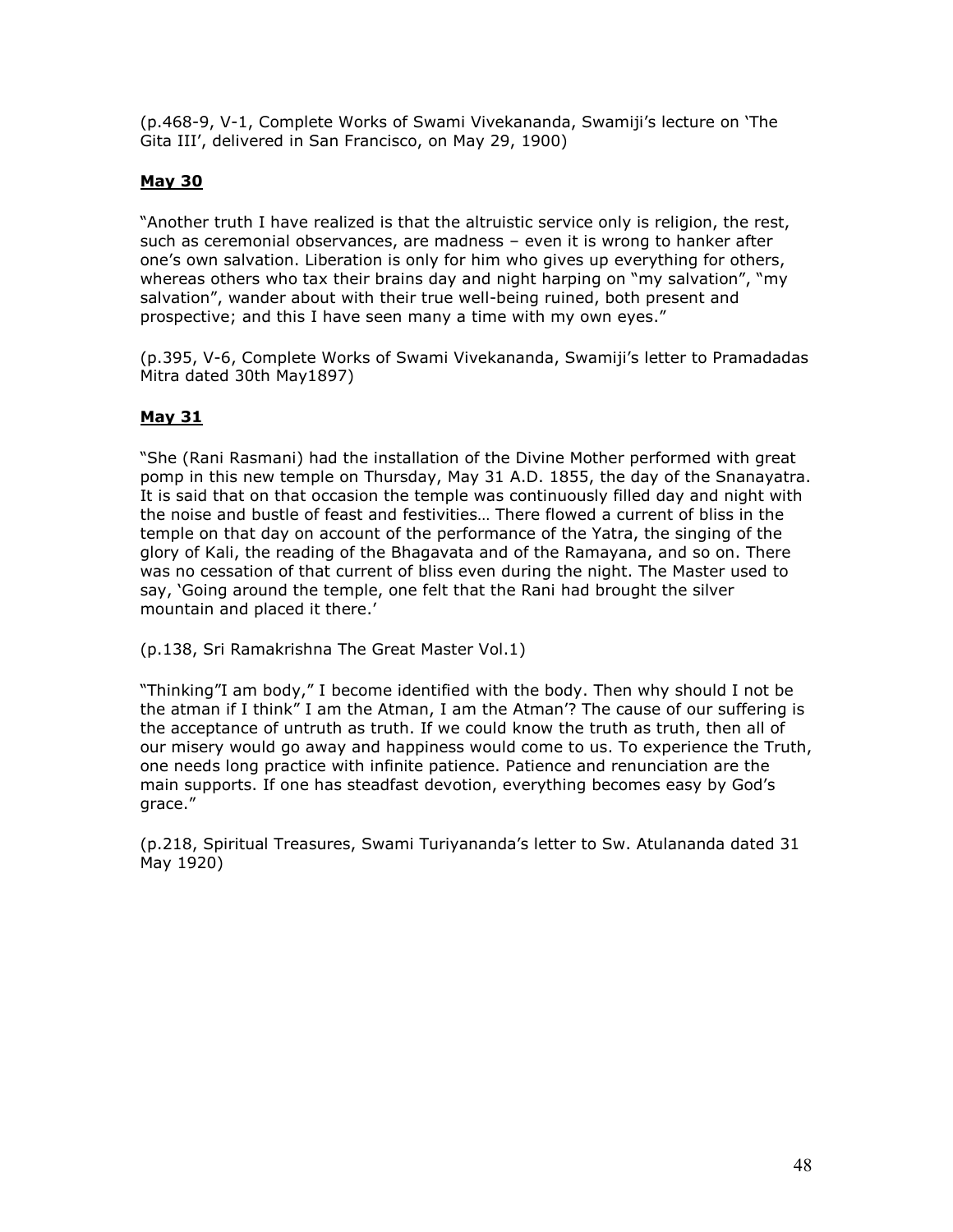(p.468-9, V-1, Complete Works of Swami Vivekananda, Swamiji's lecture on 'The Gita III', delivered in San Francisco, on May 29, 1900)

**May 30**

"Another truth I have realized is that the altruistic service only is religion, the rest, such as ceremonial observances, are madness – even it is wrong to hanker after one's own salvation. Liberation is only for him who gives up everything for others, whereas others who tax their brains day and night harping on "my salvation", "my salvation", wander about with their true well-being ruined, both present and prospective; and this I have seen many a time with my own eyes."

(p.395, V-6, Complete Works of Swami Vivekananda, Swamiji's letter to Pramadadas Mitra dated 30th May1897)

**May 31**

"She (Rani Rasmani) had the installation of the Divine Mother performed with great pomp in this new temple on Thursday, May 31 A.D. 1855, the day of the Snanayatra. It is said that on that occasion the temple was continuously filled day and night with the noise and bustle of feast and festivities… There flowed a current of bliss in the temple on that day on account of the performance of the Yatra, the singing of the glory of Kali, the reading of the Bhagavata and of the Ramayana, and so on. There was no cessation of that current of bliss even during the night. The Master used to say, 'Going around the temple, one felt that the Rani had brought the silver mountain and placed it there.'

(p.138, Sri Ramakrishna The Great Master Vol.1)

"Thinking"I am body," I become identified with the body. Then why should I not be the atman if I think" I am the Atman, I am the Atman'? The cause of our suffering is the acceptance of untruth as truth. If we could know the truth as truth, then all of our misery would go away and happiness would come to us. To experience the Truth, one needs long practice with infinite patience. Patience and renunciation are the main supports. If one has steadfast devotion, everything becomes easy by God's grace."

(p.218, Spiritual Treasures, Swami Turiyananda's letter to Sw. Atulananda dated 31 May 1920)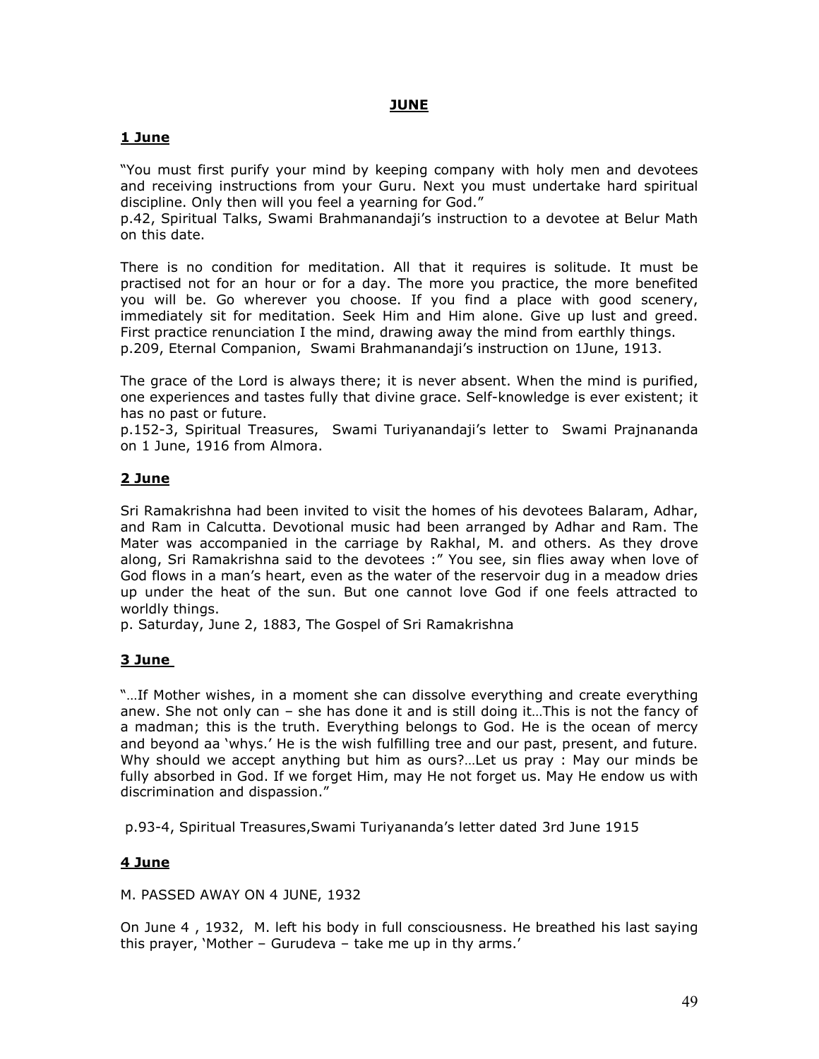# JUNE

## 1 June

"You must first purify your mind by keeping company with holy men and devotees and receiving instructions from your Guru. Next you must undertake hard spiritual discipline. Only then will you feel a yearning for God."
p.42, Spiritual Talks, Swami Brahmanandaji's instruction to a devotee at Belur Math on this date.

There is no condition for meditation. All that it requires is solitude. It must be practised not for an hour or for a day. The more you practice, the more benefited you will be. Go wherever you choose. If you find a place with good scenery, immediately sit for meditation. Seek Him and Him alone. Give up lust and greed. First practice renunciation I the mind, drawing away the mind from earthly things.
p.209, Eternal Companion, Swami Brahmanandaji's instruction on 1June, 1913.

The grace of the Lord is always there; it is never absent. When the mind is purified, one experiences and tastes fully that divine grace. Self-knowledge is ever existent; it has no past or future.
p.152-3, Spiritual Treasures, Swami Turiyanandaji's letter to Swami Prajnananda on 1 June, 1916 from Almora.

## 2 June

Sri Ramakrishna had been invited to visit the homes of his devotees Balaram, Adhar, and Ram in Calcutta. Devotional music had been arranged by Adhar and Ram. The Mater was accompanied in the carriage by Rakhal, M. and others. As they drove along, Sri Ramakrishna said to the devotees :" You see, sin flies away when love of God flows in a man's heart, even as the water of the reservoir dug in a meadow dries up under the heat of the sun. But one cannot love God if one feels attracted to worldly things.
p. Saturday, June 2, 1883, The Gospel of Sri Ramakrishna

## 3 June

"…If Mother wishes, in a moment she can dissolve everything and create everything anew. She not only can – she has done it and is still doing it…This is not the fancy of a madman; this is the truth. Everything belongs to God. He is the ocean of mercy and beyond aa 'whys.' He is the wish fulfilling tree and our past, present, and future. Why should we accept anything but him as ours?…Let us pray : May our minds be fully absorbed in God. If we forget Him, may He not forget us. May He endow us with discrimination and dispassion."

p.93-4, Spiritual Treasures,Swami Turiyananda's letter dated 3rd June 1915

## 4 June

M. PASSED AWAY ON 4 JUNE, 1932

On June 4 , 1932, M. left his body in full consciousness. He breathed his last saying this prayer, 'Mother – Gurudeva – take me up in thy arms.'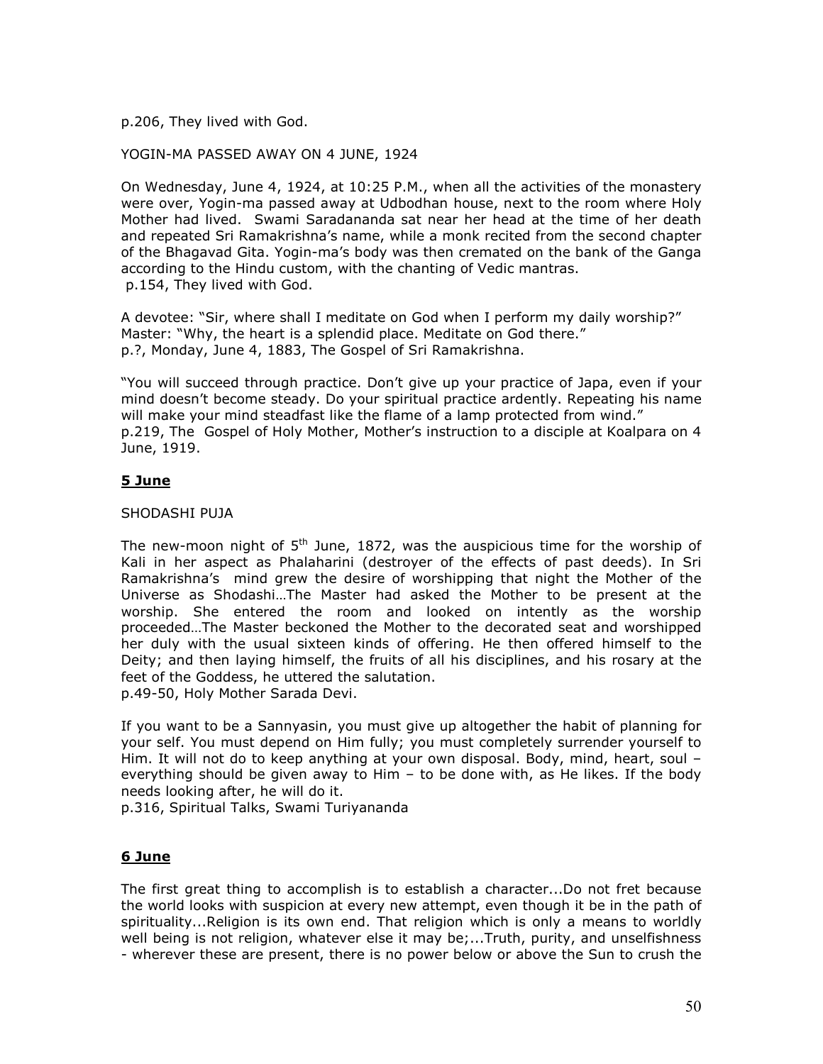p.206, They lived with God.

YOGIN-MA PASSED AWAY ON 4 JUNE, 1924

On Wednesday, June 4, 1924, at 10:25 P.M., when all the activities of the monastery were over, Yogin-ma passed away at Udbodhan house, next to the room where Holy Mother had lived. Swami Saradananda sat near her head at the time of her death and repeated Sri Ramakrishna's name, while a monk recited from the second chapter of the Bhagavad Gita. Yogin-ma's body was then cremated on the bank of the Ganga according to the Hindu custom, with the chanting of Vedic mantras.
p.154, They lived with God.

A devotee: "Sir, where shall I meditate on God when I perform my daily worship?"
Master: "Why, the heart is a splendid place. Meditate on God there."
p.?, Monday, June 4, 1883, The Gospel of Sri Ramakrishna.

"You will succeed through practice. Don't give up your practice of Japa, even if your mind doesn't become steady. Do your spiritual practice ardently. Repeating his name will make your mind steadfast like the flame of a lamp protected from wind."
p.219, The Gospel of Holy Mother, Mother's instruction to a disciple at Koalpara on 4 June, 1919.

## 5 June

SHODASHI PUJA

The new-moon night of 5th June, 1872, was the auspicious time for the worship of Kali in her aspect as Phalaharini (destroyer of the effects of past deeds). In Sri Ramakrishna's mind grew the desire of worshipping that night the Mother of the Universe as Shodashi…The Master had asked the Mother to be present at the worship. She entered the room and looked on intently as the worship proceeded…The Master beckoned the Mother to the decorated seat and worshipped her duly with the usual sixteen kinds of offering. He then offered himself to the Deity; and then laying himself, the fruits of all his disciplines, and his rosary at the feet of the Goddess, he uttered the salutation.
p.49-50, Holy Mother Sarada Devi.

If you want to be a Sannyasin, you must give up altogether the habit of planning for your self. You must depend on Him fully; you must completely surrender yourself to Him. It will not do to keep anything at your own disposal. Body, mind, heart, soul – everything should be given away to Him – to be done with, as He likes. If the body needs looking after, he will do it.
p.316, Spiritual Talks, Swami Turiyananda

## 6 June

The first great thing to accomplish is to establish a character...Do not fret because the world looks with suspicion at every new attempt, even though it be in the path of spirituality...Religion is its own end. That religion which is only a means to worldly well being is not religion, whatever else it may be;...Truth, purity, and unselfishness - wherever these are present, there is no power below or above the Sun to crush the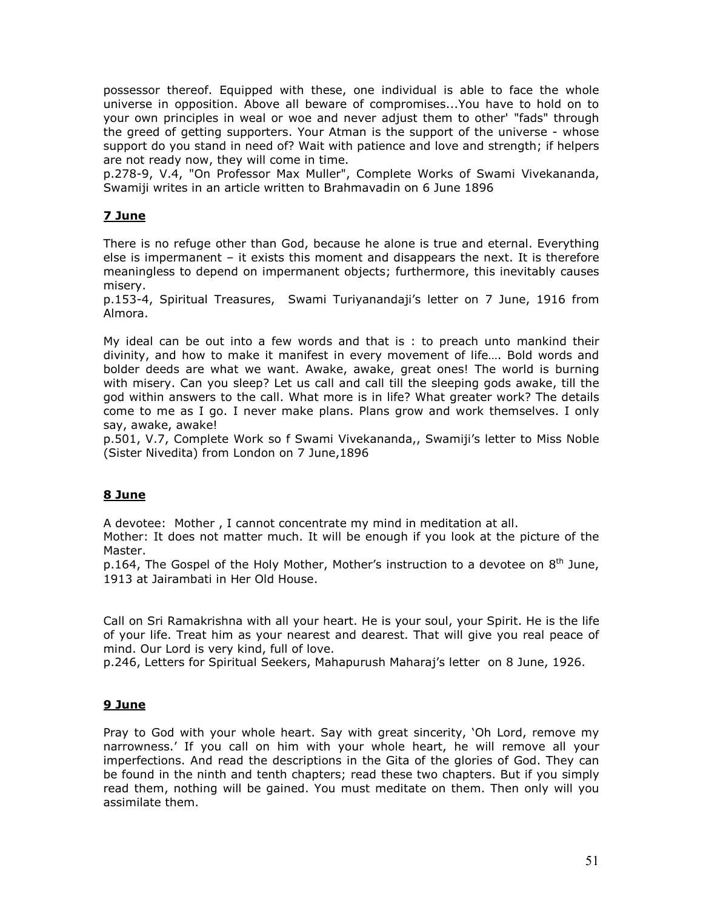possessor thereof. Equipped with these, one individual is able to face the whole universe in opposition. Above all beware of compromises...You have to hold on to your own principles in weal or woe and never adjust them to other' "fads" through the greed of getting supporters. Your Atman is the support of the universe - whose support do you stand in need of? Wait with patience and love and strength; if helpers are not ready now, they will come in time.

p.278-9, V.4, "On Professor Max Muller", Complete Works of Swami Vivekananda, Swamiji writes in an article written to Brahmavadin on 6 June 1896

## 7 June

There is no refuge other than God, because he alone is true and eternal. Everything else is impermanent – it exists this moment and disappears the next. It is therefore meaningless to depend on impermanent objects; furthermore, this inevitably causes misery.

p.153-4, Spiritual Treasures, Swami Turiyanandaji's letter on 7 June, 1916 from Almora.

My ideal can be out into a few words and that is : to preach unto mankind their divinity, and how to make it manifest in every movement of life…. Bold words and bolder deeds are what we want. Awake, awake, great ones! The world is burning with misery. Can you sleep? Let us call and call till the sleeping gods awake, till the god within answers to the call. What more is in life? What greater work? The details come to me as I go. I never make plans. Plans grow and work themselves. I only say, awake, awake!

p.501, V.7, Complete Work so f Swami Vivekananda,, Swamiji's letter to Miss Noble (Sister Nivedita) from London on 7 June,1896

## 8 June

A devotee: Mother , I cannot concentrate my mind in meditation at all.

Mother: It does not matter much. It will be enough if you look at the picture of the Master.

p.164, The Gospel of the Holy Mother, Mother's instruction to a devotee on 8th June, 1913 at Jairambati in Her Old House.

Call on Sri Ramakrishna with all your heart. He is your soul, your Spirit. He is the life of your life. Treat him as your nearest and dearest. That will give you real peace of mind. Our Lord is very kind, full of love.

p.246, Letters for Spiritual Seekers, Mahapurush Maharaj's letter on 8 June, 1926.

## 9 June

Pray to God with your whole heart. Say with great sincerity, 'Oh Lord, remove my narrowness.' If you call on him with your whole heart, he will remove all your imperfections. And read the descriptions in the Gita of the glories of God. They can be found in the ninth and tenth chapters; read these two chapters. But if you simply read them, nothing will be gained. You must meditate on them. Then only will you assimilate them.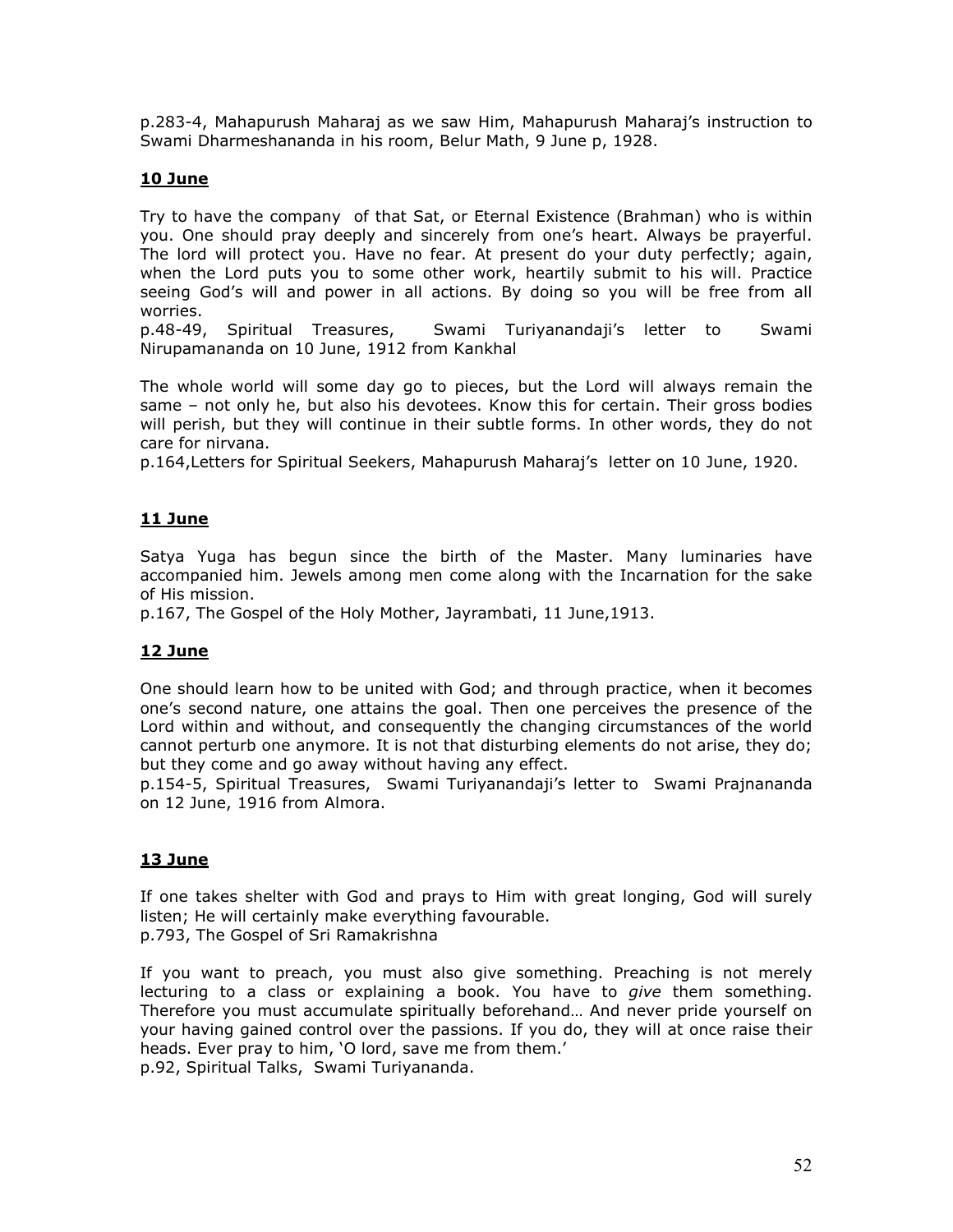p.283-4, Mahapurush Maharaj as we saw Him, Mahapurush Maharaj's instruction to Swami Dharmeshananda in his room, Belur Math, 9 June p, 1928.

## 10 June

Try to have the company of that Sat, or Eternal Existence (Brahman) who is within you. One should pray deeply and sincerely from one's heart. Always be prayerful. The lord will protect you. Have no fear. At present do your duty perfectly; again, when the Lord puts you to some other work, heartily submit to his will. Practice seeing God's will and power in all actions. By doing so you will be free from all worries.
p.48-49, Spiritual Treasures, Swami Turiyanandaji's letter to Swami Nirupamananda on 10 June, 1912 from Kankhal

The whole world will some day go to pieces, but the Lord will always remain the same – not only he, but also his devotees. Know this for certain. Their gross bodies will perish, but they will continue in their subtle forms. In other words, they do not care for nirvana.
p.164,Letters for Spiritual Seekers, Mahapurush Maharaj's letter on 10 June, 1920.

## 11 June

Satya Yuga has begun since the birth of the Master. Many luminaries have accompanied him. Jewels among men come along with the Incarnation for the sake of His mission.
p.167, The Gospel of the Holy Mother, Jayrambati, 11 June,1913.

## 12 June

One should learn how to be united with God; and through practice, when it becomes one's second nature, one attains the goal. Then one perceives the presence of the Lord within and without, and consequently the changing circumstances of the world cannot perturb one anymore. It is not that disturbing elements do not arise, they do; but they come and go away without having any effect.
p.154-5, Spiritual Treasures, Swami Turiyanandaji's letter to Swami Prajnananda on 12 June, 1916 from Almora.

## 13 June

If one takes shelter with God and prays to Him with great longing, God will surely listen; He will certainly make everything favourable.
p.793, The Gospel of Sri Ramakrishna

If you want to preach, you must also give something. Preaching is not merely lecturing to a class or explaining a book. You have to *give* them something. Therefore you must accumulate spiritually beforehand… And never pride yourself on your having gained control over the passions. If you do, they will at once raise their heads. Ever pray to him, 'O lord, save me from them.'
p.92, Spiritual Talks, Swami Turiyananda.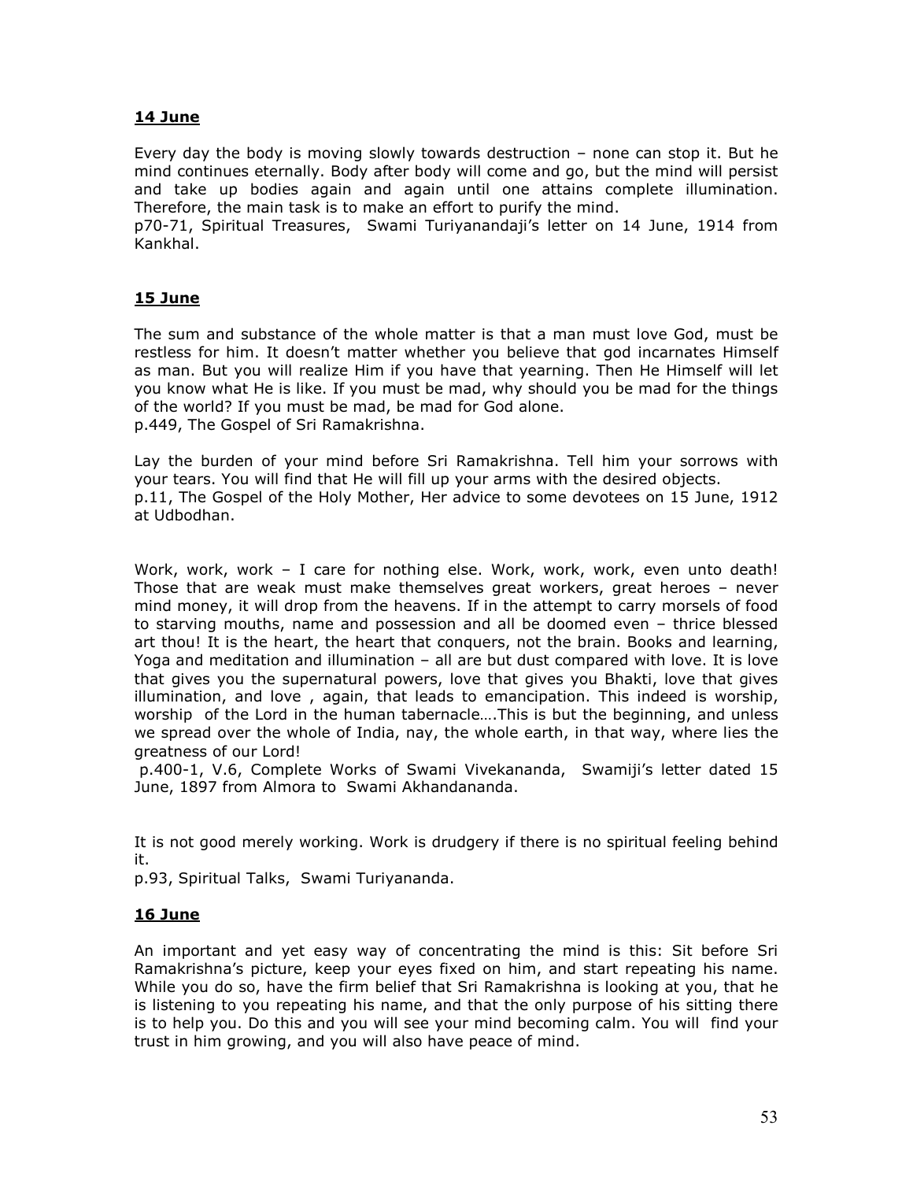**<u>14 June</u>**

Every day the body is moving slowly towards destruction – none can stop it. But he mind continues eternally. Body after body will come and go, but the mind will persist and take up bodies again and again until one attains complete illumination. Therefore, the main task is to make an effort to purify the mind.
p70-71, Spiritual Treasures, Swami Turiyanandaji's letter on 14 June, 1914 from Kankhal.

**<u>15 June</u>**

The sum and substance of the whole matter is that a man must love God, must be restless for him. It doesn't matter whether you believe that god incarnates Himself as man. But you will realize Him if you have that yearning. Then He Himself will let you know what He is like. If you must be mad, why should you be mad for the things of the world? If you must be mad, be mad for God alone.
p.449, The Gospel of Sri Ramakrishna.

Lay the burden of your mind before Sri Ramakrishna. Tell him your sorrows with your tears. You will find that He will fill up your arms with the desired objects.
p.11, The Gospel of the Holy Mother, Her advice to some devotees on 15 June, 1912 at Udbodhan.

Work, work, work – I care for nothing else. Work, work, work, even unto death! Those that are weak must make themselves great workers, great heroes – never mind money, it will drop from the heavens. If in the attempt to carry morsels of food to starving mouths, name and possession and all be doomed even – thrice blessed art thou! It is the heart, the heart that conquers, not the brain. Books and learning, Yoga and meditation and illumination – all are but dust compared with love. It is love that gives you the supernatural powers, love that gives you Bhakti, love that gives illumination, and love , again, that leads to emancipation. This indeed is worship, worship of the Lord in the human tabernacle….This is but the beginning, and unless we spread over the whole of India, nay, the whole earth, in that way, where lies the greatness of our Lord!
p.400-1, V.6, Complete Works of Swami Vivekananda, Swamiji's letter dated 15 June, 1897 from Almora to Swami Akhandananda.

It is not good merely working. Work is drudgery if there is no spiritual feeling behind it.
p.93, Spiritual Talks, Swami Turiyananda.

**<u>16 June</u>**

An important and yet easy way of concentrating the mind is this: Sit before Sri Ramakrishna's picture, keep your eyes fixed on him, and start repeating his name. While you do so, have the firm belief that Sri Ramakrishna is looking at you, that he is listening to you repeating his name, and that the only purpose of his sitting there is to help you. Do this and you will see your mind becoming calm. You will find your trust in him growing, and you will also have peace of mind.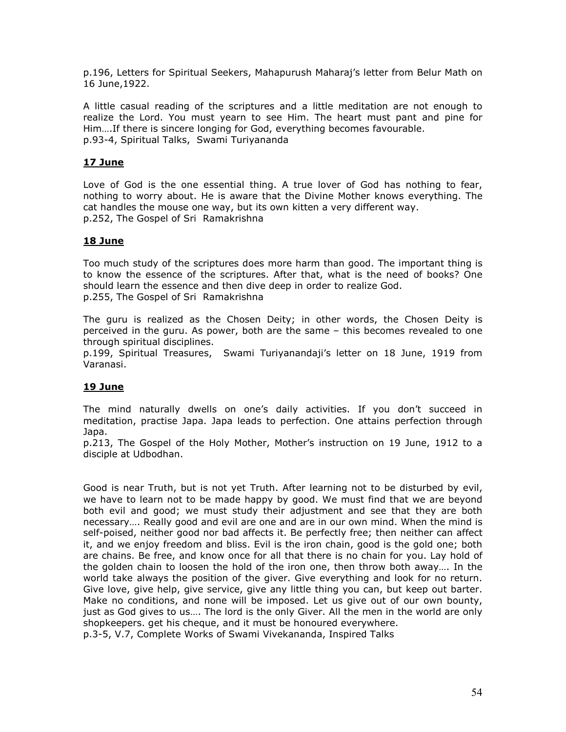p.196, Letters for Spiritual Seekers, Mahapurush Maharaj's letter from Belur Math on 16 June,1922.

A little casual reading of the scriptures and a little meditation are not enough to realize the Lord. You must yearn to see Him. The heart must pant and pine for Him….If there is sincere longing for God, everything becomes favourable.
p.93-4, Spiritual Talks, Swami Turiyananda

## 17 June

Love of God is the one essential thing. A true lover of God has nothing to fear, nothing to worry about. He is aware that the Divine Mother knows everything. The cat handles the mouse one way, but its own kitten a very different way.
p.252, The Gospel of Sri Ramakrishna

## 18 June

Too much study of the scriptures does more harm than good. The important thing is to know the essence of the scriptures. After that, what is the need of books? One should learn the essence and then dive deep in order to realize God.
p.255, The Gospel of Sri Ramakrishna

The guru is realized as the Chosen Deity; in other words, the Chosen Deity is perceived in the guru. As power, both are the same – this becomes revealed to one through spiritual disciplines.
p.199, Spiritual Treasures, Swami Turiyanandaji's letter on 18 June, 1919 from Varanasi.

## 19 June

The mind naturally dwells on one's daily activities. If you don't succeed in meditation, practise Japa. Japa leads to perfection. One attains perfection through Japa.
p.213, The Gospel of the Holy Mother, Mother's instruction on 19 June, 1912 to a disciple at Udbodhan.

Good is near Truth, but is not yet Truth. After learning not to be disturbed by evil, we have to learn not to be made happy by good. We must find that we are beyond both evil and good; we must study their adjustment and see that they are both necessary…. Really good and evil are one and are in our own mind. When the mind is self-poised, neither good nor bad affects it. Be perfectly free; then neither can affect it, and we enjoy freedom and bliss. Evil is the iron chain, good is the gold one; both are chains. Be free, and know once for all that there is no chain for you. Lay hold of the golden chain to loosen the hold of the iron one, then throw both away…. In the world take always the position of the giver. Give everything and look for no return. Give love, give help, give service, give any little thing you can, but keep out barter. Make no conditions, and none will be imposed. Let us give out of our own bounty, just as God gives to us…. The lord is the only Giver. All the men in the world are only shopkeepers. get his cheque, and it must be honoured everywhere.
p.3-5, V.7, Complete Works of Swami Vivekananda, Inspired Talks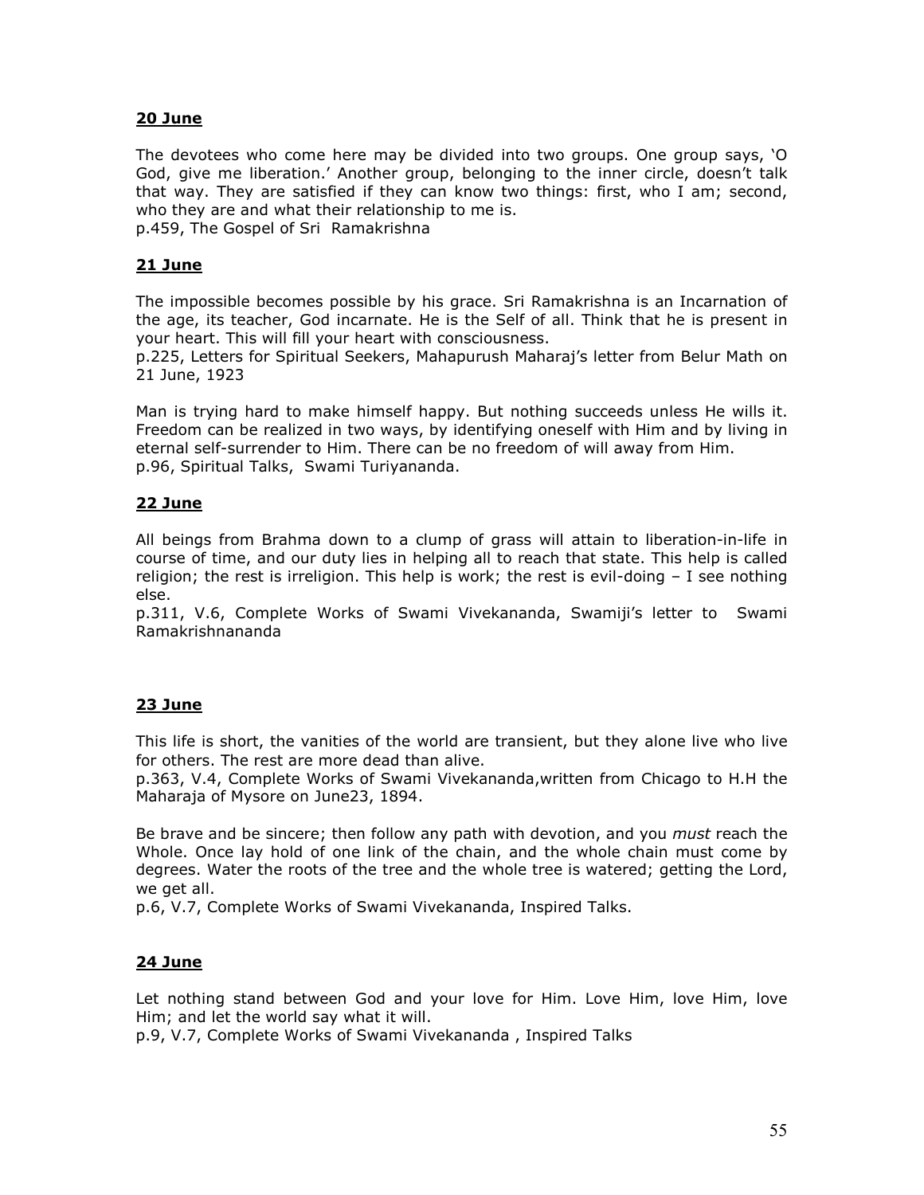**20 June**

The devotees who come here may be divided into two groups. One group says, 'O God, give me liberation.' Another group, belonging to the inner circle, doesn't talk that way. They are satisfied if they can know two things: first, who I am; second, who they are and what their relationship to me is.
p.459, The Gospel of Sri Ramakrishna

**21 June**

The impossible becomes possible by his grace. Sri Ramakrishna is an Incarnation of the age, its teacher, God incarnate. He is the Self of all. Think that he is present in your heart. This will fill your heart with consciousness.
p.225, Letters for Spiritual Seekers, Mahapurush Maharaj's letter from Belur Math on 21 June, 1923

Man is trying hard to make himself happy. But nothing succeeds unless He wills it. Freedom can be realized in two ways, by identifying oneself with Him and by living in eternal self-surrender to Him. There can be no freedom of will away from Him.
p.96, Spiritual Talks, Swami Turiyananda.

**22 June**

All beings from Brahma down to a clump of grass will attain to liberation-in-life in course of time, and our duty lies in helping all to reach that state. This help is called religion; the rest is irreligion. This help is work; the rest is evil-doing – I see nothing else.
p.311, V.6, Complete Works of Swami Vivekananda, Swamiji's letter to Swami Ramakrishnananda

**23 June**

This life is short, the vanities of the world are transient, but they alone live who live for others. The rest are more dead than alive.
p.363, V.4, Complete Works of Swami Vivekananda,written from Chicago to H.H the Maharaja of Mysore on June23, 1894.

Be brave and be sincere; then follow any path with devotion, and you *must* reach the Whole. Once lay hold of one link of the chain, and the whole chain must come by degrees. Water the roots of the tree and the whole tree is watered; getting the Lord, we get all.
p.6, V.7, Complete Works of Swami Vivekananda, Inspired Talks.

**24 June**

Let nothing stand between God and your love for Him. Love Him, love Him, love Him; and let the world say what it will.
p.9, V.7, Complete Works of Swami Vivekananda , Inspired Talks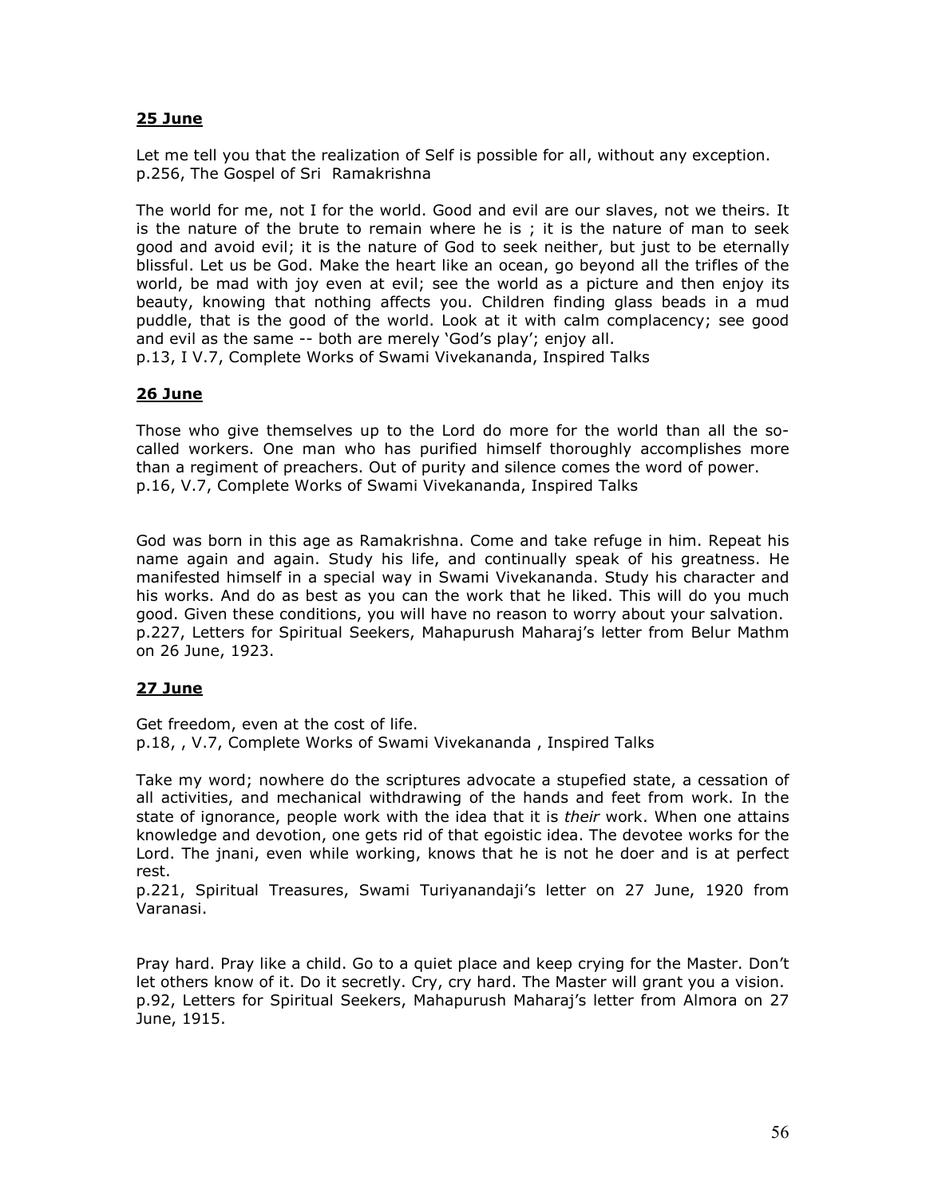## 25 June

Let me tell you that the realization of Self is possible for all, without any exception.
p.256, The Gospel of Sri Ramakrishna

The world for me, not I for the world. Good and evil are our slaves, not we theirs. It is the nature of the brute to remain where he is ; it is the nature of man to seek good and avoid evil; it is the nature of God to seek neither, but just to be eternally blissful. Let us be God. Make the heart like an ocean, go beyond all the trifles of the world, be mad with joy even at evil; see the world as a picture and then enjoy its beauty, knowing that nothing affects you. Children finding glass beads in a mud puddle, that is the good of the world. Look at it with calm complacency; see good and evil as the same -- both are merely 'God's play'; enjoy all.
p.13, I V.7, Complete Works of Swami Vivekananda, Inspired Talks

## 26 June

Those who give themselves up to the Lord do more for the world than all the so-called workers. One man who has purified himself thoroughly accomplishes more than a regiment of preachers. Out of purity and silence comes the word of power.
p.16, V.7, Complete Works of Swami Vivekananda, Inspired Talks

God was born in this age as Ramakrishna. Come and take refuge in him. Repeat his name again and again. Study his life, and continually speak of his greatness. He manifested himself in a special way in Swami Vivekananda. Study his character and his works. And do as best as you can the work that he liked. This will do you much good. Given these conditions, you will have no reason to worry about your salvation.
p.227, Letters for Spiritual Seekers, Mahapurush Maharaj's letter from Belur Mathm on 26 June, 1923.

## 27 June

Get freedom, even at the cost of life.
p.18, , V.7, Complete Works of Swami Vivekananda , Inspired Talks

Take my word; nowhere do the scriptures advocate a stupefied state, a cessation of all activities, and mechanical withdrawing of the hands and feet from work. In the state of ignorance, people work with the idea that it is *their* work. When one attains knowledge and devotion, one gets rid of that egoistic idea. The devotee works for the Lord. The jnani, even while working, knows that he is not he doer and is at perfect rest.
p.221, Spiritual Treasures, Swami Turiyanandaji's letter on 27 June, 1920 from Varanasi.

Pray hard. Pray like a child. Go to a quiet place and keep crying for the Master. Don't let others know of it. Do it secretly. Cry, cry hard. The Master will grant you a vision.
p.92, Letters for Spiritual Seekers, Mahapurush Maharaj's letter from Almora on 27 June, 1915.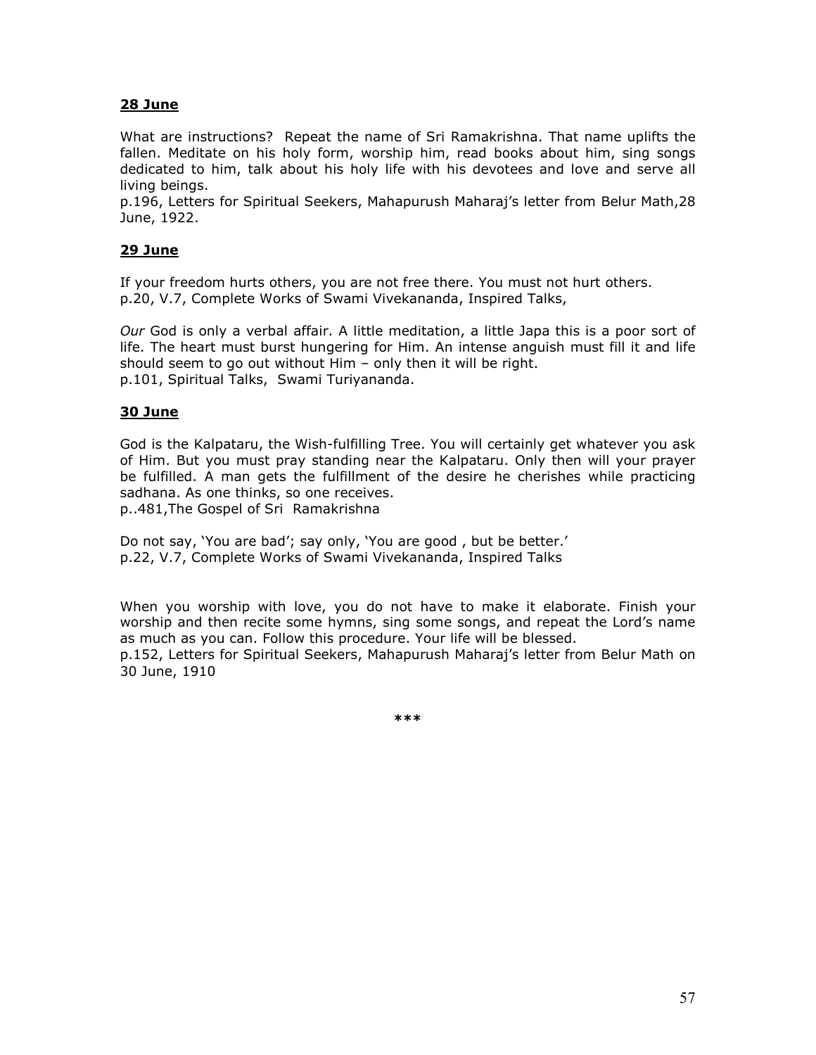**28 June**

What are instructions? Repeat the name of Sri Ramakrishna. That name uplifts the fallen. Meditate on his holy form, worship him, read books about him, sing songs dedicated to him, talk about his holy life with his devotees and love and serve all living beings.
p.196, Letters for Spiritual Seekers, Mahapurush Maharaj's letter from Belur Math,28 June, 1922.

**29 June**

If your freedom hurts others, you are not free there. You must not hurt others.
p.20, V.7, Complete Works of Swami Vivekananda, Inspired Talks,

*Our* God is only a verbal affair. A little meditation, a little Japa this is a poor sort of life. The heart must burst hungering for Him. An intense anguish must fill it and life should seem to go out without Him – only then it will be right.
p.101, Spiritual Talks, Swami Turiyananda.

**30 June**

God is the Kalpataru, the Wish-fulfilling Tree. You will certainly get whatever you ask of Him. But you must pray standing near the Kalpataru. Only then will your prayer be fulfilled. A man gets the fulfillment of the desire he cherishes while practicing sadhana. As one thinks, so one receives.
p..481,The Gospel of Sri Ramakrishna

Do not say, 'You are bad'; say only, 'You are good , but be better.'
p.22, V.7, Complete Works of Swami Vivekananda, Inspired Talks

When you worship with love, you do not have to make it elaborate. Finish your worship and then recite some hymns, sing some songs, and repeat the Lord's name as much as you can. Follow this procedure. Your life will be blessed.
p.152, Letters for Spiritual Seekers, Mahapurush Maharaj's letter from Belur Math on 30 June, 1910

***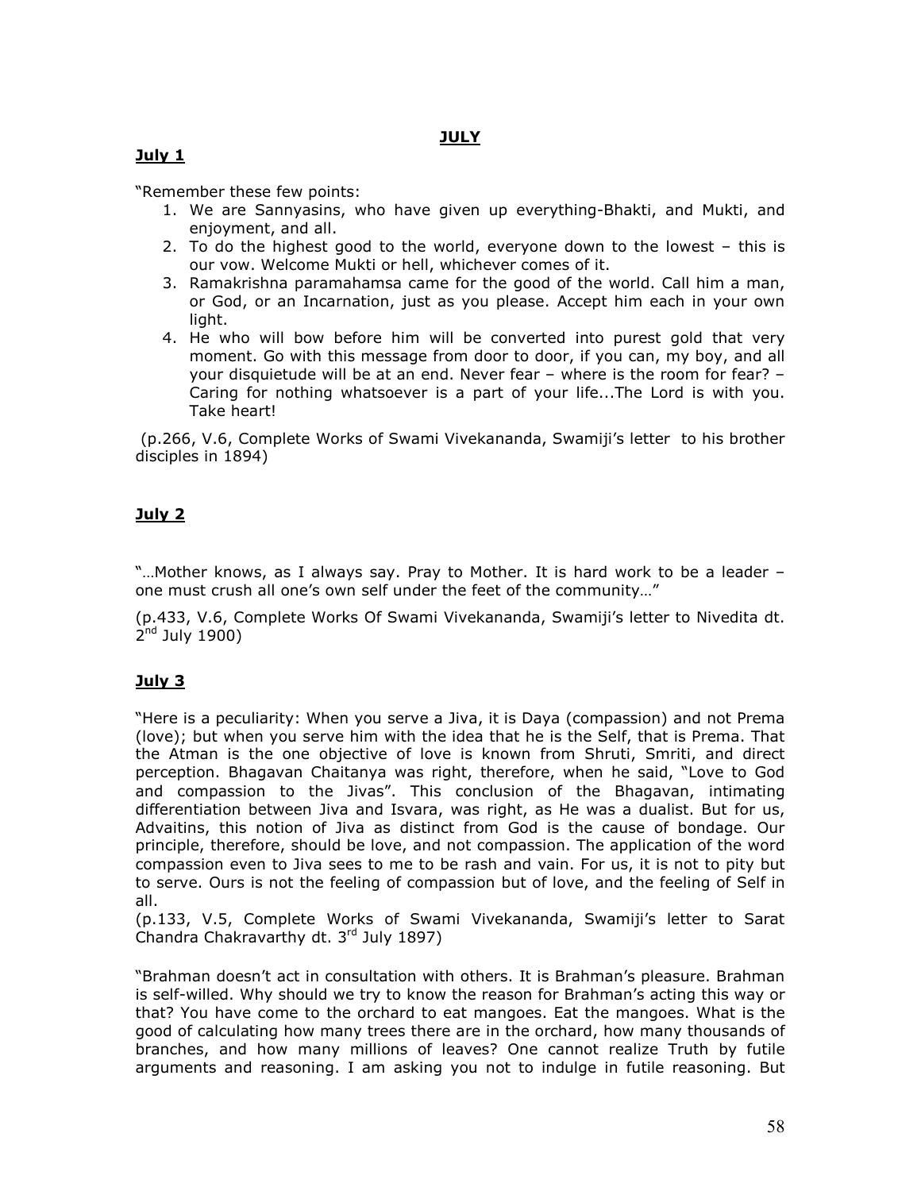## JULY

### July 1

"Remember these few points:

1. We are Sannyasins, who have given up everything-Bhakti, and Mukti, and enjoyment, and all.
2. To do the highest good to the world, everyone down to the lowest – this is our vow. Welcome Mukti or hell, whichever comes of it.
3. Ramakrishna paramahamsa came for the good of the world. Call him a man, or God, or an Incarnation, just as you please. Accept him each in your own light.
4. He who will bow before him will be converted into purest gold that very moment. Go with this message from door to door, if you can, my boy, and all your disquietude will be at an end. Never fear – where is the room for fear? – Caring for nothing whatsoever is a part of your life...The Lord is with you. Take heart!

(p.266, V.6, Complete Works of Swami Vivekananda, Swamiji's letter to his brother disciples in 1894)

### July 2

"…Mother knows, as I always say. Pray to Mother. It is hard work to be a leader – one must crush all one's own self under the feet of the community…"

(p.433, V.6, Complete Works Of Swami Vivekananda, Swamiji's letter to Nivedita dt. 2nd July 1900)

### July 3

"Here is a peculiarity: When you serve a Jiva, it is Daya (compassion) and not Prema (love); but when you serve him with the idea that he is the Self, that is Prema. That the Atman is the one objective of love is known from Shruti, Smriti, and direct perception. Bhagavan Chaitanya was right, therefore, when he said, "Love to God and compassion to the Jivas". This conclusion of the Bhagavan, intimating differentiation between Jiva and Isvara, was right, as He was a dualist. But for us, Advaitins, this notion of Jiva as distinct from God is the cause of bondage. Our principle, therefore, should be love, and not compassion. The application of the word compassion even to Jiva sees to me to be rash and vain. For us, it is not to pity but to serve. Ours is not the feeling of compassion but of love, and the feeling of Self in all.

(p.133, V.5, Complete Works of Swami Vivekananda, Swamiji's letter to Sarat Chandra Chakravarthy dt. 3rd July 1897)

"Brahman doesn't act in consultation with others. It is Brahman's pleasure. Brahman is self-willed. Why should we try to know the reason for Brahman's acting this way or that? You have come to the orchard to eat mangoes. Eat the mangoes. What is the good of calculating how many trees there are in the orchard, how many thousands of branches, and how many millions of leaves? One cannot realize Truth by futile arguments and reasoning. I am asking you not to indulge in futile reasoning. But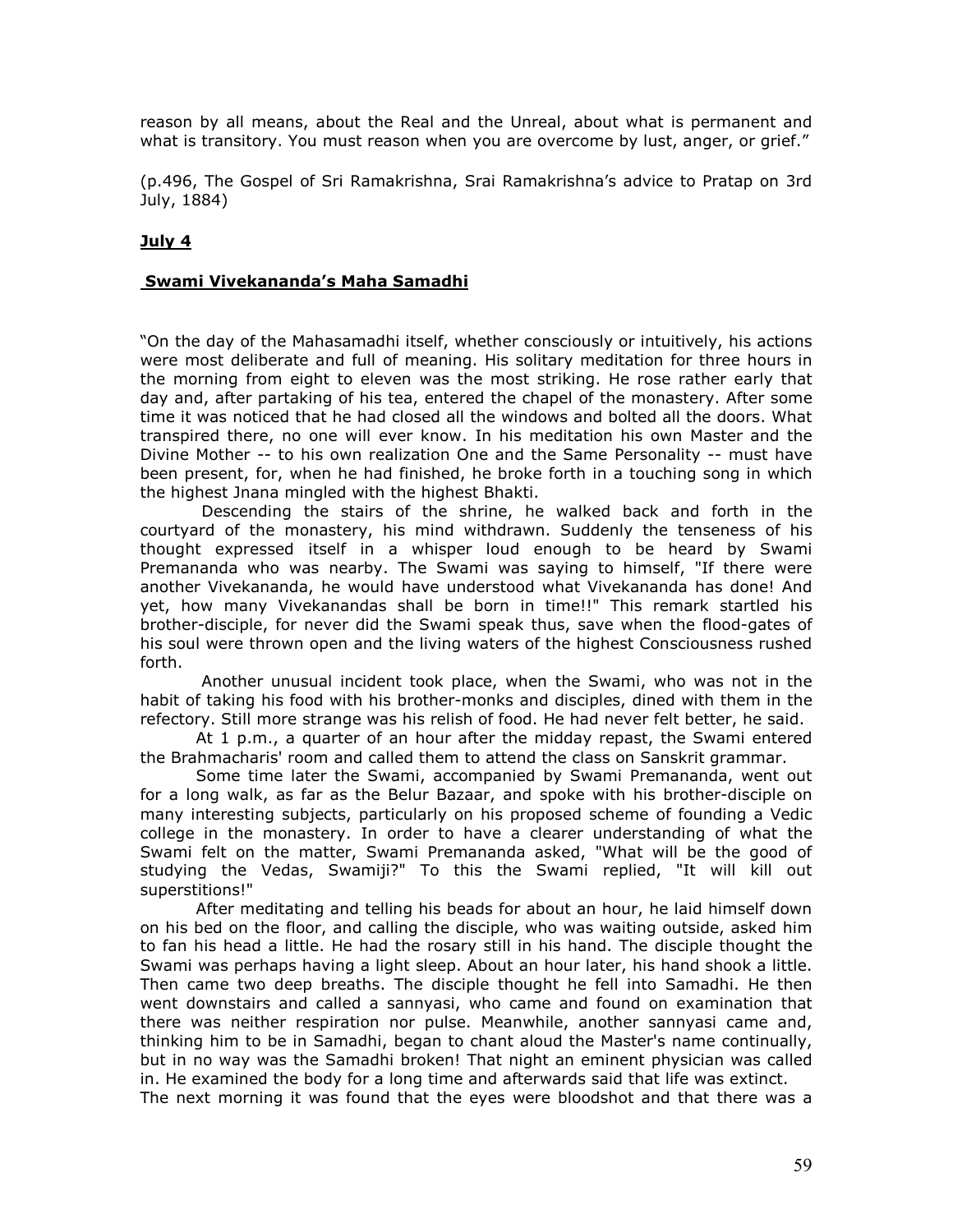reason by all means, about the Real and the Unreal, about what is permanent and what is transitory. You must reason when you are overcome by lust, anger, or grief."

(p.496, The Gospel of Sri Ramakrishna, Srai Ramakrishna's advice to Pratap on 3rd July, 1884)

**July 4**

**Swami Vivekananda's Maha Samadhi**

"On the day of the Mahasamadhi itself, whether consciously or intuitively, his actions were most deliberate and full of meaning. His solitary meditation for three hours in the morning from eight to eleven was the most striking. He rose rather early that day and, after partaking of his tea, entered the chapel of the monastery. After some time it was noticed that he had closed all the windows and bolted all the doors. What transpired there, no one will ever know. In his meditation his own Master and the Divine Mother -- to his own realization One and the Same Personality -- must have been present, for, when he had finished, he broke forth in a touching song in which the highest Jnana mingled with the highest Bhakti.

Descending the stairs of the shrine, he walked back and forth in the courtyard of the monastery, his mind withdrawn. Suddenly the tenseness of his thought expressed itself in a whisper loud enough to be heard by Swami Premananda who was nearby. The Swami was saying to himself, "If there were another Vivekananda, he would have understood what Vivekananda has done! And yet, how many Vivekanandas shall be born in time!!" This remark startled his brother-disciple, for never did the Swami speak thus, save when the flood-gates of his soul were thrown open and the living waters of the highest Consciousness rushed forth.

Another unusual incident took place, when the Swami, who was not in the habit of taking his food with his brother-monks and disciples, dined with them in the refectory. Still more strange was his relish of food. He had never felt better, he said.

At 1 p.m., a quarter of an hour after the midday repast, the Swami entered the Brahmacharis' room and called them to attend the class on Sanskrit grammar.

Some time later the Swami, accompanied by Swami Premananda, went out for a long walk, as far as the Belur Bazaar, and spoke with his brother-disciple on many interesting subjects, particularly on his proposed scheme of founding a Vedic college in the monastery. In order to have a clearer understanding of what the Swami felt on the matter, Swami Premananda asked, "What will be the good of studying the Vedas, Swamiji?" To this the Swami replied, "It will kill out superstitions!"

After meditating and telling his beads for about an hour, he laid himself down on his bed on the floor, and calling the disciple, who was waiting outside, asked him to fan his head a little. He had the rosary still in his hand. The disciple thought the Swami was perhaps having a light sleep. About an hour later, his hand shook a little. Then came two deep breaths. The disciple thought he fell into Samadhi. He then went downstairs and called a sannyasi, who came and found on examination that there was neither respiration nor pulse. Meanwhile, another sannyasi came and, thinking him to be in Samadhi, began to chant aloud the Master's name continually, but in no way was the Samadhi broken! That night an eminent physician was called in. He examined the body for a long time and afterwards said that life was extinct.
The next morning it was found that the eyes were bloodshot and that there was a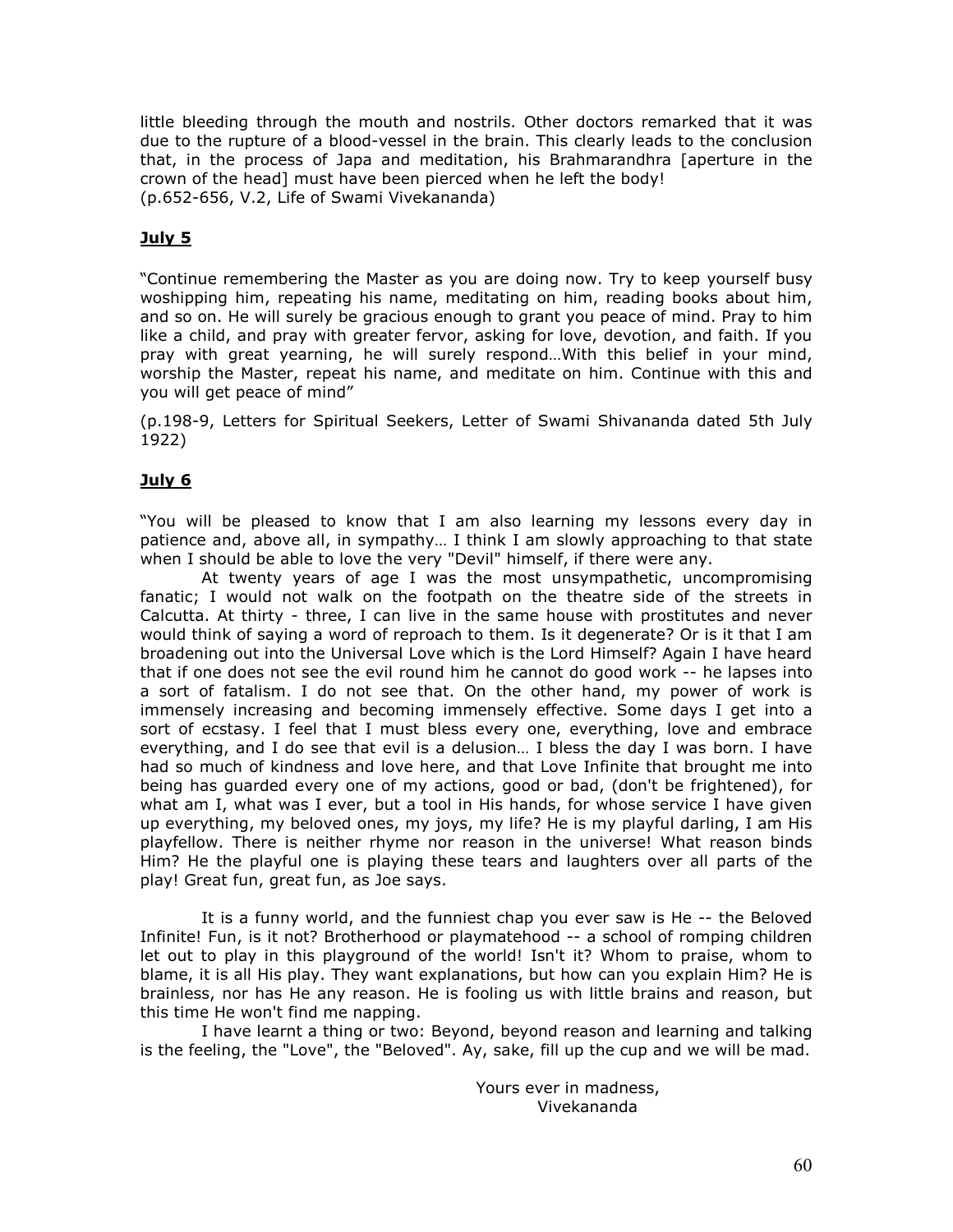little bleeding through the mouth and nostrils. Other doctors remarked that it was due to the rupture of a blood-vessel in the brain. This clearly leads to the conclusion that, in the process of Japa and meditation, his Brahmarandhra [aperture in the crown of the head] must have been pierced when he left the body!
(p.652-656, V.2, Life of Swami Vivekananda)

**July 5**

"Continue remembering the Master as you are doing now. Try to keep yourself busy woshipping him, repeating his name, meditating on him, reading books about him, and so on. He will surely be gracious enough to grant you peace of mind. Pray to him like a child, and pray with greater fervor, asking for love, devotion, and faith. If you pray with great yearning, he will surely respond…With this belief in your mind, worship the Master, repeat his name, and meditate on him. Continue with this and you will get peace of mind"

(p.198-9, Letters for Spiritual Seekers, Letter of Swami Shivananda dated 5th July 1922)

**July 6**

"You will be pleased to know that I am also learning my lessons every day in patience and, above all, in sympathy… I think I am slowly approaching to that state when I should be able to love the very "Devil" himself, if there were any.

At twenty years of age I was the most unsympathetic, uncompromising fanatic; I would not walk on the footpath on the theatre side of the streets in Calcutta. At thirty - three, I can live in the same house with prostitutes and never would think of saying a word of reproach to them. Is it degenerate? Or is it that I am broadening out into the Universal Love which is the Lord Himself? Again I have heard that if one does not see the evil round him he cannot do good work -- he lapses into a sort of fatalism. I do not see that. On the other hand, my power of work is immensely increasing and becoming immensely effective. Some days I get into a sort of ecstasy. I feel that I must bless every one, everything, love and embrace everything, and I do see that evil is a delusion… I bless the day I was born. I have had so much of kindness and love here, and that Love Infinite that brought me into being has guarded every one of my actions, good or bad, (don't be frightened), for what am I, what was I ever, but a tool in His hands, for whose service I have given up everything, my beloved ones, my joys, my life? He is my playful darling, I am His playfellow. There is neither rhyme nor reason in the universe! What reason binds Him? He the playful one is playing these tears and laughters over all parts of the play! Great fun, great fun, as Joe says.

It is a funny world, and the funniest chap you ever saw is He -- the Beloved Infinite! Fun, is it not? Brotherhood or playmatehood -- a school of romping children let out to play in this playground of the world! Isn't it? Whom to praise, whom to blame, it is all His play. They want explanations, but how can you explain Him? He is brainless, nor has He any reason. He is fooling us with little brains and reason, but this time He won't find me napping.

I have learnt a thing or two: Beyond, beyond reason and learning and talking is the feeling, the "Love", the "Beloved". Ay, sake, fill up the cup and we will be mad.

Yours ever in madness,
Vivekananda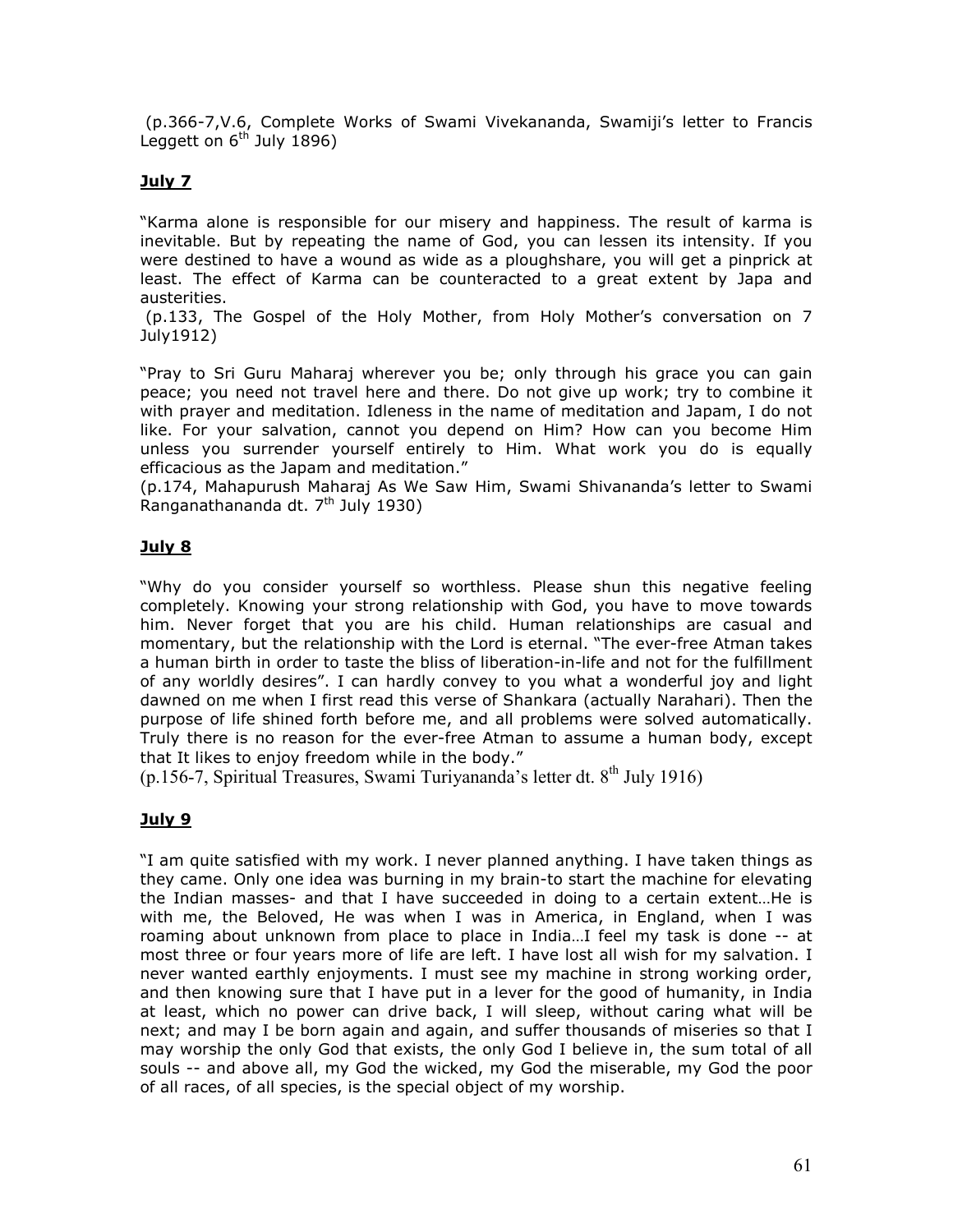(p.366-7,V.6, Complete Works of Swami Vivekananda, Swamiji's letter to Francis Leggett on 6th July 1896)

**July 7**

"Karma alone is responsible for our misery and happiness. The result of karma is inevitable. But by repeating the name of God, you can lessen its intensity. If you were destined to have a wound as wide as a ploughshare, you will get a pinprick at least. The effect of Karma can be counteracted to a great extent by Japa and austerities.

(p.133, The Gospel of the Holy Mother, from Holy Mother's conversation on 7 July1912)

"Pray to Sri Guru Maharaj wherever you be; only through his grace you can gain peace; you need not travel here and there. Do not give up work; try to combine it with prayer and meditation. Idleness in the name of meditation and Japam, I do not like. For your salvation, cannot you depend on Him? How can you become Him unless you surrender yourself entirely to Him. What work you do is equally efficacious as the Japam and meditation."

(p.174, Mahapurush Maharaj As We Saw Him, Swami Shivananda's letter to Swami Ranganathananda dt. 7th July 1930)

**July 8**

"Why do you consider yourself so worthless. Please shun this negative feeling completely. Knowing your strong relationship with God, you have to move towards him. Never forget that you are his child. Human relationships are casual and momentary, but the relationship with the Lord is eternal. "The ever-free Atman takes a human birth in order to taste the bliss of liberation-in-life and not for the fulfillment of any worldly desires". I can hardly convey to you what a wonderful joy and light dawned on me when I first read this verse of Shankara (actually Narahari). Then the purpose of life shined forth before me, and all problems were solved automatically. Truly there is no reason for the ever-free Atman to assume a human body, except that It likes to enjoy freedom while in the body."

(p.156-7, Spiritual Treasures, Swami Turiyananda's letter dt. 8th July 1916)

**July 9**

"I am quite satisfied with my work. I never planned anything. I have taken things as they came. Only one idea was burning in my brain-to start the machine for elevating the Indian masses- and that I have succeeded in doing to a certain extent…He is with me, the Beloved, He was when I was in America, in England, when I was roaming about unknown from place to place in India…I feel my task is done -- at most three or four years more of life are left. I have lost all wish for my salvation. I never wanted earthly enjoyments. I must see my machine in strong working order, and then knowing sure that I have put in a lever for the good of humanity, in India at least, which no power can drive back, I will sleep, without caring what will be next; and may I be born again and again, and suffer thousands of miseries so that I may worship the only God that exists, the only God I believe in, the sum total of all souls -- and above all, my God the wicked, my God the miserable, my God the poor of all races, of all species, is the special object of my worship.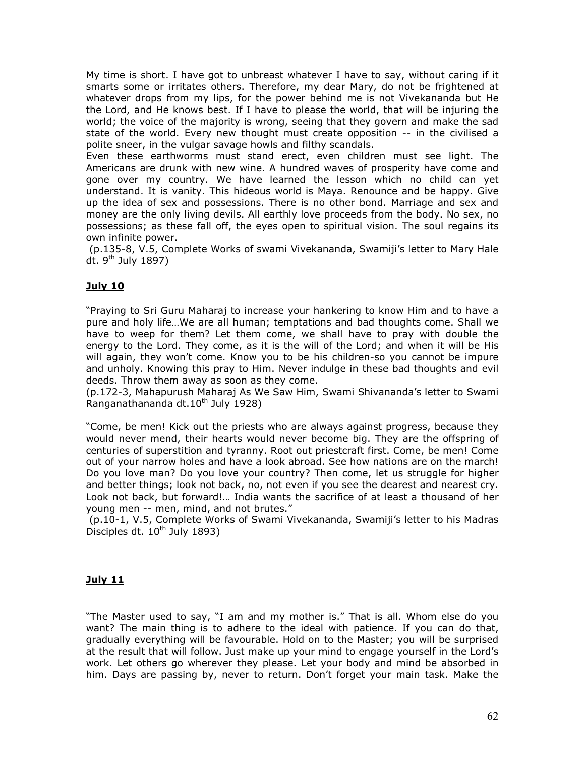My time is short. I have got to unbreast whatever I have to say, without caring if it smarts some or irritates others. Therefore, my dear Mary, do not be frightened at whatever drops from my lips, for the power behind me is not Vivekananda but He the Lord, and He knows best. If I have to please the world, that will be injuring the world; the voice of the majority is wrong, seeing that they govern and make the sad state of the world. Every new thought must create opposition -- in the civilised a polite sneer, in the vulgar savage howls and filthy scandals.

Even these earthworms must stand erect, even children must see light. The Americans are drunk with new wine. A hundred waves of prosperity have come and gone over my country. We have learned the lesson which no child can yet understand. It is vanity. This hideous world is Maya. Renounce and be happy. Give up the idea of sex and possessions. There is no other bond. Marriage and sex and money are the only living devils. All earthly love proceeds from the body. No sex, no possessions; as these fall off, the eyes open to spiritual vision. The soul regains its own infinite power.

(p.135-8, V.5, Complete Works of swami Vivekananda, Swamiji's letter to Mary Hale dt. 9th July 1897)

## **July 10**

"Praying to Sri Guru Maharaj to increase your hankering to know Him and to have a pure and holy life…We are all human; temptations and bad thoughts come. Shall we have to weep for them? Let them come, we shall have to pray with double the energy to the Lord. They come, as it is the will of the Lord; and when it will be His will again, they won't come. Know you to be his children-so you cannot be impure and unholy. Knowing this pray to Him. Never indulge in these bad thoughts and evil deeds. Throw them away as soon as they come.

(p.172-3, Mahapurush Maharaj As We Saw Him, Swami Shivananda's letter to Swami Ranganathananda dt.10th July 1928)

"Come, be men! Kick out the priests who are always against progress, because they would never mend, their hearts would never become big. They are the offspring of centuries of superstition and tyranny. Root out priestcraft first. Come, be men! Come out of your narrow holes and have a look abroad. See how nations are on the march! Do you love man? Do you love your country? Then come, let us struggle for higher and better things; look not back, no, not even if you see the dearest and nearest cry. Look not back, but forward!… India wants the sacrifice of at least a thousand of her young men -- men, mind, and not brutes."

(p.10-1, V.5, Complete Works of Swami Vivekananda, Swamiji's letter to his Madras Disciples dt. 10th July 1893)

## **July 11**

"The Master used to say, "I am and my mother is." That is all. Whom else do you want? The main thing is to adhere to the ideal with patience. If you can do that, gradually everything will be favourable. Hold on to the Master; you will be surprised at the result that will follow. Just make up your mind to engage yourself in the Lord's work. Let others go wherever they please. Let your body and mind be absorbed in him. Days are passing by, never to return. Don't forget your main task. Make the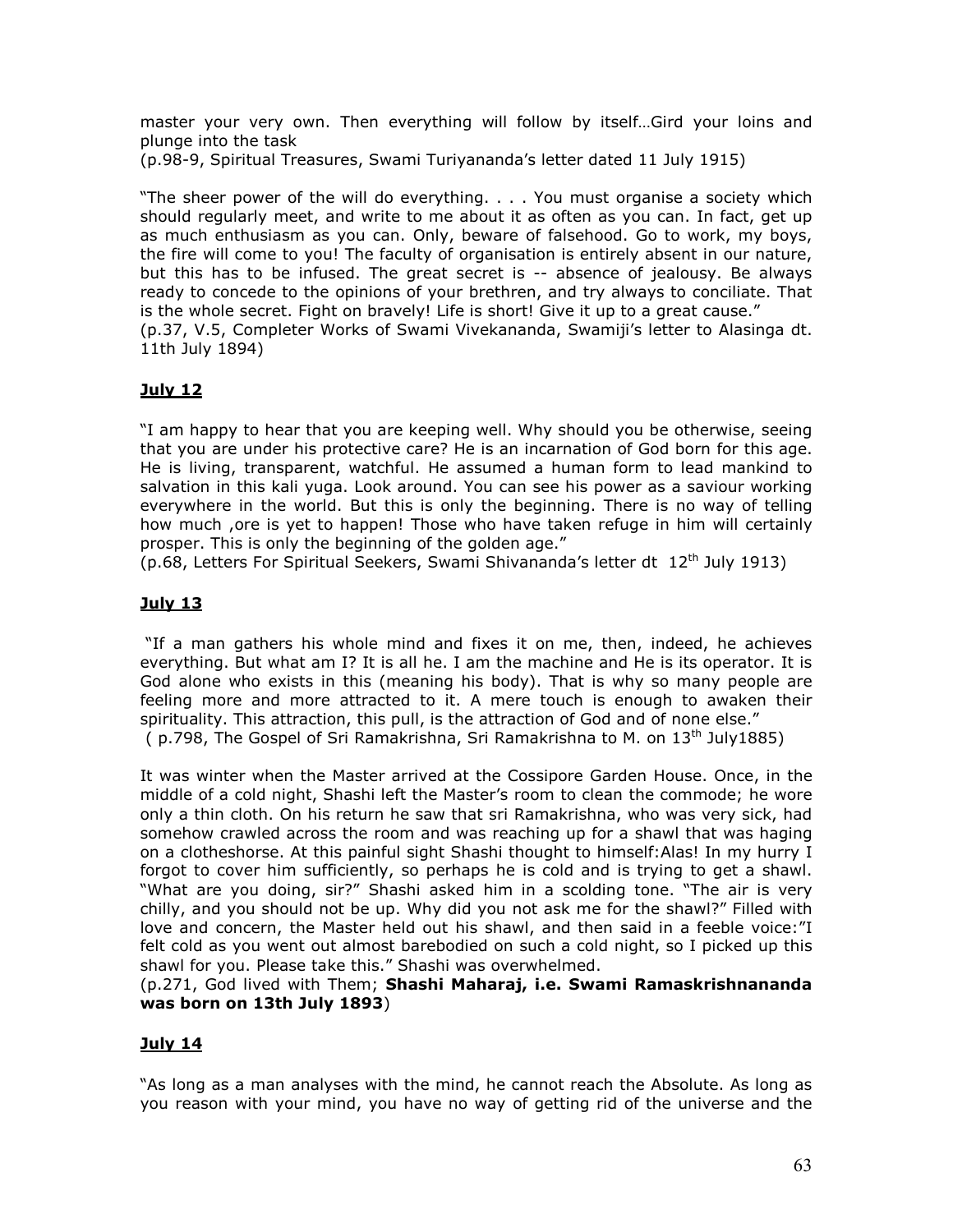master your very own. Then everything will follow by itself…Gird your loins and plunge into the task
(p.98-9, Spiritual Treasures, Swami Turiyananda's letter dated 11 July 1915)

"The sheer power of the will do everything. . . . You must organise a society which should regularly meet, and write to me about it as often as you can. In fact, get up as much enthusiasm as you can. Only, beware of falsehood. Go to work, my boys, the fire will come to you! The faculty of organisation is entirely absent in our nature, but this has to be infused. The great secret is -- absence of jealousy. Be always ready to concede to the opinions of your brethren, and try always to conciliate. That is the whole secret. Fight on bravely! Life is short! Give it up to a great cause."
(p.37, V.5, Completer Works of Swami Vivekananda, Swamiji's letter to Alasinga dt. 11th July 1894)

## **July 12**

"I am happy to hear that you are keeping well. Why should you be otherwise, seeing that you are under his protective care? He is an incarnation of God born for this age. He is living, transparent, watchful. He assumed a human form to lead mankind to salvation in this kali yuga. Look around. You can see his power as a saviour working everywhere in the world. But this is only the beginning. There is no way of telling how much ,ore is yet to happen! Those who have taken refuge in him will certainly prosper. This is only the beginning of the golden age."
(p.68, Letters For Spiritual Seekers, Swami Shivananda's letter dt 12th July 1913)

## **July 13**

"If a man gathers his whole mind and fixes it on me, then, indeed, he achieves everything. But what am I? It is all he. I am the machine and He is its operator. It is God alone who exists in this (meaning his body). That is why so many people are feeling more and more attracted to it. A mere touch is enough to awaken their spirituality. This attraction, this pull, is the attraction of God and of none else."
( p.798, The Gospel of Sri Ramakrishna, Sri Ramakrishna to M. on 13th July1885)

It was winter when the Master arrived at the Cossipore Garden House. Once, in the middle of a cold night, Shashi left the Master's room to clean the commode; he wore only a thin cloth. On his return he saw that sri Ramakrishna, who was very sick, had somehow crawled across the room and was reaching up for a shawl that was haging on a clotheshorse. At this painful sight Shashi thought to himself:Alas! In my hurry I forgot to cover him sufficiently, so perhaps he is cold and is trying to get a shawl. "What are you doing, sir?" Shashi asked him in a scolding tone. "The air is very chilly, and you should not be up. Why did you not ask me for the shawl?" Filled with love and concern, the Master held out his shawl, and then said in a feeble voice:"I felt cold as you went out almost barebodied on such a cold night, so I picked up this shawl for you. Please take this." Shashi was overwhelmed.
(p.271, God lived with Them; **Shashi Maharaj, i.e. Swami Ramaskrishnananda was born on 13th July 1893**)

## **July 14**

"As long as a man analyses with the mind, he cannot reach the Absolute. As long as you reason with your mind, you have no way of getting rid of the universe and the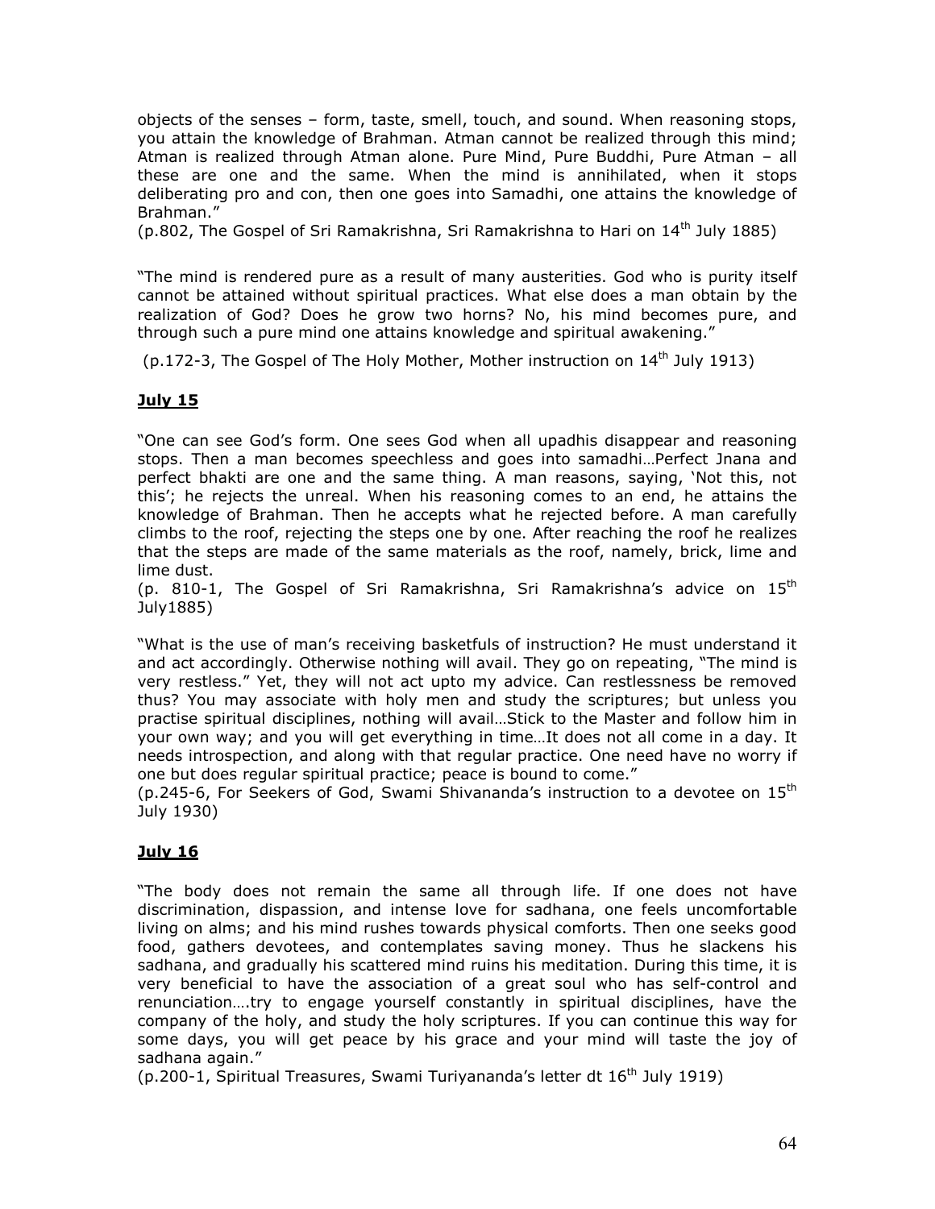objects of the senses – form, taste, smell, touch, and sound. When reasoning stops, you attain the knowledge of Brahman. Atman cannot be realized through this mind; Atman is realized through Atman alone. Pure Mind, Pure Buddhi, Pure Atman – all these are one and the same. When the mind is annihilated, when it stops deliberating pro and con, then one goes into Samadhi, one attains the knowledge of Brahman."

(p.802, The Gospel of Sri Ramakrishna, Sri Ramakrishna to Hari on 14th July 1885)

"The mind is rendered pure as a result of many austerities. God who is purity itself cannot be attained without spiritual practices. What else does a man obtain by the realization of God? Does he grow two horns? No, his mind becomes pure, and through such a pure mind one attains knowledge and spiritual awakening."

(p.172-3, The Gospel of The Holy Mother, Mother instruction on 14th July 1913)

## July 15

"One can see God's form. One sees God when all upadhis disappear and reasoning stops. Then a man becomes speechless and goes into samadhi…Perfect Jnana and perfect bhakti are one and the same thing. A man reasons, saying, 'Not this, not this'; he rejects the unreal. When his reasoning comes to an end, he attains the knowledge of Brahman. Then he accepts what he rejected before. A man carefully climbs to the roof, rejecting the steps one by one. After reaching the roof he realizes that the steps are made of the same materials as the roof, namely, brick, lime and lime dust.

(p. 810-1, The Gospel of Sri Ramakrishna, Sri Ramakrishna's advice on 15th July1885)

"What is the use of man's receiving basketfuls of instruction? He must understand it and act accordingly. Otherwise nothing will avail. They go on repeating, "The mind is very restless." Yet, they will not act upto my advice. Can restlessness be removed thus? You may associate with holy men and study the scriptures; but unless you practise spiritual disciplines, nothing will avail…Stick to the Master and follow him in your own way; and you will get everything in time…It does not all come in a day. It needs introspection, and along with that regular practice. One need have no worry if one but does regular spiritual practice; peace is bound to come."

(p.245-6, For Seekers of God, Swami Shivananda's instruction to a devotee on 15th July 1930)

## July 16

"The body does not remain the same all through life. If one does not have discrimination, dispassion, and intense love for sadhana, one feels uncomfortable living on alms; and his mind rushes towards physical comforts. Then one seeks good food, gathers devotees, and contemplates saving money. Thus he slackens his sadhana, and gradually his scattered mind ruins his meditation. During this time, it is very beneficial to have the association of a great soul who has self-control and renunciation….try to engage yourself constantly in spiritual disciplines, have the company of the holy, and study the holy scriptures. If you can continue this way for some days, you will get peace by his grace and your mind will taste the joy of sadhana again."

(p.200-1, Spiritual Treasures, Swami Turiyananda's letter dt 16th July 1919)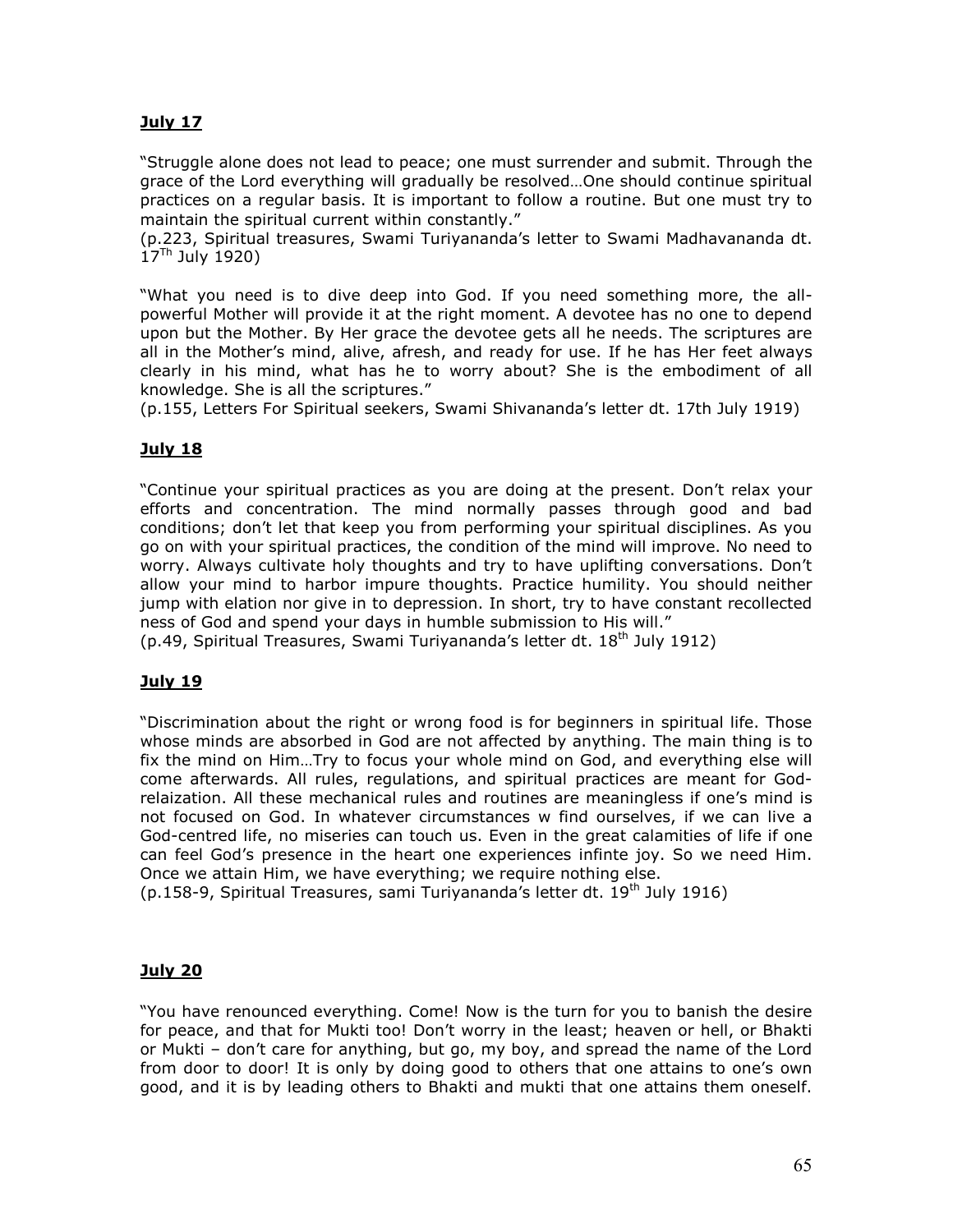## July 17

"Struggle alone does not lead to peace; one must surrender and submit. Through the grace of the Lord everything will gradually be resolved…One should continue spiritual practices on a regular basis. It is important to follow a routine. But one must try to maintain the spiritual current within constantly."
(p.223, Spiritual treasures, Swami Turiyananda's letter to Swami Madhavananda dt. 17[Th] July 1920)

"What you need is to dive deep into God. If you need something more, the all-powerful Mother will provide it at the right moment. A devotee has no one to depend upon but the Mother. By Her grace the devotee gets all he needs. The scriptures are all in the Mother's mind, alive, afresh, and ready for use. If he has Her feet always clearly in his mind, what has he to worry about? She is the embodiment of all knowledge. She is all the scriptures."
(p.155, Letters For Spiritual seekers, Swami Shivananda's letter dt. 17th July 1919)

## July 18

"Continue your spiritual practices as you are doing at the present. Don't relax your efforts and concentration. The mind normally passes through good and bad conditions; don't let that keep you from performing your spiritual disciplines. As you go on with your spiritual practices, the condition of the mind will improve. No need to worry. Always cultivate holy thoughts and try to have uplifting conversations. Don't allow your mind to harbor impure thoughts. Practice humility. You should neither jump with elation nor give in to depression. In short, try to have constant recollected ness of God and spend your days in humble submission to His will."
(p.49, Spiritual Treasures, Swami Turiyananda's letter dt. 18[th] July 1912)

## July 19

"Discrimination about the right or wrong food is for beginners in spiritual life. Those whose minds are absorbed in God are not affected by anything. The main thing is to fix the mind on Him…Try to focus your whole mind on God, and everything else will come afterwards. All rules, regulations, and spiritual practices are meant for God-relaization. All these mechanical rules and routines are meaningless if one's mind is not focused on God. In whatever circumstances w find ourselves, if we can live a God-centred life, no miseries can touch us. Even in the great calamities of life if one can feel God's presence in the heart one experiences infinte joy. So we need Him. Once we attain Him, we have everything; we require nothing else.
(p.158-9, Spiritual Treasures, sami Turiyananda's letter dt. 19[th] July 1916)

## July 20

"You have renounced everything. Come! Now is the turn for you to banish the desire for peace, and that for Mukti too! Don't worry in the least; heaven or hell, or Bhakti or Mukti – don't care for anything, but go, my boy, and spread the name of the Lord from door to door! It is only by doing good to others that one attains to one's own good, and it is by leading others to Bhakti and mukti that one attains them oneself.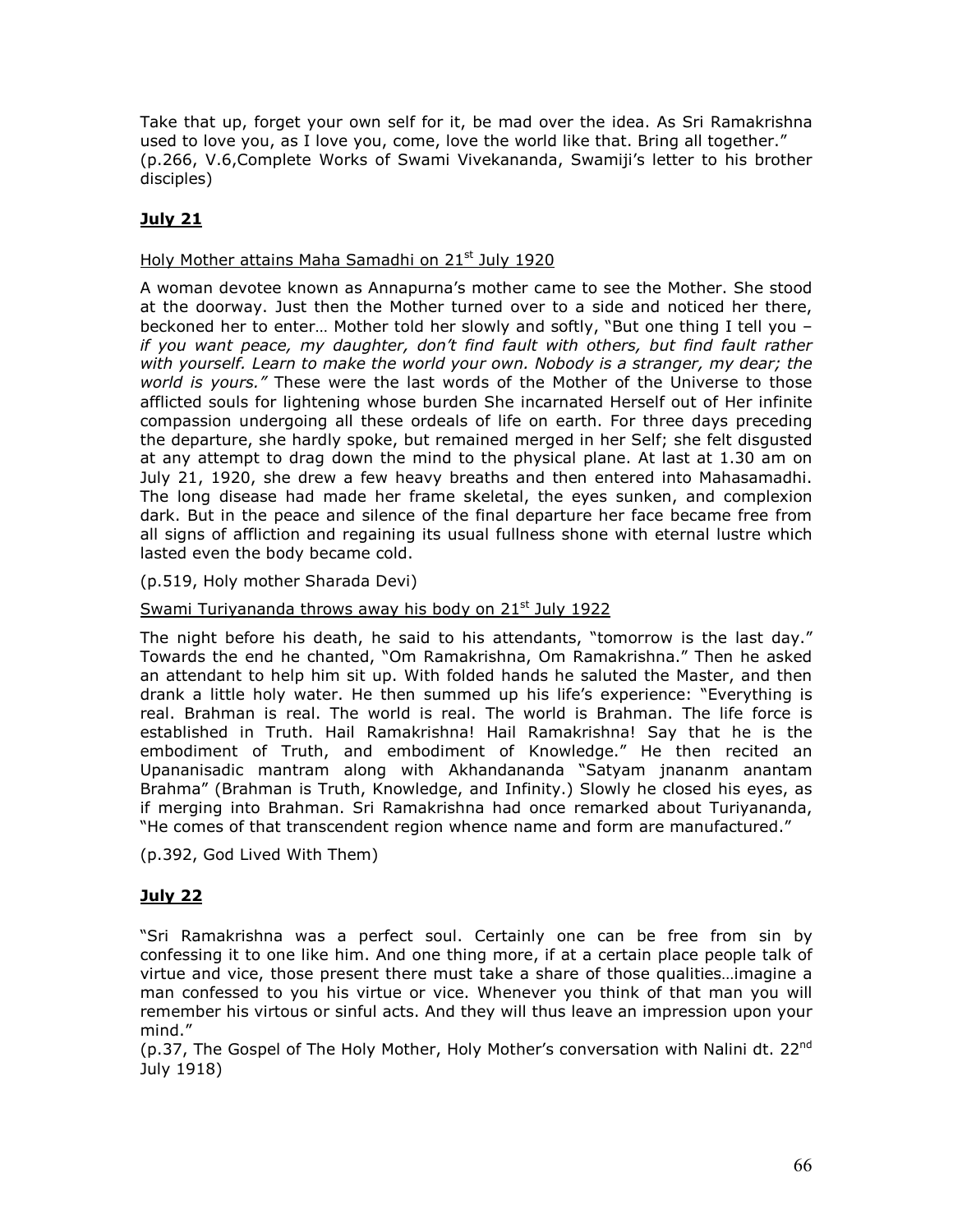Take that up, forget your own self for it, be mad over the idea. As Sri Ramakrishna used to love you, as I love you, come, love the world like that. Bring all together."
(p.266, V.6,Complete Works of Swami Vivekananda, Swamiji's letter to his brother disciples)

## **July 21**

Holy Mother attains Maha Samadhi on 21st July 1920

A woman devotee known as Annapurna's mother came to see the Mother. She stood at the doorway. Just then the Mother turned over to a side and noticed her there, beckoned her to enter… Mother told her slowly and softly, "But one thing I tell you – *if you want peace, my daughter, don't find fault with others, but find fault rather with yourself. Learn to make the world your own. Nobody is a stranger, my dear; the world is yours."* These were the last words of the Mother of the Universe to those afflicted souls for lightening whose burden She incarnated Herself out of Her infinite compassion undergoing all these ordeals of life on earth. For three days preceding the departure, she hardly spoke, but remained merged in her Self; she felt disgusted at any attempt to drag down the mind to the physical plane. At last at 1.30 am on July 21, 1920, she drew a few heavy breaths and then entered into Mahasamadhi. The long disease had made her frame skeletal, the eyes sunken, and complexion dark. But in the peace and silence of the final departure her face became free from all signs of affliction and regaining its usual fullness shone with eternal lustre which lasted even the body became cold.

(p.519, Holy mother Sharada Devi)

Swami Turiyananda throws away his body on 21st July 1922

The night before his death, he said to his attendants, "tomorrow is the last day." Towards the end he chanted, "Om Ramakrishna, Om Ramakrishna." Then he asked an attendant to help him sit up. With folded hands he saluted the Master, and then drank a little holy water. He then summed up his life's experience: "Everything is real. Brahman is real. The world is real. The world is Brahman. The life force is established in Truth. Hail Ramakrishna! Hail Ramakrishna! Say that he is the embodiment of Truth, and embodiment of Knowledge." He then recited an Upananisadic mantram along with Akhandananda "Satyam jnananm anantam Brahma" (Brahman is Truth, Knowledge, and Infinity.) Slowly he closed his eyes, as if merging into Brahman. Sri Ramakrishna had once remarked about Turiyananda, "He comes of that transcendent region whence name and form are manufactured."

(p.392, God Lived With Them)

## **July 22**

"Sri Ramakrishna was a perfect soul. Certainly one can be free from sin by confessing it to one like him. And one thing more, if at a certain place people talk of virtue and vice, those present there must take a share of those qualities…imagine a man confessed to you his virtue or vice. Whenever you think of that man you will remember his virtous or sinful acts. And they will thus leave an impression upon your mind."
(p.37, The Gospel of The Holy Mother, Holy Mother's conversation with Nalini dt. 22nd July 1918)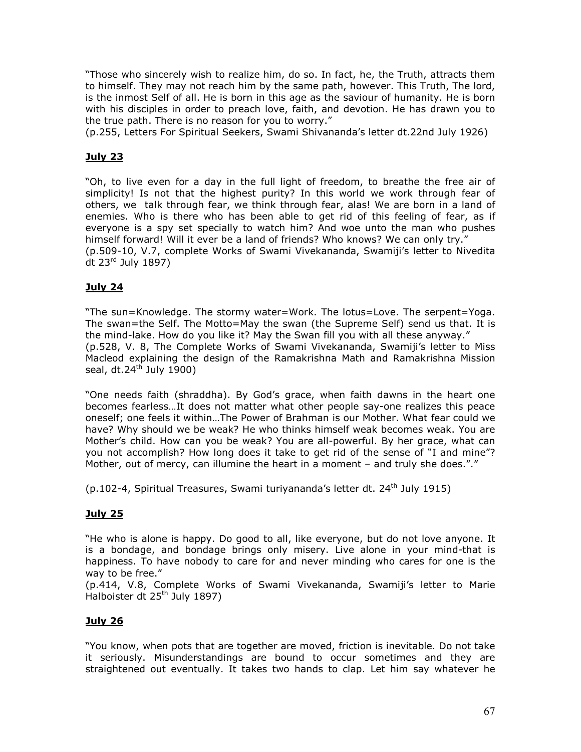"Those who sincerely wish to realize him, do so. In fact, he, the Truth, attracts them to himself. They may not reach him by the same path, however. This Truth, The lord, is the inmost Self of all. He is born in this age as the saviour of humanity. He is born with his disciples in order to preach love, faith, and devotion. He has drawn you to the true path. There is no reason for you to worry."
(p.255, Letters For Spiritual Seekers, Swami Shivananda's letter dt.22nd July 1926)

## July 23

"Oh, to live even for a day in the full light of freedom, to breathe the free air of simplicity! Is not that the highest purity? In this world we work through fear of others, we talk through fear, we think through fear, alas! We are born in a land of enemies. Who is there who has been able to get rid of this feeling of fear, as if everyone is a spy set specially to watch him? And woe unto the man who pushes himself forward! Will it ever be a land of friends? Who knows? We can only try."
(p.509-10, V.7, complete Works of Swami Vivekananda, Swamiji's letter to Nivedita dt 23rd July 1897)

## July 24

"The sun=Knowledge. The stormy water=Work. The lotus=Love. The serpent=Yoga. The swan=the Self. The Motto=May the swan (the Supreme Self) send us that. It is the mind-lake. How do you like it? May the Swan fill you with all these anyway."
(p.528, V. 8, The Complete Works of Swami Vivekananda, Swamiji's letter to Miss Macleod explaining the design of the Ramakrishna Math and Ramakrishna Mission seal, dt.24th July 1900)

"One needs faith (shraddha). By God's grace, when faith dawns in the heart one becomes fearless…It does not matter what other people say-one realizes this peace oneself; one feels it within…The Power of Brahman is our Mother. What fear could we have? Why should we be weak? He who thinks himself weak becomes weak. You are Mother's child. How can you be weak? You are all-powerful. By her grace, what can you not accomplish? How long does it take to get rid of the sense of "I and mine"? Mother, out of mercy, can illumine the heart in a moment – and truly she does."."

(p.102-4, Spiritual Treasures, Swami turiyananda's letter dt. 24th July 1915)

## July 25

"He who is alone is happy. Do good to all, like everyone, but do not love anyone. It is a bondage, and bondage brings only misery. Live alone in your mind-that is happiness. To have nobody to care for and never minding who cares for one is the way to be free."
(p.414, V.8, Complete Works of Swami Vivekananda, Swamiji's letter to Marie Halboister dt 25th July 1897)

## July 26

"You know, when pots that are together are moved, friction is inevitable. Do not take it seriously. Misunderstandings are bound to occur sometimes and they are straightened out eventually. It takes two hands to clap. Let him say whatever he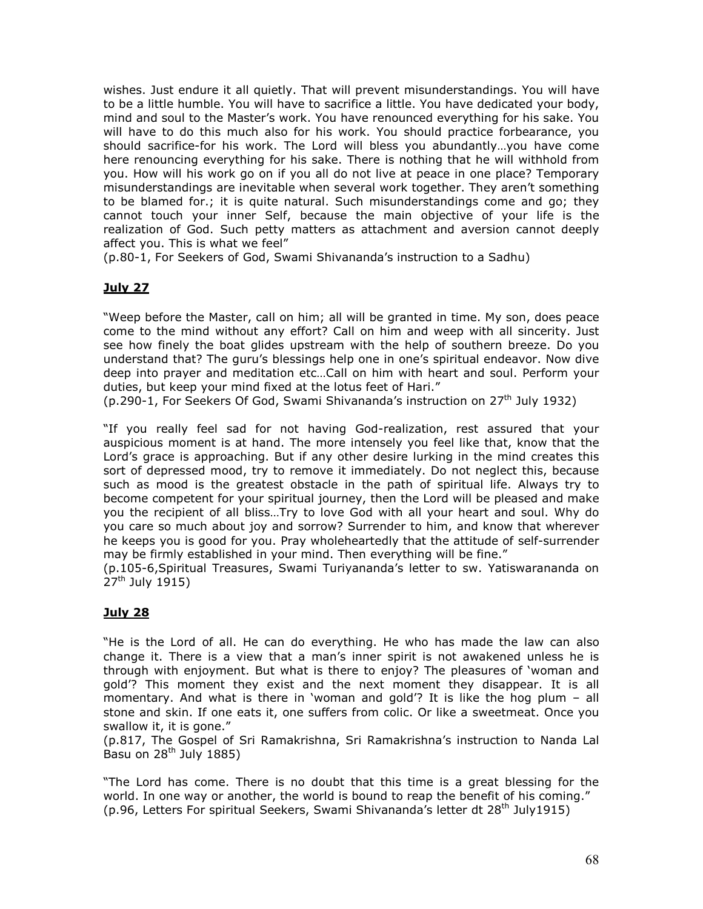wishes. Just endure it all quietly. That will prevent misunderstandings. You will have to be a little humble. You will have to sacrifice a little. You have dedicated your body, mind and soul to the Master's work. You have renounced everything for his sake. You will have to do this much also for his work. You should practice forbearance, you should sacrifice-for his work. The Lord will bless you abundantly…you have come here renouncing everything for his sake. There is nothing that he will withhold from you. How will his work go on if you all do not live at peace in one place? Temporary misunderstandings are inevitable when several work together. They aren't something to be blamed for.; it is quite natural. Such misunderstandings come and go; they cannot touch your inner Self, because the main objective of your life is the realization of God. Such petty matters as attachment and aversion cannot deeply affect you. This is what we feel"
(p.80-1, For Seekers of God, Swami Shivananda's instruction to a Sadhu)

## **July 27**

"Weep before the Master, call on him; all will be granted in time. My son, does peace come to the mind without any effort? Call on him and weep with all sincerity. Just see how finely the boat glides upstream with the help of southern breeze. Do you understand that? The guru's blessings help one in one's spiritual endeavor. Now dive deep into prayer and meditation etc…Call on him with heart and soul. Perform your duties, but keep your mind fixed at the lotus feet of Hari."
(p.290-1, For Seekers Of God, Swami Shivananda's instruction on 27th July 1932)

"If you really feel sad for not having God-realization, rest assured that your auspicious moment is at hand. The more intensely you feel like that, know that the Lord's grace is approaching. But if any other desire lurking in the mind creates this sort of depressed mood, try to remove it immediately. Do not neglect this, because such as mood is the greatest obstacle in the path of spiritual life. Always try to become competent for your spiritual journey, then the Lord will be pleased and make you the recipient of all bliss…Try to love God with all your heart and soul. Why do you care so much about joy and sorrow? Surrender to him, and know that wherever he keeps you is good for you. Pray wholeheartedly that the attitude of self-surrender may be firmly established in your mind. Then everything will be fine."
(p.105-6,Spiritual Treasures, Swami Turiyananda's letter to sw. Yatiswarananda on 27th July 1915)

## **July 28**

"He is the Lord of all. He can do everything. He who has made the law can also change it. There is a view that a man's inner spirit is not awakened unless he is through with enjoyment. But what is there to enjoy? The pleasures of 'woman and gold'? This moment they exist and the next moment they disappear. It is all momentary. And what is there in 'woman and gold'? It is like the hog plum – all stone and skin. If one eats it, one suffers from colic. Or like a sweetmeat. Once you swallow it, it is gone."
(p.817, The Gospel of Sri Ramakrishna, Sri Ramakrishna's instruction to Nanda Lal Basu on 28th July 1885)

"The Lord has come. There is no doubt that this time is a great blessing for the world. In one way or another, the world is bound to reap the benefit of his coming."
(p.96, Letters For spiritual Seekers, Swami Shivananda's letter dt 28th July1915)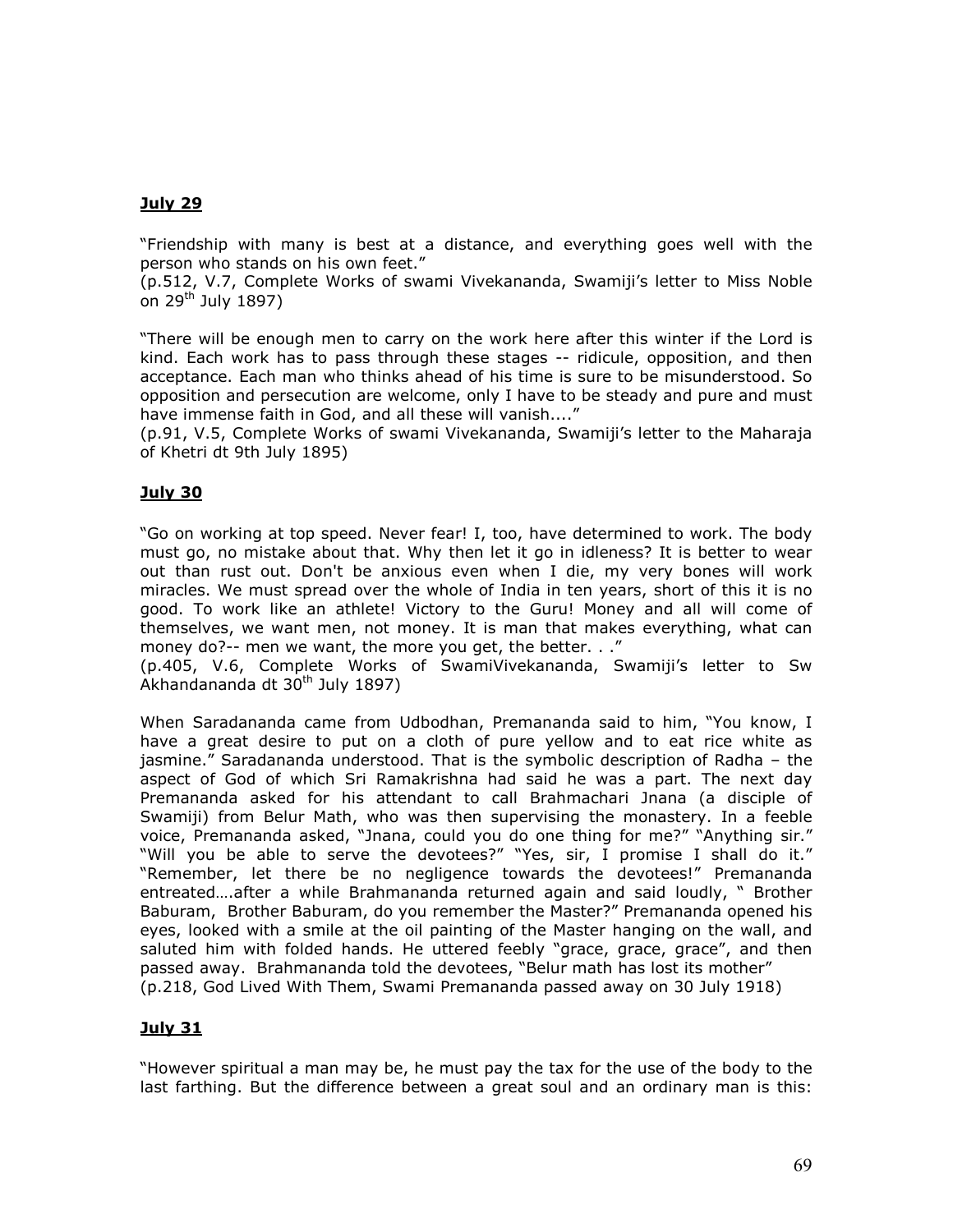**July 29**

"Friendship with many is best at a distance, and everything goes well with the person who stands on his own feet."
(p.512, V.7, Complete Works of swami Vivekananda, Swamiji's letter to Miss Noble on 29th July 1897)

"There will be enough men to carry on the work here after this winter if the Lord is kind. Each work has to pass through these stages -- ridicule, opposition, and then acceptance. Each man who thinks ahead of his time is sure to be misunderstood. So opposition and persecution are welcome, only I have to be steady and pure and must have immense faith in God, and all these will vanish...."
(p.91, V.5, Complete Works of swami Vivekananda, Swamiji's letter to the Maharaja of Khetri dt 9th July 1895)

**July 30**

"Go on working at top speed. Never fear! I, too, have determined to work. The body must go, no mistake about that. Why then let it go in idleness? It is better to wear out than rust out. Don't be anxious even when I die, my very bones will work miracles. We must spread over the whole of India in ten years, short of this it is no good. To work like an athlete! Victory to the Guru! Money and all will come of themselves, we want men, not money. It is man that makes everything, what can money do?-- men we want, the more you get, the better. . ."
(p.405, V.6, Complete Works of SwamiVivekananda, Swamiji's letter to Sw Akhandananda dt 30th July 1897)

When Saradananda came from Udbodhan, Premananda said to him, "You know, I have a great desire to put on a cloth of pure yellow and to eat rice white as jasmine." Saradananda understood. That is the symbolic description of Radha – the aspect of God of which Sri Ramakrishna had said he was a part. The next day Premananda asked for his attendant to call Brahmachari Jnana (a disciple of Swamiji) from Belur Math, who was then supervising the monastery. In a feeble voice, Premananda asked, "Jnana, could you do one thing for me?" "Anything sir." "Will you be able to serve the devotees?" "Yes, sir, I promise I shall do it." "Remember, let there be no negligence towards the devotees!" Premananda entreated….after a while Brahmananda returned again and said loudly, " Brother Baburam, Brother Baburam, do you remember the Master?" Premananda opened his eyes, looked with a smile at the oil painting of the Master hanging on the wall, and saluted him with folded hands. He uttered feebly "grace, grace, grace", and then passed away. Brahmananda told the devotees, "Belur math has lost its mother"
(p.218, God Lived With Them, Swami Premananda passed away on 30 July 1918)

**July 31**

"However spiritual a man may be, he must pay the tax for the use of the body to the last farthing. But the difference between a great soul and an ordinary man is this: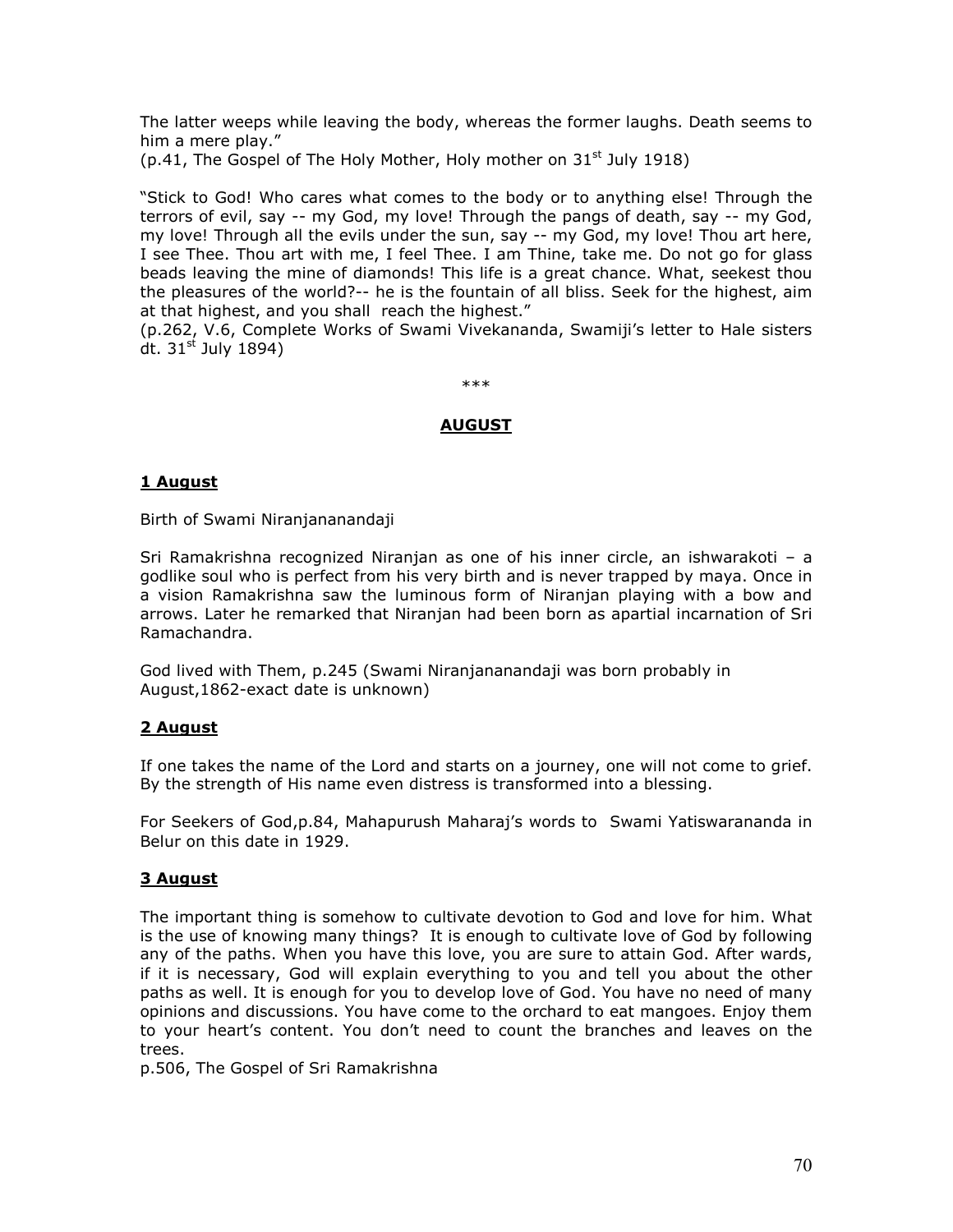The latter weeps while leaving the body, whereas the former laughs. Death seems to him a mere play."
(p.41, The Gospel of The Holy Mother, Holy mother on 31st July 1918)

"Stick to God! Who cares what comes to the body or to anything else! Through the terrors of evil, say -- my God, my love! Through the pangs of death, say -- my God, my love! Through all the evils under the sun, say -- my God, my love! Thou art here, I see Thee. Thou art with me, I feel Thee. I am Thine, take me. Do not go for glass beads leaving the mine of diamonds! This life is a great chance. What, seekest thou the pleasures of the world?-- he is the fountain of all bliss. Seek for the highest, aim at that highest, and you shall reach the highest."
(p.262, V.6, Complete Works of Swami Vivekananda, Swamiji's letter to Hale sisters dt. 31st July 1894)

***

## AUGUST

### 1 August

Birth of Swami Niranjananandaji

Sri Ramakrishna recognized Niranjan as one of his inner circle, an ishwarakoti – a godlike soul who is perfect from his very birth and is never trapped by maya. Once in a vision Ramakrishna saw the luminous form of Niranjan playing with a bow and arrows. Later he remarked that Niranjan had been born as apartial incarnation of Sri Ramachandra.

God lived with Them, p.245 (Swami Niranjananandaji was born probably in August,1862-exact date is unknown)

### 2 August

If one takes the name of the Lord and starts on a journey, one will not come to grief. By the strength of His name even distress is transformed into a blessing.

For Seekers of God,p.84, Mahapurush Maharaj's words to Swami Yatiswarananda in Belur on this date in 1929.

### 3 August

The important thing is somehow to cultivate devotion to God and love for him. What is the use of knowing many things? It is enough to cultivate love of God by following any of the paths. When you have this love, you are sure to attain God. After wards, if it is necessary, God will explain everything to you and tell you about the other paths as well. It is enough for you to develop love of God. You have no need of many opinions and discussions. You have come to the orchard to eat mangoes. Enjoy them to your heart's content. You don't need to count the branches and leaves on the trees.
p.506, The Gospel of Sri Ramakrishna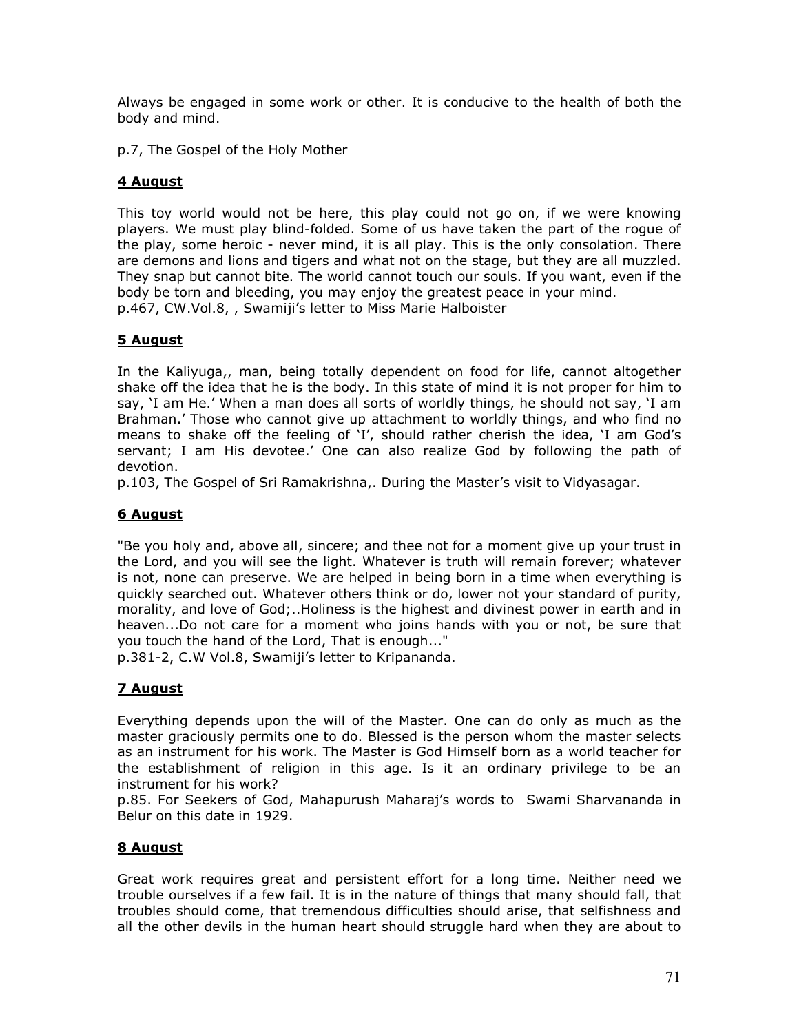Always be engaged in some work or other. It is conducive to the health of both the body and mind.

p.7, The Gospel of the Holy Mother

## 4 August

This toy world would not be here, this play could not go on, if we were knowing players. We must play blind-folded. Some of us have taken the part of the rogue of the play, some heroic - never mind, it is all play. This is the only consolation. There are demons and lions and tigers and what not on the stage, but they are all muzzled. They snap but cannot bite. The world cannot touch our souls. If you want, even if the body be torn and bleeding, you may enjoy the greatest peace in your mind.
p.467, CW.Vol.8, , Swamiji's letter to Miss Marie Halboister

## 5 August

In the Kaliyuga,, man, being totally dependent on food for life, cannot altogether shake off the idea that he is the body. In this state of mind it is not proper for him to say, 'I am He.' When a man does all sorts of worldly things, he should not say, 'I am Brahman.' Those who cannot give up attachment to worldly things, and who find no means to shake off the feeling of 'I', should rather cherish the idea, 'I am God's servant; I am His devotee.' One can also realize God by following the path of devotion.
p.103, The Gospel of Sri Ramakrishna,. During the Master's visit to Vidyasagar.

## 6 August

"Be you holy and, above all, sincere; and thee not for a moment give up your trust in the Lord, and you will see the light. Whatever is truth will remain forever; whatever is not, none can preserve. We are helped in being born in a time when everything is quickly searched out. Whatever others think or do, lower not your standard of purity, morality, and love of God;..Holiness is the highest and divinest power in earth and in heaven...Do not care for a moment who joins hands with you or not, be sure that you touch the hand of the Lord, That is enough..."
p.381-2, C.W Vol.8, Swamiji's letter to Kripananda.

## 7 August

Everything depends upon the will of the Master. One can do only as much as the master graciously permits one to do. Blessed is the person whom the master selects as an instrument for his work. The Master is God Himself born as a world teacher for the establishment of religion in this age. Is it an ordinary privilege to be an instrument for his work?
p.85. For Seekers of God, Mahapurush Maharaj's words to Swami Sharvananda in Belur on this date in 1929.

## 8 August

Great work requires great and persistent effort for a long time. Neither need we trouble ourselves if a few fail. It is in the nature of things that many should fall, that troubles should come, that tremendous difficulties should arise, that selfishness and all the other devils in the human heart should struggle hard when they are about to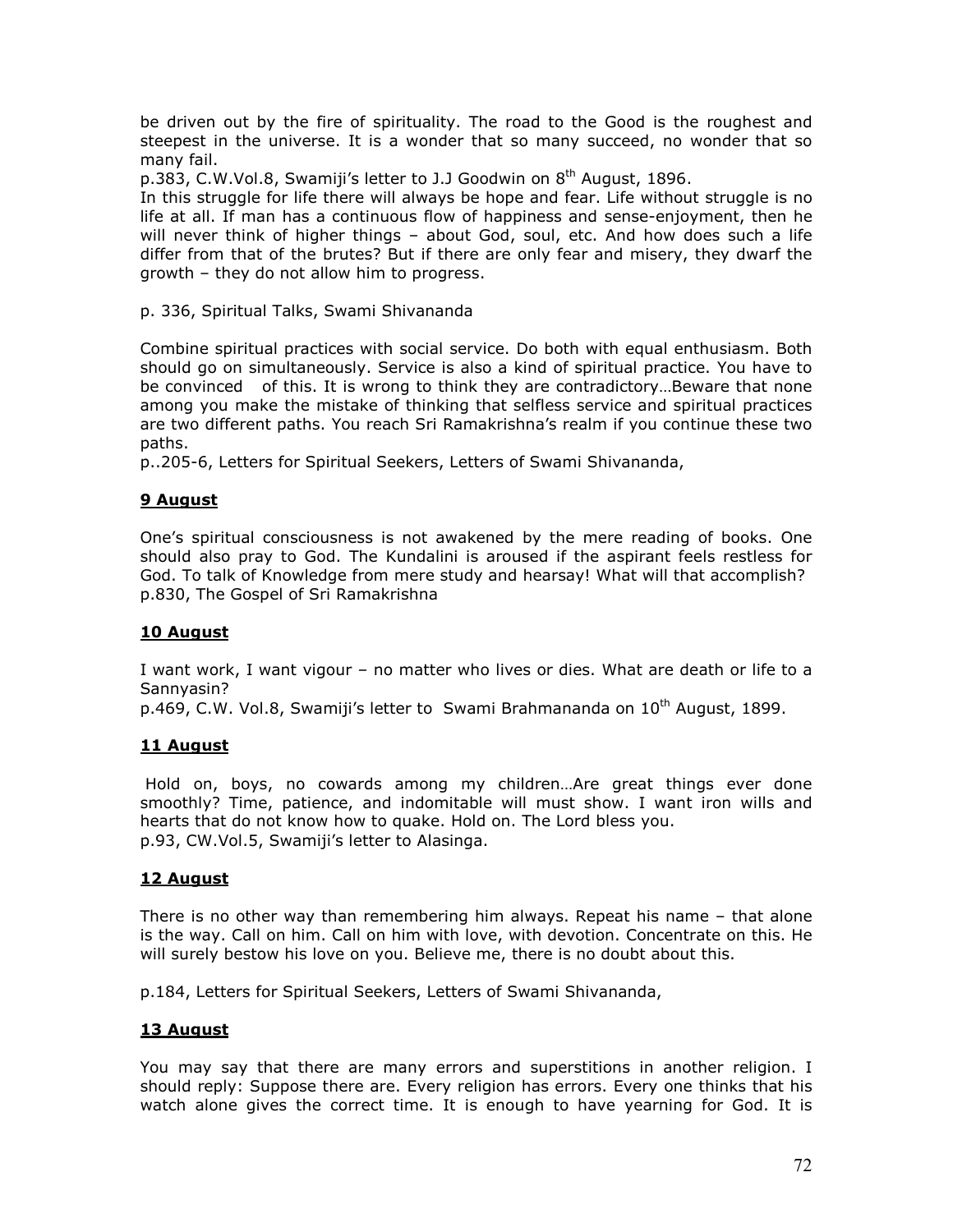be driven out by the fire of spirituality. The road to the Good is the roughest and steepest in the universe. It is a wonder that so many succeed, no wonder that so many fail.

p.383, C.W.Vol.8, Swamiji's letter to J.J Goodwin on 8th August, 1896.

In this struggle for life there will always be hope and fear. Life without struggle is no life at all. If man has a continuous flow of happiness and sense-enjoyment, then he will never think of higher things – about God, soul, etc. And how does such a life differ from that of the brutes? But if there are only fear and misery, they dwarf the growth – they do not allow him to progress.

p. 336, Spiritual Talks, Swami Shivananda

Combine spiritual practices with social service. Do both with equal enthusiasm. Both should go on simultaneously. Service is also a kind of spiritual practice. You have to be convinced of this. It is wrong to think they are contradictory…Beware that none among you make the mistake of thinking that selfless service and spiritual practices are two different paths. You reach Sri Ramakrishna's realm if you continue these two paths.

p..205-6, Letters for Spiritual Seekers, Letters of Swami Shivananda,

**9 August**

One's spiritual consciousness is not awakened by the mere reading of books. One should also pray to God. The Kundalini is aroused if the aspirant feels restless for God. To talk of Knowledge from mere study and hearsay! What will that accomplish?

p.830, The Gospel of Sri Ramakrishna

**10 August**

I want work, I want vigour – no matter who lives or dies. What are death or life to a Sannyasin?

p.469, C.W. Vol.8, Swamiji's letter to Swami Brahmananda on 10th August, 1899.

**11 August**

Hold on, boys, no cowards among my children…Are great things ever done smoothly? Time, patience, and indomitable will must show. I want iron wills and hearts that do not know how to quake. Hold on. The Lord bless you.

p.93, CW.Vol.5, Swamiji's letter to Alasinga.

**12 August**

There is no other way than remembering him always. Repeat his name – that alone is the way. Call on him. Call on him with love, with devotion. Concentrate on this. He will surely bestow his love on you. Believe me, there is no doubt about this.

p.184, Letters for Spiritual Seekers, Letters of Swami Shivananda,

**13 August**

You may say that there are many errors and superstitions in another religion. I should reply: Suppose there are. Every religion has errors. Every one thinks that his watch alone gives the correct time. It is enough to have yearning for God. It is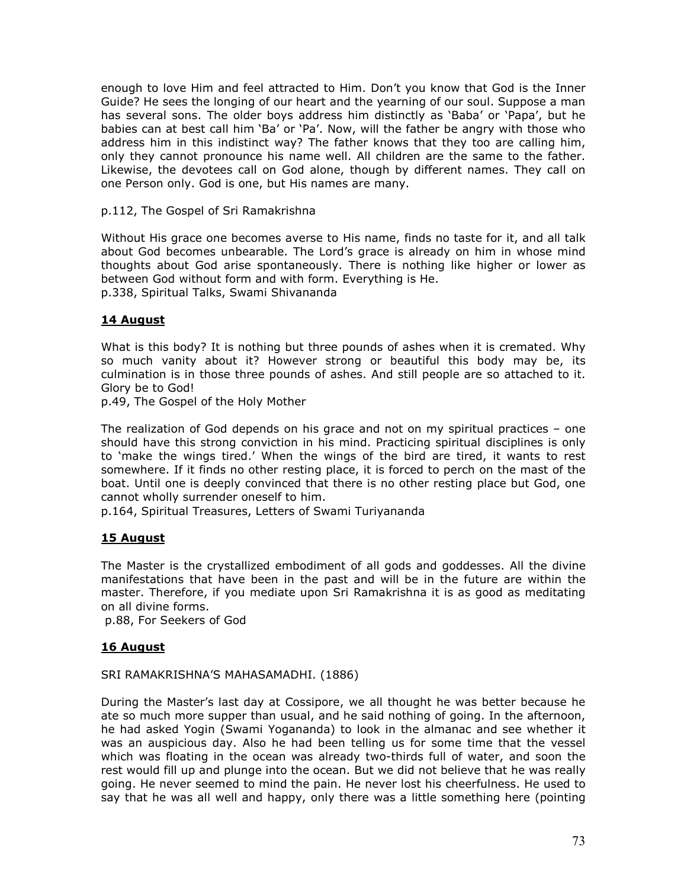enough to love Him and feel attracted to Him. Don't you know that God is the Inner Guide? He sees the longing of our heart and the yearning of our soul. Suppose a man has several sons. The older boys address him distinctly as 'Baba' or 'Papa', but he babies can at best call him 'Ba' or 'Pa'. Now, will the father be angry with those who address him in this indistinct way? The father knows that they too are calling him, only they cannot pronounce his name well. All children are the same to the father. Likewise, the devotees call on God alone, though by different names. They call on one Person only. God is one, but His names are many.

p.112, The Gospel of Sri Ramakrishna

Without His grace one becomes averse to His name, finds no taste for it, and all talk about God becomes unbearable. The Lord's grace is already on him in whose mind thoughts about God arise spontaneously. There is nothing like higher or lower as between God without form and with form. Everything is He.
p.338, Spiritual Talks, Swami Shivananda

## **14 August**

What is this body? It is nothing but three pounds of ashes when it is cremated. Why so much vanity about it? However strong or beautiful this body may be, its culmination is in those three pounds of ashes. And still people are so attached to it. Glory be to God!
p.49, The Gospel of the Holy Mother

The realization of God depends on his grace and not on my spiritual practices – one should have this strong conviction in his mind. Practicing spiritual disciplines is only to 'make the wings tired.' When the wings of the bird are tired, it wants to rest somewhere. If it finds no other resting place, it is forced to perch on the mast of the boat. Until one is deeply convinced that there is no other resting place but God, one cannot wholly surrender oneself to him.
p.164, Spiritual Treasures, Letters of Swami Turiyananda

## **15 August**

The Master is the crystallized embodiment of all gods and goddesses. All the divine manifestations that have been in the past and will be in the future are within the master. Therefore, if you mediate upon Sri Ramakrishna it is as good as meditating on all divine forms.
p.88, For Seekers of God

## **16 August**

SRI RAMAKRISHNA'S MAHASAMADHI. (1886)

During the Master's last day at Cossipore, we all thought he was better because he ate so much more supper than usual, and he said nothing of going. In the afternoon, he had asked Yogin (Swami Yogananda) to look in the almanac and see whether it was an auspicious day. Also he had been telling us for some time that the vessel which was floating in the ocean was already two-thirds full of water, and soon the rest would fill up and plunge into the ocean. But we did not believe that he was really going. He never seemed to mind the pain. He never lost his cheerfulness. He used to say that he was all well and happy, only there was a little something here (pointing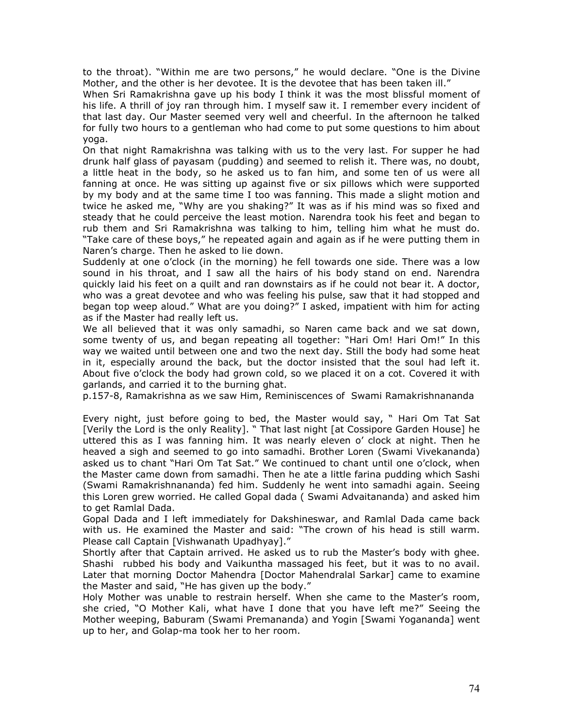to the throat). "Within me are two persons," he would declare. "One is the Divine Mother, and the other is her devotee. It is the devotee that has been taken ill."

When Sri Ramakrishna gave up his body I think it was the most blissful moment of his life. A thrill of joy ran through him. I myself saw it. I remember every incident of that last day. Our Master seemed very well and cheerful. In the afternoon he talked for fully two hours to a gentleman who had come to put some questions to him about yoga.

On that night Ramakrishna was talking with us to the very last. For supper he had drunk half glass of payasam (pudding) and seemed to relish it. There was, no doubt, a little heat in the body, so he asked us to fan him, and some ten of us were all fanning at once. He was sitting up against five or six pillows which were supported by my body and at the same time I too was fanning. This made a slight motion and twice he asked me, "Why are you shaking?" It was as if his mind was so fixed and steady that he could perceive the least motion. Narendra took his feet and began to rub them and Sri Ramakrishna was talking to him, telling him what he must do. "Take care of these boys," he repeated again and again as if he were putting them in Naren's charge. Then he asked to lie down.

Suddenly at one o'clock (in the morning) he fell towards one side. There was a low sound in his throat, and I saw all the hairs of his body stand on end. Narendra quickly laid his feet on a quilt and ran downstairs as if he could not bear it. A doctor, who was a great devotee and who was feeling his pulse, saw that it had stopped and began top weep aloud." What are you doing?" I asked, impatient with him for acting as if the Master had really left us.

We all believed that it was only samadhi, so Naren came back and we sat down, some twenty of us, and began repeating all together: "Hari Om! Hari Om!" In this way we waited until between one and two the next day. Still the body had some heat in it, especially around the back, but the doctor insisted that the soul had left it. About five o'clock the body had grown cold, so we placed it on a cot. Covered it with garlands, and carried it to the burning ghat.

p.157-8, Ramakrishna as we saw Him, Reminiscences of Swami Ramakrishnananda

Every night, just before going to bed, the Master would say, " Hari Om Tat Sat [Verily the Lord is the only Reality]. " That last night [at Cossipore Garden House] he uttered this as I was fanning him. It was nearly eleven o' clock at night. Then he heaved a sigh and seemed to go into samadhi. Brother Loren (Swami Vivekananda) asked us to chant "Hari Om Tat Sat." We continued to chant until one o'clock, when the Master came down from samadhi. Then he ate a little farina pudding which Sashi (Swami Ramakrishnananda) fed him. Suddenly he went into samadhi again. Seeing this Loren grew worried. He called Gopal dada ( Swami Advaitananda) and asked him to get Ramlal Dada.

Gopal Dada and I left immediately for Dakshineswar, and Ramlal Dada came back with us. He examined the Master and said: "The crown of his head is still warm. Please call Captain [Vishwanath Upadhyay]."

Shortly after that Captain arrived. He asked us to rub the Master's body with ghee. Shashi rubbed his body and Vaikuntha massaged his feet, but it was to no avail. Later that morning Doctor Mahendra [Doctor Mahendralal Sarkar] came to examine the Master and said, "He has given up the body."

Holy Mother was unable to restrain herself. When she came to the Master's room, she cried, "O Mother Kali, what have I done that you have left me?" Seeing the Mother weeping, Baburam (Swami Premananda) and Yogin [Swami Yogananda] went up to her, and Golap-ma took her to her room.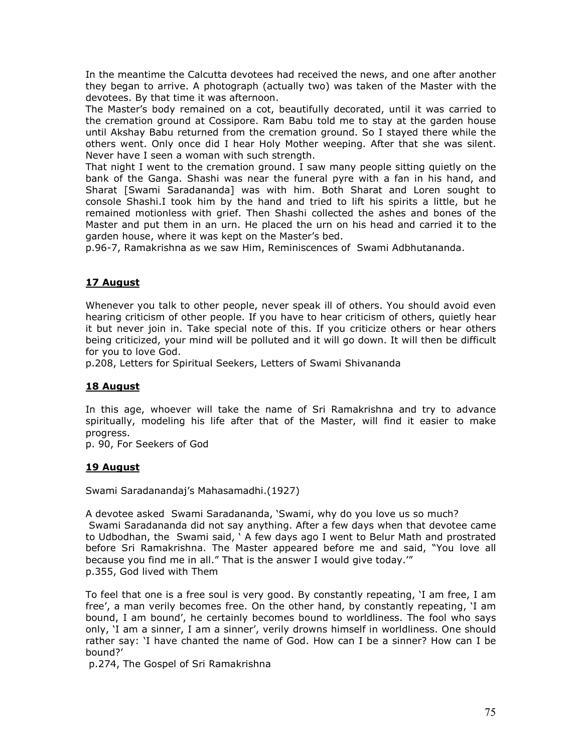In the meantime the Calcutta devotees had received the news, and one after another they began to arrive. A photograph (actually two) was taken of the Master with the devotees. By that time it was afternoon.
The Master's body remained on a cot, beautifully decorated, until it was carried to the cremation ground at Cossipore. Ram Babu told me to stay at the garden house until Akshay Babu returned from the cremation ground. So I stayed there while the others went. Only once did I hear Holy Mother weeping. After that she was silent. Never have I seen a woman with such strength.
That night I went to the cremation ground. I saw many people sitting quietly on the bank of the Ganga. Shashi was near the funeral pyre with a fan in his hand, and Sharat [Swami Saradananda] was with him. Both Sharat and Loren sought to console Shashi.I took him by the hand and tried to lift his spirits a little, but he remained motionless with grief. Then Shashi collected the ashes and bones of the Master and put them in an urn. He placed the urn on his head and carried it to the garden house, where it was kept on the Master's bed.
p.96-7, Ramakrishna as we saw Him, Reminiscences of Swami Adbhutananda.

**17 August**

Whenever you talk to other people, never speak ill of others. You should avoid even hearing criticism of other people. If you have to hear criticism of others, quietly hear it but never join in. Take special note of this. If you criticize others or hear others being criticized, your mind will be polluted and it will go down. It will then be difficult for you to love God.
p.208, Letters for Spiritual Seekers, Letters of Swami Shivananda

**18 August**

In this age, whoever will take the name of Sri Ramakrishna and try to advance spiritually, modeling his life after that of the Master, will find it easier to make progress.
p. 90, For Seekers of God

**19 August**

Swami Saradanandaj's Mahasamadhi.(1927)

A devotee asked Swami Saradananda, 'Swami, why do you love us so much?
Swami Saradananda did not say anything. After a few days when that devotee came to Udbodhan, the Swami said, ' A few days ago I went to Belur Math and prostrated before Sri Ramakrishna. The Master appeared before me and said, "You love all because you find me in all." That is the answer I would give today.'"
p.355, God lived with Them

To feel that one is a free soul is very good. By constantly repeating, 'I am free, I am free', a man verily becomes free. On the other hand, by constantly repeating, 'I am bound, I am bound', he certainly becomes bound to worldliness. The fool who says only, 'I am a sinner, I am a sinner', verily drowns himself in worldliness. One should rather say: 'I have chanted the name of God. How can I be a sinner? How can I be bound?'
p.274, The Gospel of Sri Ramakrishna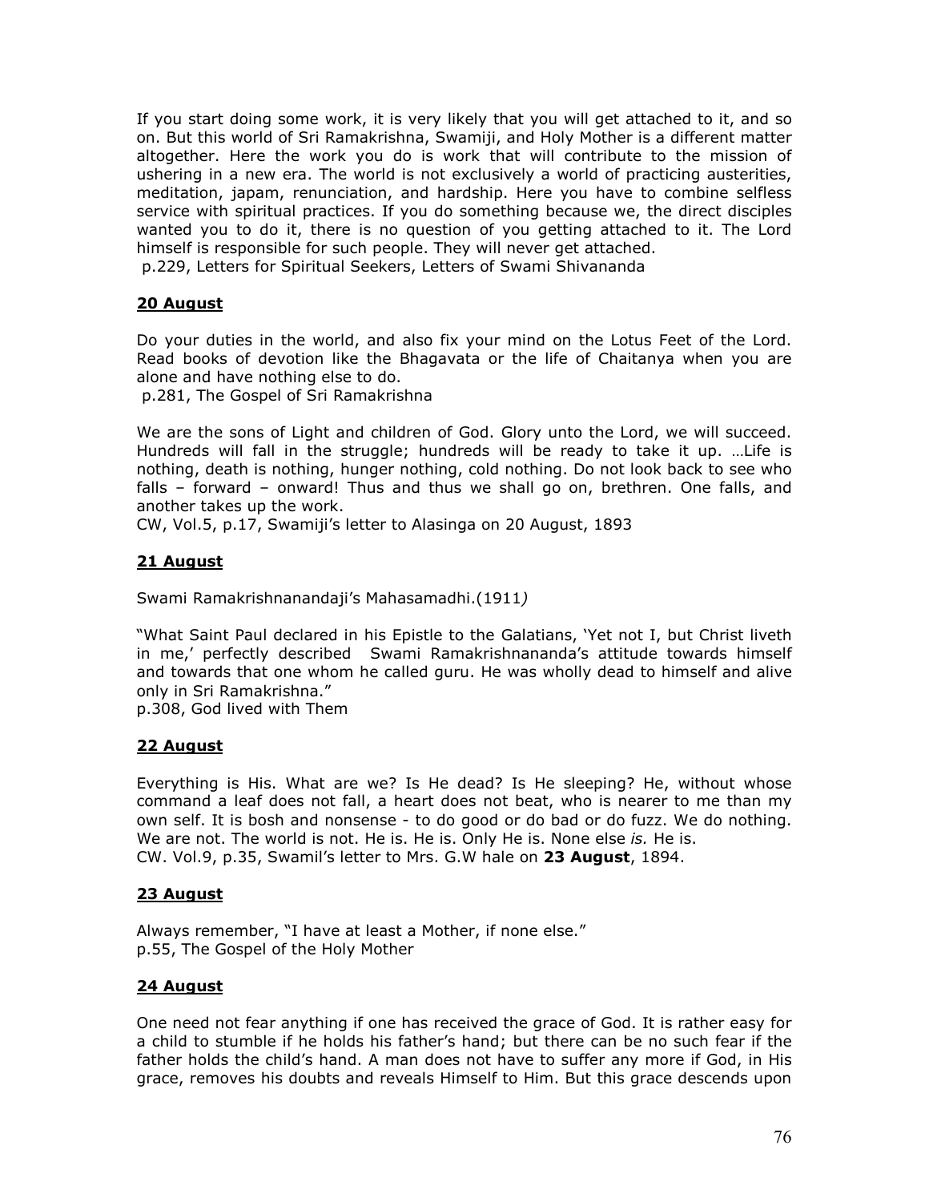If you start doing some work, it is very likely that you will get attached to it, and so on. But this world of Sri Ramakrishna, Swamiji, and Holy Mother is a different matter altogether. Here the work you do is work that will contribute to the mission of ushering in a new era. The world is not exclusively a world of practicing austerities, meditation, japam, renunciation, and hardship. Here you have to combine selfless service with spiritual practices. If you do something because we, the direct disciples wanted you to do it, there is no question of you getting attached to it. The Lord himself is responsible for such people. They will never get attached.
p.229, Letters for Spiritual Seekers, Letters of Swami Shivananda

**20 August**

Do your duties in the world, and also fix your mind on the Lotus Feet of the Lord. Read books of devotion like the Bhagavata or the life of Chaitanya when you are alone and have nothing else to do.
p.281, The Gospel of Sri Ramakrishna

We are the sons of Light and children of God. Glory unto the Lord, we will succeed. Hundreds will fall in the struggle; hundreds will be ready to take it up. …Life is nothing, death is nothing, hunger nothing, cold nothing. Do not look back to see who falls – forward – onward! Thus and thus we shall go on, brethren. One falls, and another takes up the work.
CW, Vol.5, p.17, Swamiji's letter to Alasinga on 20 August, 1893

**21 August**

Swami Ramakrishnanandaji's Mahasamadhi.(1911*)*

"What Saint Paul declared in his Epistle to the Galatians, 'Yet not I, but Christ liveth in me,' perfectly described Swami Ramakrishnananda's attitude towards himself and towards that one whom he called guru. He was wholly dead to himself and alive only in Sri Ramakrishna."
p.308, God lived with Them

**22 August**

Everything is His. What are we? Is He dead? Is He sleeping? He, without whose command a leaf does not fall, a heart does not beat, who is nearer to me than my own self. It is bosh and nonsense - to do good or do bad or do fuzz. We do nothing. We are not. The world is not. He is. He is. Only He is. None else *is.* He is.
CW. Vol.9, p.35, Swamil's letter to Mrs. G.W hale on **23 August**, 1894.

**23 August**

Always remember, "I have at least a Mother, if none else."
p.55, The Gospel of the Holy Mother

**24 August**

One need not fear anything if one has received the grace of God. It is rather easy for a child to stumble if he holds his father's hand; but there can be no such fear if the father holds the child's hand. A man does not have to suffer any more if God, in His grace, removes his doubts and reveals Himself to Him. But this grace descends upon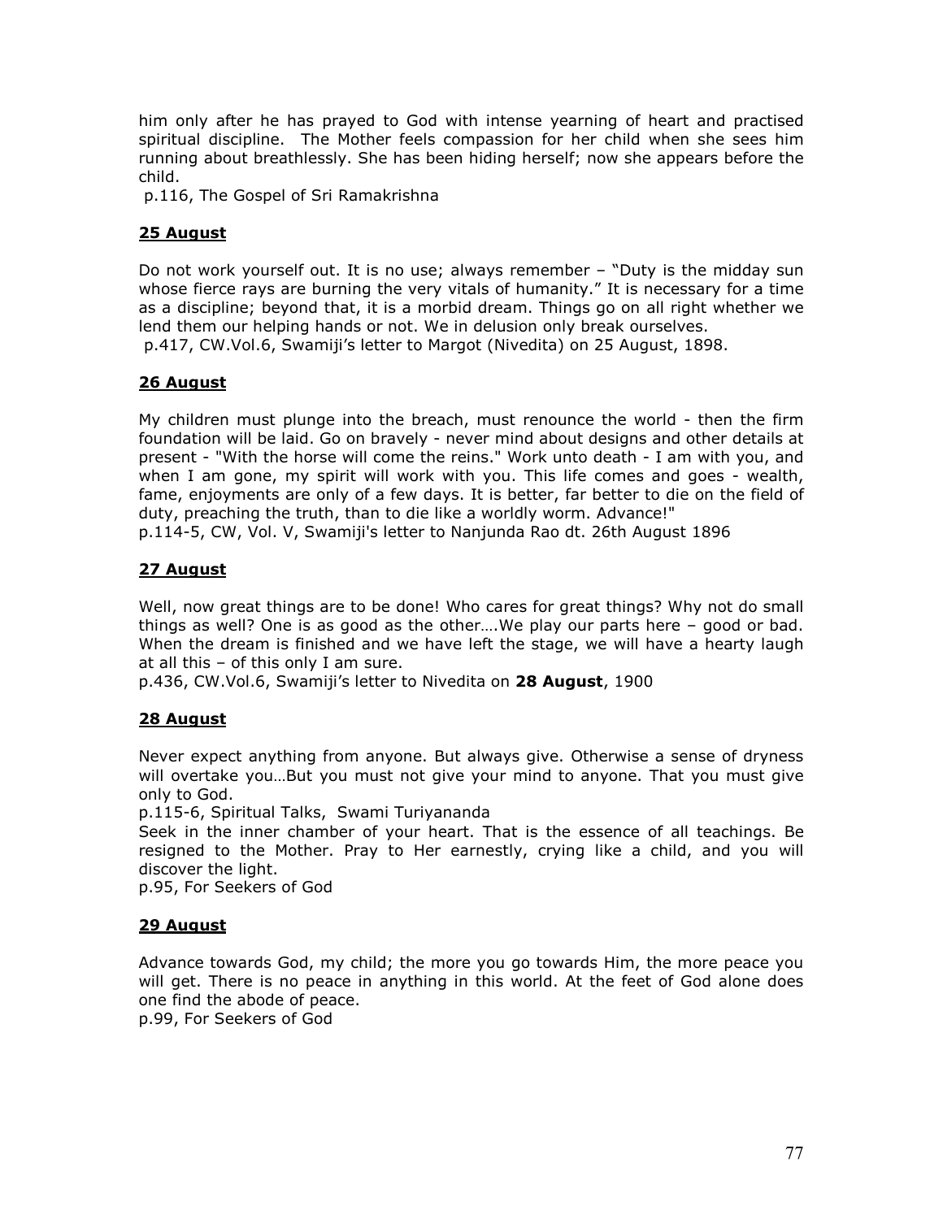him only after he has prayed to God with intense yearning of heart and practised spiritual discipline. The Mother feels compassion for her child when she sees him running about breathlessly. She has been hiding herself; now she appears before the child.

p.116, The Gospel of Sri Ramakrishna

### 25 August

Do not work yourself out. It is no use; always remember – "Duty is the midday sun whose fierce rays are burning the very vitals of humanity." It is necessary for a time as a discipline; beyond that, it is a morbid dream. Things go on all right whether we lend them our helping hands or not. We in delusion only break ourselves.

p.417, CW.Vol.6, Swamiji's letter to Margot (Nivedita) on 25 August, 1898.

### 26 August

My children must plunge into the breach, must renounce the world - then the firm foundation will be laid. Go on bravely - never mind about designs and other details at present - "With the horse will come the reins." Work unto death - I am with you, and when I am gone, my spirit will work with you. This life comes and goes - wealth, fame, enjoyments are only of a few days. It is better, far better to die on the field of duty, preaching the truth, than to die like a worldly worm. Advance!"

p.114-5, CW, Vol. V, Swamiji's letter to Nanjunda Rao dt. 26th August 1896

### 27 August

Well, now great things are to be done! Who cares for great things? Why not do small things as well? One is as good as the other….We play our parts here – good or bad. When the dream is finished and we have left the stage, we will have a hearty laugh at all this – of this only I am sure.

p.436, CW.Vol.6, Swamiji's letter to Nivedita on **28 August**, 1900

### 28 August

Never expect anything from anyone. But always give. Otherwise a sense of dryness will overtake you…But you must not give your mind to anyone. That you must give only to God.

p.115-6, Spiritual Talks, Swami Turiyananda

Seek in the inner chamber of your heart. That is the essence of all teachings. Be resigned to the Mother. Pray to Her earnestly, crying like a child, and you will discover the light.

p.95, For Seekers of God

### 29 August

Advance towards God, my child; the more you go towards Him, the more peace you will get. There is no peace in anything in this world. At the feet of God alone does one find the abode of peace.

p.99, For Seekers of God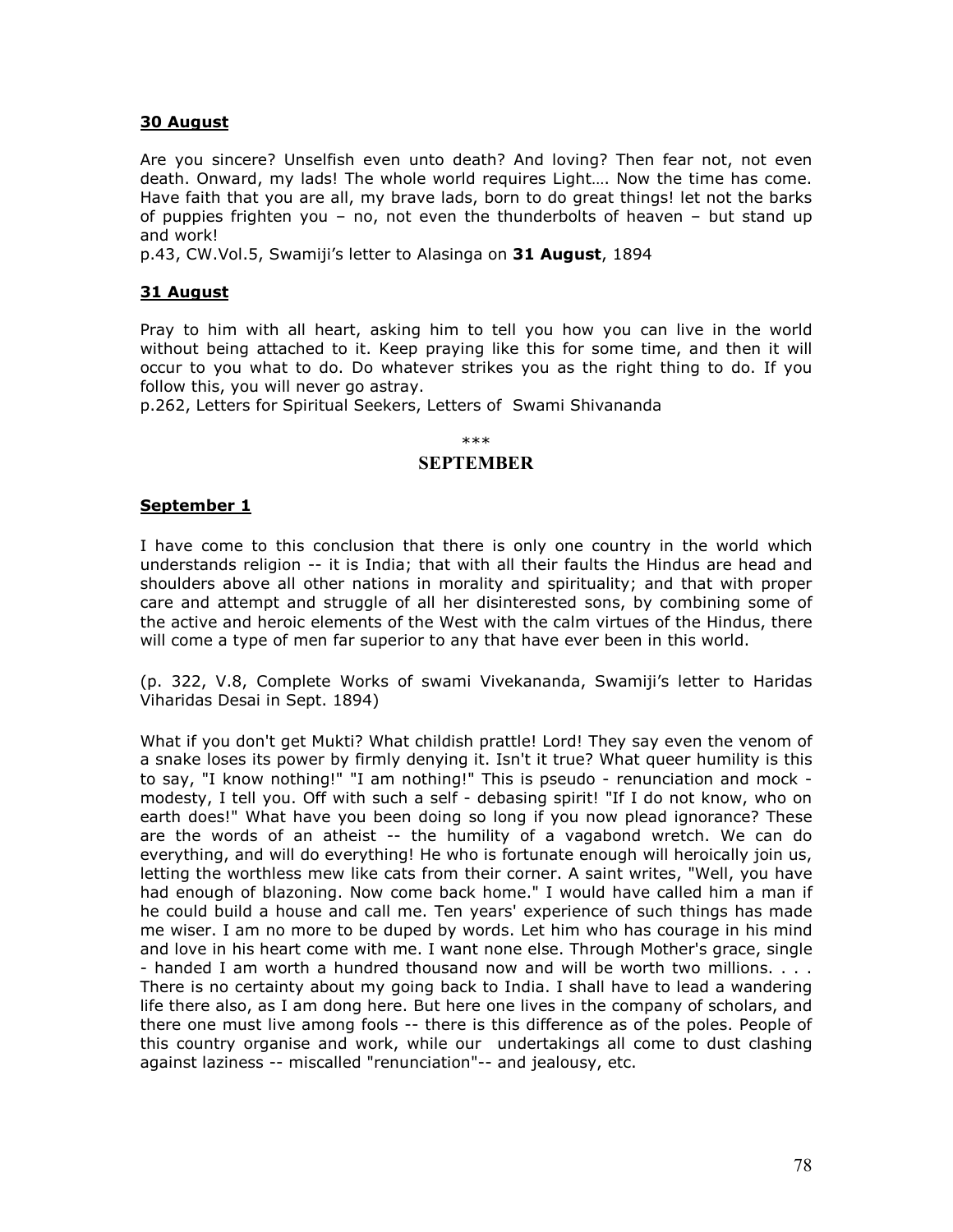**30 August**

Are you sincere? Unselfish even unto death? And loving? Then fear not, not even death. Onward, my lads! The whole world requires Light…. Now the time has come. Have faith that you are all, my brave lads, born to do great things! let not the barks of puppies frighten you – no, not even the thunderbolts of heaven – but stand up and work!
p.43, CW.Vol.5, Swamiji's letter to Alasinga on **31 August**, 1894

**31 August**

Pray to him with all heart, asking him to tell you how you can live in the world without being attached to it. Keep praying like this for some time, and then it will occur to you what to do. Do whatever strikes you as the right thing to do. If you follow this, you will never go astray.
p.262, Letters for Spiritual Seekers, Letters of Swami Shivananda

\*\*\*

## SEPTEMBER

**September 1**

I have come to this conclusion that there is only one country in the world which understands religion -- it is India; that with all their faults the Hindus are head and shoulders above all other nations in morality and spirituality; and that with proper care and attempt and struggle of all her disinterested sons, by combining some of the active and heroic elements of the West with the calm virtues of the Hindus, there will come a type of men far superior to any that have ever been in this world.

(p. 322, V.8, Complete Works of swami Vivekananda, Swamiji's letter to Haridas Viharidas Desai in Sept. 1894)

What if you don't get Mukti? What childish prattle! Lord! They say even the venom of a snake loses its power by firmly denying it. Isn't it true? What queer humility is this to say, "I know nothing!" "I am nothing!" This is pseudo - renunciation and mock - modesty, I tell you. Off with such a self - debasing spirit! "If I do not know, who on earth does!" What have you been doing so long if you now plead ignorance? These are the words of an atheist -- the humility of a vagabond wretch. We can do everything, and will do everything! He who is fortunate enough will heroically join us, letting the worthless mew like cats from their corner. A saint writes, "Well, you have had enough of blazoning. Now come back home." I would have called him a man if he could build a house and call me. Ten years' experience of such things has made me wiser. I am no more to be duped by words. Let him who has courage in his mind and love in his heart come with me. I want none else. Through Mother's grace, single - handed I am worth a hundred thousand now and will be worth two millions. . . . There is no certainty about my going back to India. I shall have to lead a wandering life there also, as I am dong here. But here one lives in the company of scholars, and there one must live among fools -- there is this difference as of the poles. People of this country organise and work, while our undertakings all come to dust clashing against laziness -- miscalled "renunciation"-- and jealousy, etc.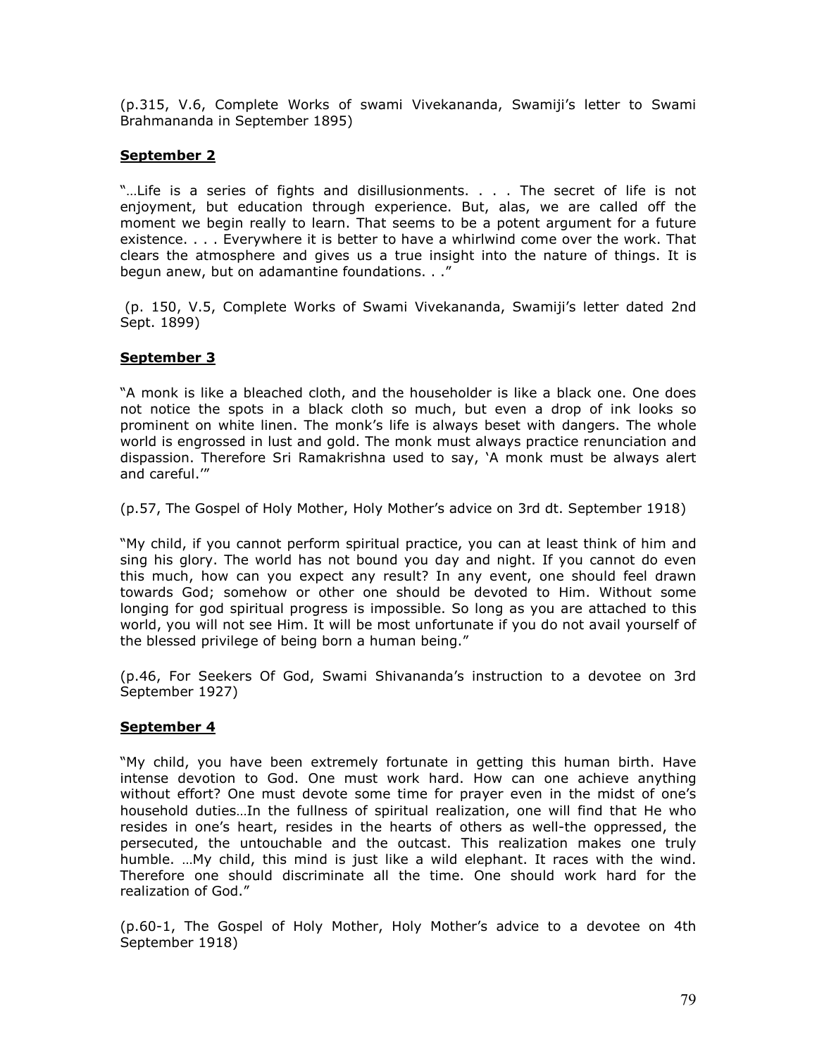(p.315, V.6, Complete Works of swami Vivekananda, Swamiji's letter to Swami Brahmananda in September 1895)

**September 2**

"…Life is a series of fights and disillusionments. . . . The secret of life is not enjoyment, but education through experience. But, alas, we are called off the moment we begin really to learn. That seems to be a potent argument for a future existence. . . . Everywhere it is better to have a whirlwind come over the work. That clears the atmosphere and gives us a true insight into the nature of things. It is begun anew, but on adamantine foundations. . ."

(p. 150, V.5, Complete Works of Swami Vivekananda, Swamiji's letter dated 2nd Sept. 1899)

**September 3**

"A monk is like a bleached cloth, and the householder is like a black one. One does not notice the spots in a black cloth so much, but even a drop of ink looks so prominent on white linen. The monk's life is always beset with dangers. The whole world is engrossed in lust and gold. The monk must always practice renunciation and dispassion. Therefore Sri Ramakrishna used to say, 'A monk must be always alert and careful.'"

(p.57, The Gospel of Holy Mother, Holy Mother's advice on 3rd dt. September 1918)

"My child, if you cannot perform spiritual practice, you can at least think of him and sing his glory. The world has not bound you day and night. If you cannot do even this much, how can you expect any result? In any event, one should feel drawn towards God; somehow or other one should be devoted to Him. Without some longing for god spiritual progress is impossible. So long as you are attached to this world, you will not see Him. It will be most unfortunate if you do not avail yourself of the blessed privilege of being born a human being."

(p.46, For Seekers Of God, Swami Shivananda's instruction to a devotee on 3rd September 1927)

**September 4**

"My child, you have been extremely fortunate in getting this human birth. Have intense devotion to God. One must work hard. How can one achieve anything without effort? One must devote some time for prayer even in the midst of one's household duties…In the fullness of spiritual realization, one will find that He who resides in one's heart, resides in the hearts of others as well-the oppressed, the persecuted, the untouchable and the outcast. This realization makes one truly humble. …My child, this mind is just like a wild elephant. It races with the wind. Therefore one should discriminate all the time. One should work hard for the realization of God."

(p.60-1, The Gospel of Holy Mother, Holy Mother's advice to a devotee on 4th September 1918)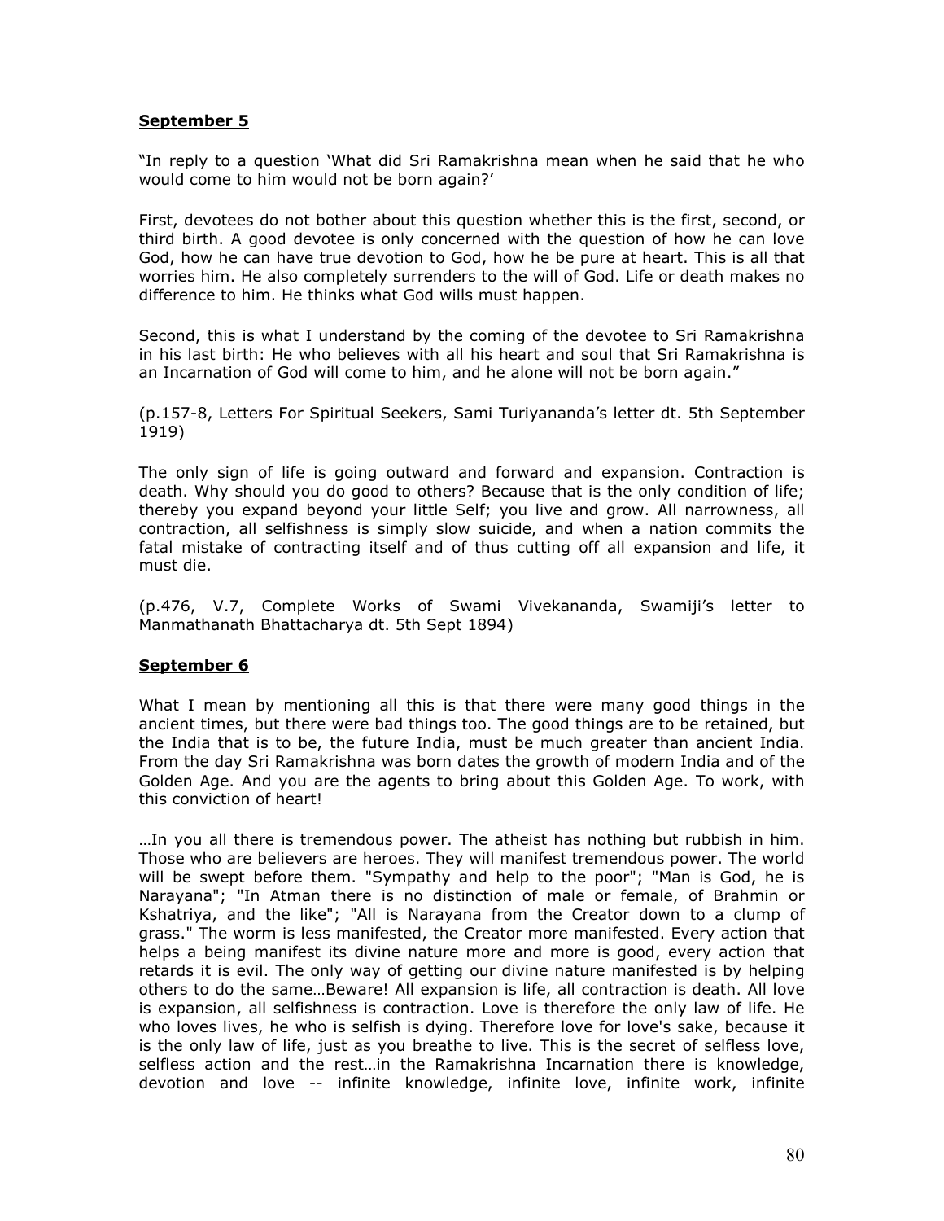**September 5**

"In reply to a question 'What did Sri Ramakrishna mean when he said that he who would come to him would not be born again?'

First, devotees do not bother about this question whether this is the first, second, or third birth. A good devotee is only concerned with the question of how he can love God, how he can have true devotion to God, how he be pure at heart. This is all that worries him. He also completely surrenders to the will of God. Life or death makes no difference to him. He thinks what God wills must happen.

Second, this is what I understand by the coming of the devotee to Sri Ramakrishna in his last birth: He who believes with all his heart and soul that Sri Ramakrishna is an Incarnation of God will come to him, and he alone will not be born again."

(p.157-8, Letters For Spiritual Seekers, Sami Turiyananda's letter dt. 5th September 1919)

The only sign of life is going outward and forward and expansion. Contraction is death. Why should you do good to others? Because that is the only condition of life; thereby you expand beyond your little Self; you live and grow. All narrowness, all contraction, all selfishness is simply slow suicide, and when a nation commits the fatal mistake of contracting itself and of thus cutting off all expansion and life, it must die.

(p.476, V.7, Complete Works of Swami Vivekananda, Swamiji's letter to Manmathanath Bhattacharya dt. 5th Sept 1894)

**September 6**

What I mean by mentioning all this is that there were many good things in the ancient times, but there were bad things too. The good things are to be retained, but the India that is to be, the future India, must be much greater than ancient India. From the day Sri Ramakrishna was born dates the growth of modern India and of the Golden Age. And you are the agents to bring about this Golden Age. To work, with this conviction of heart!

…In you all there is tremendous power. The atheist has nothing but rubbish in him. Those who are believers are heroes. They will manifest tremendous power. The world will be swept before them. "Sympathy and help to the poor"; "Man is God, he is Narayana"; "In Atman there is no distinction of male or female, of Brahmin or Kshatriya, and the like"; "All is Narayana from the Creator down to a clump of grass." The worm is less manifested, the Creator more manifested. Every action that helps a being manifest its divine nature more and more is good, every action that retards it is evil. The only way of getting our divine nature manifested is by helping others to do the same…Beware! All expansion is life, all contraction is death. All love is expansion, all selfishness is contraction. Love is therefore the only law of life. He who loves lives, he who is selfish is dying. Therefore love for love's sake, because it is the only law of life, just as you breathe to live. This is the secret of selfless love, selfless action and the rest…in the Ramakrishna Incarnation there is knowledge, devotion and love -- infinite knowledge, infinite love, infinite work, infinite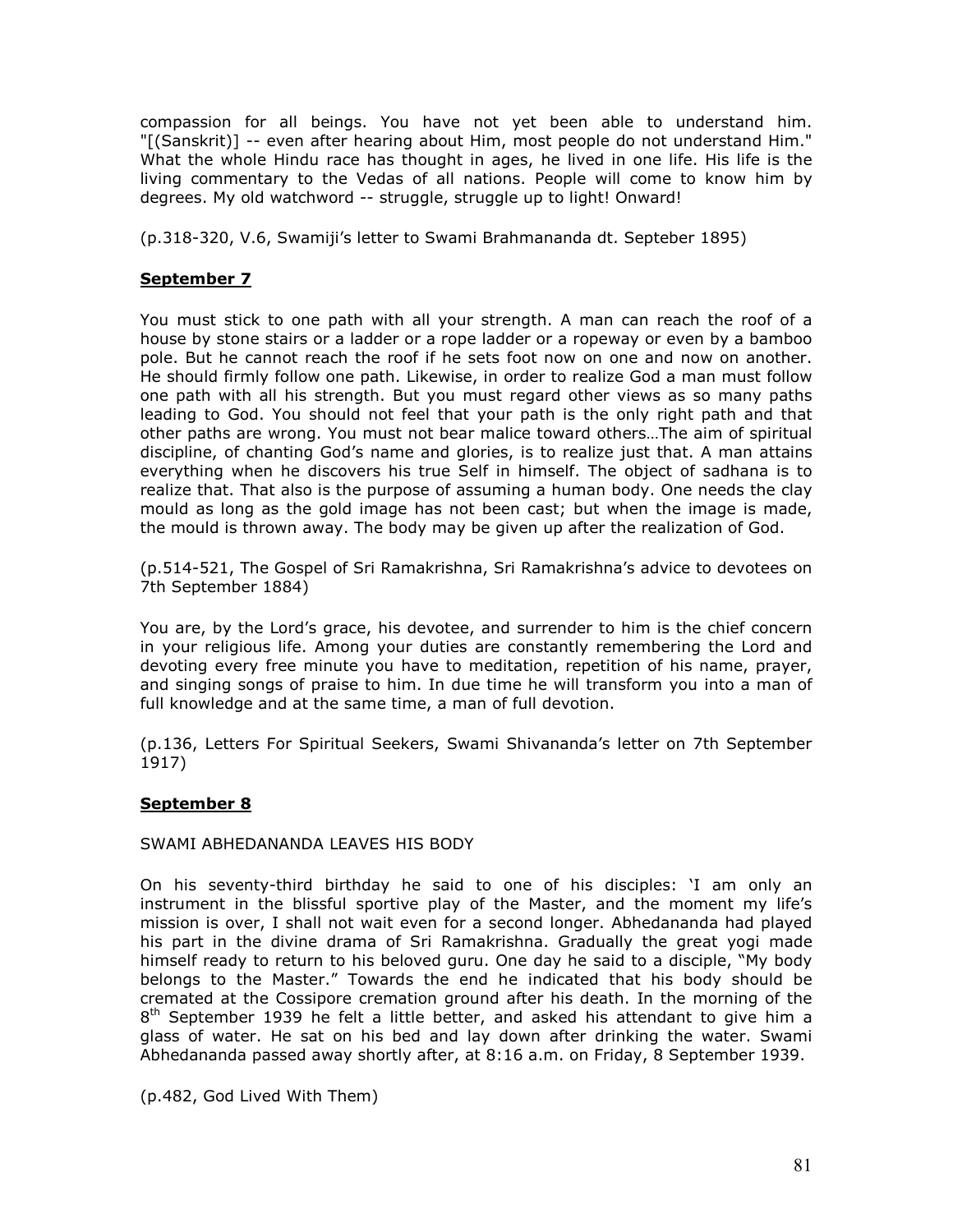compassion for all beings. You have not yet been able to understand him. "[(Sanskrit)] -- even after hearing about Him, most people do not understand Him." What the whole Hindu race has thought in ages, he lived in one life. His life is the living commentary to the Vedas of all nations. People will come to know him by degrees. My old watchword -- struggle, struggle up to light! Onward!

(p.318-320, V.6, Swamiji's letter to Swami Brahmananda dt. Septeber 1895)

## September 7

You must stick to one path with all your strength. A man can reach the roof of a house by stone stairs or a ladder or a rope ladder or a ropeway or even by a bamboo pole. But he cannot reach the roof if he sets foot now on one and now on another. He should firmly follow one path. Likewise, in order to realize God a man must follow one path with all his strength. But you must regard other views as so many paths leading to God. You should not feel that your path is the only right path and that other paths are wrong. You must not bear malice toward others…The aim of spiritual discipline, of chanting God's name and glories, is to realize just that. A man attains everything when he discovers his true Self in himself. The object of sadhana is to realize that. That also is the purpose of assuming a human body. One needs the clay mould as long as the gold image has not been cast; but when the image is made, the mould is thrown away. The body may be given up after the realization of God.

(p.514-521, The Gospel of Sri Ramakrishna, Sri Ramakrishna's advice to devotees on 7th September 1884)

You are, by the Lord's grace, his devotee, and surrender to him is the chief concern in your religious life. Among your duties are constantly remembering the Lord and devoting every free minute you have to meditation, repetition of his name, prayer, and singing songs of praise to him. In due time he will transform you into a man of full knowledge and at the same time, a man of full devotion.

(p.136, Letters For Spiritual Seekers, Swami Shivananda's letter on 7th September 1917)

## September 8

SWAMI ABHEDANANDA LEAVES HIS BODY

On his seventy-third birthday he said to one of his disciples: 'I am only an instrument in the blissful sportive play of the Master, and the moment my life's mission is over, I shall not wait even for a second longer. Abhedananda had played his part in the divine drama of Sri Ramakrishna. Gradually the great yogi made himself ready to return to his beloved guru. One day he said to a disciple, "My body belongs to the Master." Towards the end he indicated that his body should be cremated at the Cossipore cremation ground after his death. In the morning of the 8th September 1939 he felt a little better, and asked his attendant to give him a glass of water. He sat on his bed and lay down after drinking the water. Swami Abhedananda passed away shortly after, at 8:16 a.m. on Friday, 8 September 1939.

(p.482, God Lived With Them)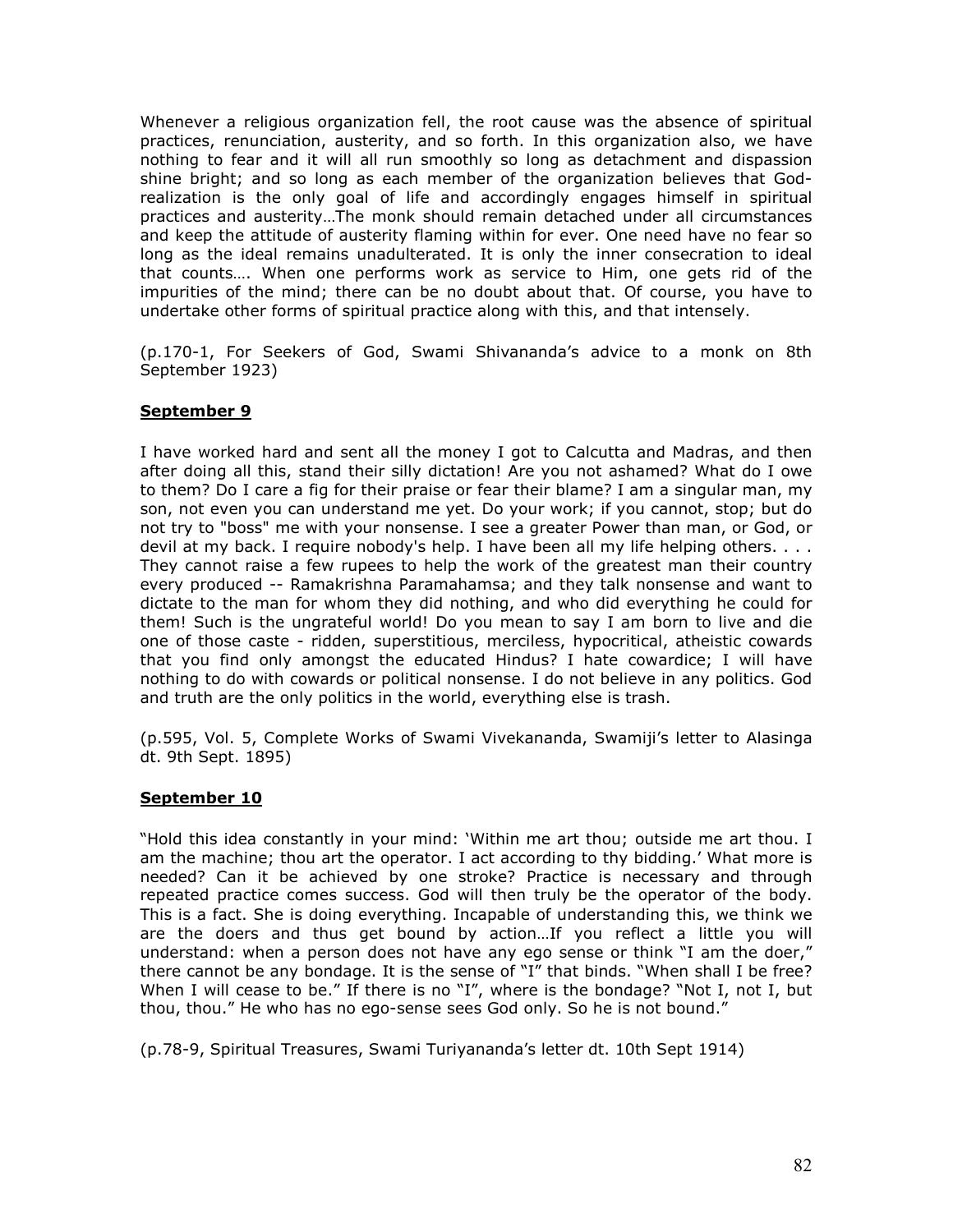Whenever a religious organization fell, the root cause was the absence of spiritual practices, renunciation, austerity, and so forth. In this organization also, we have nothing to fear and it will all run smoothly so long as detachment and dispassion shine bright; and so long as each member of the organization believes that God-realization is the only goal of life and accordingly engages himself in spiritual practices and austerity…The monk should remain detached under all circumstances and keep the attitude of austerity flaming within for ever. One need have no fear so long as the ideal remains unadulterated. It is only the inner consecration to ideal that counts…. When one performs work as service to Him, one gets rid of the impurities of the mind; there can be no doubt about that. Of course, you have to undertake other forms of spiritual practice along with this, and that intensely.

(p.170-1, For Seekers of God, Swami Shivananda's advice to a monk on 8th September 1923)

**September 9**

I have worked hard and sent all the money I got to Calcutta and Madras, and then after doing all this, stand their silly dictation! Are you not ashamed? What do I owe to them? Do I care a fig for their praise or fear their blame? I am a singular man, my son, not even you can understand me yet. Do your work; if you cannot, stop; but do not try to "boss" me with your nonsense. I see a greater Power than man, or God, or devil at my back. I require nobody's help. I have been all my life helping others. . . . They cannot raise a few rupees to help the work of the greatest man their country every produced -- Ramakrishna Paramahamsa; and they talk nonsense and want to dictate to the man for whom they did nothing, and who did everything he could for them! Such is the ungrateful world! Do you mean to say I am born to live and die one of those caste - ridden, superstitious, merciless, hypocritical, atheistic cowards that you find only amongst the educated Hindus? I hate cowardice; I will have nothing to do with cowards or political nonsense. I do not believe in any politics. God and truth are the only politics in the world, everything else is trash.

(p.595, Vol. 5, Complete Works of Swami Vivekananda, Swamiji's letter to Alasinga dt. 9th Sept. 1895)

**September 10**

"Hold this idea constantly in your mind: 'Within me art thou; outside me art thou. I am the machine; thou art the operator. I act according to thy bidding.' What more is needed? Can it be achieved by one stroke? Practice is necessary and through repeated practice comes success. God will then truly be the operator of the body. This is a fact. She is doing everything. Incapable of understanding this, we think we are the doers and thus get bound by action…If you reflect a little you will understand: when a person does not have any ego sense or think "I am the doer," there cannot be any bondage. It is the sense of "I" that binds. "When shall I be free? When I will cease to be." If there is no "I", where is the bondage? "Not I, not I, but thou, thou." He who has no ego-sense sees God only. So he is not bound."

(p.78-9, Spiritual Treasures, Swami Turiyananda's letter dt. 10th Sept 1914)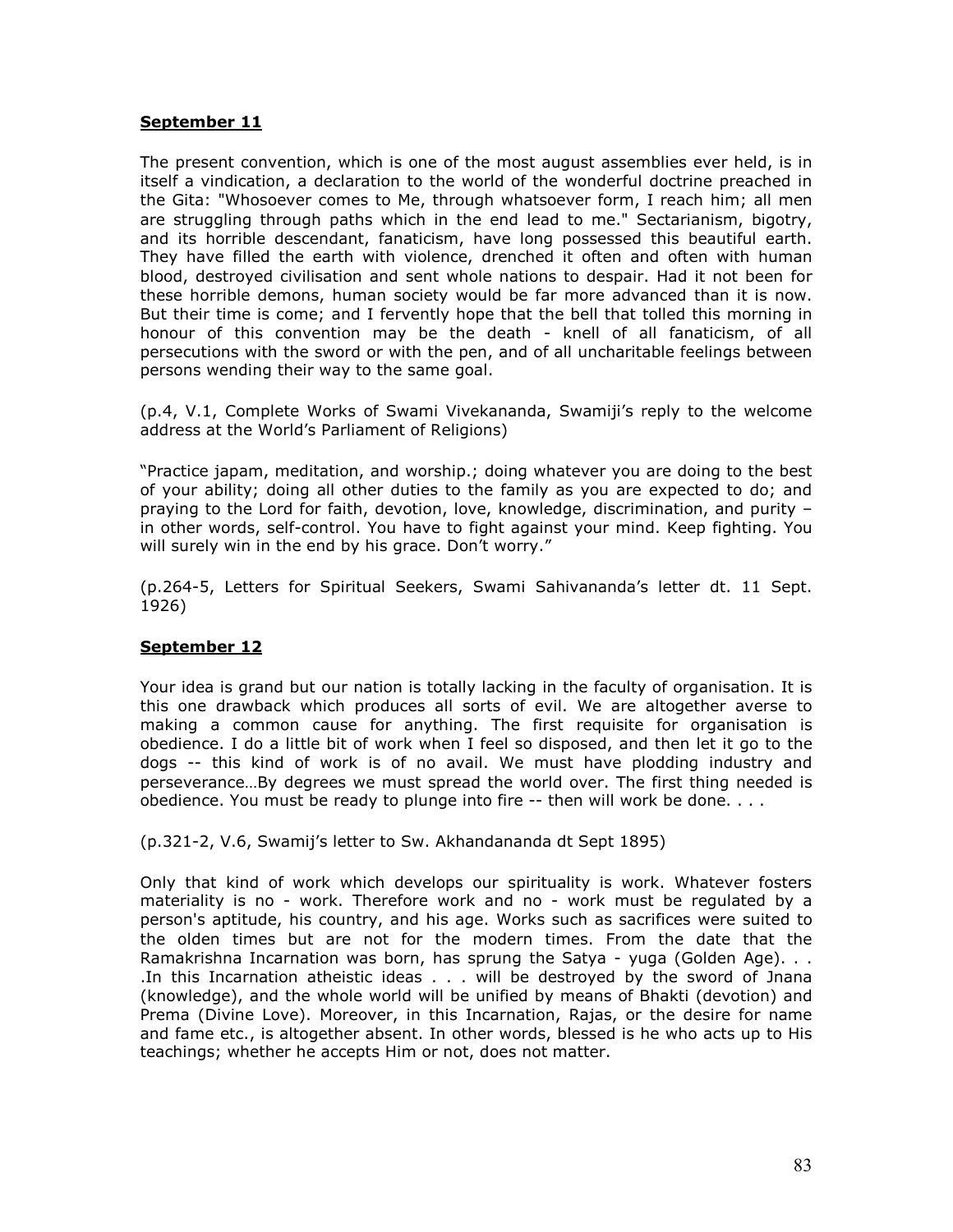**September 11**

The present convention, which is one of the most august assemblies ever held, is in itself a vindication, a declaration to the world of the wonderful doctrine preached in the Gita: "Whosoever comes to Me, through whatsoever form, I reach him; all men are struggling through paths which in the end lead to me." Sectarianism, bigotry, and its horrible descendant, fanaticism, have long possessed this beautiful earth. They have filled the earth with violence, drenched it often and often with human blood, destroyed civilisation and sent whole nations to despair. Had it not been for these horrible demons, human society would be far more advanced than it is now. But their time is come; and I fervently hope that the bell that tolled this morning in honour of this convention may be the death - knell of all fanaticism, of all persecutions with the sword or with the pen, and of all uncharitable feelings between persons wending their way to the same goal.

(p.4, V.1, Complete Works of Swami Vivekananda, Swamiji's reply to the welcome address at the World's Parliament of Religions)

"Practice japam, meditation, and worship.; doing whatever you are doing to the best of your ability; doing all other duties to the family as you are expected to do; and praying to the Lord for faith, devotion, love, knowledge, discrimination, and purity – in other words, self-control. You have to fight against your mind. Keep fighting. You will surely win in the end by his grace. Don't worry."

(p.264-5, Letters for Spiritual Seekers, Swami Sahivananda's letter dt. 11 Sept. 1926)

**September 12**

Your idea is grand but our nation is totally lacking in the faculty of organisation. It is this one drawback which produces all sorts of evil. We are altogether averse to making a common cause for anything. The first requisite for organisation is obedience. I do a little bit of work when I feel so disposed, and then let it go to the dogs -- this kind of work is of no avail. We must have plodding industry and perseverance…By degrees we must spread the world over. The first thing needed is obedience. You must be ready to plunge into fire -- then will work be done. . . .

(p.321-2, V.6, Swamij's letter to Sw. Akhandananda dt Sept 1895)

Only that kind of work which develops our spirituality is work. Whatever fosters materiality is no - work. Therefore work and no - work must be regulated by a person's aptitude, his country, and his age. Works such as sacrifices were suited to the olden times but are not for the modern times. From the date that the Ramakrishna Incarnation was born, has sprung the Satya - yuga (Golden Age). . . .In this Incarnation atheistic ideas . . . will be destroyed by the sword of Jnana (knowledge), and the whole world will be unified by means of Bhakti (devotion) and Prema (Divine Love). Moreover, in this Incarnation, Rajas, or the desire for name and fame etc., is altogether absent. In other words, blessed is he who acts up to His teachings; whether he accepts Him or not, does not matter.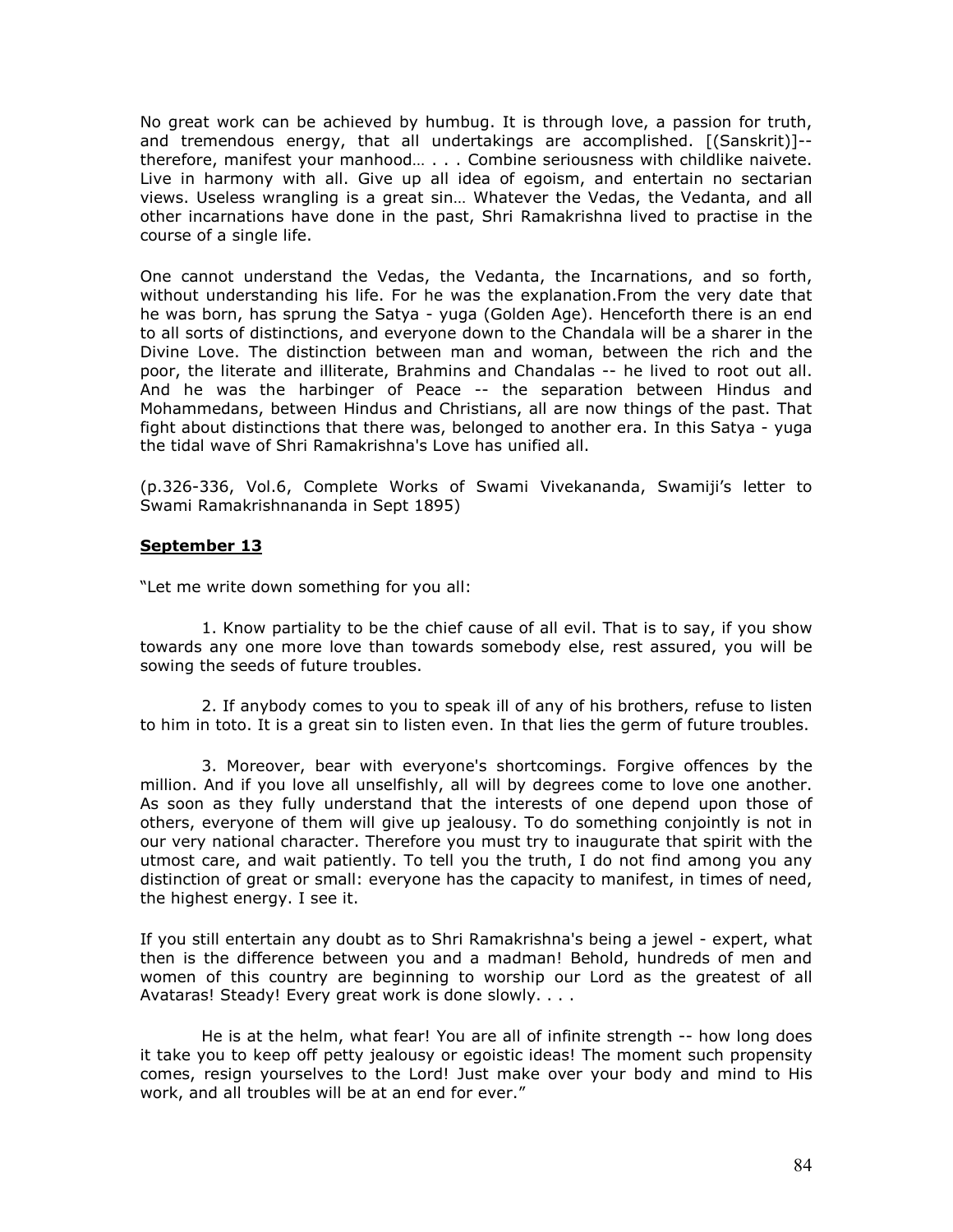No great work can be achieved by humbug. It is through love, a passion for truth, and tremendous energy, that all undertakings are accomplished. [(Sanskrit)]-- therefore, manifest your manhood… . . . Combine seriousness with childlike naivete. Live in harmony with all. Give up all idea of egoism, and entertain no sectarian views. Useless wrangling is a great sin… Whatever the Vedas, the Vedanta, and all other incarnations have done in the past, Shri Ramakrishna lived to practise in the course of a single life.

One cannot understand the Vedas, the Vedanta, the Incarnations, and so forth, without understanding his life. For he was the explanation.From the very date that he was born, has sprung the Satya - yuga (Golden Age). Henceforth there is an end to all sorts of distinctions, and everyone down to the Chandala will be a sharer in the Divine Love. The distinction between man and woman, between the rich and the poor, the literate and illiterate, Brahmins and Chandalas -- he lived to root out all. And he was the harbinger of Peace -- the separation between Hindus and Mohammedans, between Hindus and Christians, all are now things of the past. That fight about distinctions that there was, belonged to another era. In this Satya - yuga the tidal wave of Shri Ramakrishna's Love has unified all.

(p.326-336, Vol.6, Complete Works of Swami Vivekananda, Swamiji's letter to Swami Ramakrishnananda in Sept 1895)

**September 13**

"Let me write down something for you all:

1. Know partiality to be the chief cause of all evil. That is to say, if you show towards any one more love than towards somebody else, rest assured, you will be sowing the seeds of future troubles.

2. If anybody comes to you to speak ill of any of his brothers, refuse to listen to him in toto. It is a great sin to listen even. In that lies the germ of future troubles.

3. Moreover, bear with everyone's shortcomings. Forgive offences by the million. And if you love all unselfishly, all will by degrees come to love one another. As soon as they fully understand that the interests of one depend upon those of others, everyone of them will give up jealousy. To do something conjointly is not in our very national character. Therefore you must try to inaugurate that spirit with the utmost care, and wait patiently. To tell you the truth, I do not find among you any distinction of great or small: everyone has the capacity to manifest, in times of need, the highest energy. I see it.

If you still entertain any doubt as to Shri Ramakrishna's being a jewel - expert, what then is the difference between you and a madman! Behold, hundreds of men and women of this country are beginning to worship our Lord as the greatest of all Avataras! Steady! Every great work is done slowly. . . .

He is at the helm, what fear! You are all of infinite strength -- how long does it take you to keep off petty jealousy or egoistic ideas! The moment such propensity comes, resign yourselves to the Lord! Just make over your body and mind to His work, and all troubles will be at an end for ever."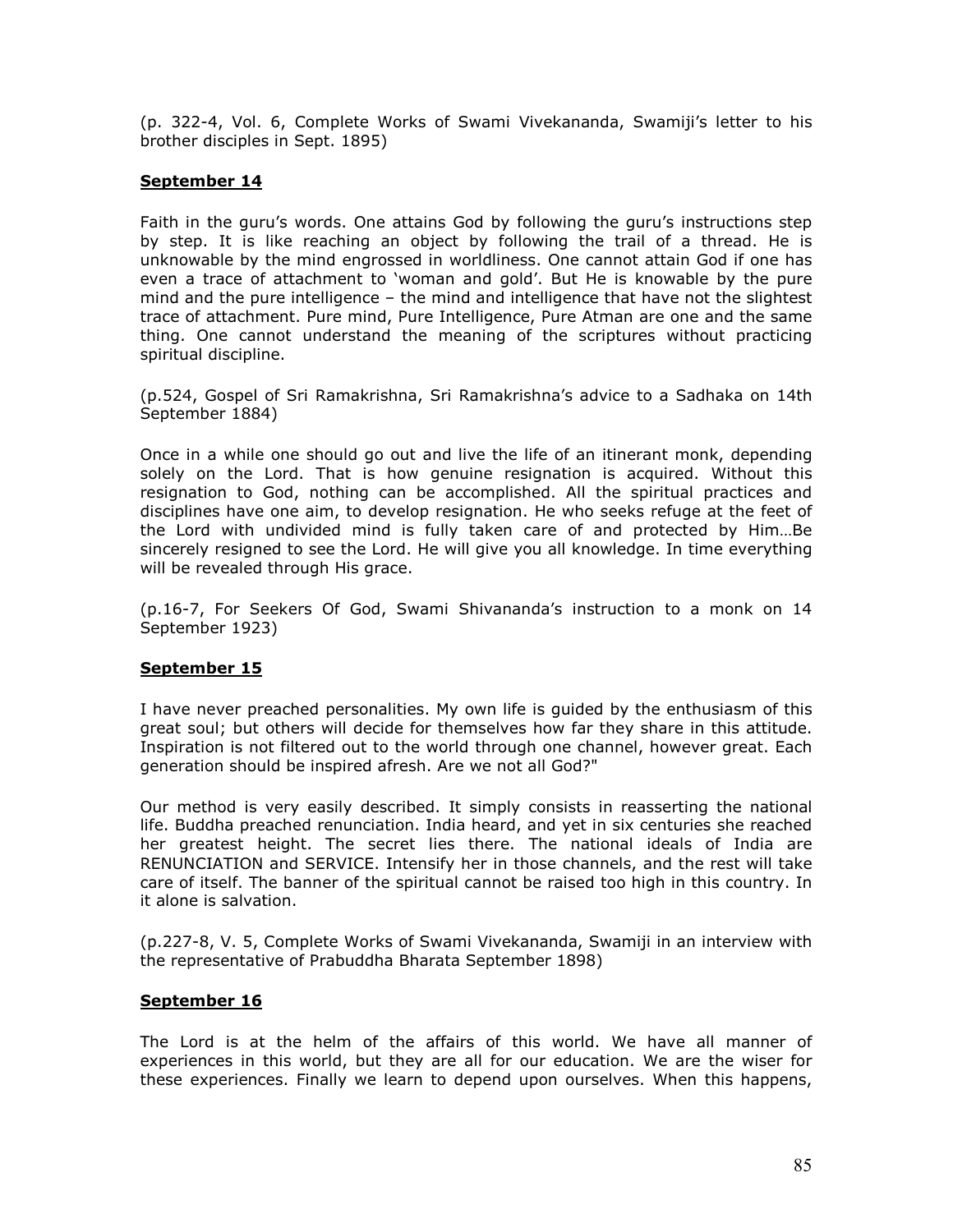(p. 322-4, Vol. 6, Complete Works of Swami Vivekananda, Swamiji's letter to his brother disciples in Sept. 1895)

**September 14**

Faith in the guru's words. One attains God by following the guru's instructions step by step. It is like reaching an object by following the trail of a thread. He is unknowable by the mind engrossed in worldliness. One cannot attain God if one has even a trace of attachment to 'woman and gold'. But He is knowable by the pure mind and the pure intelligence – the mind and intelligence that have not the slightest trace of attachment. Pure mind, Pure Intelligence, Pure Atman are one and the same thing. One cannot understand the meaning of the scriptures without practicing spiritual discipline.

(p.524, Gospel of Sri Ramakrishna, Sri Ramakrishna's advice to a Sadhaka on 14th September 1884)

Once in a while one should go out and live the life of an itinerant monk, depending solely on the Lord. That is how genuine resignation is acquired. Without this resignation to God, nothing can be accomplished. All the spiritual practices and disciplines have one aim, to develop resignation. He who seeks refuge at the feet of the Lord with undivided mind is fully taken care of and protected by Him…Be sincerely resigned to see the Lord. He will give you all knowledge. In time everything will be revealed through His grace.

(p.16-7, For Seekers Of God, Swami Shivananda's instruction to a monk on 14 September 1923)

**September 15**

I have never preached personalities. My own life is guided by the enthusiasm of this great soul; but others will decide for themselves how far they share in this attitude. Inspiration is not filtered out to the world through one channel, however great. Each generation should be inspired afresh. Are we not all God?"

Our method is very easily described. It simply consists in reasserting the national life. Buddha preached renunciation. India heard, and yet in six centuries she reached her greatest height. The secret lies there. The national ideals of India are RENUNCIATION and SERVICE. Intensify her in those channels, and the rest will take care of itself. The banner of the spiritual cannot be raised too high in this country. In it alone is salvation.

(p.227-8, V. 5, Complete Works of Swami Vivekananda, Swamiji in an interview with the representative of Prabuddha Bharata September 1898)

**September 16**

The Lord is at the helm of the affairs of this world. We have all manner of experiences in this world, but they are all for our education. We are the wiser for these experiences. Finally we learn to depend upon ourselves. When this happens,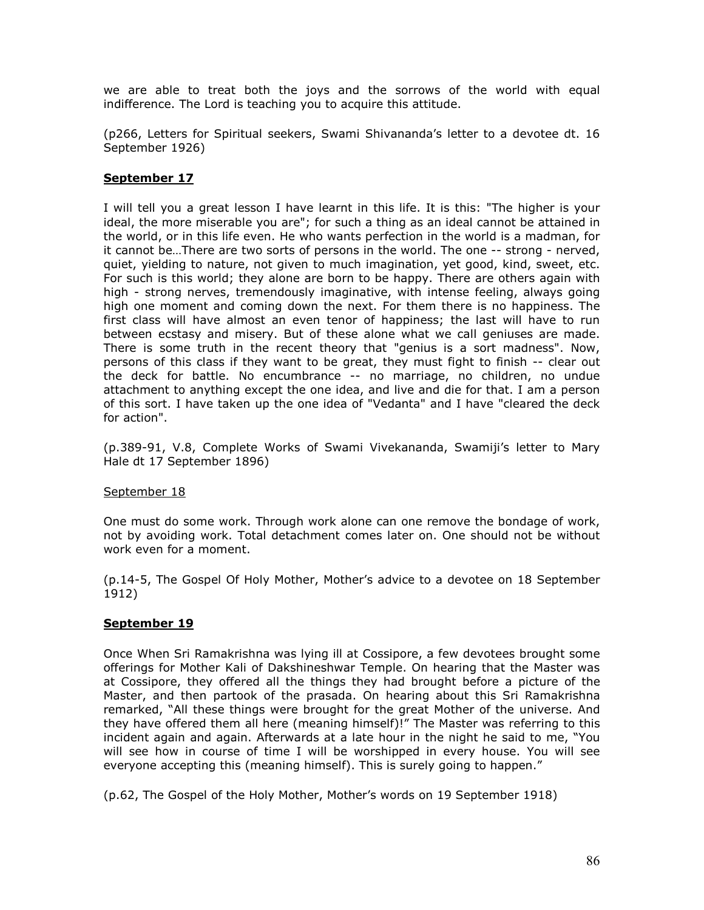we are able to treat both the joys and the sorrows of the world with equal indifference. The Lord is teaching you to acquire this attitude.

(p266, Letters for Spiritual seekers, Swami Shivananda's letter to a devotee dt. 16 September 1926)

**September 17**

I will tell you a great lesson I have learnt in this life. It is this: "The higher is your ideal, the more miserable you are"; for such a thing as an ideal cannot be attained in the world, or in this life even. He who wants perfection in the world is a madman, for it cannot be…There are two sorts of persons in the world. The one -- strong - nerved, quiet, yielding to nature, not given to much imagination, yet good, kind, sweet, etc. For such is this world; they alone are born to be happy. There are others again with high - strong nerves, tremendously imaginative, with intense feeling, always going high one moment and coming down the next. For them there is no happiness. The first class will have almost an even tenor of happiness; the last will have to run between ecstasy and misery. But of these alone what we call geniuses are made. There is some truth in the recent theory that "genius is a sort madness". Now, persons of this class if they want to be great, they must fight to finish -- clear out the deck for battle. No encumbrance -- no marriage, no children, no undue attachment to anything except the one idea, and live and die for that. I am a person of this sort. I have taken up the one idea of "Vedanta" and I have "cleared the deck for action".

(p.389-91, V.8, Complete Works of Swami Vivekananda, Swamiji's letter to Mary Hale dt 17 September 1896)

September 18

One must do some work. Through work alone can one remove the bondage of work, not by avoiding work. Total detachment comes later on. One should not be without work even for a moment.

(p.14-5, The Gospel Of Holy Mother, Mother's advice to a devotee on 18 September 1912)

**September 19**

Once When Sri Ramakrishna was lying ill at Cossipore, a few devotees brought some offerings for Mother Kali of Dakshineshwar Temple. On hearing that the Master was at Cossipore, they offered all the things they had brought before a picture of the Master, and then partook of the prasada. On hearing about this Sri Ramakrishna remarked, "All these things were brought for the great Mother of the universe. And they have offered them all here (meaning himself)!" The Master was referring to this incident again and again. Afterwards at a late hour in the night he said to me, "You will see how in course of time I will be worshipped in every house. You will see everyone accepting this (meaning himself). This is surely going to happen."

(p.62, The Gospel of the Holy Mother, Mother's words on 19 September 1918)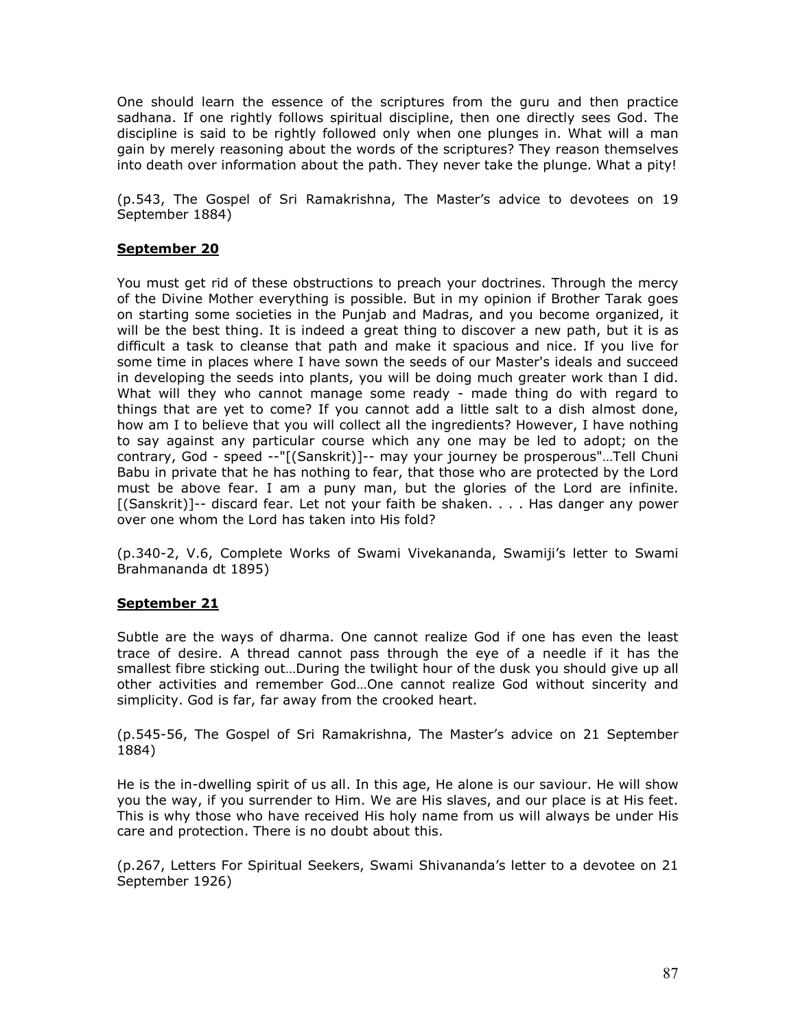One should learn the essence of the scriptures from the guru and then practice sadhana. If one rightly follows spiritual discipline, then one directly sees God. The discipline is said to be rightly followed only when one plunges in. What will a man gain by merely reasoning about the words of the scriptures? They reason themselves into death over information about the path. They never take the plunge. What a pity!

(p.543, The Gospel of Sri Ramakrishna, The Master's advice to devotees on 19 September 1884)

## **September 20**

You must get rid of these obstructions to preach your doctrines. Through the mercy of the Divine Mother everything is possible. But in my opinion if Brother Tarak goes on starting some societies in the Punjab and Madras, and you become organized, it will be the best thing. It is indeed a great thing to discover a new path, but it is as difficult a task to cleanse that path and make it spacious and nice. If you live for some time in places where I have sown the seeds of our Master's ideals and succeed in developing the seeds into plants, you will be doing much greater work than I did. What will they who cannot manage some ready - made thing do with regard to things that are yet to come? If you cannot add a little salt to a dish almost done, how am I to believe that you will collect all the ingredients? However, I have nothing to say against any particular course which any one may be led to adopt; on the contrary, God - speed --"[(Sanskrit)]-- may your journey be prosperous"…Tell Chuni Babu in private that he has nothing to fear, that those who are protected by the Lord must be above fear. I am a puny man, but the glories of the Lord are infinite. [(Sanskrit)]-- discard fear. Let not your faith be shaken. . . . Has danger any power over one whom the Lord has taken into His fold?

(p.340-2, V.6, Complete Works of Swami Vivekananda, Swamiji's letter to Swami Brahmananda dt 1895)

## **September 21**

Subtle are the ways of dharma. One cannot realize God if one has even the least trace of desire. A thread cannot pass through the eye of a needle if it has the smallest fibre sticking out…During the twilight hour of the dusk you should give up all other activities and remember God…One cannot realize God without sincerity and simplicity. God is far, far away from the crooked heart.

(p.545-56, The Gospel of Sri Ramakrishna, The Master's advice on 21 September 1884)

He is the in-dwelling spirit of us all. In this age, He alone is our saviour. He will show you the way, if you surrender to Him. We are His slaves, and our place is at His feet. This is why those who have received His holy name from us will always be under His care and protection. There is no doubt about this.

(p.267, Letters For Spiritual Seekers, Swami Shivananda's letter to a devotee on 21 September 1926)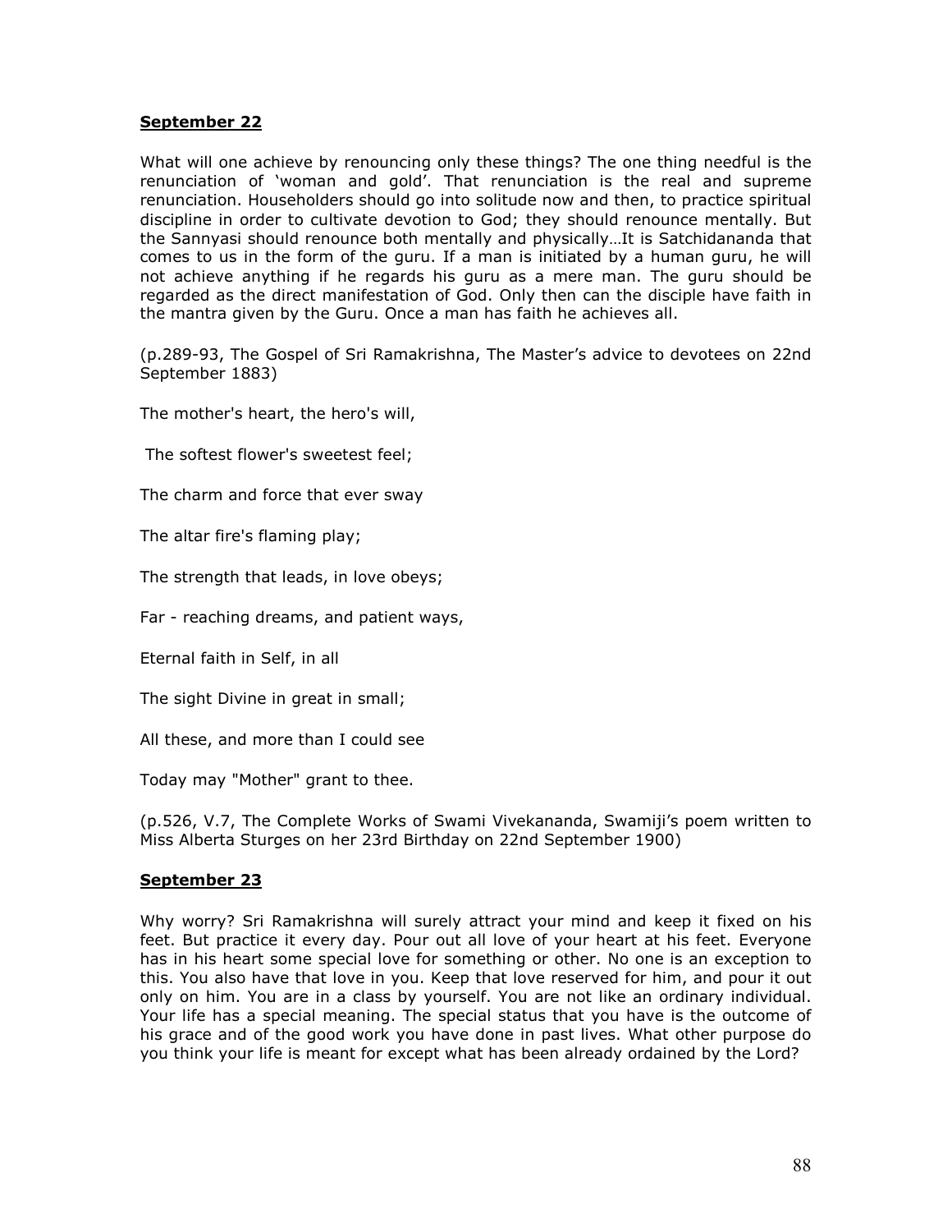**September 22**

What will one achieve by renouncing only these things? The one thing needful is the renunciation of 'woman and gold'. That renunciation is the real and supreme renunciation. Householders should go into solitude now and then, to practice spiritual discipline in order to cultivate devotion to God; they should renounce mentally. But the Sannyasi should renounce both mentally and physically…It is Satchidananda that comes to us in the form of the guru. If a man is initiated by a human guru, he will not achieve anything if he regards his guru as a mere man. The guru should be regarded as the direct manifestation of God. Only then can the disciple have faith in the mantra given by the Guru. Once a man has faith he achieves all.

(p.289-93, The Gospel of Sri Ramakrishna, The Master's advice to devotees on 22nd September 1883)

The mother's heart, the hero's will,

The softest flower's sweetest feel;

The charm and force that ever sway

The altar fire's flaming play;

The strength that leads, in love obeys;

Far - reaching dreams, and patient ways,

Eternal faith in Self, in all

The sight Divine in great in small;

All these, and more than I could see

Today may "Mother" grant to thee.

(p.526, V.7, The Complete Works of Swami Vivekananda, Swamiji's poem written to Miss Alberta Sturges on her 23rd Birthday on 22nd September 1900)

**September 23**

Why worry? Sri Ramakrishna will surely attract your mind and keep it fixed on his feet. But practice it every day. Pour out all love of your heart at his feet. Everyone has in his heart some special love for something or other. No one is an exception to this. You also have that love in you. Keep that love reserved for him, and pour it out only on him. You are in a class by yourself. You are not like an ordinary individual. Your life has a special meaning. The special status that you have is the outcome of his grace and of the good work you have done in past lives. What other purpose do you think your life is meant for except what has been already ordained by the Lord?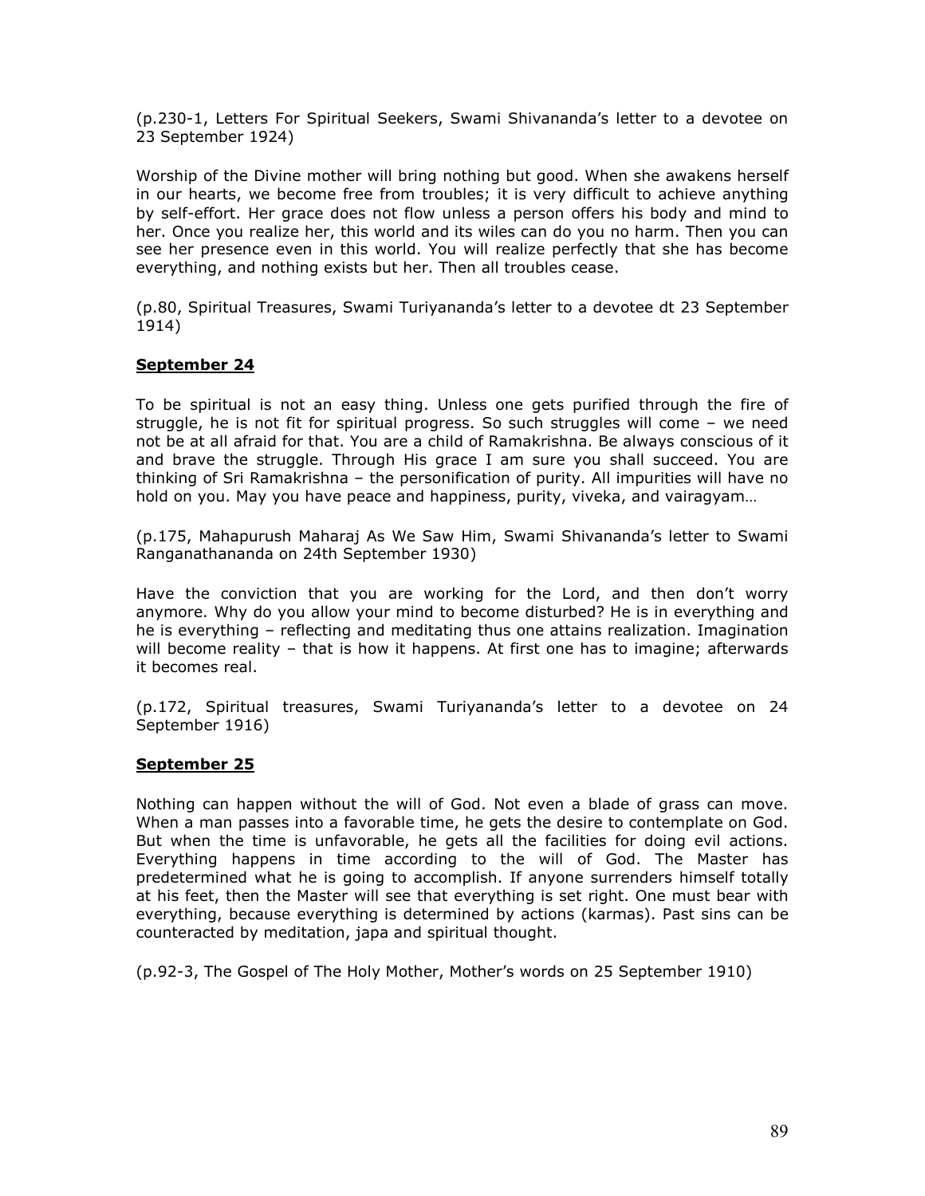(p.230-1, Letters For Spiritual Seekers, Swami Shivananda's letter to a devotee on 23 September 1924)

Worship of the Divine mother will bring nothing but good. When she awakens herself in our hearts, we become free from troubles; it is very difficult to achieve anything by self-effort. Her grace does not flow unless a person offers his body and mind to her. Once you realize her, this world and its wiles can do you no harm. Then you can see her presence even in this world. You will realize perfectly that she has become everything, and nothing exists but her. Then all troubles cease.

(p.80, Spiritual Treasures, Swami Turiyananda's letter to a devotee dt 23 September 1914)

## **<u>September 24</u>**

To be spiritual is not an easy thing. Unless one gets purified through the fire of struggle, he is not fit for spiritual progress. So such struggles will come – we need not be at all afraid for that. You are a child of Ramakrishna. Be always conscious of it and brave the struggle. Through His grace I am sure you shall succeed. You are thinking of Sri Ramakrishna – the personification of purity. All impurities will have no hold on you. May you have peace and happiness, purity, viveka, and vairagyam…

(p.175, Mahapurush Maharaj As We Saw Him, Swami Shivananda's letter to Swami Ranganathananda on 24th September 1930)

Have the conviction that you are working for the Lord, and then don't worry anymore. Why do you allow your mind to become disturbed? He is in everything and he is everything – reflecting and meditating thus one attains realization. Imagination will become reality – that is how it happens. At first one has to imagine; afterwards it becomes real.

(p.172, Spiritual treasures, Swami Turiyananda's letter to a devotee on 24 September 1916)

## **<u>September 25</u>**

Nothing can happen without the will of God. Not even a blade of grass can move. When a man passes into a favorable time, he gets the desire to contemplate on God. But when the time is unfavorable, he gets all the facilities for doing evil actions. Everything happens in time according to the will of God. The Master has predetermined what he is going to accomplish. If anyone surrenders himself totally at his feet, then the Master will see that everything is set right. One must bear with everything, because everything is determined by actions (karmas). Past sins can be counteracted by meditation, japa and spiritual thought.

(p.92-3, The Gospel of The Holy Mother, Mother's words on 25 September 1910)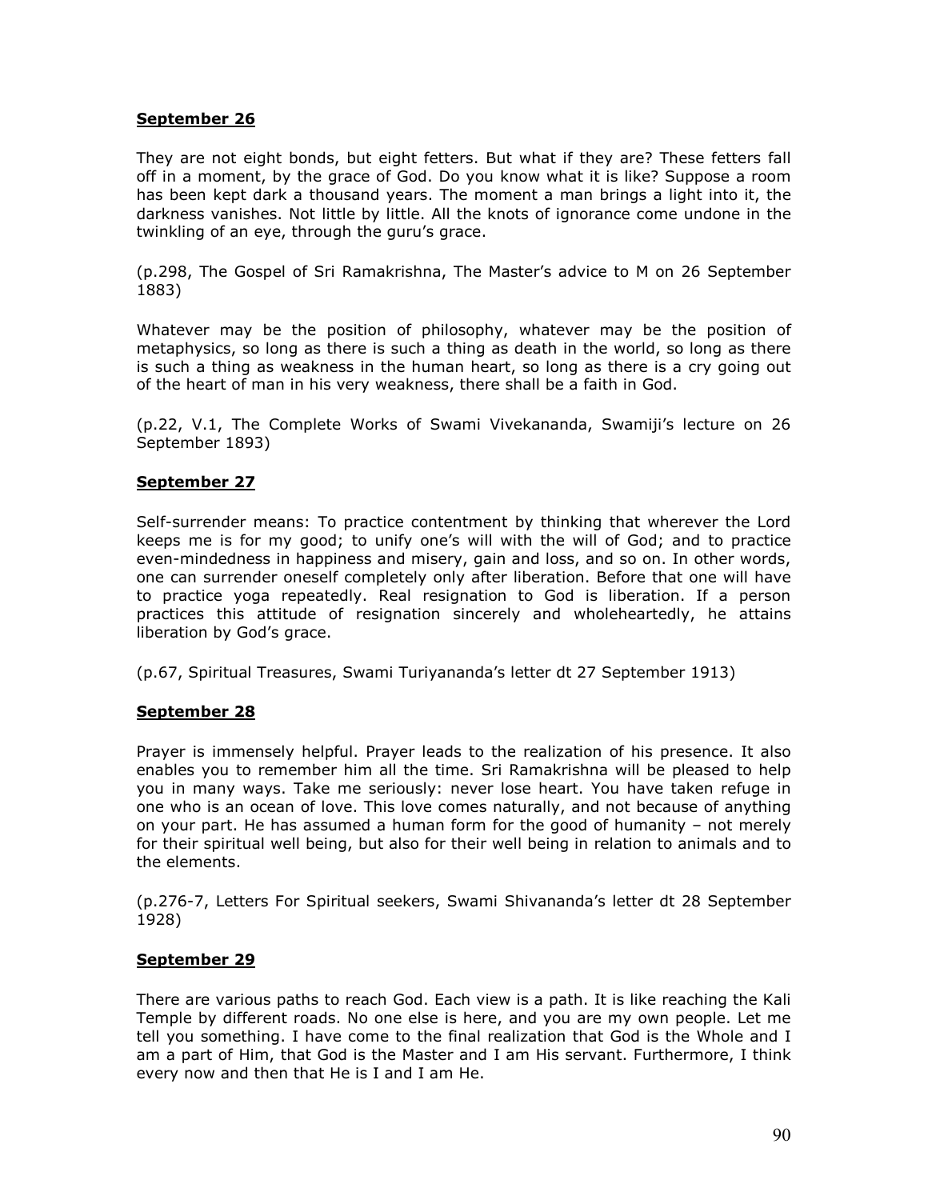**September 26**

They are not eight bonds, but eight fetters. But what if they are? These fetters fall off in a moment, by the grace of God. Do you know what it is like? Suppose a room has been kept dark a thousand years. The moment a man brings a light into it, the darkness vanishes. Not little by little. All the knots of ignorance come undone in the twinkling of an eye, through the guru's grace.

(p.298, The Gospel of Sri Ramakrishna, The Master's advice to M on 26 September 1883)

Whatever may be the position of philosophy, whatever may be the position of metaphysics, so long as there is such a thing as death in the world, so long as there is such a thing as weakness in the human heart, so long as there is a cry going out of the heart of man in his very weakness, there shall be a faith in God.

(p.22, V.1, The Complete Works of Swami Vivekananda, Swamiji's lecture on 26 September 1893)

**September 27**

Self-surrender means: To practice contentment by thinking that wherever the Lord keeps me is for my good; to unify one's will with the will of God; and to practice even-mindedness in happiness and misery, gain and loss, and so on. In other words, one can surrender oneself completely only after liberation. Before that one will have to practice yoga repeatedly. Real resignation to God is liberation. If a person practices this attitude of resignation sincerely and wholeheartedly, he attains liberation by God's grace.

(p.67, Spiritual Treasures, Swami Turiyananda's letter dt 27 September 1913)

**September 28**

Prayer is immensely helpful. Prayer leads to the realization of his presence. It also enables you to remember him all the time. Sri Ramakrishna will be pleased to help you in many ways. Take me seriously: never lose heart. You have taken refuge in one who is an ocean of love. This love comes naturally, and not because of anything on your part. He has assumed a human form for the good of humanity – not merely for their spiritual well being, but also for their well being in relation to animals and to the elements.

(p.276-7, Letters For Spiritual seekers, Swami Shivananda's letter dt 28 September 1928)

**September 29**

There are various paths to reach God. Each view is a path. It is like reaching the Kali Temple by different roads. No one else is here, and you are my own people. Let me tell you something. I have come to the final realization that God is the Whole and I am a part of Him, that God is the Master and I am His servant. Furthermore, I think every now and then that He is I and I am He.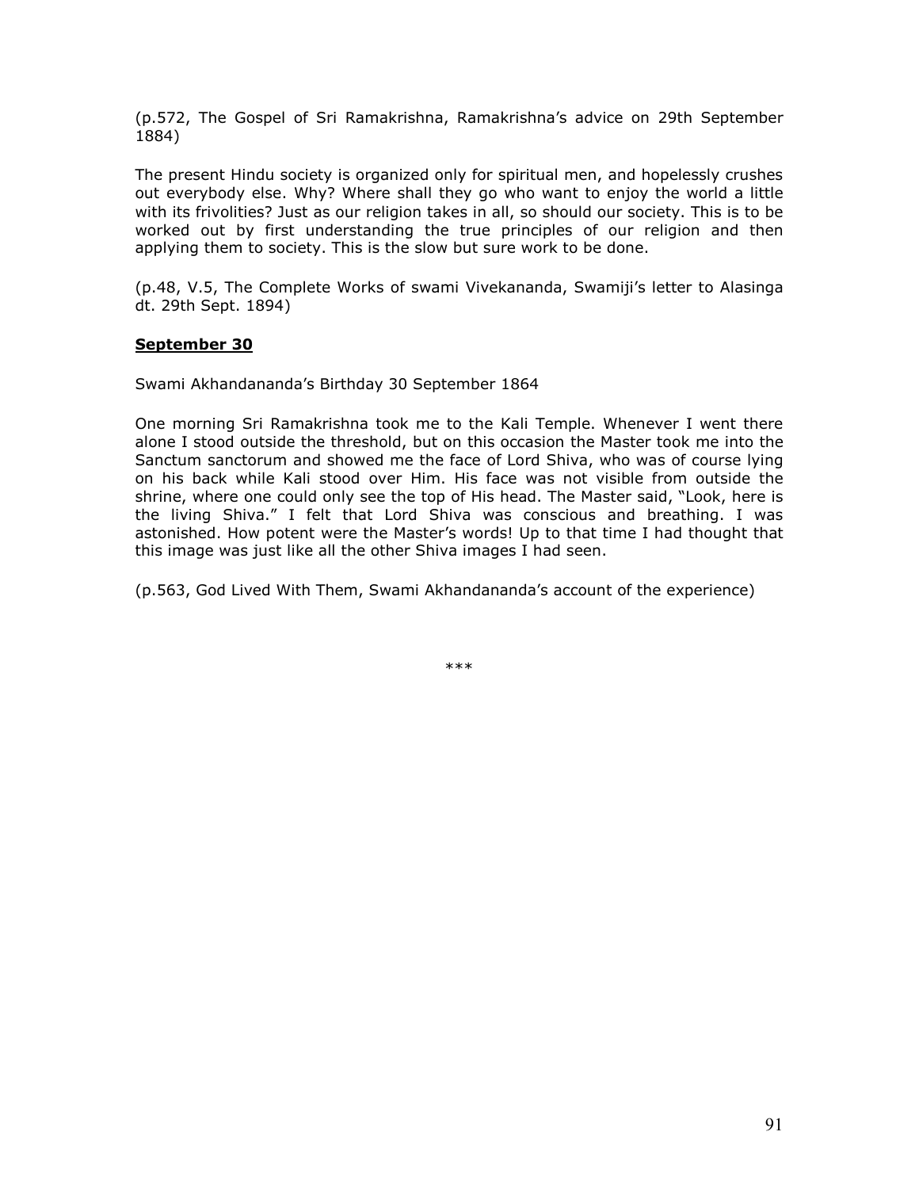(p.572, The Gospel of Sri Ramakrishna, Ramakrishna's advice on 29th September 1884)

The present Hindu society is organized only for spiritual men, and hopelessly crushes out everybody else. Why? Where shall they go who want to enjoy the world a little with its frivolities? Just as our religion takes in all, so should our society. This is to be worked out by first understanding the true principles of our religion and then applying them to society. This is the slow but sure work to be done.

(p.48, V.5, The Complete Works of swami Vivekananda, Swamiji's letter to Alasinga dt. 29th Sept. 1894)

**September 30**

Swami Akhandananda's Birthday 30 September 1864

One morning Sri Ramakrishna took me to the Kali Temple. Whenever I went there alone I stood outside the threshold, but on this occasion the Master took me into the Sanctum sanctorum and showed me the face of Lord Shiva, who was of course lying on his back while Kali stood over Him. His face was not visible from outside the shrine, where one could only see the top of His head. The Master said, "Look, here is the living Shiva." I felt that Lord Shiva was conscious and breathing. I was astonished. How potent were the Master's words! Up to that time I had thought that this image was just like all the other Shiva images I had seen.

(p.563, God Lived With Them, Swami Akhandananda's account of the experience)

***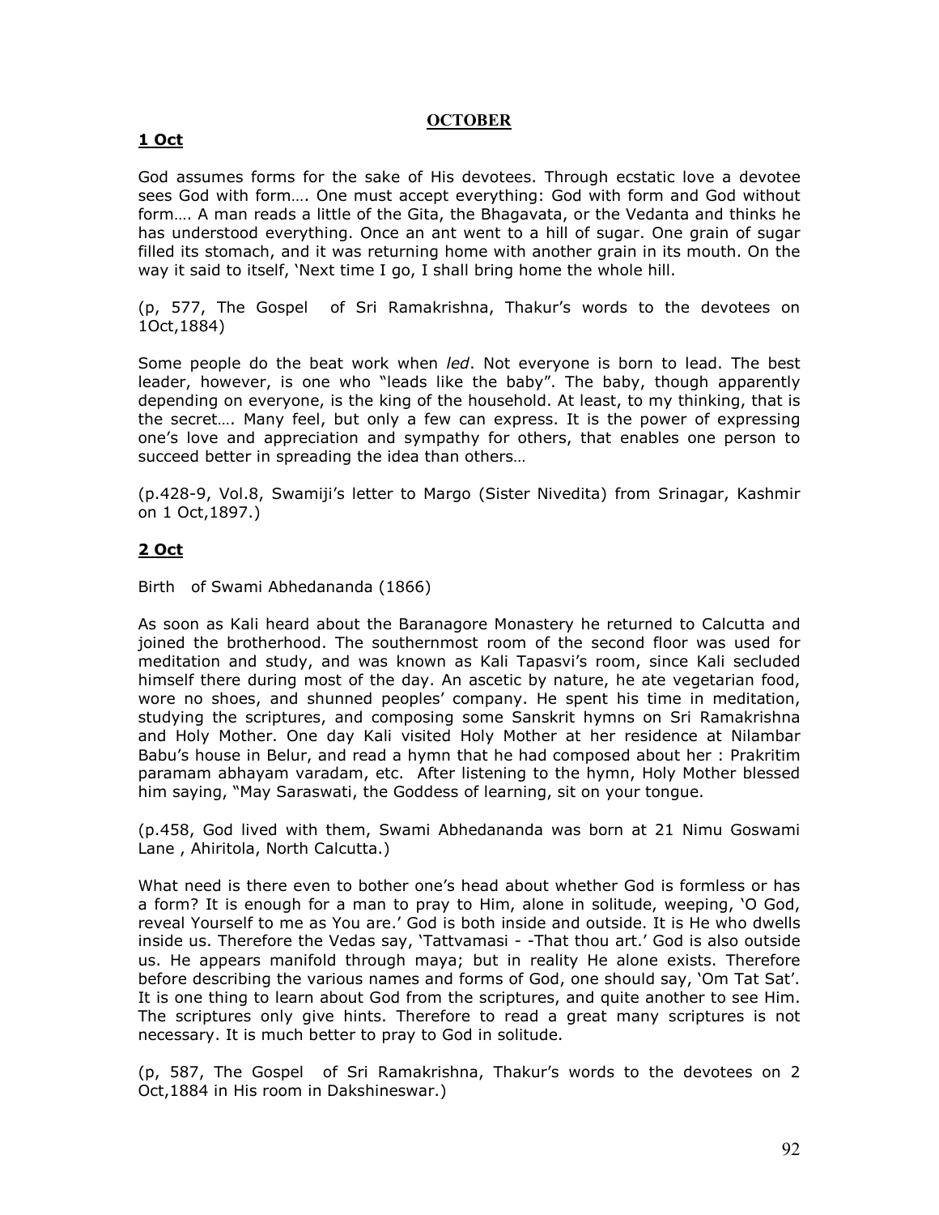## OCTOBER

**1 Oct**

God assumes forms for the sake of His devotees. Through ecstatic love a devotee sees God with form…. One must accept everything: God with form and God without form…. A man reads a little of the Gita, the Bhagavata, or the Vedanta and thinks he has understood everything. Once an ant went to a hill of sugar. One grain of sugar filled its stomach, and it was returning home with another grain in its mouth. On the way it said to itself, 'Next time I go, I shall bring home the whole hill.

(p, 577, The Gospel of Sri Ramakrishna, Thakur's words to the devotees on 1Oct,1884)

Some people do the beat work when *led*. Not everyone is born to lead. The best leader, however, is one who "leads like the baby". The baby, though apparently depending on everyone, is the king of the household. At least, to my thinking, that is the secret…. Many feel, but only a few can express. It is the power of expressing one's love and appreciation and sympathy for others, that enables one person to succeed better in spreading the idea than others…

(p.428-9, Vol.8, Swamiji's letter to Margo (Sister Nivedita) from Srinagar, Kashmir on 1 Oct,1897.)

**2 Oct**

Birth of Swami Abhedananda (1866)

As soon as Kali heard about the Baranagore Monastery he returned to Calcutta and joined the brotherhood. The southernmost room of the second floor was used for meditation and study, and was known as Kali Tapasvi's room, since Kali secluded himself there during most of the day. An ascetic by nature, he ate vegetarian food, wore no shoes, and shunned peoples' company. He spent his time in meditation, studying the scriptures, and composing some Sanskrit hymns on Sri Ramakrishna and Holy Mother. One day Kali visited Holy Mother at her residence at Nilambar Babu's house in Belur, and read a hymn that he had composed about her : Prakritim paramam abhayam varadam, etc. After listening to the hymn, Holy Mother blessed him saying, "May Saraswati, the Goddess of learning, sit on your tongue.

(p.458, God lived with them, Swami Abhedananda was born at 21 Nimu Goswami Lane , Ahiritola, North Calcutta.)

What need is there even to bother one's head about whether God is formless or has a form? It is enough for a man to pray to Him, alone in solitude, weeping, 'O God, reveal Yourself to me as You are.' God is both inside and outside. It is He who dwells inside us. Therefore the Vedas say, 'Tattvamasi - -That thou art.' God is also outside us. He appears manifold through maya; but in reality He alone exists. Therefore before describing the various names and forms of God, one should say, 'Om Tat Sat'. It is one thing to learn about God from the scriptures, and quite another to see Him. The scriptures only give hints. Therefore to read a great many scriptures is not necessary. It is much better to pray to God in solitude.

(p, 587, The Gospel of Sri Ramakrishna, Thakur's words to the devotees on 2 Oct,1884 in His room in Dakshineswar.)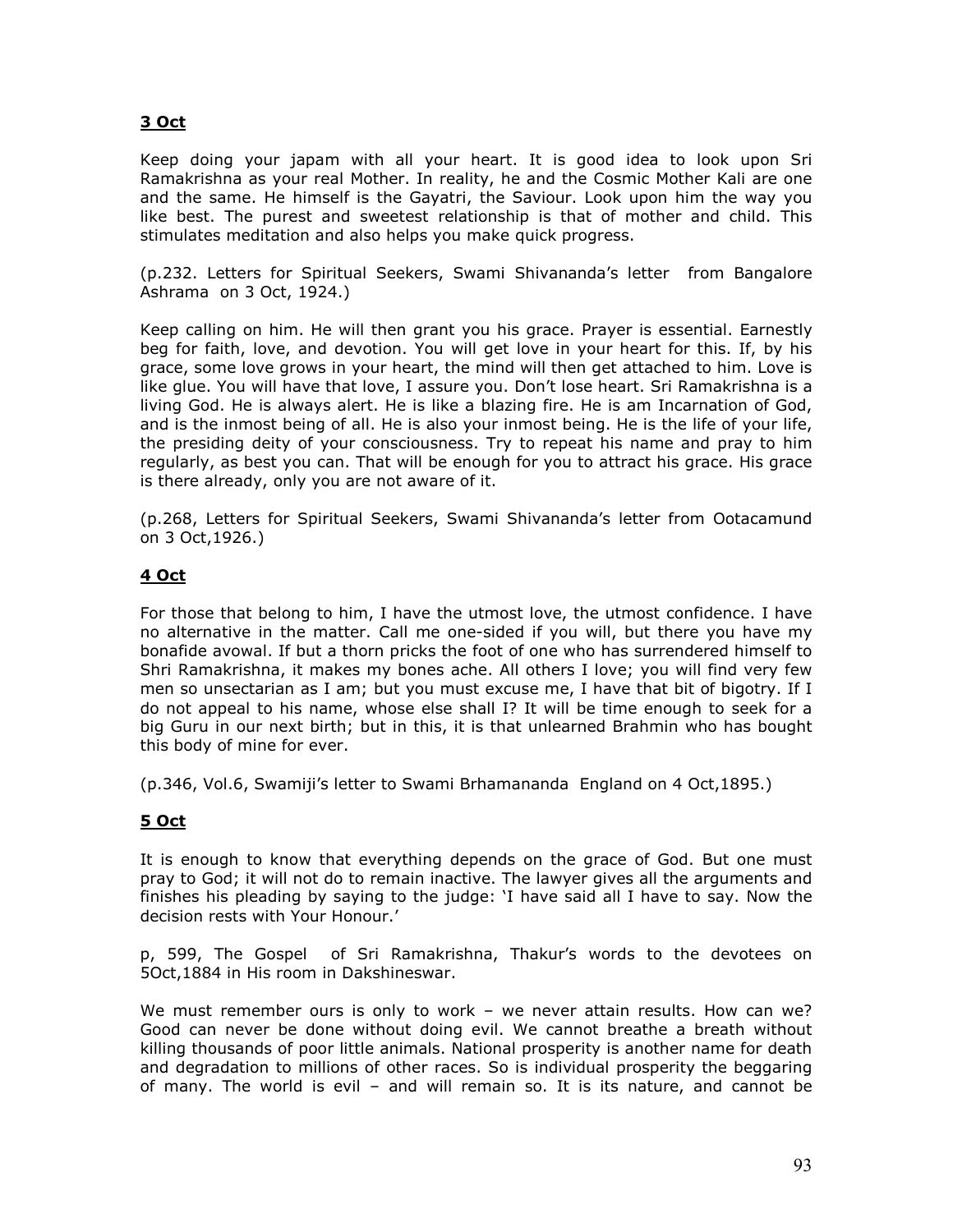**3 Oct**

Keep doing your japam with all your heart. It is good idea to look upon Sri Ramakrishna as your real Mother. In reality, he and the Cosmic Mother Kali are one and the same. He himself is the Gayatri, the Saviour. Look upon him the way you like best. The purest and sweetest relationship is that of mother and child. This stimulates meditation and also helps you make quick progress.

(p.232. Letters for Spiritual Seekers, Swami Shivananda's letter from Bangalore Ashrama on 3 Oct, 1924.)

Keep calling on him. He will then grant you his grace. Prayer is essential. Earnestly beg for faith, love, and devotion. You will get love in your heart for this. If, by his grace, some love grows in your heart, the mind will then get attached to him. Love is like glue. You will have that love, I assure you. Don't lose heart. Sri Ramakrishna is a living God. He is always alert. He is like a blazing fire. He is am Incarnation of God, and is the inmost being of all. He is also your inmost being. He is the life of your life, the presiding deity of your consciousness. Try to repeat his name and pray to him regularly, as best you can. That will be enough for you to attract his grace. His grace is there already, only you are not aware of it.

(p.268, Letters for Spiritual Seekers, Swami Shivananda's letter from Ootacamund on 3 Oct,1926.)

**4 Oct**

For those that belong to him, I have the utmost love, the utmost confidence. I have no alternative in the matter. Call me one-sided if you will, but there you have my bonafide avowal. If but a thorn pricks the foot of one who has surrendered himself to Shri Ramakrishna, it makes my bones ache. All others I love; you will find very few men so unsectarian as I am; but you must excuse me, I have that bit of bigotry. If I do not appeal to his name, whose else shall I? It will be time enough to seek for a big Guru in our next birth; but in this, it is that unlearned Brahmin who has bought this body of mine for ever.

(p.346, Vol.6, Swamiji's letter to Swami Brhamananda England on 4 Oct,1895.)

**5 Oct**

It is enough to know that everything depends on the grace of God. But one must pray to God; it will not do to remain inactive. The lawyer gives all the arguments and finishes his pleading by saying to the judge: 'I have said all I have to say. Now the decision rests with Your Honour.'

p, 599, The Gospel of Sri Ramakrishna, Thakur's words to the devotees on 5Oct,1884 in His room in Dakshineswar.

We must remember ours is only to work – we never attain results. How can we? Good can never be done without doing evil. We cannot breathe a breath without killing thousands of poor little animals. National prosperity is another name for death and degradation to millions of other races. So is individual prosperity the beggaring of many. The world is evil – and will remain so. It is its nature, and cannot be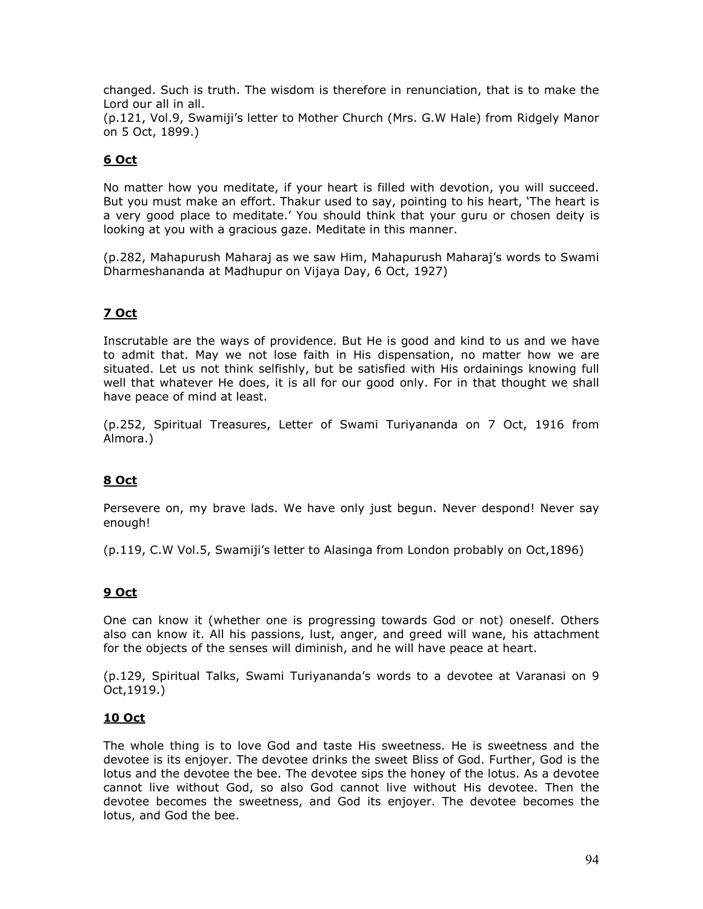changed. Such is truth. The wisdom is therefore in renunciation, that is to make the Lord our all in all.
(p.121, Vol.9, Swamiji's letter to Mother Church (Mrs. G.W Hale) from Ridgely Manor on 5 Oct, 1899.)

**6 Oct**

No matter how you meditate, if your heart is filled with devotion, you will succeed. But you must make an effort. Thakur used to say, pointing to his heart, 'The heart is a very good place to meditate.' You should think that your guru or chosen deity is looking at you with a gracious gaze. Meditate in this manner.

(p.282, Mahapurush Maharaj as we saw Him, Mahapurush Maharaj's words to Swami Dharmeshananda at Madhupur on Vijaya Day, 6 Oct, 1927)

**7 Oct**

Inscrutable are the ways of providence. But He is good and kind to us and we have to admit that. May we not lose faith in His dispensation, no matter how we are situated. Let us not think selfishly, but be satisfied with His ordainings knowing full well that whatever He does, it is all for our good only. For in that thought we shall have peace of mind at least.

(p.252, Spiritual Treasures, Letter of Swami Turiyananda on 7 Oct, 1916 from Almora.)

**8 Oct**

Persevere on, my brave lads. We have only just begun. Never despond! Never say enough!

(p.119, C.W Vol.5, Swamiji's letter to Alasinga from London probably on Oct,1896)

**9 Oct**

One can know it (whether one is progressing towards God or not) oneself. Others also can know it. All his passions, lust, anger, and greed will wane, his attachment for the objects of the senses will diminish, and he will have peace at heart.

(p.129, Spiritual Talks, Swami Turiyananda's words to a devotee at Varanasi on 9 Oct,1919.)

**10 Oct**

The whole thing is to love God and taste His sweetness. He is sweetness and the devotee is its enjoyer. The devotee drinks the sweet Bliss of God. Further, God is the lotus and the devotee the bee. The devotee sips the honey of the lotus. As a devotee cannot live without God, so also God cannot live without His devotee. Then the devotee becomes the sweetness, and God its enjoyer. The devotee becomes the lotus, and God the bee.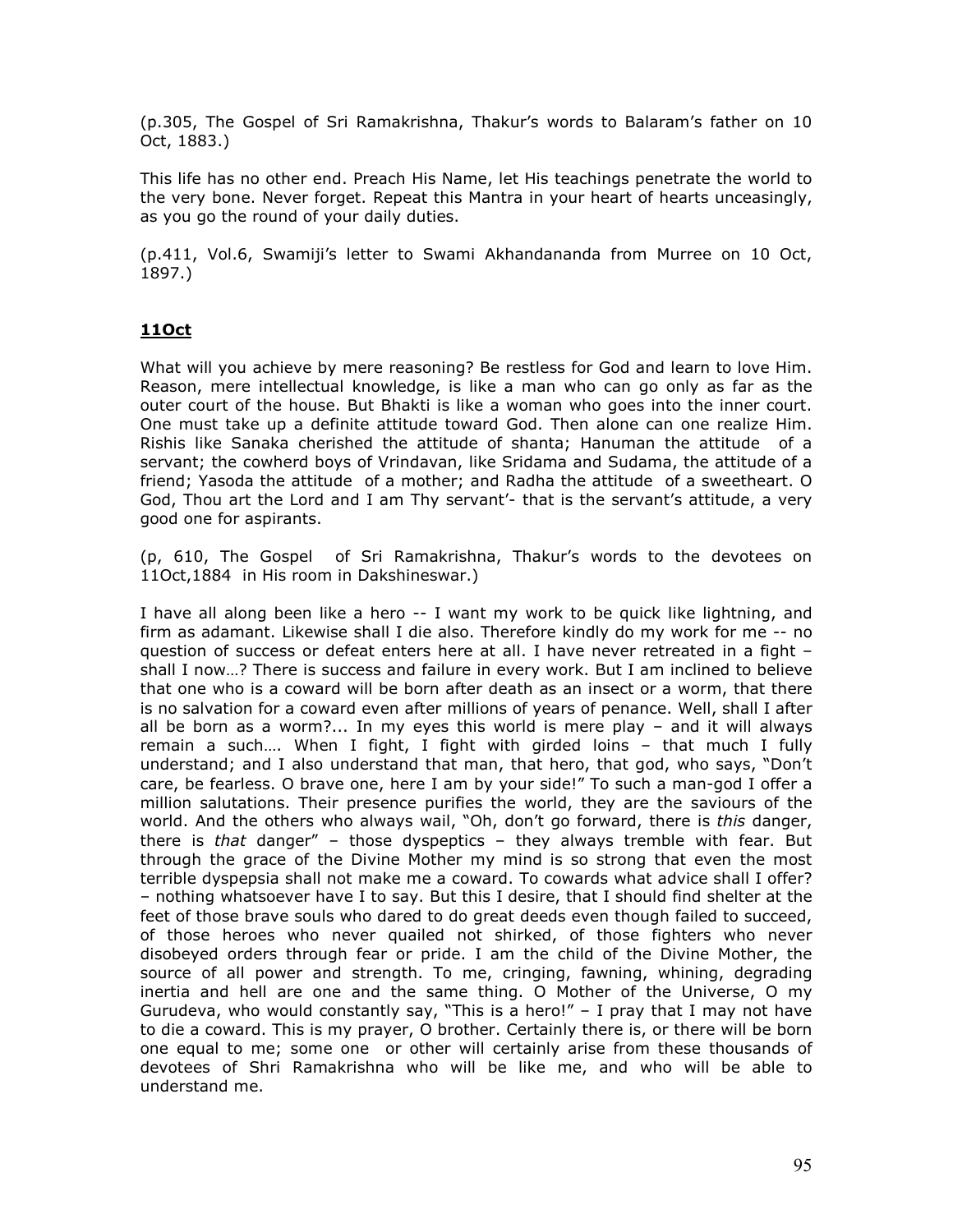(p.305, The Gospel of Sri Ramakrishna, Thakur's words to Balaram's father on 10 Oct, 1883.)

This life has no other end. Preach His Name, let His teachings penetrate the world to the very bone. Never forget. Repeat this Mantra in your heart of hearts unceasingly, as you go the round of your daily duties.

(p.411, Vol.6, Swamiji's letter to Swami Akhandananda from Murree on 10 Oct, 1897.)

## **11Oct**

What will you achieve by mere reasoning? Be restless for God and learn to love Him. Reason, mere intellectual knowledge, is like a man who can go only as far as the outer court of the house. But Bhakti is like a woman who goes into the inner court. One must take up a definite attitude toward God. Then alone can one realize Him. Rishis like Sanaka cherished the attitude of shanta; Hanuman the attitude of a servant; the cowherd boys of Vrindavan, like Sridama and Sudama, the attitude of a friend; Yasoda the attitude of a mother; and Radha the attitude of a sweetheart. O God, Thou art the Lord and I am Thy servant'- that is the servant's attitude, a very good one for aspirants.

(p, 610, The Gospel of Sri Ramakrishna, Thakur's words to the devotees on 11Oct,1884 in His room in Dakshineswar.)

I have all along been like a hero -- I want my work to be quick like lightning, and firm as adamant. Likewise shall I die also. Therefore kindly do my work for me -- no question of success or defeat enters here at all. I have never retreated in a fight – shall I now…? There is success and failure in every work. But I am inclined to believe that one who is a coward will be born after death as an insect or a worm, that there is no salvation for a coward even after millions of years of penance. Well, shall I after all be born as a worm?... In my eyes this world is mere play – and it will always remain a such…. When I fight, I fight with girded loins – that much I fully understand; and I also understand that man, that hero, that god, who says, "Don't care, be fearless. O brave one, here I am by your side!" To such a man-god I offer a million salutations. Their presence purifies the world, they are the saviours of the world. And the others who always wail, "Oh, don't go forward, there is *this* danger, there is *that* danger" – those dyspeptics – they always tremble with fear. But through the grace of the Divine Mother my mind is so strong that even the most terrible dyspepsia shall not make me a coward. To cowards what advice shall I offer? – nothing whatsoever have I to say. But this I desire, that I should find shelter at the feet of those brave souls who dared to do great deeds even though failed to succeed, of those heroes who never quailed not shirked, of those fighters who never disobeyed orders through fear or pride. I am the child of the Divine Mother, the source of all power and strength. To me, cringing, fawning, whining, degrading inertia and hell are one and the same thing. O Mother of the Universe, O my Gurudeva, who would constantly say, "This is a hero!" – I pray that I may not have to die a coward. This is my prayer, O brother. Certainly there is, or there will be born one equal to me; some one or other will certainly arise from these thousands of devotees of Shri Ramakrishna who will be like me, and who will be able to understand me.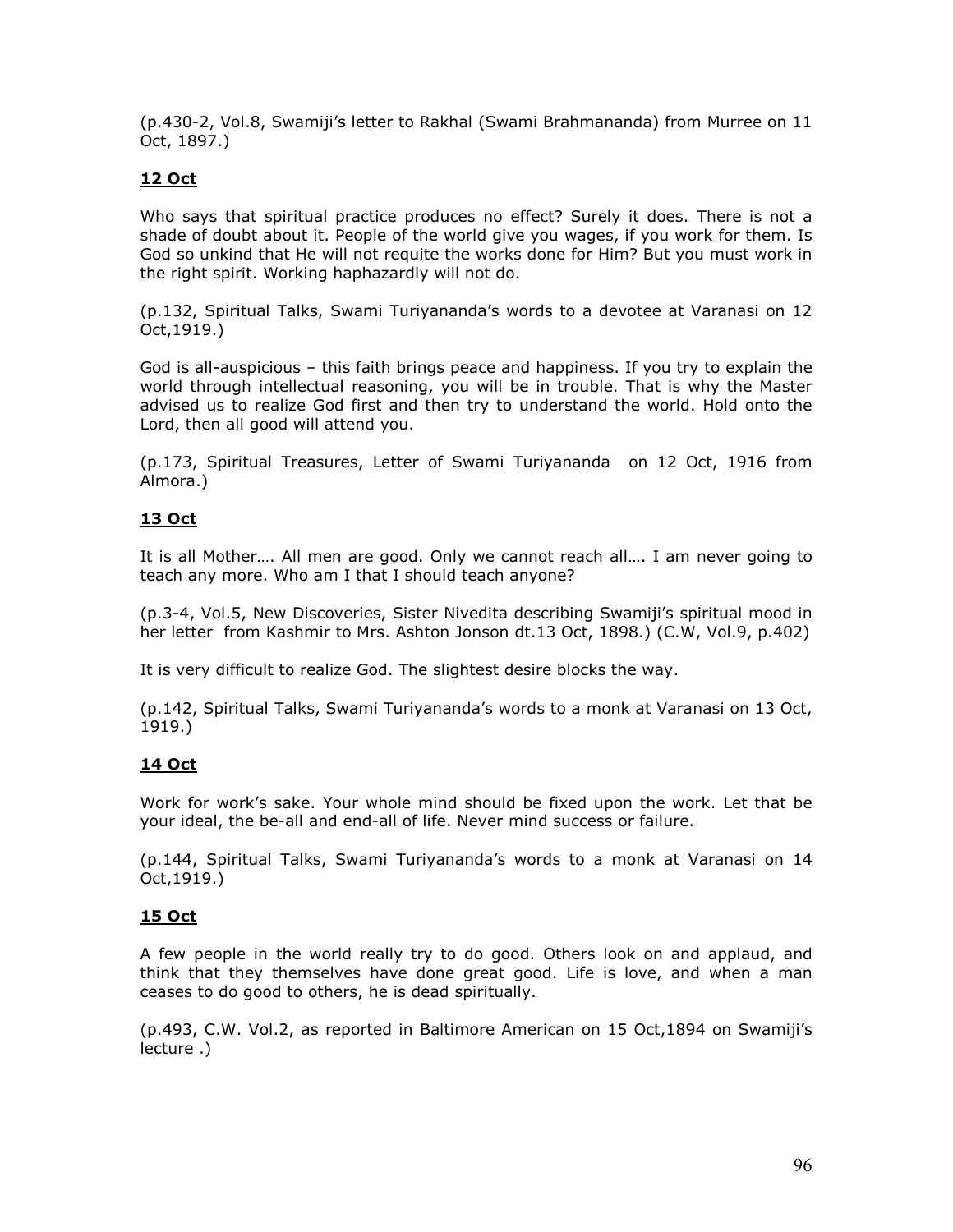(p.430-2, Vol.8, Swamiji's letter to Rakhal (Swami Brahmananda) from Murree on 11 Oct, 1897.)

**12 Oct**

Who says that spiritual practice produces no effect? Surely it does. There is not a shade of doubt about it. People of the world give you wages, if you work for them. Is God so unkind that He will not requite the works done for Him? But you must work in the right spirit. Working haphazardly will not do.

(p.132, Spiritual Talks, Swami Turiyananda's words to a devotee at Varanasi on 12 Oct,1919.)

God is all-auspicious – this faith brings peace and happiness. If you try to explain the world through intellectual reasoning, you will be in trouble. That is why the Master advised us to realize God first and then try to understand the world. Hold onto the Lord, then all good will attend you.

(p.173, Spiritual Treasures, Letter of Swami Turiyananda on 12 Oct, 1916 from Almora.)

**13 Oct**

It is all Mother…. All men are good. Only we cannot reach all…. I am never going to teach any more. Who am I that I should teach anyone?

(p.3-4, Vol.5, New Discoveries, Sister Nivedita describing Swamiji's spiritual mood in her letter from Kashmir to Mrs. Ashton Jonson dt.13 Oct, 1898.) (C.W, Vol.9, p.402)

It is very difficult to realize God. The slightest desire blocks the way.

(p.142, Spiritual Talks, Swami Turiyananda's words to a monk at Varanasi on 13 Oct, 1919.)

**14 Oct**

Work for work's sake. Your whole mind should be fixed upon the work. Let that be your ideal, the be-all and end-all of life. Never mind success or failure.

(p.144, Spiritual Talks, Swami Turiyananda's words to a monk at Varanasi on 14 Oct,1919.)

**15 Oct**

A few people in the world really try to do good. Others look on and applaud, and think that they themselves have done great good. Life is love, and when a man ceases to do good to others, he is dead spiritually.

(p.493, C.W. Vol.2, as reported in Baltimore American on 15 Oct,1894 on Swamiji's lecture .)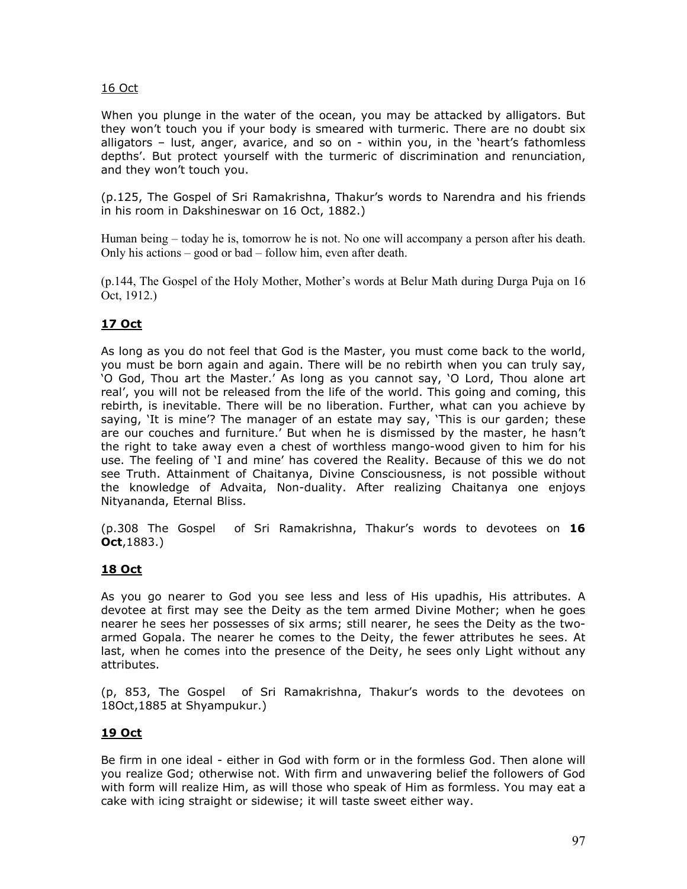16 Oct

When you plunge in the water of the ocean, you may be attacked by alligators. But they won't touch you if your body is smeared with turmeric. There are no doubt six alligators – lust, anger, avarice, and so on - within you, in the 'heart's fathomless depths'. But protect yourself with the turmeric of discrimination and renunciation, and they won't touch you.

(p.125, The Gospel of Sri Ramakrishna, Thakur's words to Narendra and his friends in his room in Dakshineswar on 16 Oct, 1882.)

Human being – today he is, tomorrow he is not. No one will accompany a person after his death. Only his actions – good or bad – follow him, even after death.

(p.144, The Gospel of the Holy Mother, Mother's words at Belur Math during Durga Puja on 16 Oct, 1912.)

**17 Oct**

As long as you do not feel that God is the Master, you must come back to the world, you must be born again and again. There will be no rebirth when you can truly say, 'O God, Thou art the Master.' As long as you cannot say, 'O Lord, Thou alone art real', you will not be released from the life of the world. This going and coming, this rebirth, is inevitable. There will be no liberation. Further, what can you achieve by saying, 'It is mine'? The manager of an estate may say, 'This is our garden; these are our couches and furniture.' But when he is dismissed by the master, he hasn't the right to take away even a chest of worthless mango-wood given to him for his use. The feeling of 'I and mine' has covered the Reality. Because of this we do not see Truth. Attainment of Chaitanya, Divine Consciousness, is not possible without the knowledge of Advaita, Non-duality. After realizing Chaitanya one enjoys Nityananda, Eternal Bliss.

(p.308 The Gospel of Sri Ramakrishna, Thakur's words to devotees on **16 Oct**,1883.)

**18 Oct**

As you go nearer to God you see less and less of His upadhis, His attributes. A devotee at first may see the Deity as the tem armed Divine Mother; when he goes nearer he sees her possesses of six arms; still nearer, he sees the Deity as the two-armed Gopala. The nearer he comes to the Deity, the fewer attributes he sees. At last, when he comes into the presence of the Deity, he sees only Light without any attributes.

(p, 853, The Gospel of Sri Ramakrishna, Thakur's words to the devotees on 18Oct,1885 at Shyampukur.)

**19 Oct**

Be firm in one ideal - either in God with form or in the formless God. Then alone will you realize God; otherwise not. With firm and unwavering belief the followers of God with form will realize Him, as will those who speak of Him as formless. You may eat a cake with icing straight or sidewise; it will taste sweet either way.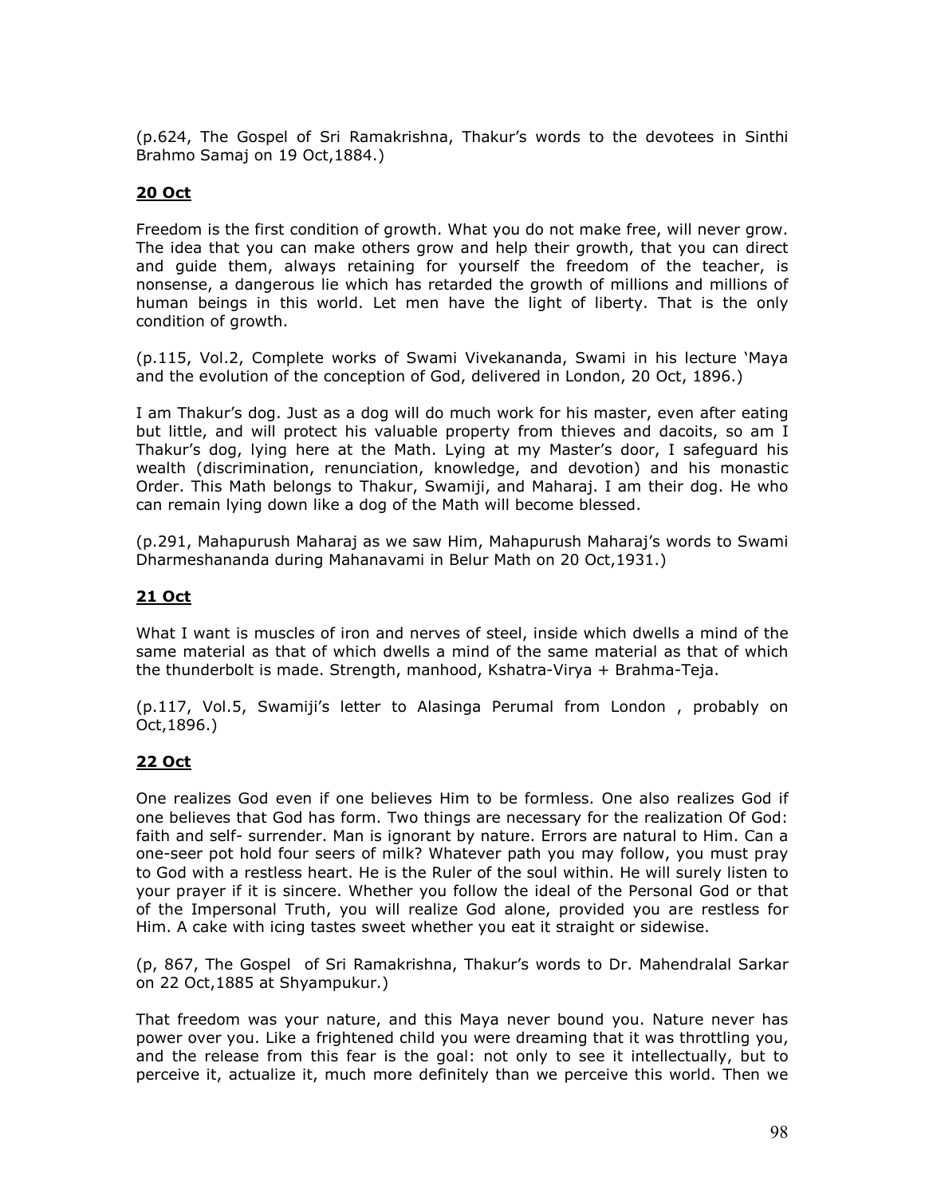(p.624, The Gospel of Sri Ramakrishna, Thakur's words to the devotees in Sinthi Brahmo Samaj on 19 Oct,1884.)

**<u>20 Oct</u>**

Freedom is the first condition of growth. What you do not make free, will never grow. The idea that you can make others grow and help their growth, that you can direct and guide them, always retaining for yourself the freedom of the teacher, is nonsense, a dangerous lie which has retarded the growth of millions and millions of human beings in this world. Let men have the light of liberty. That is the only condition of growth.

(p.115, Vol.2, Complete works of Swami Vivekananda, Swami in his lecture 'Maya and the evolution of the conception of God, delivered in London, 20 Oct, 1896.)

I am Thakur's dog. Just as a dog will do much work for his master, even after eating but little, and will protect his valuable property from thieves and dacoits, so am I Thakur's dog, lying here at the Math. Lying at my Master's door, I safeguard his wealth (discrimination, renunciation, knowledge, and devotion) and his monastic Order. This Math belongs to Thakur, Swamiji, and Maharaj. I am their dog. He who can remain lying down like a dog of the Math will become blessed.

(p.291, Mahapurush Maharaj as we saw Him, Mahapurush Maharaj's words to Swami Dharmeshananda during Mahanavami in Belur Math on 20 Oct,1931.)

**<u>21 Oct</u>**

What I want is muscles of iron and nerves of steel, inside which dwells a mind of the same material as that of which dwells a mind of the same material as that of which the thunderbolt is made. Strength, manhood, Kshatra-Virya + Brahma-Teja.

(p.117, Vol.5, Swamiji's letter to Alasinga Perumal from London , probably on Oct,1896.)

**<u>22 Oct</u>**

One realizes God even if one believes Him to be formless. One also realizes God if one believes that God has form. Two things are necessary for the realization Of God: faith and self- surrender. Man is ignorant by nature. Errors are natural to Him. Can a one-seer pot hold four seers of milk? Whatever path you may follow, you must pray to God with a restless heart. He is the Ruler of the soul within. He will surely listen to your prayer if it is sincere. Whether you follow the ideal of the Personal God or that of the Impersonal Truth, you will realize God alone, provided you are restless for Him. A cake with icing tastes sweet whether you eat it straight or sidewise.

(p, 867, The Gospel of Sri Ramakrishna, Thakur's words to Dr. Mahendralal Sarkar on 22 Oct,1885 at Shyampukur.)

That freedom was your nature, and this Maya never bound you. Nature never has power over you. Like a frightened child you were dreaming that it was throttling you, and the release from this fear is the goal: not only to see it intellectually, but to perceive it, actualize it, much more definitely than we perceive this world. Then we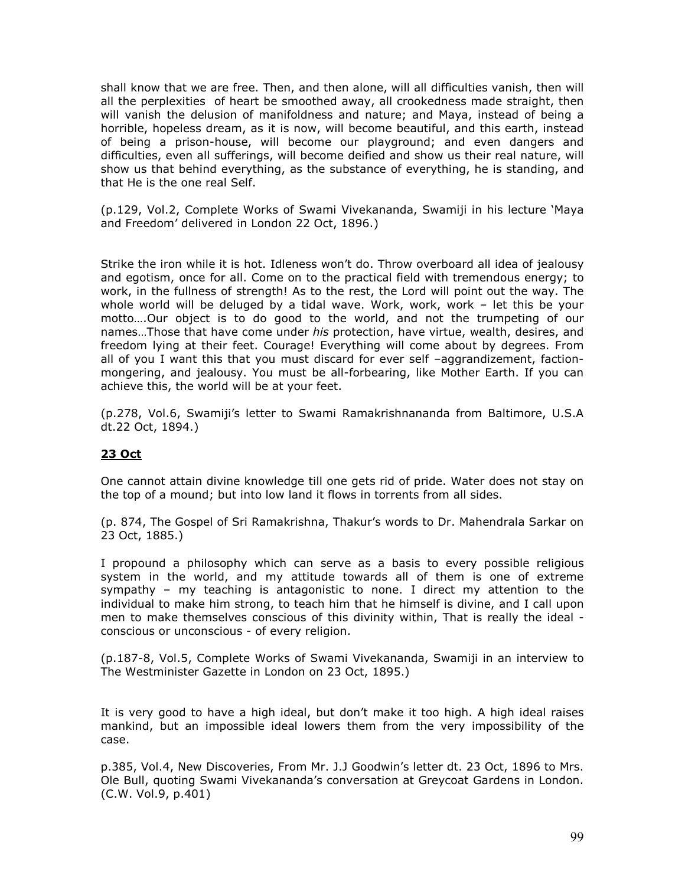shall know that we are free. Then, and then alone, will all difficulties vanish, then will all the perplexities of heart be smoothed away, all crookedness made straight, then will vanish the delusion of manifoldness and nature; and Maya, instead of being a horrible, hopeless dream, as it is now, will become beautiful, and this earth, instead of being a prison-house, will become our playground; and even dangers and difficulties, even all sufferings, will become deified and show us their real nature, will show us that behind everything, as the substance of everything, he is standing, and that He is the one real Self.

(p.129, Vol.2, Complete Works of Swami Vivekananda, Swamiji in his lecture 'Maya and Freedom' delivered in London 22 Oct, 1896.)

Strike the iron while it is hot. Idleness won't do. Throw overboard all idea of jealousy and egotism, once for all. Come on to the practical field with tremendous energy; to work, in the fullness of strength! As to the rest, the Lord will point out the way. The whole world will be deluged by a tidal wave. Work, work, work – let this be your motto….Our object is to do good to the world, and not the trumpeting of our names…Those that have come under *his* protection, have virtue, wealth, desires, and freedom lying at their feet. Courage! Everything will come about by degrees. From all of you I want this that you must discard for ever self –aggrandizement, faction-mongering, and jealousy. You must be all-forbearing, like Mother Earth. If you can achieve this, the world will be at your feet.

(p.278, Vol.6, Swamiji's letter to Swami Ramakrishnananda from Baltimore, U.S.A dt.22 Oct, 1894.)

**23 Oct**

One cannot attain divine knowledge till one gets rid of pride. Water does not stay on the top of a mound; but into low land it flows in torrents from all sides.

(p. 874, The Gospel of Sri Ramakrishna, Thakur's words to Dr. Mahendrala Sarkar on 23 Oct, 1885.)

I propound a philosophy which can serve as a basis to every possible religious system in the world, and my attitude towards all of them is one of extreme sympathy – my teaching is antagonistic to none. I direct my attention to the individual to make him strong, to teach him that he himself is divine, and I call upon men to make themselves conscious of this divinity within, That is really the ideal - conscious or unconscious - of every religion.

(p.187-8, Vol.5, Complete Works of Swami Vivekananda, Swamiji in an interview to The Westminister Gazette in London on 23 Oct, 1895.)

It is very good to have a high ideal, but don't make it too high. A high ideal raises mankind, but an impossible ideal lowers them from the very impossibility of the case.

p.385, Vol.4, New Discoveries, From Mr. J.J Goodwin's letter dt. 23 Oct, 1896 to Mrs. Ole Bull, quoting Swami Vivekananda's conversation at Greycoat Gardens in London. (C.W. Vol.9, p.401)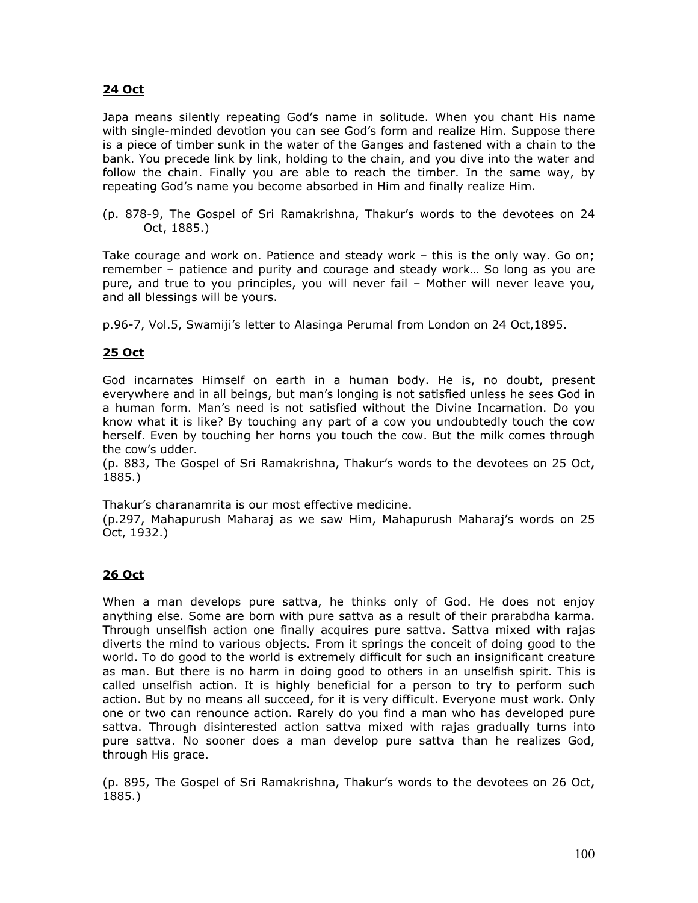**24 Oct**

Japa means silently repeating God's name in solitude. When you chant His name with single-minded devotion you can see God's form and realize Him. Suppose there is a piece of timber sunk in the water of the Ganges and fastened with a chain to the bank. You precede link by link, holding to the chain, and you dive into the water and follow the chain. Finally you are able to reach the timber. In the same way, by repeating God's name you become absorbed in Him and finally realize Him.

(p. 878-9, The Gospel of Sri Ramakrishna, Thakur's words to the devotees on 24 Oct, 1885.)

Take courage and work on. Patience and steady work – this is the only way. Go on; remember – patience and purity and courage and steady work… So long as you are pure, and true to you principles, you will never fail – Mother will never leave you, and all blessings will be yours.

p.96-7, Vol.5, Swamiji's letter to Alasinga Perumal from London on 24 Oct,1895.

**25 Oct**

God incarnates Himself on earth in a human body. He is, no doubt, present everywhere and in all beings, but man's longing is not satisfied unless he sees God in a human form. Man's need is not satisfied without the Divine Incarnation. Do you know what it is like? By touching any part of a cow you undoubtedly touch the cow herself. Even by touching her horns you touch the cow. But the milk comes through the cow's udder.
(p. 883, The Gospel of Sri Ramakrishna, Thakur's words to the devotees on 25 Oct, 1885.)

Thakur's charanamrita is our most effective medicine.
(p.297, Mahapurush Maharaj as we saw Him, Mahapurush Maharaj's words on 25 Oct, 1932.)

**26 Oct**

When a man develops pure sattva, he thinks only of God. He does not enjoy anything else. Some are born with pure sattva as a result of their prarabdha karma. Through unselfish action one finally acquires pure sattva. Sattva mixed with rajas diverts the mind to various objects. From it springs the conceit of doing good to the world. To do good to the world is extremely difficult for such an insignificant creature as man. But there is no harm in doing good to others in an unselfish spirit. This is called unselfish action. It is highly beneficial for a person to try to perform such action. But by no means all succeed, for it is very difficult. Everyone must work. Only one or two can renounce action. Rarely do you find a man who has developed pure sattva. Through disinterested action sattva mixed with rajas gradually turns into pure sattva. No sooner does a man develop pure sattva than he realizes God, through His grace.

(p. 895, The Gospel of Sri Ramakrishna, Thakur's words to the devotees on 26 Oct, 1885.)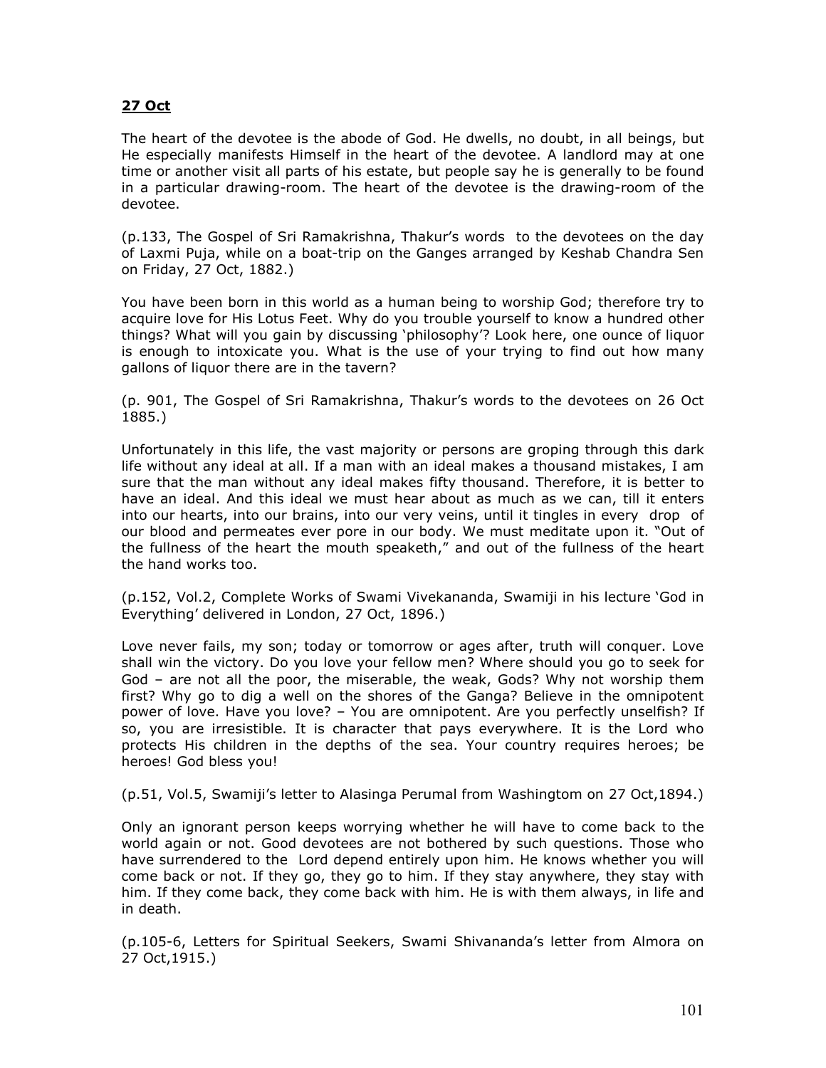**27 Oct**

The heart of the devotee is the abode of God. He dwells, no doubt, in all beings, but He especially manifests Himself in the heart of the devotee. A landlord may at one time or another visit all parts of his estate, but people say he is generally to be found in a particular drawing-room. The heart of the devotee is the drawing-room of the devotee.

(p.133, The Gospel of Sri Ramakrishna, Thakur's words to the devotees on the day of Laxmi Puja, while on a boat-trip on the Ganges arranged by Keshab Chandra Sen on Friday, 27 Oct, 1882.)

You have been born in this world as a human being to worship God; therefore try to acquire love for His Lotus Feet. Why do you trouble yourself to know a hundred other things? What will you gain by discussing 'philosophy'? Look here, one ounce of liquor is enough to intoxicate you. What is the use of your trying to find out how many gallons of liquor there are in the tavern?

(p. 901, The Gospel of Sri Ramakrishna, Thakur's words to the devotees on 26 Oct 1885.)

Unfortunately in this life, the vast majority or persons are groping through this dark life without any ideal at all. If a man with an ideal makes a thousand mistakes, I am sure that the man without any ideal makes fifty thousand. Therefore, it is better to have an ideal. And this ideal we must hear about as much as we can, till it enters into our hearts, into our brains, into our very veins, until it tingles in every drop of our blood and permeates ever pore in our body. We must meditate upon it. "Out of the fullness of the heart the mouth speaketh," and out of the fullness of the heart the hand works too.

(p.152, Vol.2, Complete Works of Swami Vivekananda, Swamiji in his lecture 'God in Everything' delivered in London, 27 Oct, 1896.)

Love never fails, my son; today or tomorrow or ages after, truth will conquer. Love shall win the victory. Do you love your fellow men? Where should you go to seek for God – are not all the poor, the miserable, the weak, Gods? Why not worship them first? Why go to dig a well on the shores of the Ganga? Believe in the omnipotent power of love. Have you love? – You are omnipotent. Are you perfectly unselfish? If so, you are irresistible. It is character that pays everywhere. It is the Lord who protects His children in the depths of the sea. Your country requires heroes; be heroes! God bless you!

(p.51, Vol.5, Swamiji's letter to Alasinga Perumal from Washingtom on 27 Oct,1894.)

Only an ignorant person keeps worrying whether he will have to come back to the world again or not. Good devotees are not bothered by such questions. Those who have surrendered to the Lord depend entirely upon him. He knows whether you will come back or not. If they go, they go to him. If they stay anywhere, they stay with him. If they come back, they come back with him. He is with them always, in life and in death.

(p.105-6, Letters for Spiritual Seekers, Swami Shivananda's letter from Almora on 27 Oct,1915.)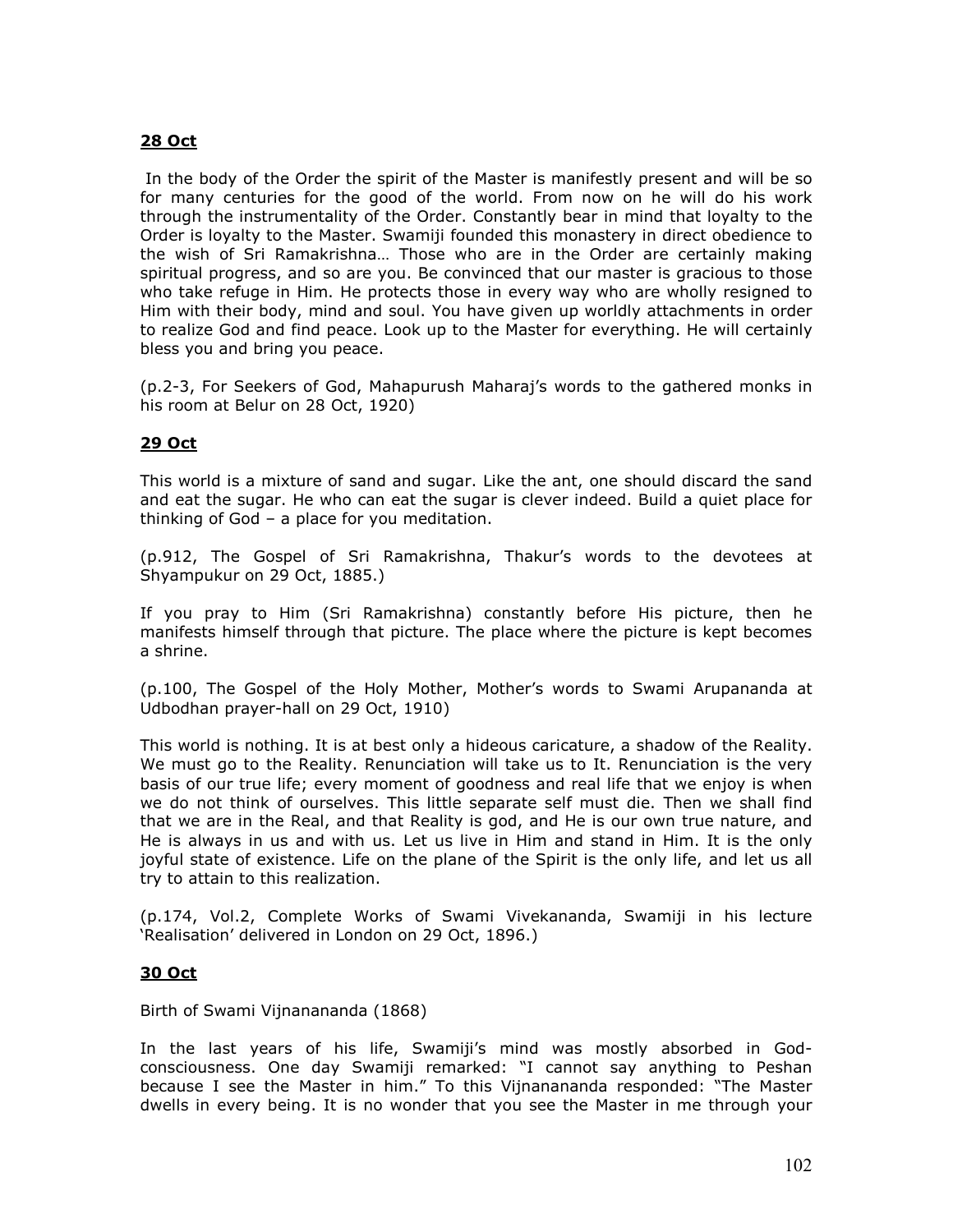**28 Oct**

In the body of the Order the spirit of the Master is manifestly present and will be so for many centuries for the good of the world. From now on he will do his work through the instrumentality of the Order. Constantly bear in mind that loyalty to the Order is loyalty to the Master. Swamiji founded this monastery in direct obedience to the wish of Sri Ramakrishna… Those who are in the Order are certainly making spiritual progress, and so are you. Be convinced that our master is gracious to those who take refuge in Him. He protects those in every way who are wholly resigned to Him with their body, mind and soul. You have given up worldly attachments in order to realize God and find peace. Look up to the Master for everything. He will certainly bless you and bring you peace.

(p.2-3, For Seekers of God, Mahapurush Maharaj's words to the gathered monks in his room at Belur on 28 Oct, 1920)

**29 Oct**

This world is a mixture of sand and sugar. Like the ant, one should discard the sand and eat the sugar. He who can eat the sugar is clever indeed. Build a quiet place for thinking of God – a place for you meditation.

(p.912, The Gospel of Sri Ramakrishna, Thakur's words to the devotees at Shyampukur on 29 Oct, 1885.)

If you pray to Him (Sri Ramakrishna) constantly before His picture, then he manifests himself through that picture. The place where the picture is kept becomes a shrine.

(p.100, The Gospel of the Holy Mother, Mother's words to Swami Arupananda at Udbodhan prayer-hall on 29 Oct, 1910)

This world is nothing. It is at best only a hideous caricature, a shadow of the Reality. We must go to the Reality. Renunciation will take us to It. Renunciation is the very basis of our true life; every moment of goodness and real life that we enjoy is when we do not think of ourselves. This little separate self must die. Then we shall find that we are in the Real, and that Reality is god, and He is our own true nature, and He is always in us and with us. Let us live in Him and stand in Him. It is the only joyful state of existence. Life on the plane of the Spirit is the only life, and let us all try to attain to this realization.

(p.174, Vol.2, Complete Works of Swami Vivekananda, Swamiji in his lecture 'Realisation' delivered in London on 29 Oct, 1896.)

**30 Oct**

Birth of Swami Vijnanananda (1868)

In the last years of his life, Swamiji's mind was mostly absorbed in God-consciousness. One day Swamiji remarked: "I cannot say anything to Peshan because I see the Master in him." To this Vijnanananda responded: "The Master dwells in every being. It is no wonder that you see the Master in me through your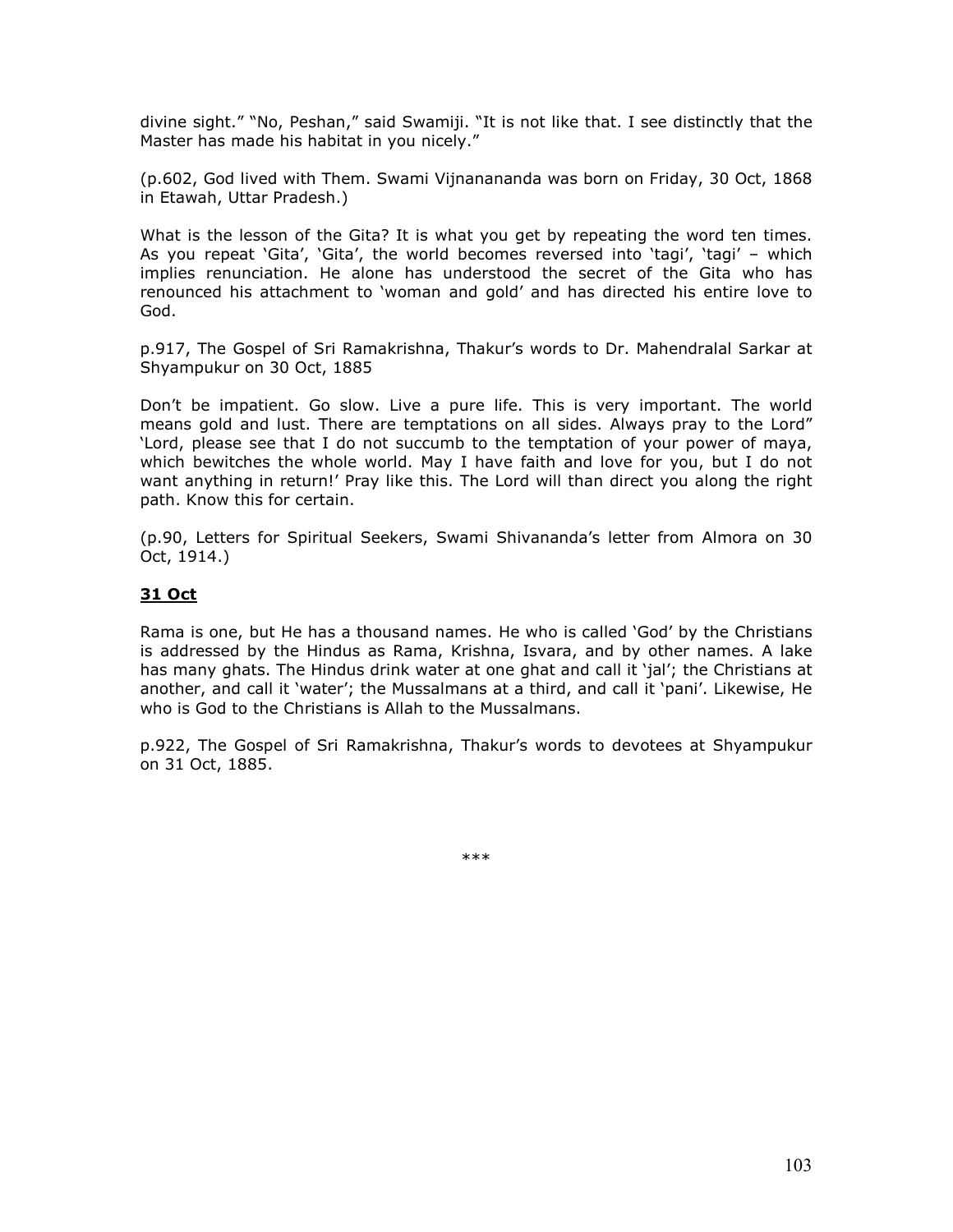divine sight." "No, Peshan," said Swamiji. "It is not like that. I see distinctly that the Master has made his habitat in you nicely."

(p.602, God lived with Them. Swami Vijnanananda was born on Friday, 30 Oct, 1868 in Etawah, Uttar Pradesh.)

What is the lesson of the Gita? It is what you get by repeating the word ten times. As you repeat 'Gita', 'Gita', the world becomes reversed into 'tagi', 'tagi' – which implies renunciation. He alone has understood the secret of the Gita who has renounced his attachment to 'woman and gold' and has directed his entire love to God.

p.917, The Gospel of Sri Ramakrishna, Thakur's words to Dr. Mahendralal Sarkar at Shyampukur on 30 Oct, 1885

Don't be impatient. Go slow. Live a pure life. This is very important. The world means gold and lust. There are temptations on all sides. Always pray to the Lord" 'Lord, please see that I do not succumb to the temptation of your power of maya, which bewitches the whole world. May I have faith and love for you, but I do not want anything in return!' Pray like this. The Lord will than direct you along the right path. Know this for certain.

(p.90, Letters for Spiritual Seekers, Swami Shivananda's letter from Almora on 30 Oct, 1914.)

## **<u>31 Oct</u>**

Rama is one, but He has a thousand names. He who is called 'God' by the Christians is addressed by the Hindus as Rama, Krishna, Isvara, and by other names. A lake has many ghats. The Hindus drink water at one ghat and call it 'jal'; the Christians at another, and call it 'water'; the Mussalmans at a third, and call it 'pani'. Likewise, He who is God to the Christians is Allah to the Mussalmans.

p.922, The Gospel of Sri Ramakrishna, Thakur's words to devotees at Shyampukur on 31 Oct, 1885.

***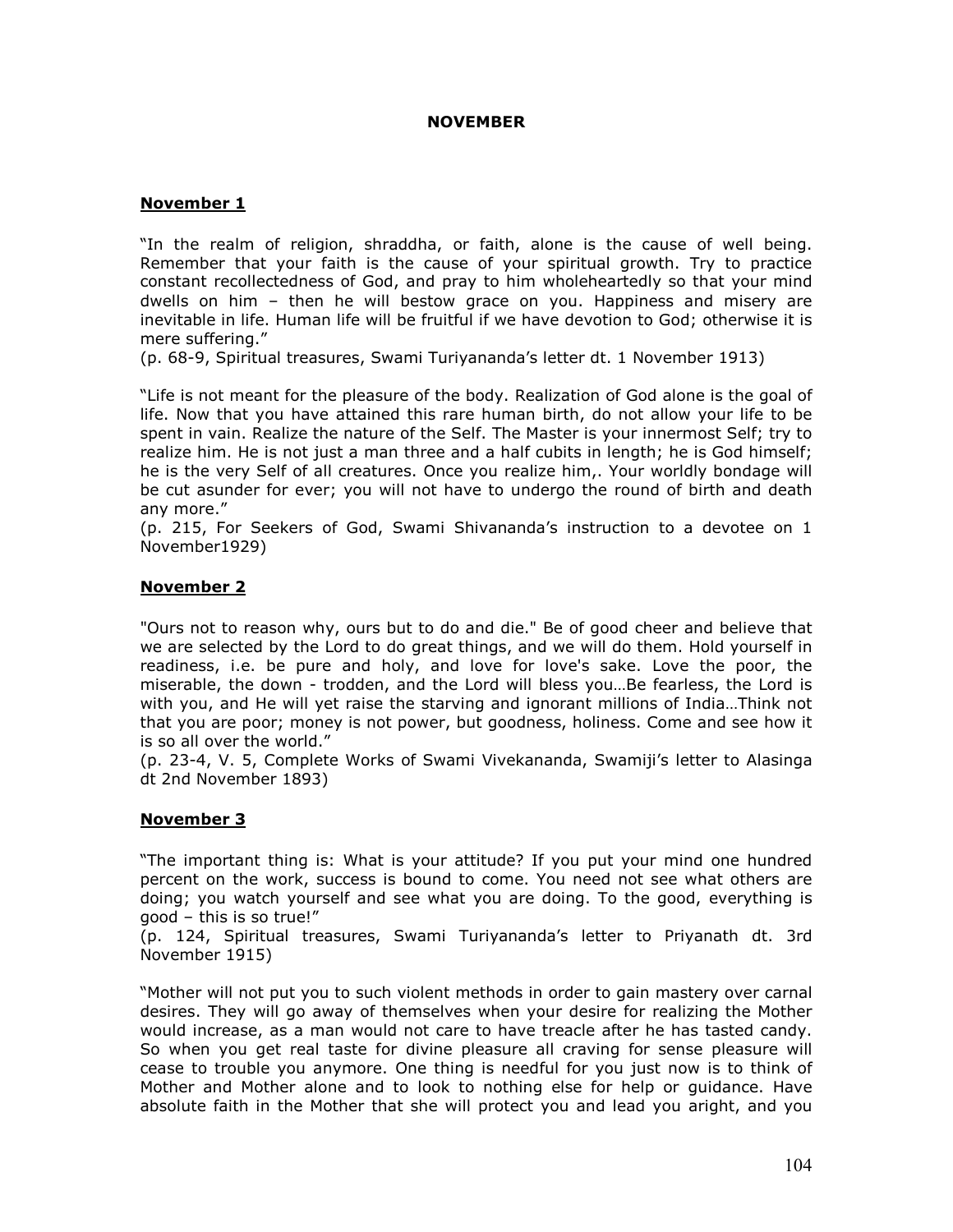# NOVEMBER

## November 1

"In the realm of religion, shraddha, or faith, alone is the cause of well being. Remember that your faith is the cause of your spiritual growth. Try to practice constant recollectedness of God, and pray to him wholeheartedly so that your mind dwells on him – then he will bestow grace on you. Happiness and misery are inevitable in life. Human life will be fruitful if we have devotion to God; otherwise it is mere suffering."
(p. 68-9, Spiritual treasures, Swami Turiyananda's letter dt. 1 November 1913)

"Life is not meant for the pleasure of the body. Realization of God alone is the goal of life. Now that you have attained this rare human birth, do not allow your life to be spent in vain. Realize the nature of the Self. The Master is your innermost Self; try to realize him. He is not just a man three and a half cubits in length; he is God himself; he is the very Self of all creatures. Once you realize him,. Your worldly bondage will be cut asunder for ever; you will not have to undergo the round of birth and death any more."
(p. 215, For Seekers of God, Swami Shivananda's instruction to a devotee on 1 November1929)

## November 2

"Ours not to reason why, ours but to do and die." Be of good cheer and believe that we are selected by the Lord to do great things, and we will do them. Hold yourself in readiness, i.e. be pure and holy, and love for love's sake. Love the poor, the miserable, the down - trodden, and the Lord will bless you…Be fearless, the Lord is with you, and He will yet raise the starving and ignorant millions of India…Think not that you are poor; money is not power, but goodness, holiness. Come and see how it is so all over the world."
(p. 23-4, V. 5, Complete Works of Swami Vivekananda, Swamiji's letter to Alasinga dt 2nd November 1893)

## November 3

"The important thing is: What is your attitude? If you put your mind one hundred percent on the work, success is bound to come. You need not see what others are doing; you watch yourself and see what you are doing. To the good, everything is good – this is so true!"
(p. 124, Spiritual treasures, Swami Turiyananda's letter to Priyanath dt. 3rd November 1915)

"Mother will not put you to such violent methods in order to gain mastery over carnal desires. They will go away of themselves when your desire for realizing the Mother would increase, as a man would not care to have treacle after he has tasted candy. So when you get real taste for divine pleasure all craving for sense pleasure will cease to trouble you anymore. One thing is needful for you just now is to think of Mother and Mother alone and to look to nothing else for help or guidance. Have absolute faith in the Mother that she will protect you and lead you aright, and you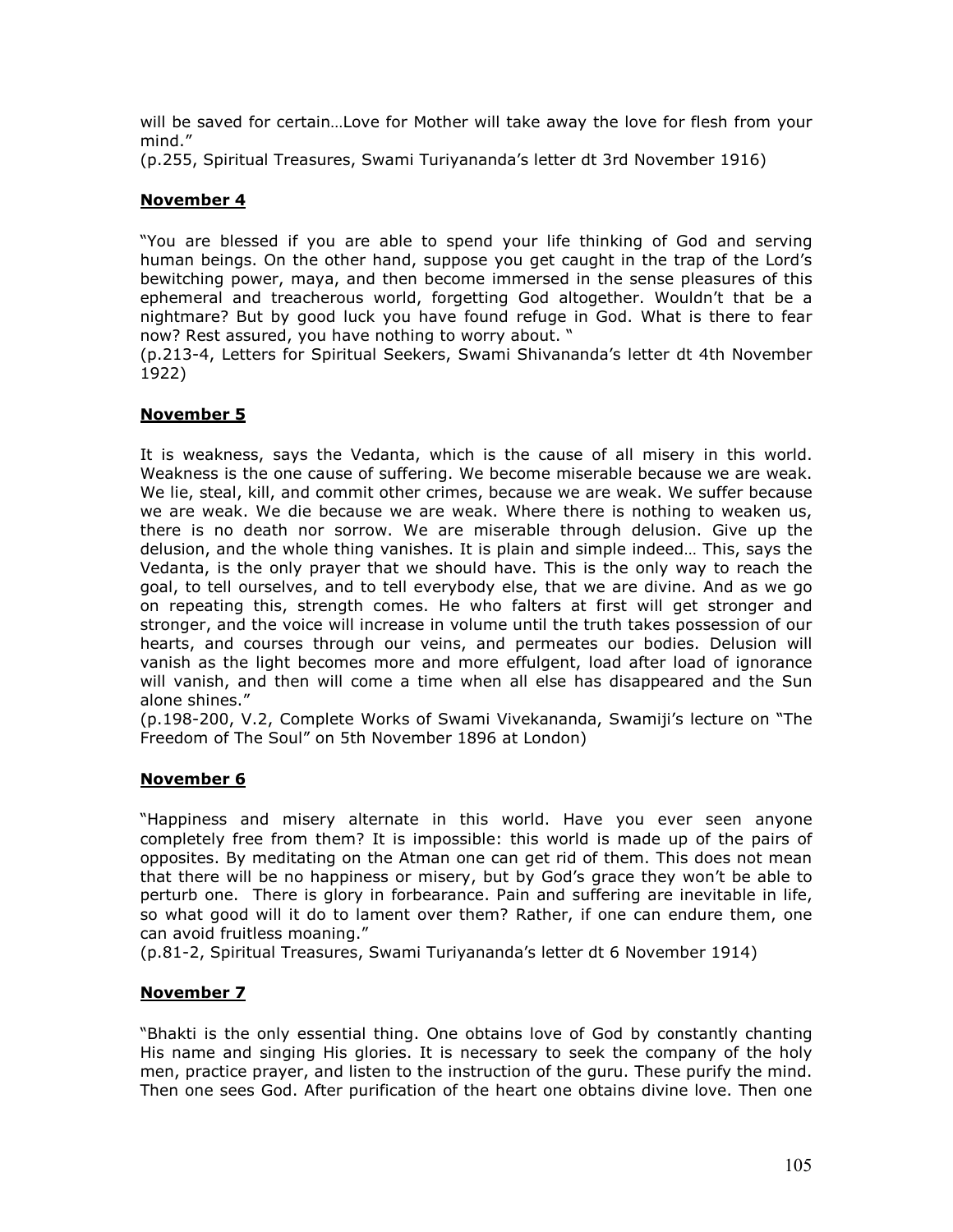will be saved for certain…Love for Mother will take away the love for flesh from your mind."

(p.255, Spiritual Treasures, Swami Turiyananda's letter dt 3rd November 1916)

**November 4**

"You are blessed if you are able to spend your life thinking of God and serving human beings. On the other hand, suppose you get caught in the trap of the Lord's bewitching power, maya, and then become immersed in the sense pleasures of this ephemeral and treacherous world, forgetting God altogether. Wouldn't that be a nightmare? But by good luck you have found refuge in God. What is there to fear now? Rest assured, you have nothing to worry about. "

(p.213-4, Letters for Spiritual Seekers, Swami Shivananda's letter dt 4th November 1922)

**November 5**

It is weakness, says the Vedanta, which is the cause of all misery in this world. Weakness is the one cause of suffering. We become miserable because we are weak. We lie, steal, kill, and commit other crimes, because we are weak. We suffer because we are weak. We die because we are weak. Where there is nothing to weaken us, there is no death nor sorrow. We are miserable through delusion. Give up the delusion, and the whole thing vanishes. It is plain and simple indeed… This, says the Vedanta, is the only prayer that we should have. This is the only way to reach the goal, to tell ourselves, and to tell everybody else, that we are divine. And as we go on repeating this, strength comes. He who falters at first will get stronger and stronger, and the voice will increase in volume until the truth takes possession of our hearts, and courses through our veins, and permeates our bodies. Delusion will vanish as the light becomes more and more effulgent, load after load of ignorance will vanish, and then will come a time when all else has disappeared and the Sun alone shines."

(p.198-200, V.2, Complete Works of Swami Vivekananda, Swamiji's lecture on "The Freedom of The Soul" on 5th November 1896 at London)

**November 6**

"Happiness and misery alternate in this world. Have you ever seen anyone completely free from them? It is impossible: this world is made up of the pairs of opposites. By meditating on the Atman one can get rid of them. This does not mean that there will be no happiness or misery, but by God's grace they won't be able to perturb one. There is glory in forbearance. Pain and suffering are inevitable in life, so what good will it do to lament over them? Rather, if one can endure them, one can avoid fruitless moaning."

(p.81-2, Spiritual Treasures, Swami Turiyananda's letter dt 6 November 1914)

**November 7**

"Bhakti is the only essential thing. One obtains love of God by constantly chanting His name and singing His glories. It is necessary to seek the company of the holy men, practice prayer, and listen to the instruction of the guru. These purify the mind. Then one sees God. After purification of the heart one obtains divine love. Then one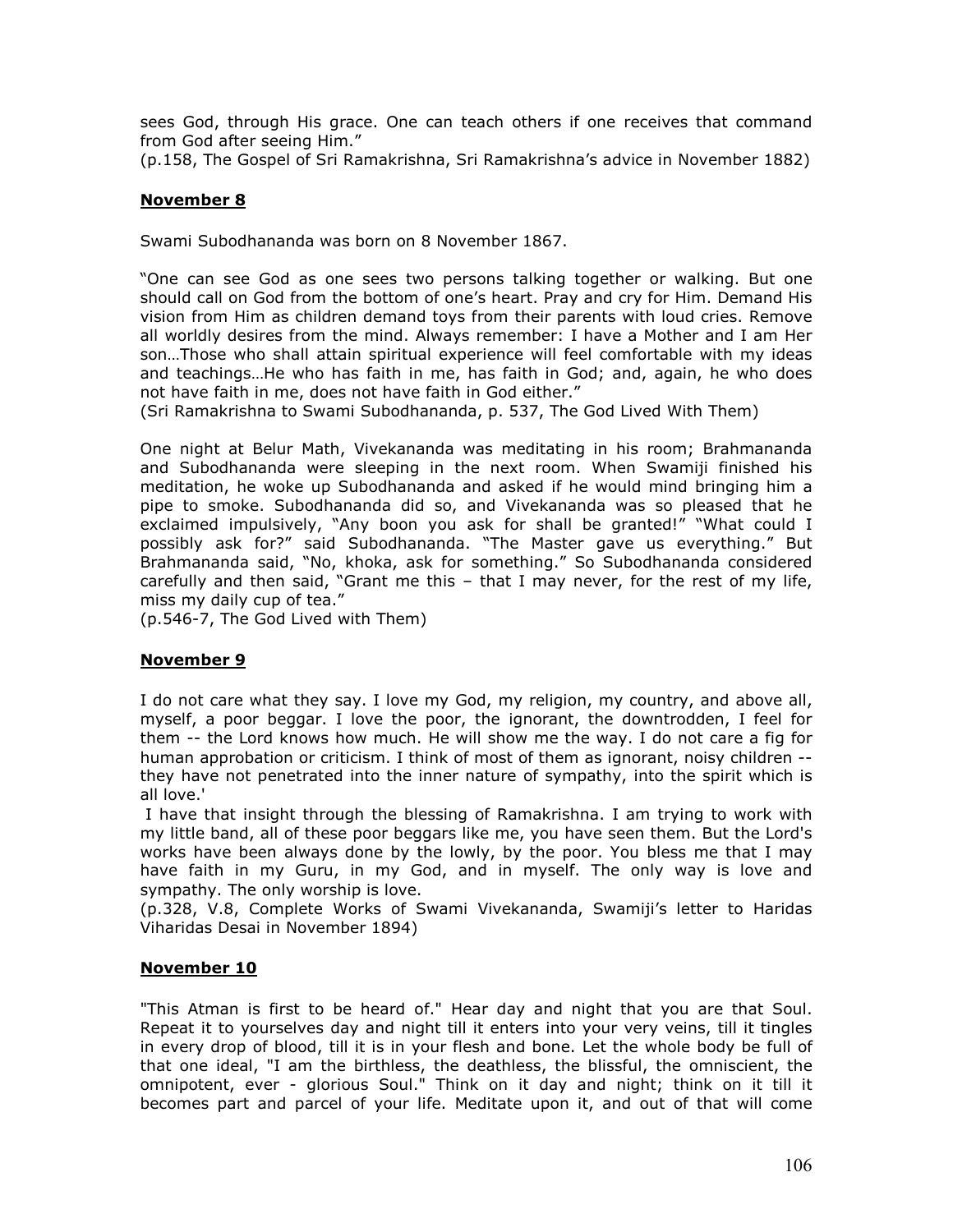sees God, through His grace. One can teach others if one receives that command from God after seeing Him."
(p.158, The Gospel of Sri Ramakrishna, Sri Ramakrishna's advice in November 1882)

## November 8

Swami Subodhananda was born on 8 November 1867.

"One can see God as one sees two persons talking together or walking. But one should call on God from the bottom of one's heart. Pray and cry for Him. Demand His vision from Him as children demand toys from their parents with loud cries. Remove all worldly desires from the mind. Always remember: I have a Mother and I am Her son…Those who shall attain spiritual experience will feel comfortable with my ideas and teachings…He who has faith in me, has faith in God; and, again, he who does not have faith in me, does not have faith in God either."
(Sri Ramakrishna to Swami Subodhananda, p. 537, The God Lived With Them)

One night at Belur Math, Vivekananda was meditating in his room; Brahmananda and Subodhananda were sleeping in the next room. When Swamiji finished his meditation, he woke up Subodhananda and asked if he would mind bringing him a pipe to smoke. Subodhananda did so, and Vivekananda was so pleased that he exclaimed impulsively, "Any boon you ask for shall be granted!" "What could I possibly ask for?" said Subodhananda. "The Master gave us everything." But Brahmananda said, "No, khoka, ask for something." So Subodhananda considered carefully and then said, "Grant me this – that I may never, for the rest of my life, miss my daily cup of tea."
(p.546-7, The God Lived with Them)

## November 9

I do not care what they say. I love my God, my religion, my country, and above all, myself, a poor beggar. I love the poor, the ignorant, the downtrodden, I feel for them -- the Lord knows how much. He will show me the way. I do not care a fig for human approbation or criticism. I think of most of them as ignorant, noisy children -- they have not penetrated into the inner nature of sympathy, into the spirit which is all love.'

I have that insight through the blessing of Ramakrishna. I am trying to work with my little band, all of these poor beggars like me, you have seen them. But the Lord's works have been always done by the lowly, by the poor. You bless me that I may have faith in my Guru, in my God, and in myself. The only way is love and sympathy. The only worship is love.
(p.328, V.8, Complete Works of Swami Vivekananda, Swamiji's letter to Haridas Viharidas Desai in November 1894)

## November 10

"This Atman is first to be heard of." Hear day and night that you are that Soul. Repeat it to yourselves day and night till it enters into your very veins, till it tingles in every drop of blood, till it is in your flesh and bone. Let the whole body be full of that one ideal, "I am the birthless, the deathless, the blissful, the omniscient, the omnipotent, ever - glorious Soul." Think on it day and night; think on it till it becomes part and parcel of your life. Meditate upon it, and out of that will come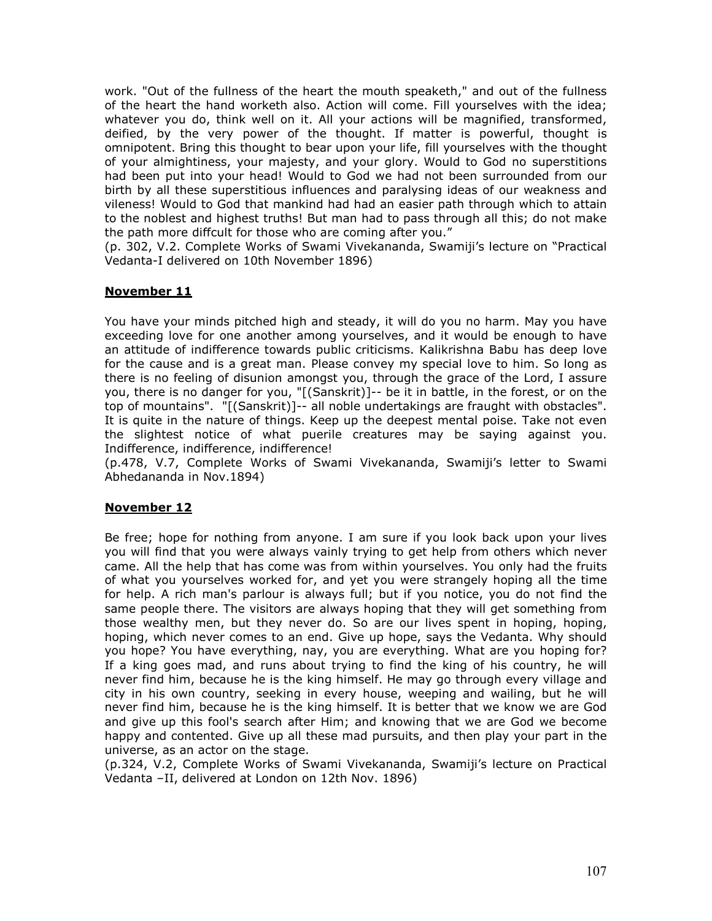work. "Out of the fullness of the heart the mouth speaketh," and out of the fullness of the heart the hand worketh also. Action will come. Fill yourselves with the idea; whatever you do, think well on it. All your actions will be magnified, transformed, deified, by the very power of the thought. If matter is powerful, thought is omnipotent. Bring this thought to bear upon your life, fill yourselves with the thought of your almightiness, your majesty, and your glory. Would to God no superstitions had been put into your head! Would to God we had not been surrounded from our birth by all these superstitious influences and paralysing ideas of our weakness and vileness! Would to God that mankind had had an easier path through which to attain to the noblest and highest truths! But man had to pass through all this; do not make the path more diffcult for those who are coming after you."
(p. 302, V.2. Complete Works of Swami Vivekananda, Swamiji's lecture on "Practical Vedanta-I delivered on 10th November 1896)

**November 11**

You have your minds pitched high and steady, it will do you no harm. May you have exceeding love for one another among yourselves, and it would be enough to have an attitude of indifference towards public criticisms. Kalikrishna Babu has deep love for the cause and is a great man. Please convey my special love to him. So long as there is no feeling of disunion amongst you, through the grace of the Lord, I assure you, there is no danger for you, "[(Sanskrit)]-- be it in battle, in the forest, or on the top of mountains". "[(Sanskrit)]-- all noble undertakings are fraught with obstacles". It is quite in the nature of things. Keep up the deepest mental poise. Take not even the slightest notice of what puerile creatures may be saying against you. Indifference, indifference, indifference!
(p.478, V.7, Complete Works of Swami Vivekananda, Swamiji's letter to Swami Abhedananda in Nov.1894)

**November 12**

Be free; hope for nothing from anyone. I am sure if you look back upon your lives you will find that you were always vainly trying to get help from others which never came. All the help that has come was from within yourselves. You only had the fruits of what you yourselves worked for, and yet you were strangely hoping all the time for help. A rich man's parlour is always full; but if you notice, you do not find the same people there. The visitors are always hoping that they will get something from those wealthy men, but they never do. So are our lives spent in hoping, hoping, hoping, which never comes to an end. Give up hope, says the Vedanta. Why should you hope? You have everything, nay, you are everything. What are you hoping for? If a king goes mad, and runs about trying to find the king of his country, he will never find him, because he is the king himself. He may go through every village and city in his own country, seeking in every house, weeping and wailing, but he will never find him, because he is the king himself. It is better that we know we are God and give up this fool's search after Him; and knowing that we are God we become happy and contented. Give up all these mad pursuits, and then play your part in the universe, as an actor on the stage.
(p.324, V.2, Complete Works of Swami Vivekananda, Swamiji's lecture on Practical Vedanta –II, delivered at London on 12th Nov. 1896)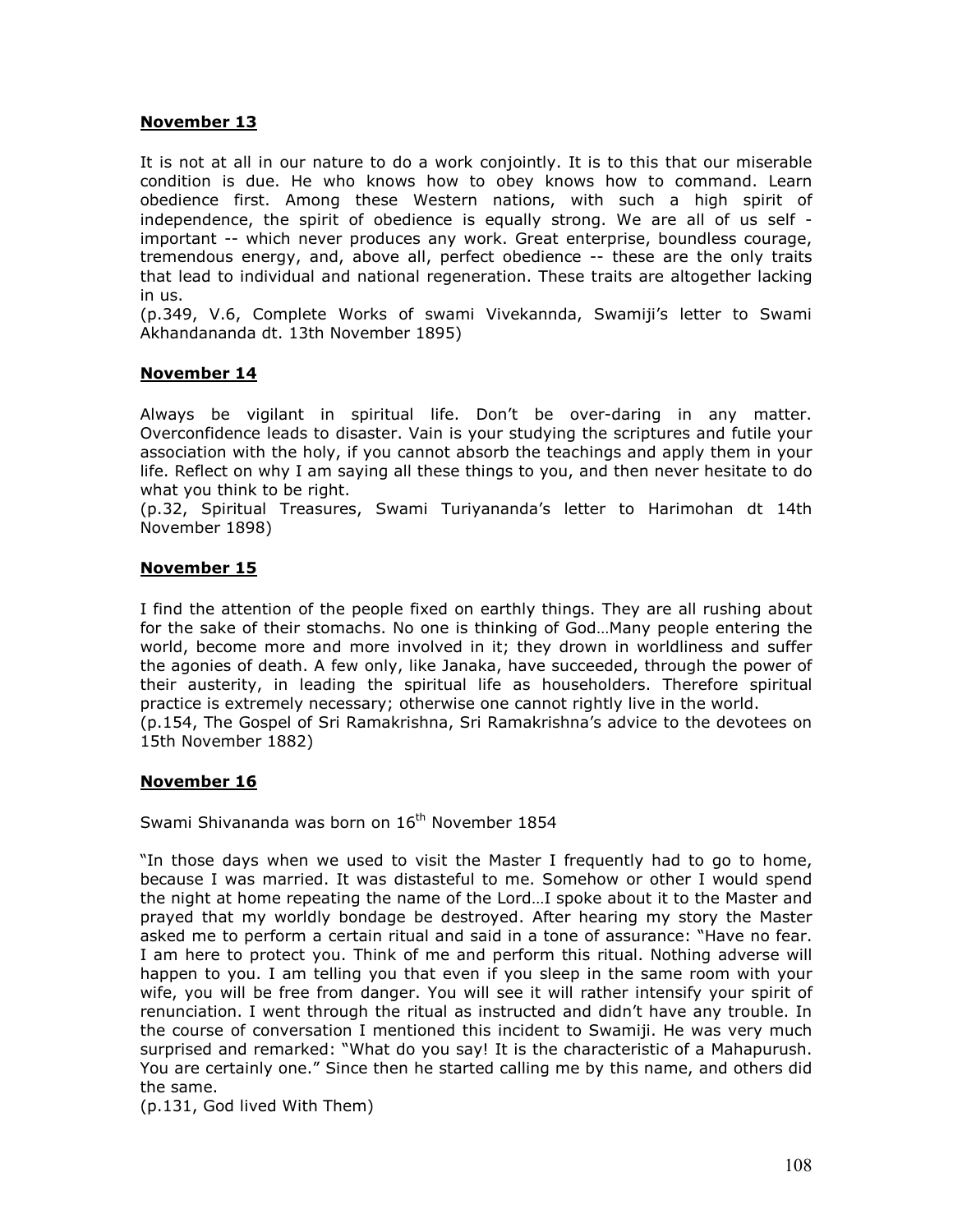**November 13**

It is not at all in our nature to do a work conjointly. It is to this that our miserable condition is due. He who knows how to obey knows how to command. Learn obedience first. Among these Western nations, with such a high spirit of independence, the spirit of obedience is equally strong. We are all of us self - important -- which never produces any work. Great enterprise, boundless courage, tremendous energy, and, above all, perfect obedience -- these are the only traits that lead to individual and national regeneration. These traits are altogether lacking in us.
(p.349, V.6, Complete Works of swami Vivekannda, Swamiji's letter to Swami Akhandananda dt. 13th November 1895)

**November 14**

Always be vigilant in spiritual life. Don't be over-daring in any matter. Overconfidence leads to disaster. Vain is your studying the scriptures and futile your association with the holy, if you cannot absorb the teachings and apply them in your life. Reflect on why I am saying all these things to you, and then never hesitate to do what you think to be right.
(p.32, Spiritual Treasures, Swami Turiyananda's letter to Harimohan dt 14th November 1898)

**November 15**

I find the attention of the people fixed on earthly things. They are all rushing about for the sake of their stomachs. No one is thinking of God…Many people entering the world, become more and more involved in it; they drown in worldliness and suffer the agonies of death. A few only, like Janaka, have succeeded, through the power of their austerity, in leading the spiritual life as householders. Therefore spiritual practice is extremely necessary; otherwise one cannot rightly live in the world.
(p.154, The Gospel of Sri Ramakrishna, Sri Ramakrishna's advice to the devotees on 15th November 1882)

**November 16**

Swami Shivananda was born on 16th November 1854

"In those days when we used to visit the Master I frequently had to go to home, because I was married. It was distasteful to me. Somehow or other I would spend the night at home repeating the name of the Lord…I spoke about it to the Master and prayed that my worldly bondage be destroyed. After hearing my story the Master asked me to perform a certain ritual and said in a tone of assurance: "Have no fear. I am here to protect you. Think of me and perform this ritual. Nothing adverse will happen to you. I am telling you that even if you sleep in the same room with your wife, you will be free from danger. You will see it will rather intensify your spirit of renunciation. I went through the ritual as instructed and didn't have any trouble. In the course of conversation I mentioned this incident to Swamiji. He was very much surprised and remarked: "What do you say! It is the characteristic of a Mahapurush. You are certainly one." Since then he started calling me by this name, and others did the same.
(p.131, God lived With Them)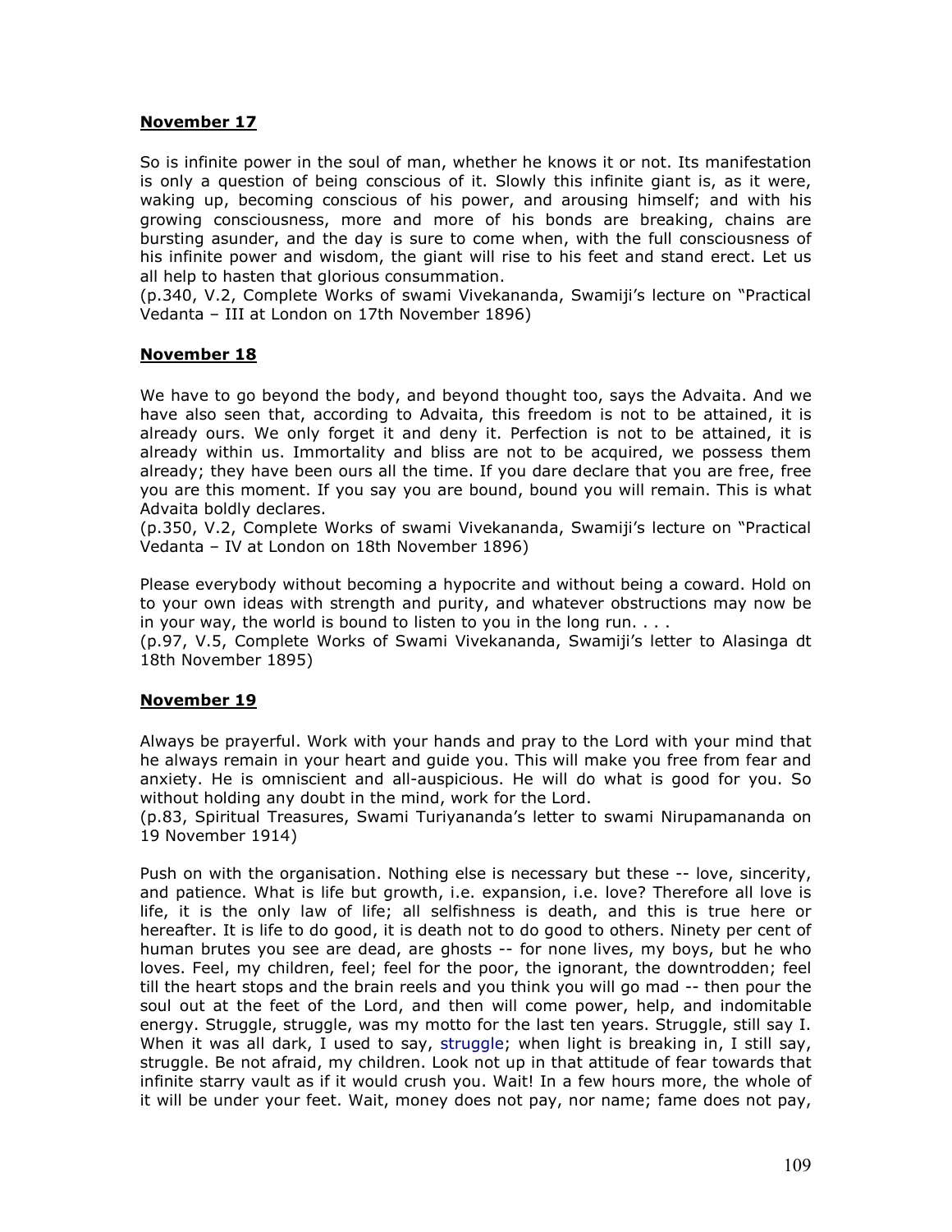**November 17**

So is infinite power in the soul of man, whether he knows it or not. Its manifestation is only a question of being conscious of it. Slowly this infinite giant is, as it were, waking up, becoming conscious of his power, and arousing himself; and with his growing consciousness, more and more of his bonds are breaking, chains are bursting asunder, and the day is sure to come when, with the full consciousness of his infinite power and wisdom, the giant will rise to his feet and stand erect. Let us all help to hasten that glorious consummation.
(p.340, V.2, Complete Works of swami Vivekananda, Swamiji's lecture on "Practical Vedanta – III at London on 17th November 1896)

**November 18**

We have to go beyond the body, and beyond thought too, says the Advaita. And we have also seen that, according to Advaita, this freedom is not to be attained, it is already ours. We only forget it and deny it. Perfection is not to be attained, it is already within us. Immortality and bliss are not to be acquired, we possess them already; they have been ours all the time. If you dare declare that you are free, free you are this moment. If you say you are bound, bound you will remain. This is what Advaita boldly declares.
(p.350, V.2, Complete Works of swami Vivekananda, Swamiji's lecture on "Practical Vedanta – IV at London on 18th November 1896)

Please everybody without becoming a hypocrite and without being a coward. Hold on to your own ideas with strength and purity, and whatever obstructions may now be in your way, the world is bound to listen to you in the long run. . . .
(p.97, V.5, Complete Works of Swami Vivekananda, Swamiji's letter to Alasinga dt 18th November 1895)

**November 19**

Always be prayerful. Work with your hands and pray to the Lord with your mind that he always remain in your heart and guide you. This will make you free from fear and anxiety. He is omniscient and all-auspicious. He will do what is good for you. So without holding any doubt in the mind, work for the Lord.
(p.83, Spiritual Treasures, Swami Turiyananda's letter to swami Nirupamananda on 19 November 1914)

Push on with the organisation. Nothing else is necessary but these -- love, sincerity, and patience. What is life but growth, i.e. expansion, i.e. love? Therefore all love is life, it is the only law of life; all selfishness is death, and this is true here or hereafter. It is life to do good, it is death not to do good to others. Ninety per cent of human brutes you see are dead, are ghosts -- for none lives, my boys, but he who loves. Feel, my children, feel; feel for the poor, the ignorant, the downtrodden; feel till the heart stops and the brain reels and you think you will go mad -- then pour the soul out at the feet of the Lord, and then will come power, help, and indomitable energy. Struggle, struggle, was my motto for the last ten years. Struggle, still say I. When it was all dark, I used to say, struggle; when light is breaking in, I still say, struggle. Be not afraid, my children. Look not up in that attitude of fear towards that infinite starry vault as if it would crush you. Wait! In a few hours more, the whole of it will be under your feet. Wait, money does not pay, nor name; fame does not pay,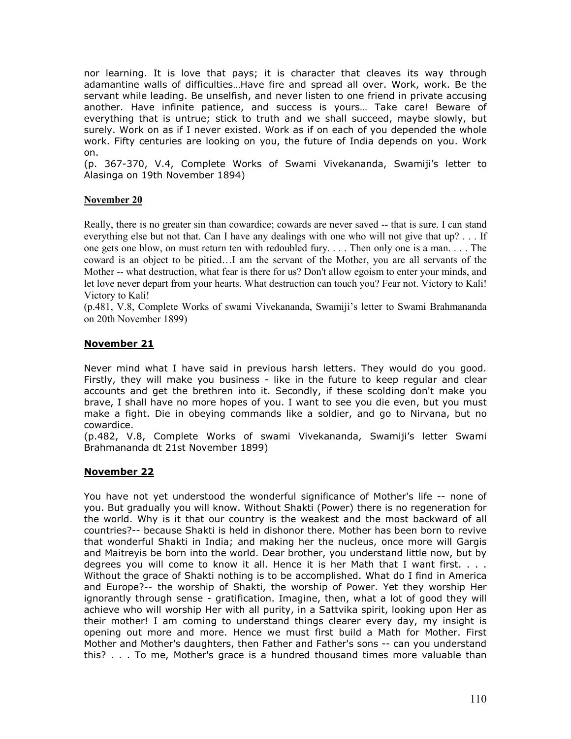nor learning. It is love that pays; it is character that cleaves its way through adamantine walls of difficulties…Have fire and spread all over. Work, work. Be the servant while leading. Be unselfish, and never listen to one friend in private accusing another. Have infinite patience, and success is yours… Take care! Beware of everything that is untrue; stick to truth and we shall succeed, maybe slowly, but surely. Work on as if I never existed. Work as if on each of you depended the whole work. Fifty centuries are looking on you, the future of India depends on you. Work on.

(p. 367-370, V.4, Complete Works of Swami Vivekananda, Swamiji's letter to Alasinga on 19th November 1894)

**November 20**

Really, there is no greater sin than cowardice; cowards are never saved -- that is sure. I can stand everything else but not that. Can I have any dealings with one who will not give that up? . . . If one gets one blow, on must return ten with redoubled fury. . . . Then only one is a man. . . . The coward is an object to be pitied…I am the servant of the Mother, you are all servants of the Mother -- what destruction, what fear is there for us? Don't allow egoism to enter your minds, and let love never depart from your hearts. What destruction can touch you? Fear not. Victory to Kali! Victory to Kali!

(p.481, V.8, Complete Works of swami Vivekananda, Swamiji's letter to Swami Brahmananda on 20th November 1899)

**November 21**

Never mind what I have said in previous harsh letters. They would do you good. Firstly, they will make you business - like in the future to keep regular and clear accounts and get the brethren into it. Secondly, if these scolding don't make you brave, I shall have no more hopes of you. I want to see you die even, but you must make a fight. Die in obeying commands like a soldier, and go to Nirvana, but no cowardice.

(p.482, V.8, Complete Works of swami Vivekananda, Swamiji's letter Swami Brahmananda dt 21st November 1899)

**November 22**

You have not yet understood the wonderful significance of Mother's life -- none of you. But gradually you will know. Without Shakti (Power) there is no regeneration for the world. Why is it that our country is the weakest and the most backward of all countries?-- because Shakti is held in dishonor there. Mother has been born to revive that wonderful Shakti in India; and making her the nucleus, once more will Gargis and Maitreyis be born into the world. Dear brother, you understand little now, but by degrees you will come to know it all. Hence it is her Math that I want first. . . . Without the grace of Shakti nothing is to be accomplished. What do I find in America and Europe?-- the worship of Shakti, the worship of Power. Yet they worship Her ignorantly through sense - gratification. Imagine, then, what a lot of good they will achieve who will worship Her with all purity, in a Sattvika spirit, looking upon Her as their mother! I am coming to understand things clearer every day, my insight is opening out more and more. Hence we must first build a Math for Mother. First Mother and Mother's daughters, then Father and Father's sons -- can you understand this? . . . To me, Mother's grace is a hundred thousand times more valuable than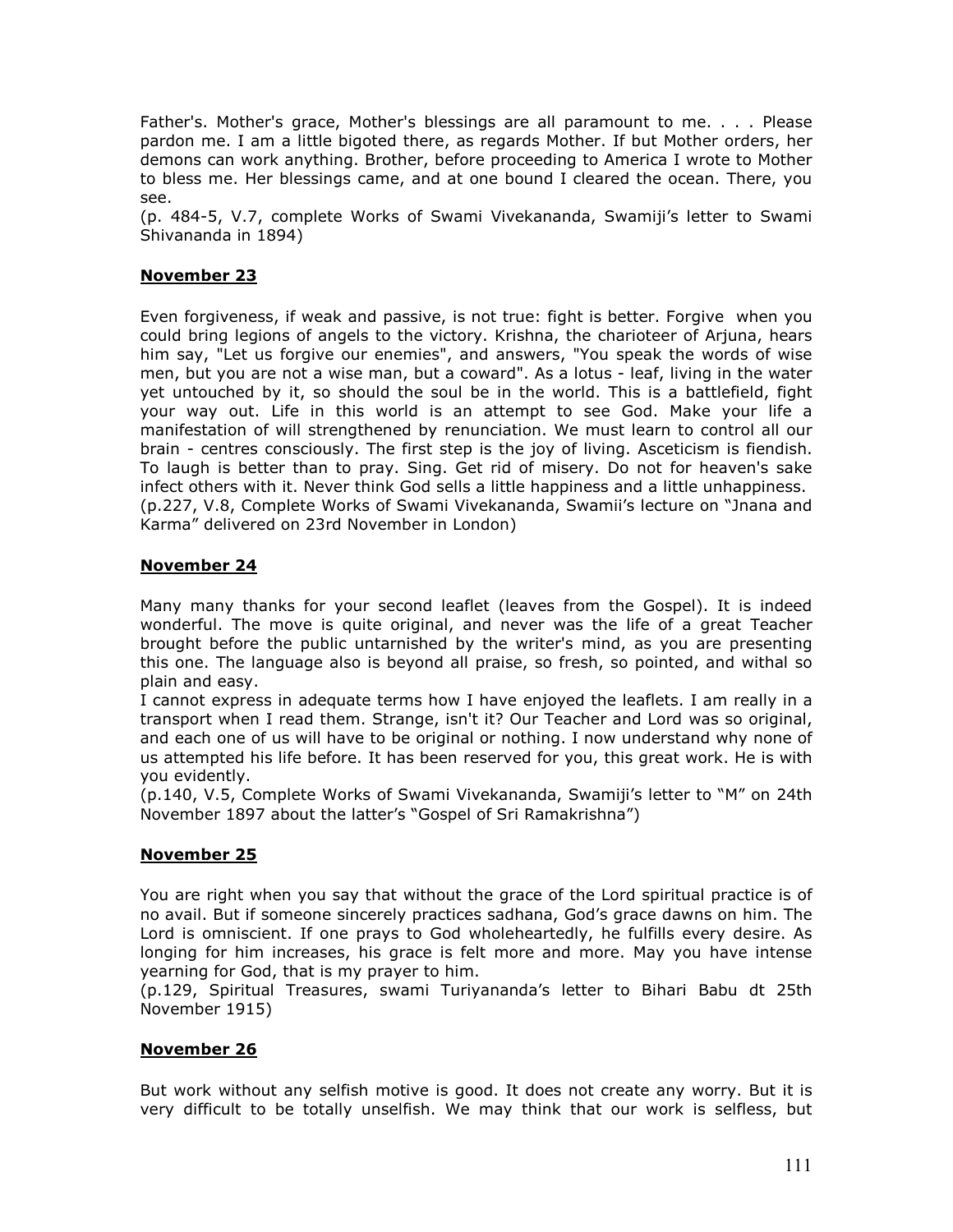Father's. Mother's grace, Mother's blessings are all paramount to me. . . . Please pardon me. I am a little bigoted there, as regards Mother. If but Mother orders, her demons can work anything. Brother, before proceeding to America I wrote to Mother to bless me. Her blessings came, and at one bound I cleared the ocean. There, you see.

(p. 484-5, V.7, complete Works of Swami Vivekananda, Swamiji's letter to Swami Shivananda in 1894)

## November 23

Even forgiveness, if weak and passive, is not true: fight is better. Forgive when you could bring legions of angels to the victory. Krishna, the charioteer of Arjuna, hears him say, "Let us forgive our enemies", and answers, "You speak the words of wise men, but you are not a wise man, but a coward". As a lotus - leaf, living in the water yet untouched by it, so should the soul be in the world. This is a battlefield, fight your way out. Life in this world is an attempt to see God. Make your life a manifestation of will strengthened by renunciation. We must learn to control all our brain - centres consciously. The first step is the joy of living. Asceticism is fiendish. To laugh is better than to pray. Sing. Get rid of misery. Do not for heaven's sake infect others with it. Never think God sells a little happiness and a little unhappiness.
(p.227, V.8, Complete Works of Swami Vivekananda, Swamii's lecture on "Jnana and Karma" delivered on 23rd November in London)

## November 24

Many many thanks for your second leaflet (leaves from the Gospel). It is indeed wonderful. The move is quite original, and never was the life of a great Teacher brought before the public untarnished by the writer's mind, as you are presenting this one. The language also is beyond all praise, so fresh, so pointed, and withal so plain and easy.

I cannot express in adequate terms how I have enjoyed the leaflets. I am really in a transport when I read them. Strange, isn't it? Our Teacher and Lord was so original, and each one of us will have to be original or nothing. I now understand why none of us attempted his life before. It has been reserved for you, this great work. He is with you evidently.

(p.140, V.5, Complete Works of Swami Vivekananda, Swamiji's letter to "M" on 24th November 1897 about the latter's "Gospel of Sri Ramakrishna")

## November 25

You are right when you say that without the grace of the Lord spiritual practice is of no avail. But if someone sincerely practices sadhana, God's grace dawns on him. The Lord is omniscient. If one prays to God wholeheartedly, he fulfills every desire. As longing for him increases, his grace is felt more and more. May you have intense yearning for God, that is my prayer to him.

(p.129, Spiritual Treasures, swami Turiyananda's letter to Bihari Babu dt 25th November 1915)

## November 26

But work without any selfish motive is good. It does not create any worry. But it is very difficult to be totally unselfish. We may think that our work is selfless, but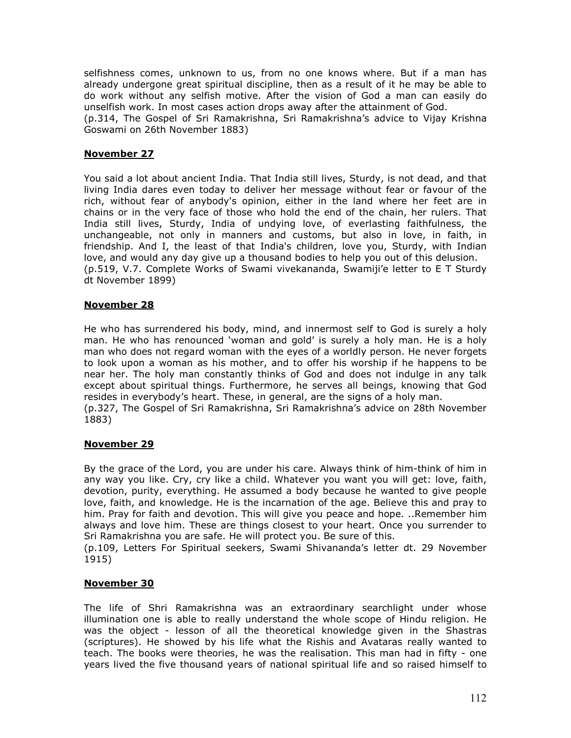selfishness comes, unknown to us, from no one knows where. But if a man has already undergone great spiritual discipline, then as a result of it he may be able to do work without any selfish motive. After the vision of God a man can easily do unselfish work. In most cases action drops away after the attainment of God.
(p.314, The Gospel of Sri Ramakrishna, Sri Ramakrishna's advice to Vijay Krishna Goswami on 26th November 1883)

**November 27**

You said a lot about ancient India. That India still lives, Sturdy, is not dead, and that living India dares even today to deliver her message without fear or favour of the rich, without fear of anybody's opinion, either in the land where her feet are in chains or in the very face of those who hold the end of the chain, her rulers. That India still lives, Sturdy, India of undying love, of everlasting faithfulness, the unchangeable, not only in manners and customs, but also in love, in faith, in friendship. And I, the least of that India's children, love you, Sturdy, with Indian love, and would any day give up a thousand bodies to help you out of this delusion.
(p.519, V.7. Complete Works of Swami vivekananda, Swamiji'e letter to E T Sturdy dt November 1899)

**November 28**

He who has surrendered his body, mind, and innermost self to God is surely a holy man. He who has renounced 'woman and gold' is surely a holy man. He is a holy man who does not regard woman with the eyes of a worldly person. He never forgets to look upon a woman as his mother, and to offer his worship if he happens to be near her. The holy man constantly thinks of God and does not indulge in any talk except about spiritual things. Furthermore, he serves all beings, knowing that God resides in everybody's heart. These, in general, are the signs of a holy man.
(p.327, The Gospel of Sri Ramakrishna, Sri Ramakrishna's advice on 28th November 1883)

**November 29**

By the grace of the Lord, you are under his care. Always think of him-think of him in any way you like. Cry, cry like a child. Whatever you want you will get: love, faith, devotion, purity, everything. He assumed a body because he wanted to give people love, faith, and knowledge. He is the incarnation of the age. Believe this and pray to him. Pray for faith and devotion. This will give you peace and hope. ..Remember him always and love him. These are things closest to your heart. Once you surrender to Sri Ramakrishna you are safe. He will protect you. Be sure of this.
(p.109, Letters For Spiritual seekers, Swami Shivananda's letter dt. 29 November 1915)

**November 30**

The life of Shri Ramakrishna was an extraordinary searchlight under whose illumination one is able to really understand the whole scope of Hindu religion. He was the object - lesson of all the theoretical knowledge given in the Shastras (scriptures). He showed by his life what the Rishis and Avataras really wanted to teach. The books were theories, he was the realisation. This man had in fifty - one years lived the five thousand years of national spiritual life and so raised himself to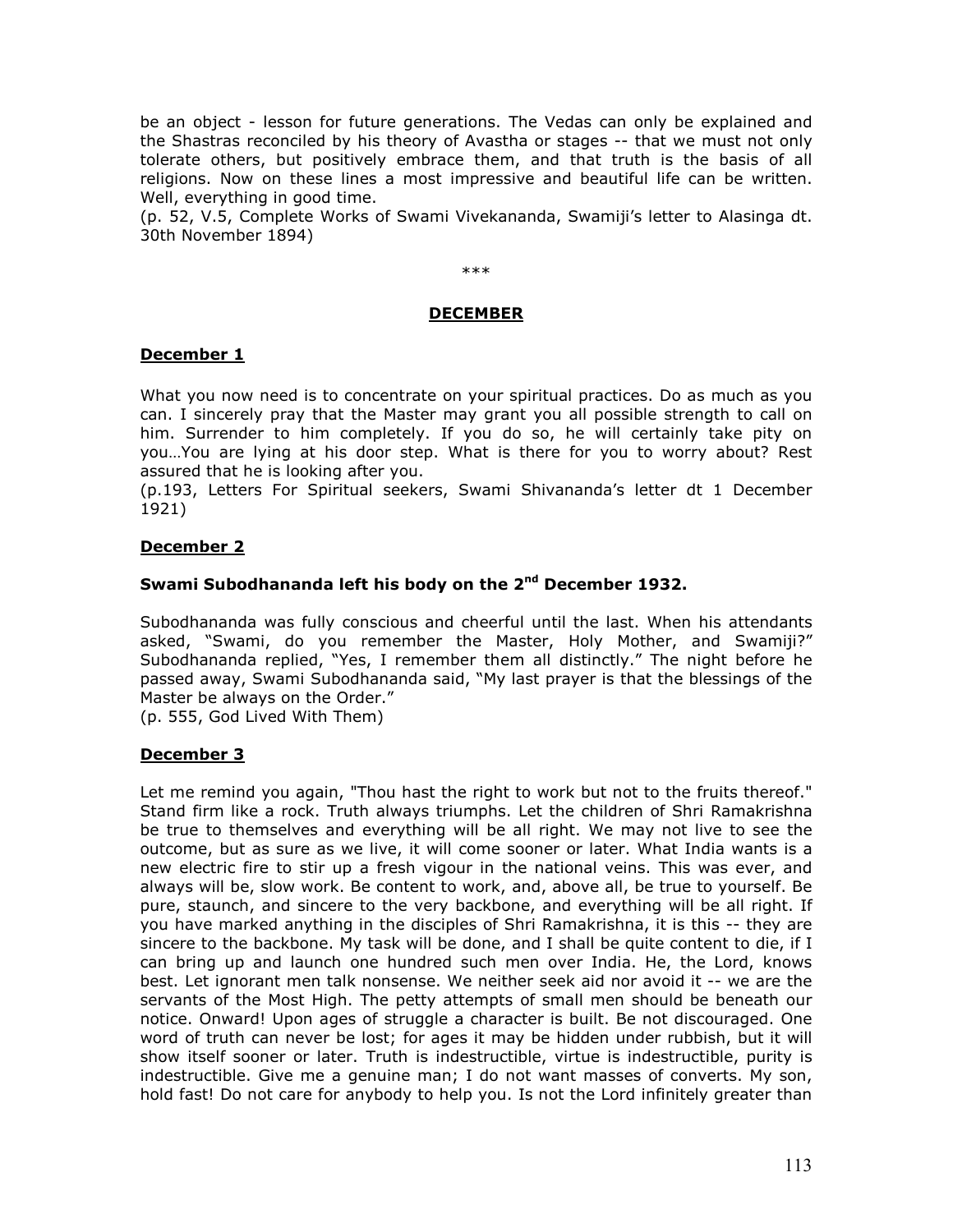be an object - lesson for future generations. The Vedas can only be explained and the Shastras reconciled by his theory of Avastha or stages -- that we must not only tolerate others, but positively embrace them, and that truth is the basis of all religions. Now on these lines a most impressive and beautiful life can be written. Well, everything in good time.
(p. 52, V.5, Complete Works of Swami Vivekananda, Swamiji's letter to Alasinga dt. 30th November 1894)

\*\*\*

## DECEMBER

### December 1

What you now need is to concentrate on your spiritual practices. Do as much as you can. I sincerely pray that the Master may grant you all possible strength to call on him. Surrender to him completely. If you do so, he will certainly take pity on you…You are lying at his door step. What is there for you to worry about? Rest assured that he is looking after you.
(p.193, Letters For Spiritual seekers, Swami Shivananda's letter dt 1 December 1921)

### December 2

**Swami Subodhananda left his body on the 2nd December 1932.**

Subodhananda was fully conscious and cheerful until the last. When his attendants asked, "Swami, do you remember the Master, Holy Mother, and Swamiji?" Subodhananda replied, "Yes, I remember them all distinctly." The night before he passed away, Swami Subodhananda said, "My last prayer is that the blessings of the Master be always on the Order."
(p. 555, God Lived With Them)

### December 3

Let me remind you again, "Thou hast the right to work but not to the fruits thereof." Stand firm like a rock. Truth always triumphs. Let the children of Shri Ramakrishna be true to themselves and everything will be all right. We may not live to see the outcome, but as sure as we live, it will come sooner or later. What India wants is a new electric fire to stir up a fresh vigour in the national veins. This was ever, and always will be, slow work. Be content to work, and, above all, be true to yourself. Be pure, staunch, and sincere to the very backbone, and everything will be all right. If you have marked anything in the disciples of Shri Ramakrishna, it is this -- they are sincere to the backbone. My task will be done, and I shall be quite content to die, if I can bring up and launch one hundred such men over India. He, the Lord, knows best. Let ignorant men talk nonsense. We neither seek aid nor avoid it -- we are the servants of the Most High. The petty attempts of small men should be beneath our notice. Onward! Upon ages of struggle a character is built. Be not discouraged. One word of truth can never be lost; for ages it may be hidden under rubbish, but it will show itself sooner or later. Truth is indestructible, virtue is indestructible, purity is indestructible. Give me a genuine man; I do not want masses of converts. My son, hold fast! Do not care for anybody to help you. Is not the Lord infinitely greater than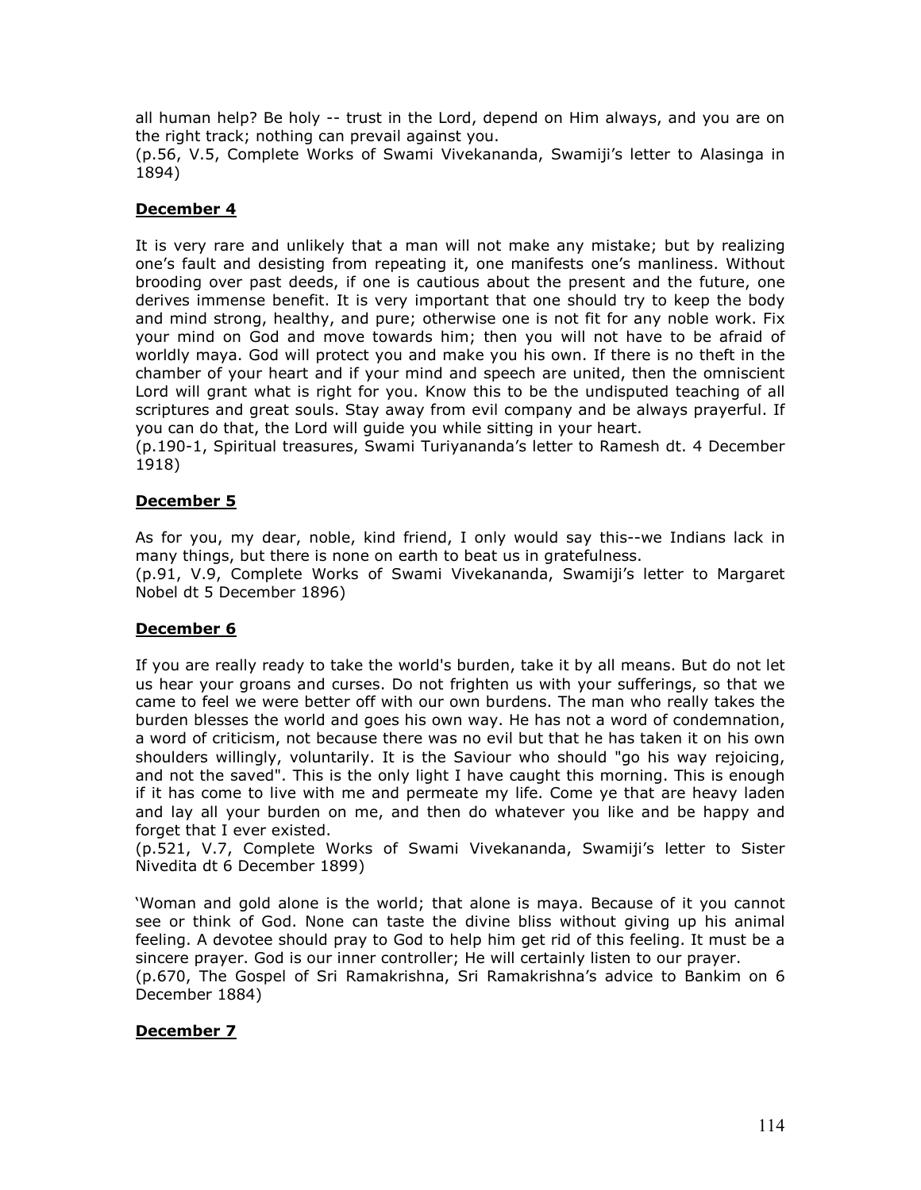all human help? Be holy -- trust in the Lord, depend on Him always, and you are on the right track; nothing can prevail against you.
(p.56, V.5, Complete Works of Swami Vivekananda, Swamiji's letter to Alasinga in 1894)

**December 4**

It is very rare and unlikely that a man will not make any mistake; but by realizing one's fault and desisting from repeating it, one manifests one's manliness. Without brooding over past deeds, if one is cautious about the present and the future, one derives immense benefit. It is very important that one should try to keep the body and mind strong, healthy, and pure; otherwise one is not fit for any noble work. Fix your mind on God and move towards him; then you will not have to be afraid of worldly maya. God will protect you and make you his own. If there is no theft in the chamber of your heart and if your mind and speech are united, then the omniscient Lord will grant what is right for you. Know this to be the undisputed teaching of all scriptures and great souls. Stay away from evil company and be always prayerful. If you can do that, the Lord will guide you while sitting in your heart.
(p.190-1, Spiritual treasures, Swami Turiyananda's letter to Ramesh dt. 4 December 1918)

**December 5**

As for you, my dear, noble, kind friend, I only would say this--we Indians lack in many things, but there is none on earth to beat us in gratefulness.
(p.91, V.9, Complete Works of Swami Vivekananda, Swamiji's letter to Margaret Nobel dt 5 December 1896)

**December 6**

If you are really ready to take the world's burden, take it by all means. But do not let us hear your groans and curses. Do not frighten us with your sufferings, so that we came to feel we were better off with our own burdens. The man who really takes the burden blesses the world and goes his own way. He has not a word of condemnation, a word of criticism, not because there was no evil but that he has taken it on his own shoulders willingly, voluntarily. It is the Saviour who should "go his way rejoicing, and not the saved". This is the only light I have caught this morning. This is enough if it has come to live with me and permeate my life. Come ye that are heavy laden and lay all your burden on me, and then do whatever you like and be happy and forget that I ever existed.
(p.521, V.7, Complete Works of Swami Vivekananda, Swamiji's letter to Sister Nivedita dt 6 December 1899)

'Woman and gold alone is the world; that alone is maya. Because of it you cannot see or think of God. None can taste the divine bliss without giving up his animal feeling. A devotee should pray to God to help him get rid of this feeling. It must be a sincere prayer. God is our inner controller; He will certainly listen to our prayer.
(p.670, The Gospel of Sri Ramakrishna, Sri Ramakrishna's advice to Bankim on 6 December 1884)

**December 7**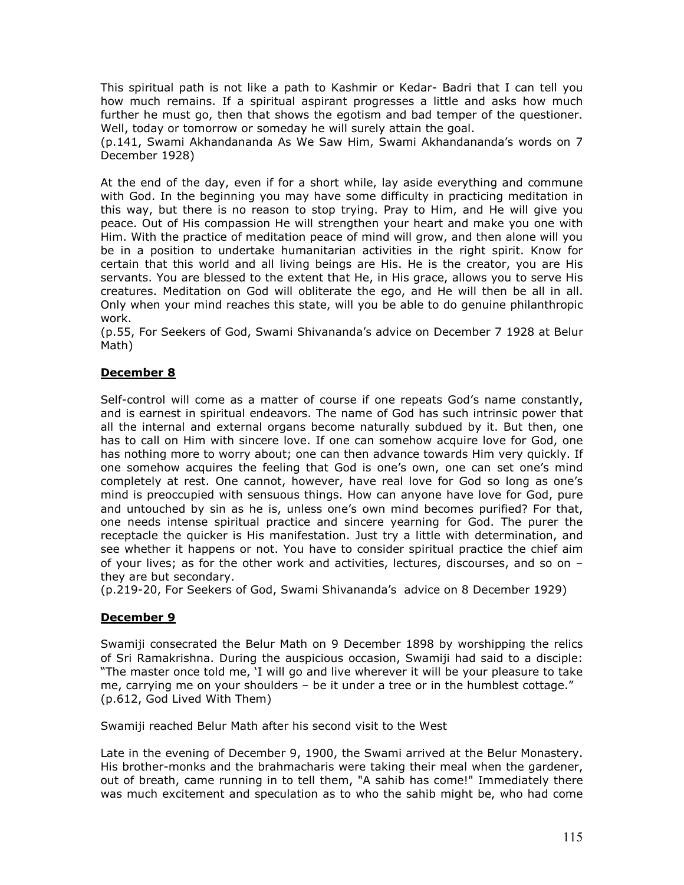This spiritual path is not like a path to Kashmir or Kedar- Badri that I can tell you how much remains. If a spiritual aspirant progresses a little and asks how much further he must go, then that shows the egotism and bad temper of the questioner. Well, today or tomorrow or someday he will surely attain the goal.
(p.141, Swami Akhandananda As We Saw Him, Swami Akhandananda's words on 7 December 1928)

At the end of the day, even if for a short while, lay aside everything and commune with God. In the beginning you may have some difficulty in practicing meditation in this way, but there is no reason to stop trying. Pray to Him, and He will give you peace. Out of His compassion He will strengthen your heart and make you one with Him. With the practice of meditation peace of mind will grow, and then alone will you be in a position to undertake humanitarian activities in the right spirit. Know for certain that this world and all living beings are His. He is the creator, you are His servants. You are blessed to the extent that He, in His grace, allows you to serve His creatures. Meditation on God will obliterate the ego, and He will then be all in all. Only when your mind reaches this state, will you be able to do genuine philanthropic work.
(p.55, For Seekers of God, Swami Shivananda's advice on December 7 1928 at Belur Math)

## **December 8**

Self-control will come as a matter of course if one repeats God's name constantly, and is earnest in spiritual endeavors. The name of God has such intrinsic power that all the internal and external organs become naturally subdued by it. But then, one has to call on Him with sincere love. If one can somehow acquire love for God, one has nothing more to worry about; one can then advance towards Him very quickly. If one somehow acquires the feeling that God is one's own, one can set one's mind completely at rest. One cannot, however, have real love for God so long as one's mind is preoccupied with sensuous things. How can anyone have love for God, pure and untouched by sin as he is, unless one's own mind becomes purified? For that, one needs intense spiritual practice and sincere yearning for God. The purer the receptacle the quicker is His manifestation. Just try a little with determination, and see whether it happens or not. You have to consider spiritual practice the chief aim of your lives; as for the other work and activities, lectures, discourses, and so on – they are but secondary.
(p.219-20, For Seekers of God, Swami Shivananda's advice on 8 December 1929)

## **December 9**

Swamiji consecrated the Belur Math on 9 December 1898 by worshipping the relics of Sri Ramakrishna. During the auspicious occasion, Swamiji had said to a disciple: "The master once told me, 'I will go and live wherever it will be your pleasure to take me, carrying me on your shoulders – be it under a tree or in the humblest cottage."
(p.612, God Lived With Them)

Swamiji reached Belur Math after his second visit to the West

Late in the evening of December 9, 1900, the Swami arrived at the Belur Monastery. His brother-monks and the brahmacharis were taking their meal when the gardener, out of breath, came running in to tell them, "A sahib has come!" Immediately there was much excitement and speculation as to who the sahib might be, who had come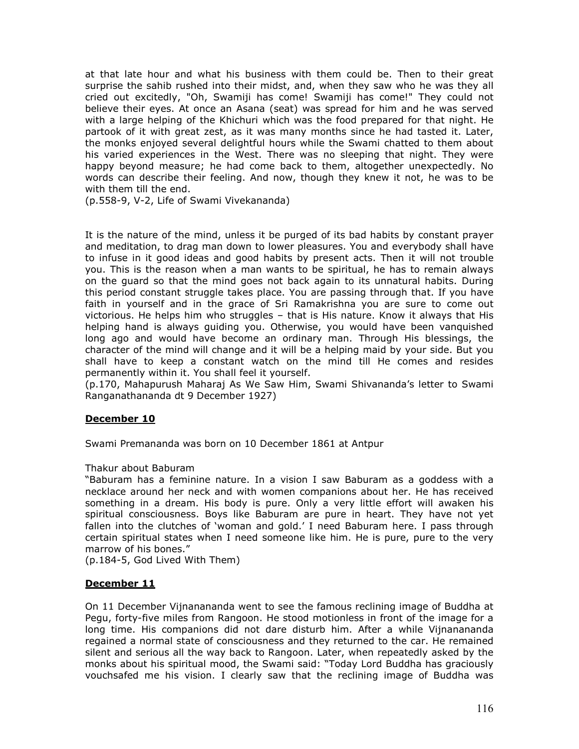at that late hour and what his business with them could be. Then to their great surprise the sahib rushed into their midst, and, when they saw who he was they all cried out excitedly, "Oh, Swamiji has come! Swamiji has come!" They could not believe their eyes. At once an Asana (seat) was spread for him and he was served with a large helping of the Khichuri which was the food prepared for that night. He partook of it with great zest, as it was many months since he had tasted it. Later, the monks enjoyed several delightful hours while the Swami chatted to them about his varied experiences in the West. There was no sleeping that night. They were happy beyond measure; he had come back to them, altogether unexpectedly. No words can describe their feeling. And now, though they knew it not, he was to be with them till the end.
(p.558-9, V-2, Life of Swami Vivekananda)

It is the nature of the mind, unless it be purged of its bad habits by constant prayer and meditation, to drag man down to lower pleasures. You and everybody shall have to infuse in it good ideas and good habits by present acts. Then it will not trouble you. This is the reason when a man wants to be spiritual, he has to remain always on the guard so that the mind goes not back again to its unnatural habits. During this period constant struggle takes place. You are passing through that. If you have faith in yourself and in the grace of Sri Ramakrishna you are sure to come out victorious. He helps him who struggles – that is His nature. Know it always that His helping hand is always guiding you. Otherwise, you would have been vanquished long ago and would have become an ordinary man. Through His blessings, the character of the mind will change and it will be a helping maid by your side. But you shall have to keep a constant watch on the mind till He comes and resides permanently within it. You shall feel it yourself.
(p.170, Mahapurush Maharaj As We Saw Him, Swami Shivananda's letter to Swami Ranganathananda dt 9 December 1927)

## December 10

Swami Premananda was born on 10 December 1861 at Antpur

Thakur about Baburam
"Baburam has a feminine nature. In a vision I saw Baburam as a goddess with a necklace around her neck and with women companions about her. He has received something in a dream. His body is pure. Only a very little effort will awaken his spiritual consciousness. Boys like Baburam are pure in heart. They have not yet fallen into the clutches of 'woman and gold.' I need Baburam here. I pass through certain spiritual states when I need someone like him. He is pure, pure to the very marrow of his bones."
(p.184-5, God Lived With Them)

## December 11

On 11 December Vijnanananda went to see the famous reclining image of Buddha at Pegu, forty-five miles from Rangoon. He stood motionless in front of the image for a long time. His companions did not dare disturb him. After a while Vijnanananda regained a normal state of consciousness and they returned to the car. He remained silent and serious all the way back to Rangoon. Later, when repeatedly asked by the monks about his spiritual mood, the Swami said: "Today Lord Buddha has graciously vouchsafed me his vision. I clearly saw that the reclining image of Buddha was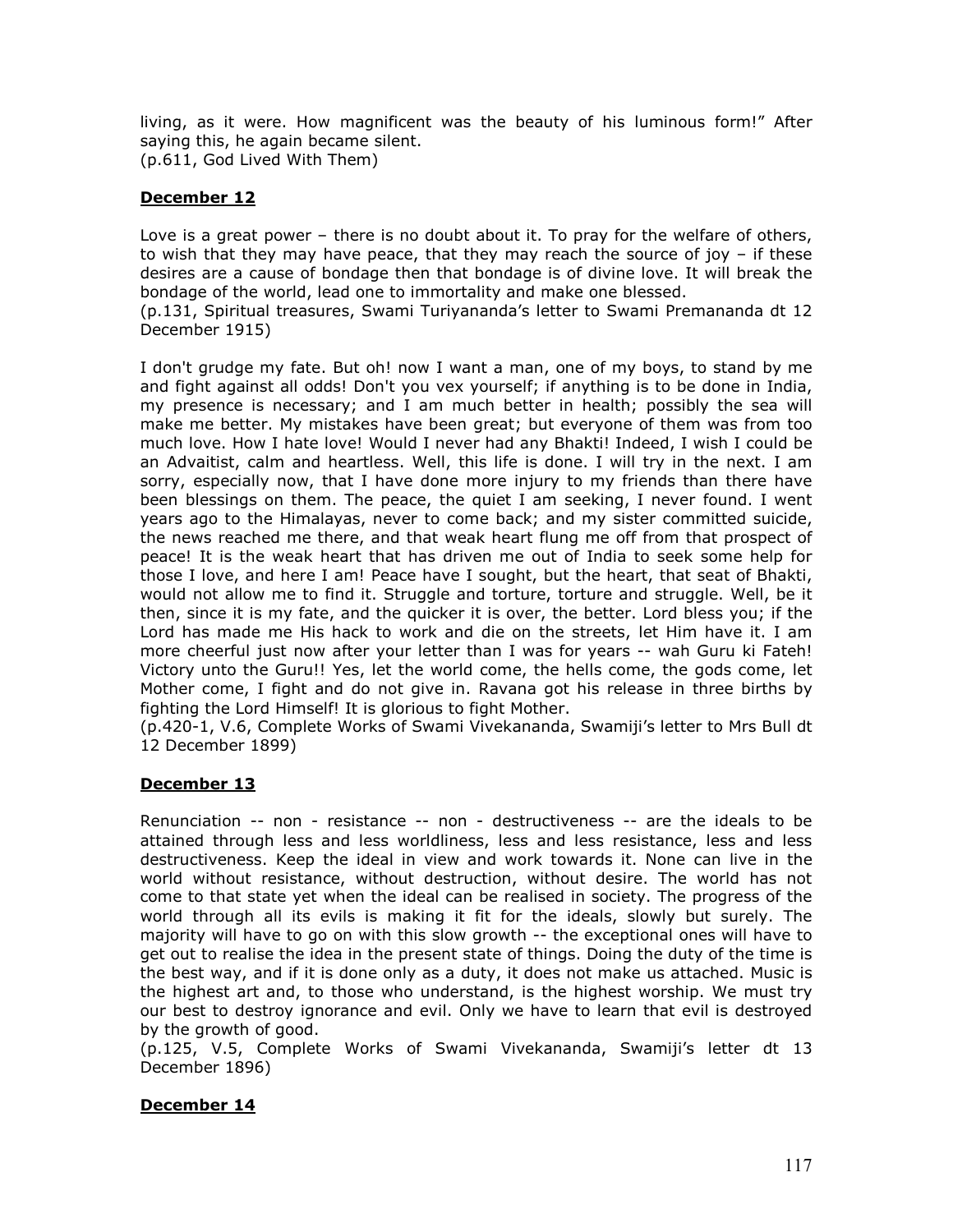living, as it were. How magnificent was the beauty of his luminous form!" After saying this, he again became silent.
(p.611, God Lived With Them)

**December 12**

Love is a great power – there is no doubt about it. To pray for the welfare of others, to wish that they may have peace, that they may reach the source of joy – if these desires are a cause of bondage then that bondage is of divine love. It will break the bondage of the world, lead one to immortality and make one blessed.
(p.131, Spiritual treasures, Swami Turiyananda's letter to Swami Premananda dt 12 December 1915)

I don't grudge my fate. But oh! now I want a man, one of my boys, to stand by me and fight against all odds! Don't you vex yourself; if anything is to be done in India, my presence is necessary; and I am much better in health; possibly the sea will make me better. My mistakes have been great; but everyone of them was from too much love. How I hate love! Would I never had any Bhakti! Indeed, I wish I could be an Advaitist, calm and heartless. Well, this life is done. I will try in the next. I am sorry, especially now, that I have done more injury to my friends than there have been blessings on them. The peace, the quiet I am seeking, I never found. I went years ago to the Himalayas, never to come back; and my sister committed suicide, the news reached me there, and that weak heart flung me off from that prospect of peace! It is the weak heart that has driven me out of India to seek some help for those I love, and here I am! Peace have I sought, but the heart, that seat of Bhakti, would not allow me to find it. Struggle and torture, torture and struggle. Well, be it then, since it is my fate, and the quicker it is over, the better. Lord bless you; if the Lord has made me His hack to work and die on the streets, let Him have it. I am more cheerful just now after your letter than I was for years -- wah Guru ki Fateh! Victory unto the Guru!! Yes, let the world come, the hells come, the gods come, let Mother come, I fight and do not give in. Ravana got his release in three births by fighting the Lord Himself! It is glorious to fight Mother.
(p.420-1, V.6, Complete Works of Swami Vivekananda, Swamiji's letter to Mrs Bull dt 12 December 1899)

**December 13**

Renunciation -- non - resistance -- non - destructiveness -- are the ideals to be attained through less and less worldliness, less and less resistance, less and less destructiveness. Keep the ideal in view and work towards it. None can live in the world without resistance, without destruction, without desire. The world has not come to that state yet when the ideal can be realised in society. The progress of the world through all its evils is making it fit for the ideals, slowly but surely. The majority will have to go on with this slow growth -- the exceptional ones will have to get out to realise the idea in the present state of things. Doing the duty of the time is the best way, and if it is done only as a duty, it does not make us attached. Music is the highest art and, to those who understand, is the highest worship. We must try our best to destroy ignorance and evil. Only we have to learn that evil is destroyed by the growth of good.
(p.125, V.5, Complete Works of Swami Vivekananda, Swamiji's letter dt 13 December 1896)

**December 14**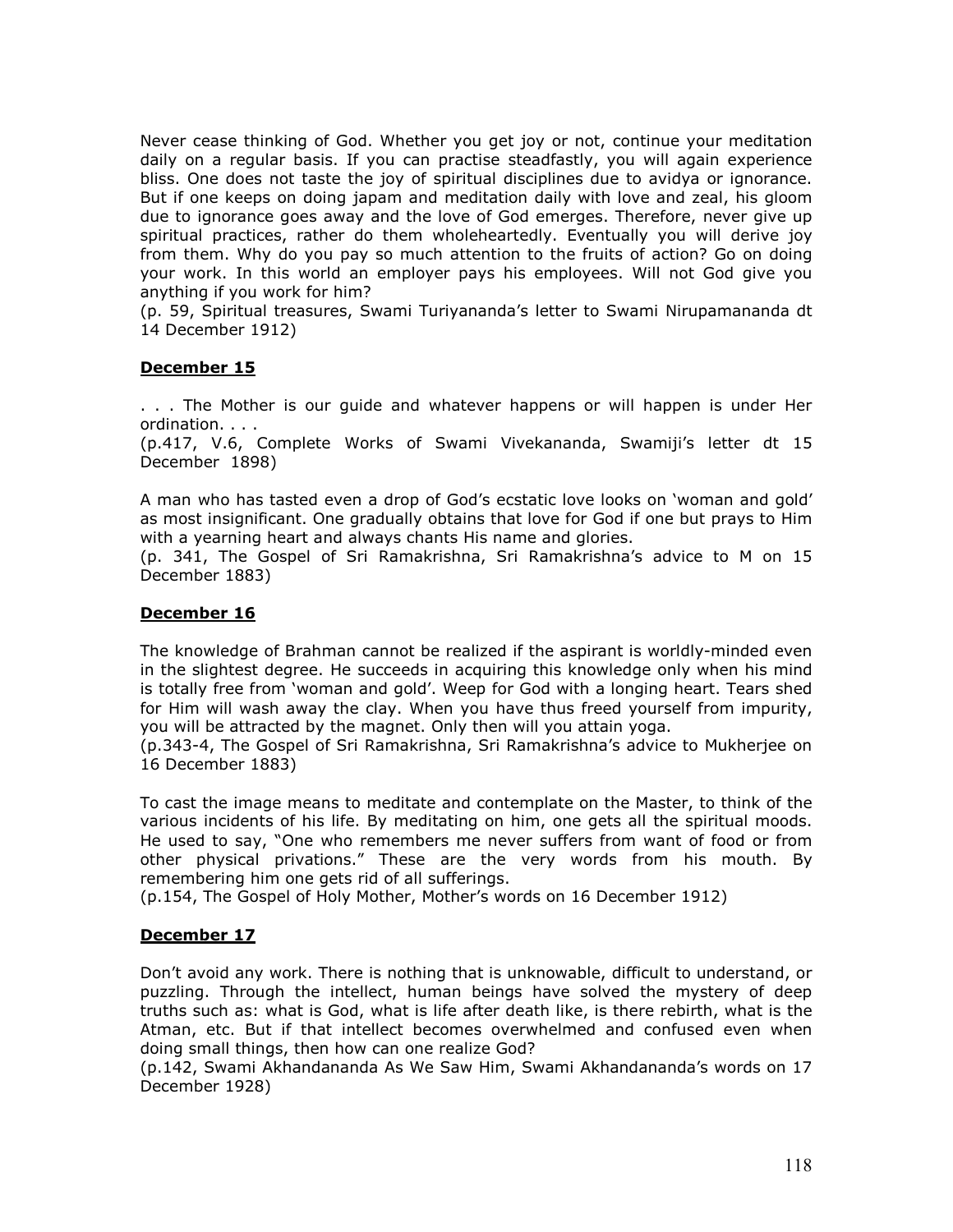Never cease thinking of God. Whether you get joy or not, continue your meditation daily on a regular basis. If you can practise steadfastly, you will again experience bliss. One does not taste the joy of spiritual disciplines due to avidya or ignorance. But if one keeps on doing japam and meditation daily with love and zeal, his gloom due to ignorance goes away and the love of God emerges. Therefore, never give up spiritual practices, rather do them wholeheartedly. Eventually you will derive joy from them. Why do you pay so much attention to the fruits of action? Go on doing your work. In this world an employer pays his employees. Will not God give you anything if you work for him?
(p. 59, Spiritual treasures, Swami Turiyananda's letter to Swami Nirupamananda dt 14 December 1912)

## **December 15**

. . . The Mother is our guide and whatever happens or will happen is under Her ordination. . . .
(p.417, V.6, Complete Works of Swami Vivekananda, Swamiji's letter dt 15 December 1898)

A man who has tasted even a drop of God's ecstatic love looks on 'woman and gold' as most insignificant. One gradually obtains that love for God if one but prays to Him with a yearning heart and always chants His name and glories.
(p. 341, The Gospel of Sri Ramakrishna, Sri Ramakrishna's advice to M on 15 December 1883)

## **December 16**

The knowledge of Brahman cannot be realized if the aspirant is worldly-minded even in the slightest degree. He succeeds in acquiring this knowledge only when his mind is totally free from 'woman and gold'. Weep for God with a longing heart. Tears shed for Him will wash away the clay. When you have thus freed yourself from impurity, you will be attracted by the magnet. Only then will you attain yoga.
(p.343-4, The Gospel of Sri Ramakrishna, Sri Ramakrishna's advice to Mukherjee on 16 December 1883)

To cast the image means to meditate and contemplate on the Master, to think of the various incidents of his life. By meditating on him, one gets all the spiritual moods. He used to say, "One who remembers me never suffers from want of food or from other physical privations." These are the very words from his mouth. By remembering him one gets rid of all sufferings.
(p.154, The Gospel of Holy Mother, Mother's words on 16 December 1912)

## **December 17**

Don't avoid any work. There is nothing that is unknowable, difficult to understand, or puzzling. Through the intellect, human beings have solved the mystery of deep truths such as: what is God, what is life after death like, is there rebirth, what is the Atman, etc. But if that intellect becomes overwhelmed and confused even when doing small things, then how can one realize God?
(p.142, Swami Akhandananda As We Saw Him, Swami Akhandananda's words on 17 December 1928)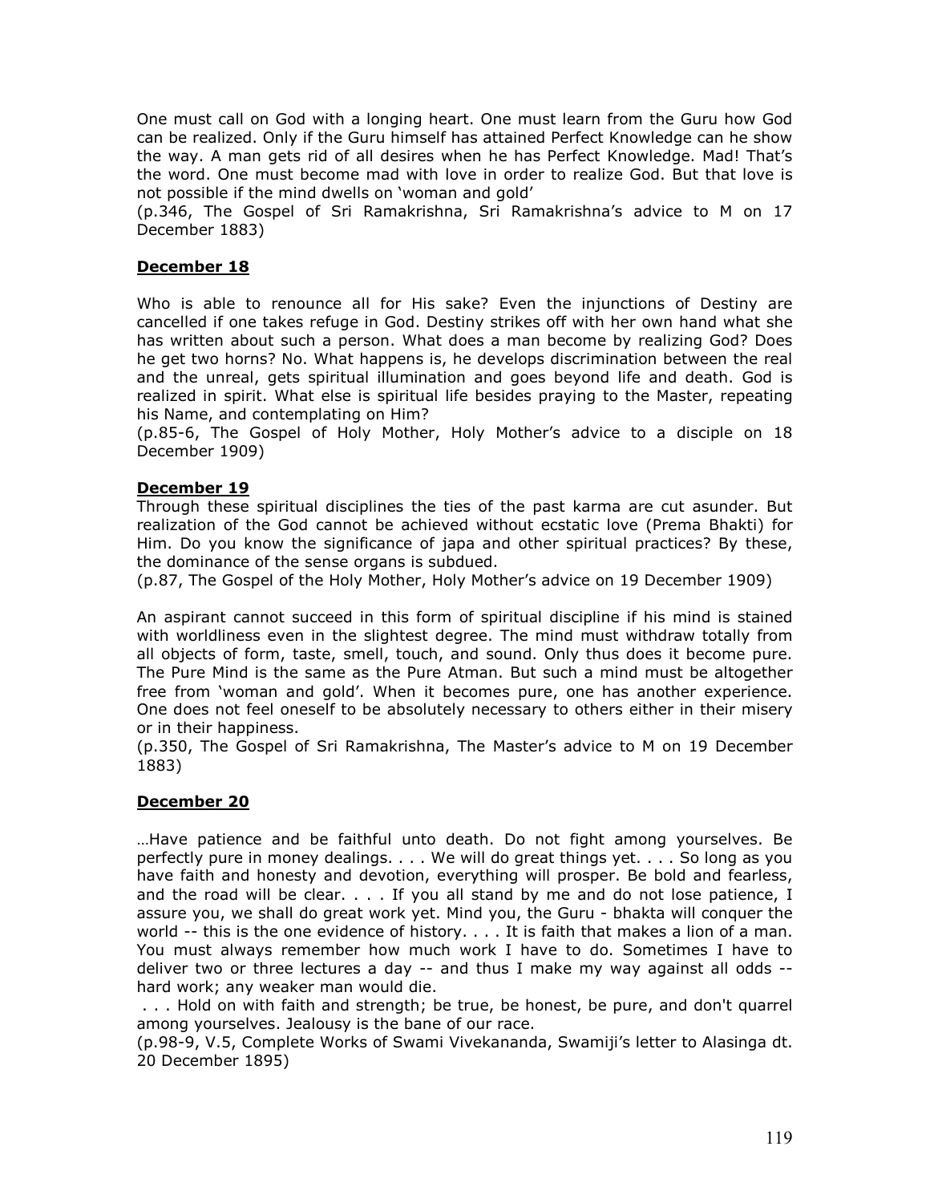One must call on God with a longing heart. One must learn from the Guru how God can be realized. Only if the Guru himself has attained Perfect Knowledge can he show the way. A man gets rid of all desires when he has Perfect Knowledge. Mad! That's the word. One must become mad with love in order to realize God. But that love is not possible if the mind dwells on 'woman and gold'

(p.346, The Gospel of Sri Ramakrishna, Sri Ramakrishna's advice to M on 17 December 1883)

## December 18

Who is able to renounce all for His sake? Even the injunctions of Destiny are cancelled if one takes refuge in God. Destiny strikes off with her own hand what she has written about such a person. What does a man become by realizing God? Does he get two horns? No. What happens is, he develops discrimination between the real and the unreal, gets spiritual illumination and goes beyond life and death. God is realized in spirit. What else is spiritual life besides praying to the Master, repeating his Name, and contemplating on Him?

(p.85-6, The Gospel of Holy Mother, Holy Mother's advice to a disciple on 18 December 1909)

## December 19

Through these spiritual disciplines the ties of the past karma are cut asunder. But realization of the God cannot be achieved without ecstatic love (Prema Bhakti) for Him. Do you know the significance of japa and other spiritual practices? By these, the dominance of the sense organs is subdued.

(p.87, The Gospel of the Holy Mother, Holy Mother's advice on 19 December 1909)

An aspirant cannot succeed in this form of spiritual discipline if his mind is stained with worldliness even in the slightest degree. The mind must withdraw totally from all objects of form, taste, smell, touch, and sound. Only thus does it become pure. The Pure Mind is the same as the Pure Atman. But such a mind must be altogether free from 'woman and gold'. When it becomes pure, one has another experience. One does not feel oneself to be absolutely necessary to others either in their misery or in their happiness.

(p.350, The Gospel of Sri Ramakrishna, The Master's advice to M on 19 December 1883)

## December 20

…Have patience and be faithful unto death. Do not fight among yourselves. Be perfectly pure in money dealings. . . . We will do great things yet. . . . So long as you have faith and honesty and devotion, everything will prosper. Be bold and fearless, and the road will be clear. . . . If you all stand by me and do not lose patience, I assure you, we shall do great work yet. Mind you, the Guru - bhakta will conquer the world -- this is the one evidence of history. . . . It is faith that makes a lion of a man. You must always remember how much work I have to do. Sometimes I have to deliver two or three lectures a day -- and thus I make my way against all odds -- hard work; any weaker man would die.

. . . Hold on with faith and strength; be true, be honest, be pure, and don't quarrel among yourselves. Jealousy is the bane of our race.

(p.98-9, V.5, Complete Works of Swami Vivekananda, Swamiji's letter to Alasinga dt. 20 December 1895)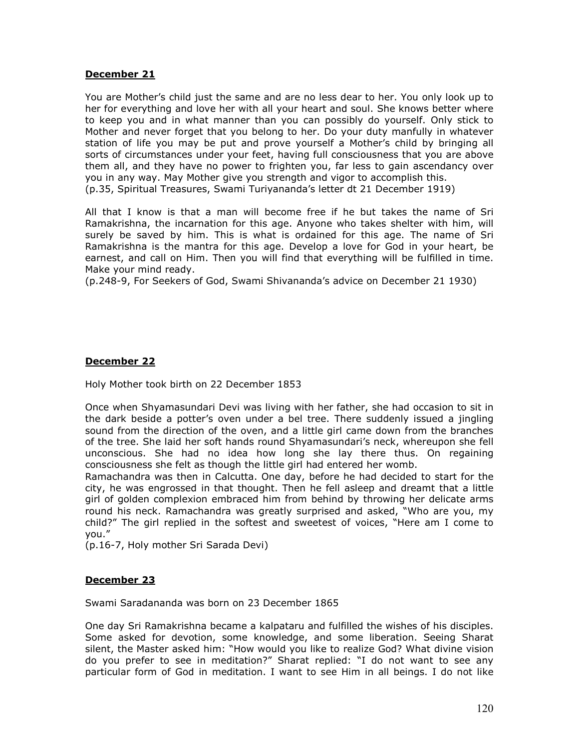**December 21**

You are Mother's child just the same and are no less dear to her. You only look up to her for everything and love her with all your heart and soul. She knows better where to keep you and in what manner than you can possibly do yourself. Only stick to Mother and never forget that you belong to her. Do your duty manfully in whatever station of life you may be put and prove yourself a Mother's child by bringing all sorts of circumstances under your feet, having full consciousness that you are above them all, and they have no power to frighten you, far less to gain ascendancy over you in any way. May Mother give you strength and vigor to accomplish this.
(p.35, Spiritual Treasures, Swami Turiyananda's letter dt 21 December 1919)

All that I know is that a man will become free if he but takes the name of Sri Ramakrishna, the incarnation for this age. Anyone who takes shelter with him, will surely be saved by him. This is what is ordained for this age. The name of Sri Ramakrishna is the mantra for this age. Develop a love for God in your heart, be earnest, and call on Him. Then you will find that everything will be fulfilled in time. Make your mind ready.
(p.248-9, For Seekers of God, Swami Shivananda's advice on December 21 1930)

**December 22**

Holy Mother took birth on 22 December 1853

Once when Shyamasundari Devi was living with her father, she had occasion to sit in the dark beside a potter's oven under a bel tree. There suddenly issued a jingling sound from the direction of the oven, and a little girl came down from the branches of the tree. She laid her soft hands round Shyamasundari's neck, whereupon she fell unconscious. She had no idea how long she lay there thus. On regaining consciousness she felt as though the little girl had entered her womb.
Ramachandra was then in Calcutta. One day, before he had decided to start for the city, he was engrossed in that thought. Then he fell asleep and dreamt that a little girl of golden complexion embraced him from behind by throwing her delicate arms round his neck. Ramachandra was greatly surprised and asked, "Who are you, my child?" The girl replied in the softest and sweetest of voices, "Here am I come to you."
(p.16-7, Holy mother Sri Sarada Devi)

**December 23**

Swami Saradananda was born on 23 December 1865

One day Sri Ramakrishna became a kalpataru and fulfilled the wishes of his disciples. Some asked for devotion, some knowledge, and some liberation. Seeing Sharat silent, the Master asked him: "How would you like to realize God? What divine vision do you prefer to see in meditation?" Sharat replied: "I do not want to see any particular form of God in meditation. I want to see Him in all beings. I do not like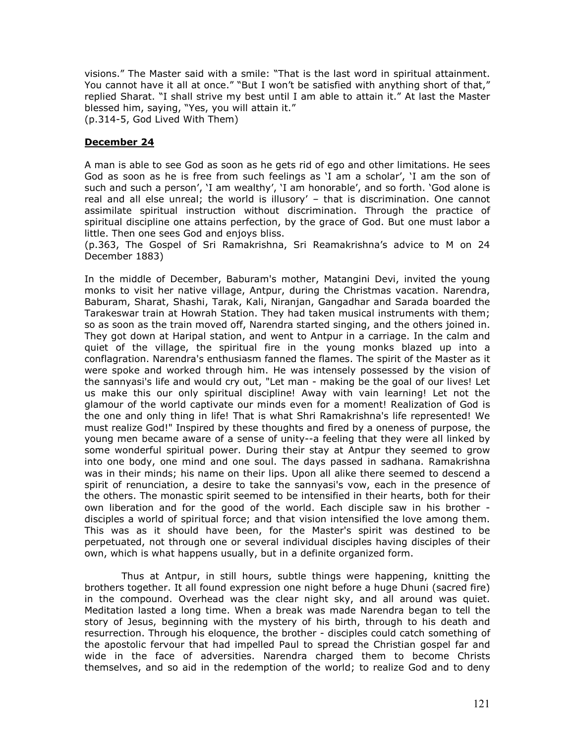visions." The Master said with a smile: "That is the last word in spiritual attainment. You cannot have it all at once." "But I won't be satisfied with anything short of that," replied Sharat. "I shall strive my best until I am able to attain it." At last the Master blessed him, saying, "Yes, you will attain it."
(p.314-5, God Lived With Them)

**December 24**

A man is able to see God as soon as he gets rid of ego and other limitations. He sees God as soon as he is free from such feelings as 'I am a scholar', 'I am the son of such and such a person', 'I am wealthy', 'I am honorable', and so forth. 'God alone is real and all else unreal; the world is illusory' – that is discrimination. One cannot assimilate spiritual instruction without discrimination. Through the practice of spiritual discipline one attains perfection, by the grace of God. But one must labor a little. Then one sees God and enjoys bliss.
(p.363, The Gospel of Sri Ramakrishna, Sri Reamakrishna's advice to M on 24 December 1883)

In the middle of December, Baburam's mother, Matangini Devi, invited the young monks to visit her native village, Antpur, during the Christmas vacation. Narendra, Baburam, Sharat, Shashi, Tarak, Kali, Niranjan, Gangadhar and Sarada boarded the Tarakeswar train at Howrah Station. They had taken musical instruments with them; so as soon as the train moved off, Narendra started singing, and the others joined in. They got down at Haripal station, and went to Antpur in a carriage. In the calm and quiet of the village, the spiritual fire in the young monks blazed up into a conflagration. Narendra's enthusiasm fanned the flames. The spirit of the Master as it were spoke and worked through him. He was intensely possessed by the vision of the sannyasi's life and would cry out, "Let man - making be the goal of our lives! Let us make this our only spiritual discipline! Away with vain learning! Let not the glamour of the world captivate our minds even for a moment! Realization of God is the one and only thing in life! That is what Shri Ramakrishna's life represented! We must realize God!" Inspired by these thoughts and fired by a oneness of purpose, the young men became aware of a sense of unity--a feeling that they were all linked by some wonderful spiritual power. During their stay at Antpur they seemed to grow into one body, one mind and one soul. The days passed in sadhana. Ramakrishna was in their minds; his name on their lips. Upon all alike there seemed to descend a spirit of renunciation, a desire to take the sannyasi's vow, each in the presence of the others. The monastic spirit seemed to be intensified in their hearts, both for their own liberation and for the good of the world. Each disciple saw in his brother - disciples a world of spiritual force; and that vision intensified the love among them. This was as it should have been, for the Master's spirit was destined to be perpetuated, not through one or several individual disciples having disciples of their own, which is what happens usually, but in a definite organized form.

Thus at Antpur, in still hours, subtle things were happening, knitting the brothers together. It all found expression one night before a huge Dhuni (sacred fire) in the compound. Overhead was the clear night sky, and all around was quiet. Meditation lasted a long time. When a break was made Narendra began to tell the story of Jesus, beginning with the mystery of his birth, through to his death and resurrection. Through his eloquence, the brother - disciples could catch something of the apostolic fervour that had impelled Paul to spread the Christian gospel far and wide in the face of adversities. Narendra charged them to become Christs themselves, and so aid in the redemption of the world; to realize God and to deny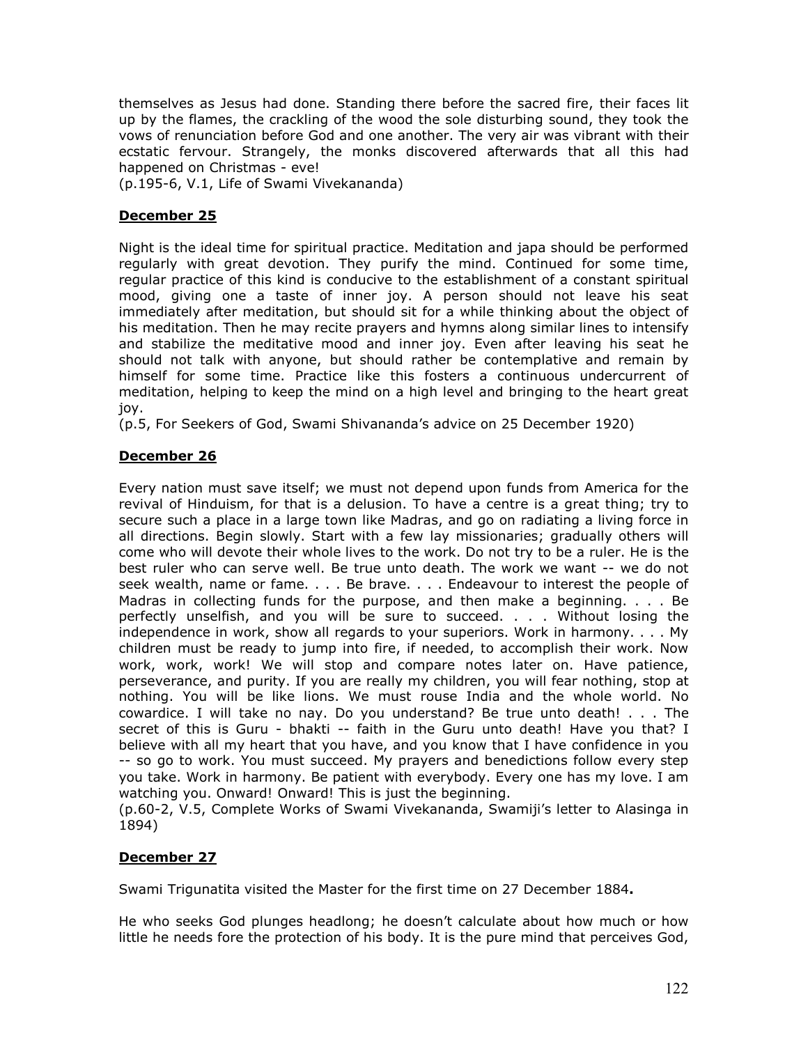themselves as Jesus had done. Standing there before the sacred fire, their faces lit up by the flames, the crackling of the wood the sole disturbing sound, they took the vows of renunciation before God and one another. The very air was vibrant with their ecstatic fervour. Strangely, the monks discovered afterwards that all this had happened on Christmas - eve!
(p.195-6, V.1, Life of Swami Vivekananda)

## December 25

Night is the ideal time for spiritual practice. Meditation and japa should be performed regularly with great devotion. They purify the mind. Continued for some time, regular practice of this kind is conducive to the establishment of a constant spiritual mood, giving one a taste of inner joy. A person should not leave his seat immediately after meditation, but should sit for a while thinking about the object of his meditation. Then he may recite prayers and hymns along similar lines to intensify and stabilize the meditative mood and inner joy. Even after leaving his seat he should not talk with anyone, but should rather be contemplative and remain by himself for some time. Practice like this fosters a continuous undercurrent of meditation, helping to keep the mind on a high level and bringing to the heart great joy.
(p.5, For Seekers of God, Swami Shivananda's advice on 25 December 1920)

## December 26

Every nation must save itself; we must not depend upon funds from America for the revival of Hinduism, for that is a delusion. To have a centre is a great thing; try to secure such a place in a large town like Madras, and go on radiating a living force in all directions. Begin slowly. Start with a few lay missionaries; gradually others will come who will devote their whole lives to the work. Do not try to be a ruler. He is the best ruler who can serve well. Be true unto death. The work we want -- we do not seek wealth, name or fame. . . . Be brave. . . . Endeavour to interest the people of Madras in collecting funds for the purpose, and then make a beginning. . . . Be perfectly unselfish, and you will be sure to succeed. . . . Without losing the independence in work, show all regards to your superiors. Work in harmony. . . . My children must be ready to jump into fire, if needed, to accomplish their work. Now work, work, work! We will stop and compare notes later on. Have patience, perseverance, and purity. If you are really my children, you will fear nothing, stop at nothing. You will be like lions. We must rouse India and the whole world. No cowardice. I will take no nay. Do you understand? Be true unto death! . . . The secret of this is Guru - bhakti -- faith in the Guru unto death! Have you that? I believe with all my heart that you have, and you know that I have confidence in you -- so go to work. You must succeed. My prayers and benedictions follow every step you take. Work in harmony. Be patient with everybody. Every one has my love. I am watching you. Onward! Onward! This is just the beginning.
(p.60-2, V.5, Complete Works of Swami Vivekananda, Swamiji's letter to Alasinga in 1894)

## December 27

Swami Trigunatita visited the Master for the first time on 27 December 1884**.**

He who seeks God plunges headlong; he doesn't calculate about how much or how little he needs fore the protection of his body. It is the pure mind that perceives God,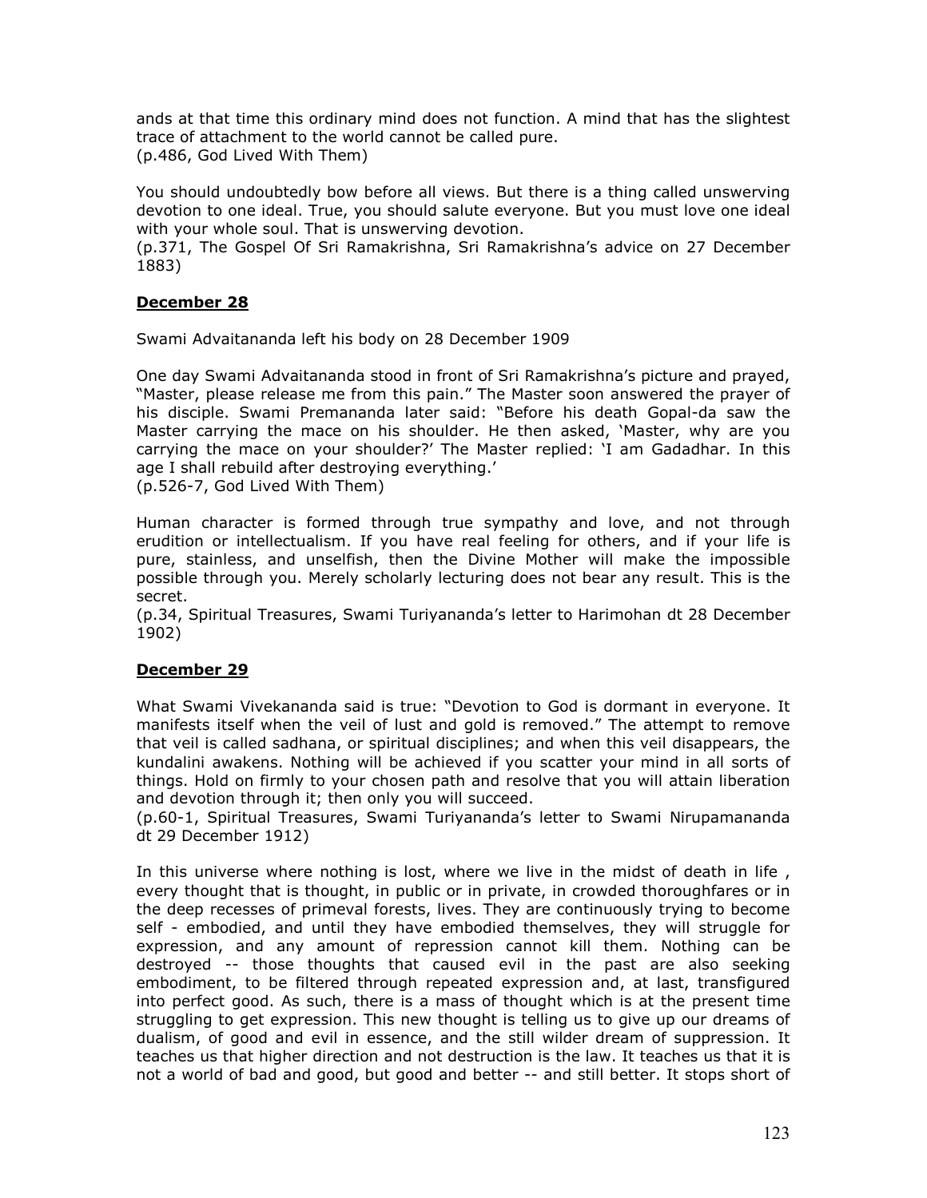ands at that time this ordinary mind does not function. A mind that has the slightest trace of attachment to the world cannot be called pure.
(p.486, God Lived With Them)

You should undoubtedly bow before all views. But there is a thing called unswerving devotion to one ideal. True, you should salute everyone. But you must love one ideal with your whole soul. That is unswerving devotion.
(p.371, The Gospel Of Sri Ramakrishna, Sri Ramakrishna's advice on 27 December 1883)

## **December 28**

Swami Advaitananda left his body on 28 December 1909

One day Swami Advaitananda stood in front of Sri Ramakrishna's picture and prayed, "Master, please release me from this pain." The Master soon answered the prayer of his disciple. Swami Premananda later said: "Before his death Gopal-da saw the Master carrying the mace on his shoulder. He then asked, 'Master, why are you carrying the mace on your shoulder?' The Master replied: 'I am Gadadhar. In this age I shall rebuild after destroying everything.'
(p.526-7, God Lived With Them)

Human character is formed through true sympathy and love, and not through erudition or intellectualism. If you have real feeling for others, and if your life is pure, stainless, and unselfish, then the Divine Mother will make the impossible possible through you. Merely scholarly lecturing does not bear any result. This is the secret.
(p.34, Spiritual Treasures, Swami Turiyananda's letter to Harimohan dt 28 December 1902)

## **December 29**

What Swami Vivekananda said is true: "Devotion to God is dormant in everyone. It manifests itself when the veil of lust and gold is removed." The attempt to remove that veil is called sadhana, or spiritual disciplines; and when this veil disappears, the kundalini awakens. Nothing will be achieved if you scatter your mind in all sorts of things. Hold on firmly to your chosen path and resolve that you will attain liberation and devotion through it; then only you will succeed.
(p.60-1, Spiritual Treasures, Swami Turiyananda's letter to Swami Nirupamananda dt 29 December 1912)

In this universe where nothing is lost, where we live in the midst of death in life , every thought that is thought, in public or in private, in crowded thoroughfares or in the deep recesses of primeval forests, lives. They are continuously trying to become self - embodied, and until they have embodied themselves, they will struggle for expression, and any amount of repression cannot kill them. Nothing can be destroyed -- those thoughts that caused evil in the past are also seeking embodiment, to be filtered through repeated expression and, at last, transfigured into perfect good. As such, there is a mass of thought which is at the present time struggling to get expression. This new thought is telling us to give up our dreams of dualism, of good and evil in essence, and the still wilder dream of suppression. It teaches us that higher direction and not destruction is the law. It teaches us that it is not a world of bad and good, but good and better -- and still better. It stops short of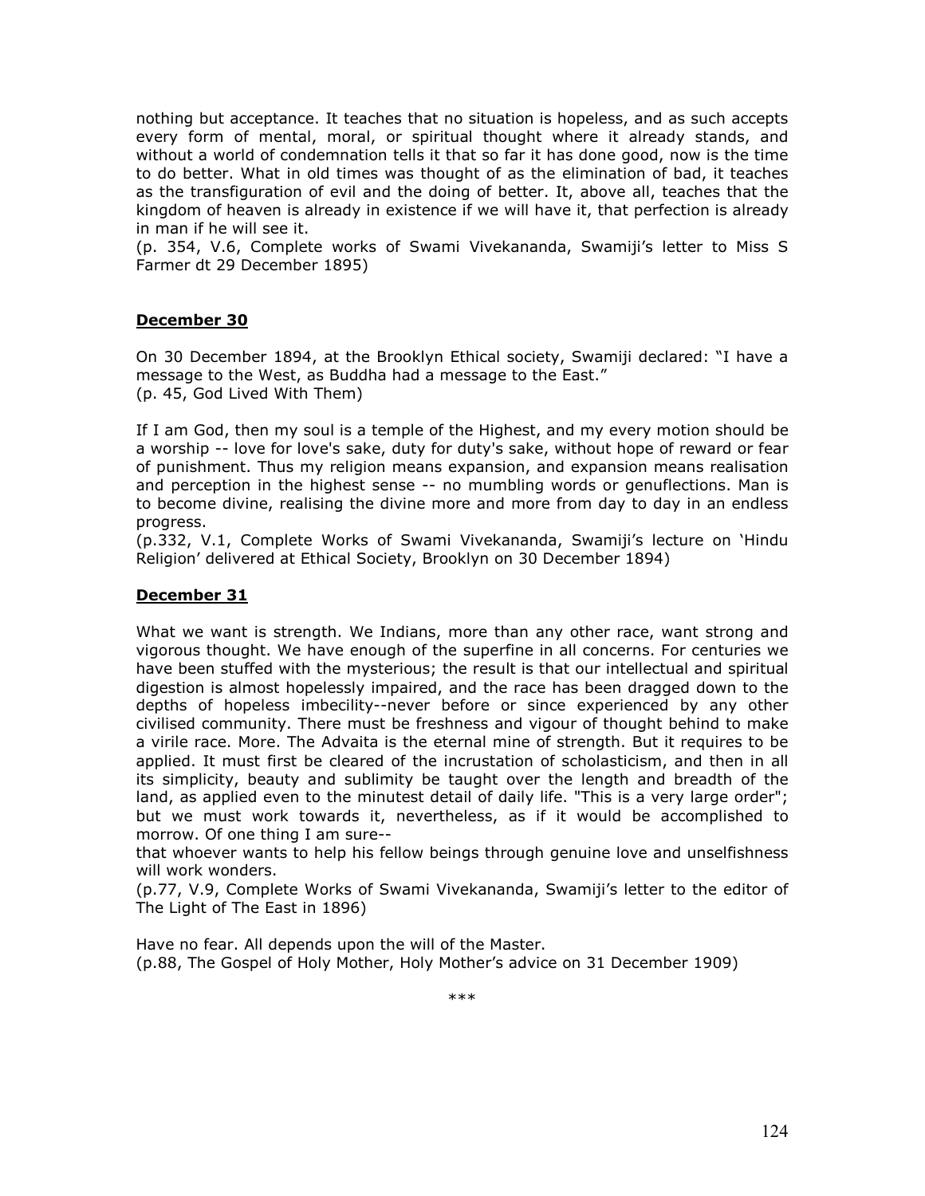nothing but acceptance. It teaches that no situation is hopeless, and as such accepts every form of mental, moral, or spiritual thought where it already stands, and without a world of condemnation tells it that so far it has done good, now is the time to do better. What in old times was thought of as the elimination of bad, it teaches as the transfiguration of evil and the doing of better. It, above all, teaches that the kingdom of heaven is already in existence if we will have it, that perfection is already in man if he will see it.
(p. 354, V.6, Complete works of Swami Vivekananda, Swamiji's letter to Miss S Farmer dt 29 December 1895)

## **December 30**

On 30 December 1894, at the Brooklyn Ethical society, Swamiji declared: "I have a message to the West, as Buddha had a message to the East."
(p. 45, God Lived With Them)

If I am God, then my soul is a temple of the Highest, and my every motion should be a worship -- love for love's sake, duty for duty's sake, without hope of reward or fear of punishment. Thus my religion means expansion, and expansion means realisation and perception in the highest sense -- no mumbling words or genuflections. Man is to become divine, realising the divine more and more from day to day in an endless progress.
(p.332, V.1, Complete Works of Swami Vivekananda, Swamiji's lecture on 'Hindu Religion' delivered at Ethical Society, Brooklyn on 30 December 1894)

## **December 31**

What we want is strength. We Indians, more than any other race, want strong and vigorous thought. We have enough of the superfine in all concerns. For centuries we have been stuffed with the mysterious; the result is that our intellectual and spiritual digestion is almost hopelessly impaired, and the race has been dragged down to the depths of hopeless imbecility--never before or since experienced by any other civilised community. There must be freshness and vigour of thought behind to make a virile race. More. The Advaita is the eternal mine of strength. But it requires to be applied. It must first be cleared of the incrustation of scholasticism, and then in all its simplicity, beauty and sublimity be taught over the length and breadth of the land, as applied even to the minutest detail of daily life. "This is a very large order"; but we must work towards it, nevertheless, as if it would be accomplished to morrow. Of one thing I am sure--
that whoever wants to help his fellow beings through genuine love and unselfishness will work wonders.
(p.77, V.9, Complete Works of Swami Vivekananda, Swamiji's letter to the editor of The Light of The East in 1896)

Have no fear. All depends upon the will of the Master.
(p.88, The Gospel of Holy Mother, Holy Mother's advice on 31 December 1909)

\*\*\*